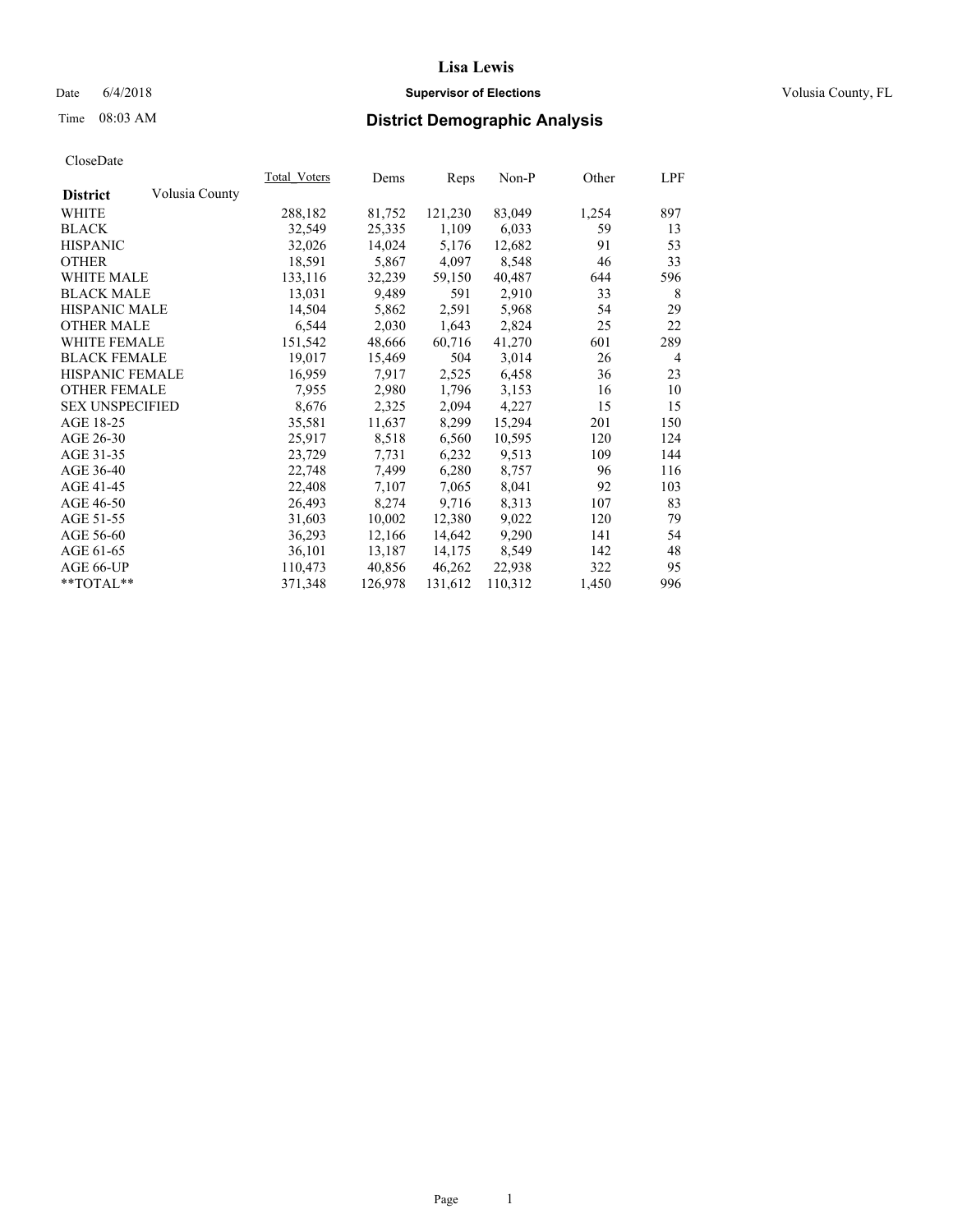# Lisa Lewis

Date 6/4/2018 **Supervisor of Elections** Volusia County, FL

Time 08:03 AM **District Demographic Analysis**

CloseDate

| District | Volusia County | Total_Voters | Dems | Reps | Non-P | Other | LPF |
|---|---|---|---|---|---|---|---|
| WHITE | | 288,182 | 81,752 | 121,230 | 83,049 | 1,254 | 897 |
| BLACK | | 32,549 | 25,335 | 1,109 | 6,033 | 59 | 13 |
| HISPANIC | | 32,026 | 14,024 | 5,176 | 12,682 | 91 | 53 |
| OTHER | | 18,591 | 5,867 | 4,097 | 8,548 | 46 | 33 |
| WHITE MALE | | 133,116 | 32,239 | 59,150 | 40,487 | 644 | 596 |
| BLACK MALE | | 13,031 | 9,489 | 591 | 2,910 | 33 | 8 |
| HISPANIC MALE | | 14,504 | 5,862 | 2,591 | 5,968 | 54 | 29 |
| OTHER MALE | | 6,544 | 2,030 | 1,643 | 2,824 | 25 | 22 |
| WHITE FEMALE | | 151,542 | 48,666 | 60,716 | 41,270 | 601 | 289 |
| BLACK FEMALE | | 19,017 | 15,469 | 504 | 3,014 | 26 | 4 |
| HISPANIC FEMALE | | 16,959 | 7,917 | 2,525 | 6,458 | 36 | 23 |
| OTHER FEMALE | | 7,955 | 2,980 | 1,796 | 3,153 | 16 | 10 |
| SEX UNSPECIFIED | | 8,676 | 2,325 | 2,094 | 4,227 | 15 | 15 |
| AGE 18-25 | | 35,581 | 11,637 | 8,299 | 15,294 | 201 | 150 |
| AGE 26-30 | | 25,917 | 8,518 | 6,560 | 10,595 | 120 | 124 |
| AGE 31-35 | | 23,729 | 7,731 | 6,232 | 9,513 | 109 | 144 |
| AGE 36-40 | | 22,748 | 7,499 | 6,280 | 8,757 | 96 | 116 |
| AGE 41-45 | | 22,408 | 7,107 | 7,065 | 8,041 | 92 | 103 |
| AGE 46-50 | | 26,493 | 8,274 | 9,716 | 8,313 | 107 | 83 |
| AGE 51-55 | | 31,603 | 10,002 | 12,380 | 9,022 | 120 | 79 |
| AGE 56-60 | | 36,293 | 12,166 | 14,642 | 9,290 | 141 | 54 |
| AGE 61-65 | | 36,101 | 13,187 | 14,175 | 8,549 | 142 | 48 |
| AGE 66-UP | | 110,473 | 40,856 | 46,262 | 22,938 | 322 | 95 |
| **TOTAL** | | 371,348 | 126,978 | 131,612 | 110,312 | 1,450 | 996 |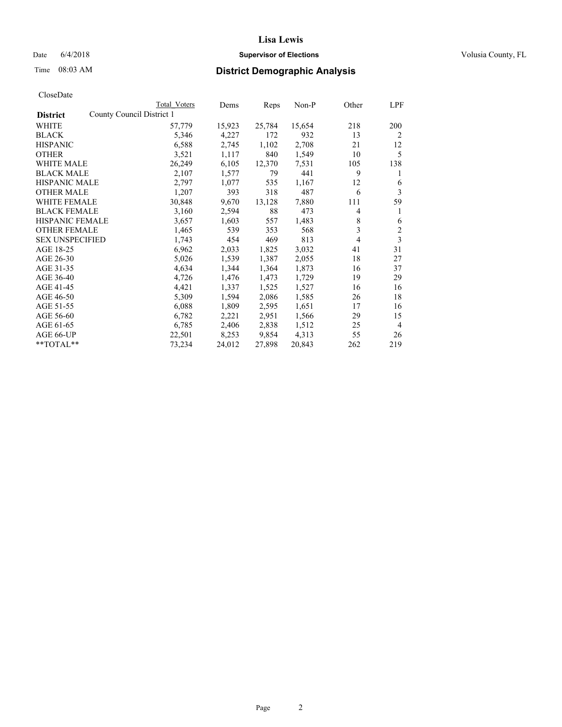CloseDate

| District | County Council District 1 | Total Voters | Dems | Reps | Non-P | Other | LPF |
|---|---|---|---|---|---|---|---|
| WHITE | | 57,779 | 15,923 | 25,784 | 15,654 | 218 | 200 |
| BLACK | | 5,346 | 4,227 | 172 | 932 | 13 | 2 |
| HISPANIC | | 6,588 | 2,745 | 1,102 | 2,708 | 21 | 12 |
| OTHER | | 3,521 | 1,117 | 840 | 1,549 | 10 | 5 |
| WHITE MALE | | 26,249 | 6,105 | 12,370 | 7,531 | 105 | 138 |
| BLACK MALE | | 2,107 | 1,577 | 79 | 441 | 9 | 1 |
| HISPANIC MALE | | 2,797 | 1,077 | 535 | 1,167 | 12 | 6 |
| OTHER MALE | | 1,207 | 393 | 318 | 487 | 6 | 3 |
| WHITE FEMALE | | 30,848 | 9,670 | 13,128 | 7,880 | 111 | 59 |
| BLACK FEMALE | | 3,160 | 2,594 | 88 | 473 | 4 | 1 |
| HISPANIC FEMALE | | 3,657 | 1,603 | 557 | 1,483 | 8 | 6 |
| OTHER FEMALE | | 1,465 | 539 | 353 | 568 | 3 | 2 |
| SEX UNSPECIFIED | | 1,743 | 454 | 469 | 813 | 4 | 3 |
| AGE 18-25 | | 6,962 | 2,033 | 1,825 | 3,032 | 41 | 31 |
| AGE 26-30 | | 5,026 | 1,539 | 1,387 | 2,055 | 18 | 27 |
| AGE 31-35 | | 4,634 | 1,344 | 1,364 | 1,873 | 16 | 37 |
| AGE 36-40 | | 4,726 | 1,476 | 1,473 | 1,729 | 19 | 29 |
| AGE 41-45 | | 4,421 | 1,337 | 1,525 | 1,527 | 16 | 16 |
| AGE 46-50 | | 5,309 | 1,594 | 2,086 | 1,585 | 26 | 18 |
| AGE 51-55 | | 6,088 | 1,809 | 2,595 | 1,651 | 17 | 16 |
| AGE 56-60 | | 6,782 | 2,221 | 2,951 | 1,566 | 29 | 15 |
| AGE 61-65 | | 6,785 | 2,406 | 2,838 | 1,512 | 25 | 4 |
| AGE 66-UP | | 22,501 | 8,253 | 9,854 | 4,313 | 55 | 26 |
| **TOTAL** | | 73,234 | 24,012 | 27,898 | 20,843 | 262 | 219 |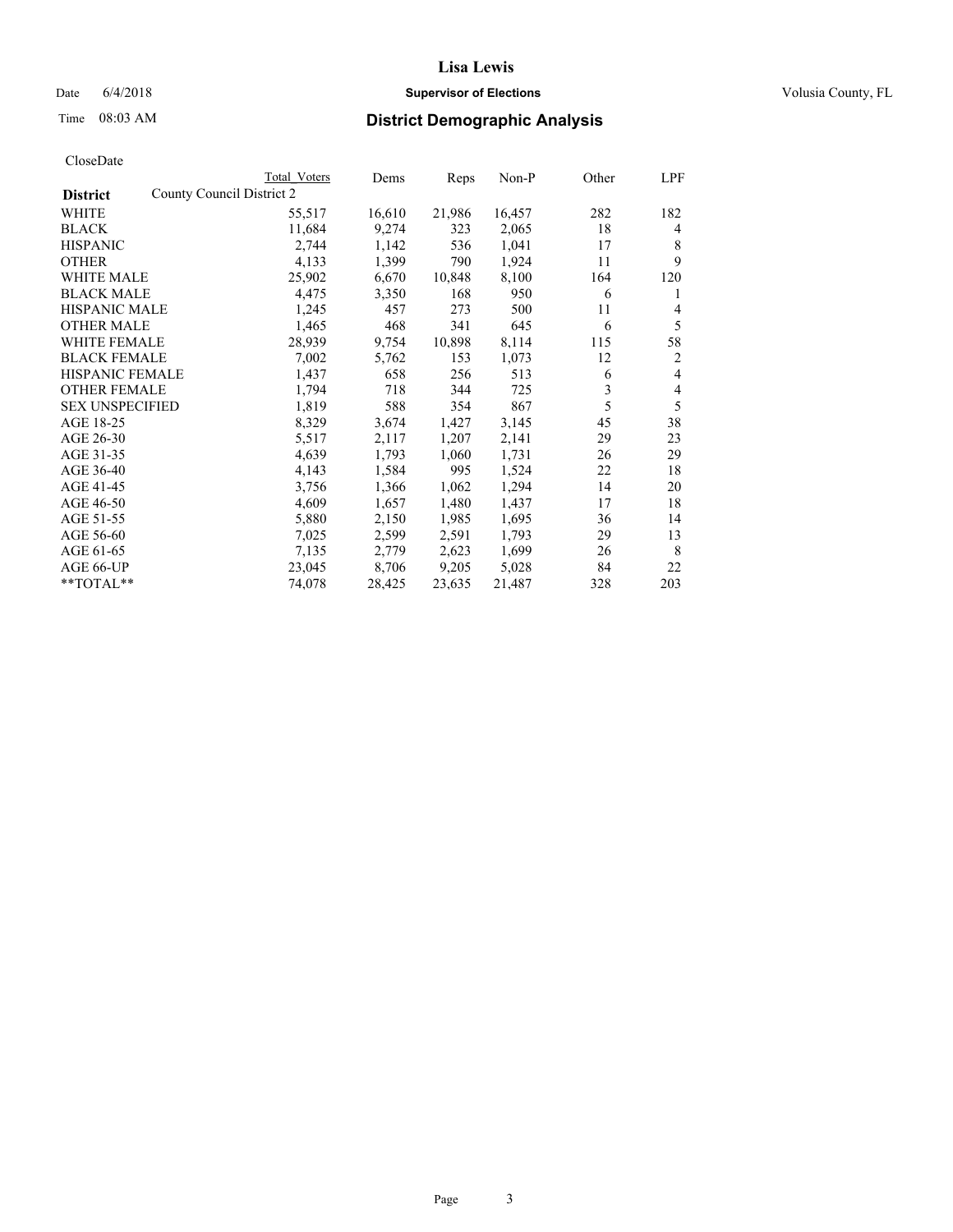# Lisa Lewis

Date 6/4/2018 **Supervisor of Elections** Volusia County, FL

Time 08:03 AM **District Demographic Analysis**

CloseDate

| **District** | County Council District 2 | Total Voters | Dems | Reps | Non-P | Other | LPF |
|---|---|---|---|---|---|---|---|
| WHITE | | 55,517 | 16,610 | 21,986 | 16,457 | 282 | 182 |
| BLACK | | 11,684 | 9,274 | 323 | 2,065 | 18 | 4 |
| HISPANIC | | 2,744 | 1,142 | 536 | 1,041 | 17 | 8 |
| OTHER | | 4,133 | 1,399 | 790 | 1,924 | 11 | 9 |
| WHITE MALE | | 25,902 | 6,670 | 10,848 | 8,100 | 164 | 120 |
| BLACK MALE | | 4,475 | 3,350 | 168 | 950 | 6 | 1 |
| HISPANIC MALE | | 1,245 | 457 | 273 | 500 | 11 | 4 |
| OTHER MALE | | 1,465 | 468 | 341 | 645 | 6 | 5 |
| WHITE FEMALE | | 28,939 | 9,754 | 10,898 | 8,114 | 115 | 58 |
| BLACK FEMALE | | 7,002 | 5,762 | 153 | 1,073 | 12 | 2 |
| HISPANIC FEMALE | | 1,437 | 658 | 256 | 513 | 6 | 4 |
| OTHER FEMALE | | 1,794 | 718 | 344 | 725 | 3 | 4 |
| SEX UNSPECIFIED | | 1,819 | 588 | 354 | 867 | 5 | 5 |
| AGE 18-25 | | 8,329 | 3,674 | 1,427 | 3,145 | 45 | 38 |
| AGE 26-30 | | 5,517 | 2,117 | 1,207 | 2,141 | 29 | 23 |
| AGE 31-35 | | 4,639 | 1,793 | 1,060 | 1,731 | 26 | 29 |
| AGE 36-40 | | 4,143 | 1,584 | 995 | 1,524 | 22 | 18 |
| AGE 41-45 | | 3,756 | 1,366 | 1,062 | 1,294 | 14 | 20 |
| AGE 46-50 | | 4,609 | 1,657 | 1,480 | 1,437 | 17 | 18 |
| AGE 51-55 | | 5,880 | 2,150 | 1,985 | 1,695 | 36 | 14 |
| AGE 56-60 | | 7,025 | 2,599 | 2,591 | 1,793 | 29 | 13 |
| AGE 61-65 | | 7,135 | 2,779 | 2,623 | 1,699 | 26 | 8 |
| AGE 66-UP | | 23,045 | 8,706 | 9,205 | 5,028 | 84 | 22 |
| **TOTAL** | | 74,078 | 28,425 | 23,635 | 21,487 | 328 | 203 |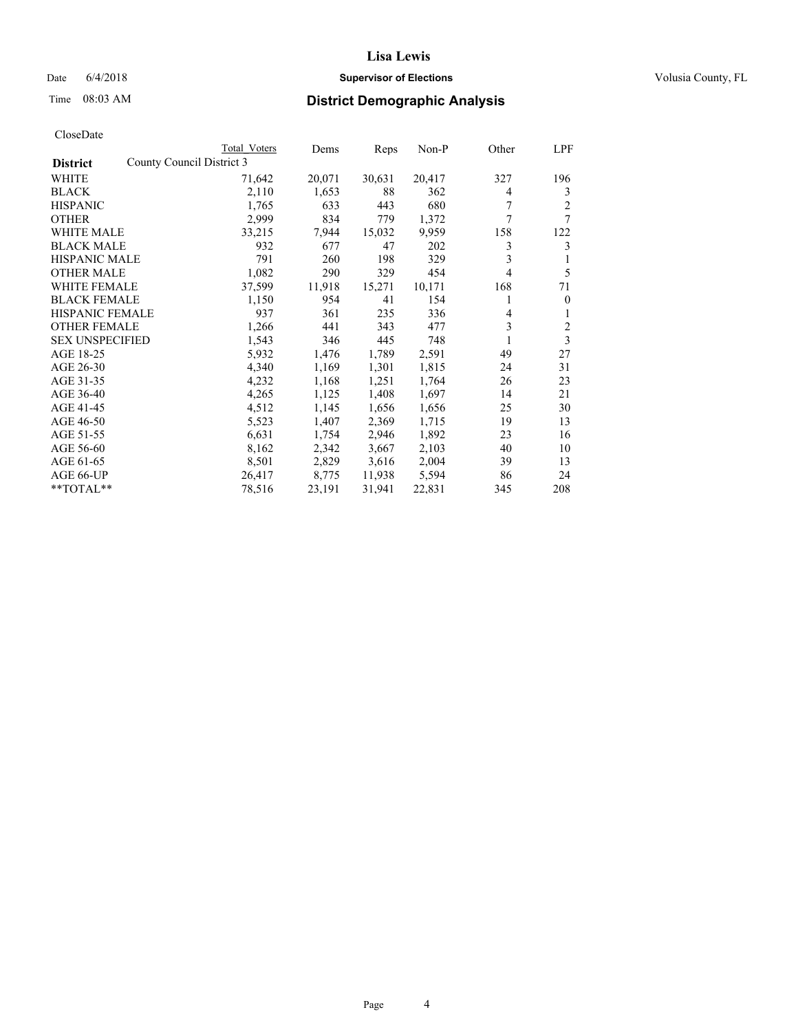# Lisa Lewis

Date 6/4/2018 **Supervisor of Elections** Volusia County, FL

Time 08:03 AM **District Demographic Analysis**

CloseDate

| District | Total Voters | Dems | Reps | Non-P | Other | LPF |
|---|---|---|---|---|---|---|
| County Council District 3 | | | | | | |
| WHITE | 71,642 | 20,071 | 30,631 | 20,417 | 327 | 196 |
| BLACK | 2,110 | 1,653 | 88 | 362 | 4 | 3 |
| HISPANIC | 1,765 | 633 | 443 | 680 | 7 | 2 |
| OTHER | 2,999 | 834 | 779 | 1,372 | 7 | 7 |
| WHITE MALE | 33,215 | 7,944 | 15,032 | 9,959 | 158 | 122 |
| BLACK MALE | 932 | 677 | 47 | 202 | 3 | 3 |
| HISPANIC MALE | 791 | 260 | 198 | 329 | 3 | 1 |
| OTHER MALE | 1,082 | 290 | 329 | 454 | 4 | 5 |
| WHITE FEMALE | 37,599 | 11,918 | 15,271 | 10,171 | 168 | 71 |
| BLACK FEMALE | 1,150 | 954 | 41 | 154 | 1 | 0 |
| HISPANIC FEMALE | 937 | 361 | 235 | 336 | 4 | 1 |
| OTHER FEMALE | 1,266 | 441 | 343 | 477 | 3 | 2 |
| SEX UNSPECIFIED | 1,543 | 346 | 445 | 748 | 1 | 3 |
| AGE 18-25 | 5,932 | 1,476 | 1,789 | 2,591 | 49 | 27 |
| AGE 26-30 | 4,340 | 1,169 | 1,301 | 1,815 | 24 | 31 |
| AGE 31-35 | 4,232 | 1,168 | 1,251 | 1,764 | 26 | 23 |
| AGE 36-40 | 4,265 | 1,125 | 1,408 | 1,697 | 14 | 21 |
| AGE 41-45 | 4,512 | 1,145 | 1,656 | 1,656 | 25 | 30 |
| AGE 46-50 | 5,523 | 1,407 | 2,369 | 1,715 | 19 | 13 |
| AGE 51-55 | 6,631 | 1,754 | 2,946 | 1,892 | 23 | 16 |
| AGE 56-60 | 8,162 | 2,342 | 3,667 | 2,103 | 40 | 10 |
| AGE 61-65 | 8,501 | 2,829 | 3,616 | 2,004 | 39 | 13 |
| AGE 66-UP | 26,417 | 8,775 | 11,938 | 5,594 | 86 | 24 |
| **TOTAL** | 78,516 | 23,191 | 31,941 | 22,831 | 345 | 208 |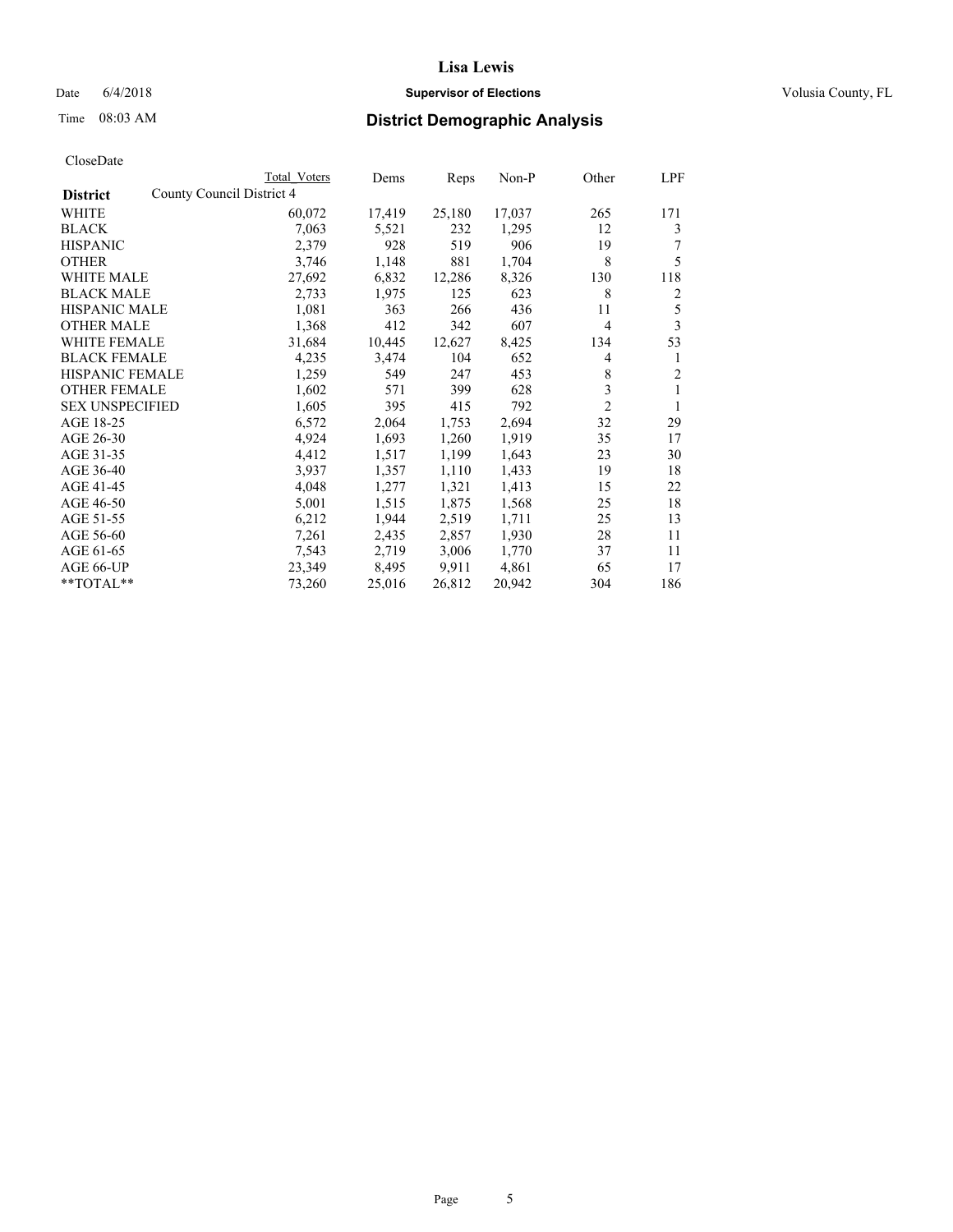**Lisa Lewis**

Date 6/4/2018 **Supervisor of Elections** Volusia County, FL

Time 08:03 AM **District Demographic Analysis**

CloseDate

| **District** | Total Voters | Dems | Reps | Non-P | Other | LPF |
|---|---|---|---|---|---|---|
| County Council District 4 | | | | | | |
| WHITE | 60,072 | 17,419 | 25,180 | 17,037 | 265 | 171 |
| BLACK | 7,063 | 5,521 | 232 | 1,295 | 12 | 3 |
| HISPANIC | 2,379 | 928 | 519 | 906 | 19 | 7 |
| OTHER | 3,746 | 1,148 | 881 | 1,704 | 8 | 5 |
| WHITE MALE | 27,692 | 6,832 | 12,286 | 8,326 | 130 | 118 |
| BLACK MALE | 2,733 | 1,975 | 125 | 623 | 8 | 2 |
| HISPANIC MALE | 1,081 | 363 | 266 | 436 | 11 | 5 |
| OTHER MALE | 1,368 | 412 | 342 | 607 | 4 | 3 |
| WHITE FEMALE | 31,684 | 10,445 | 12,627 | 8,425 | 134 | 53 |
| BLACK FEMALE | 4,235 | 3,474 | 104 | 652 | 4 | 1 |
| HISPANIC FEMALE | 1,259 | 549 | 247 | 453 | 8 | 2 |
| OTHER FEMALE | 1,602 | 571 | 399 | 628 | 3 | 1 |
| SEX UNSPECIFIED | 1,605 | 395 | 415 | 792 | 2 | 1 |
| AGE 18-25 | 6,572 | 2,064 | 1,753 | 2,694 | 32 | 29 |
| AGE 26-30 | 4,924 | 1,693 | 1,260 | 1,919 | 35 | 17 |
| AGE 31-35 | 4,412 | 1,517 | 1,199 | 1,643 | 23 | 30 |
| AGE 36-40 | 3,937 | 1,357 | 1,110 | 1,433 | 19 | 18 |
| AGE 41-45 | 4,048 | 1,277 | 1,321 | 1,413 | 15 | 22 |
| AGE 46-50 | 5,001 | 1,515 | 1,875 | 1,568 | 25 | 18 |
| AGE 51-55 | 6,212 | 1,944 | 2,519 | 1,711 | 25 | 13 |
| AGE 56-60 | 7,261 | 2,435 | 2,857 | 1,930 | 28 | 11 |
| AGE 61-65 | 7,543 | 2,719 | 3,006 | 1,770 | 37 | 11 |
| AGE 66-UP | 23,349 | 8,495 | 9,911 | 4,861 | 65 | 17 |
| **TOTAL** | 73,260 | 25,016 | 26,812 | 20,942 | 304 | 186 |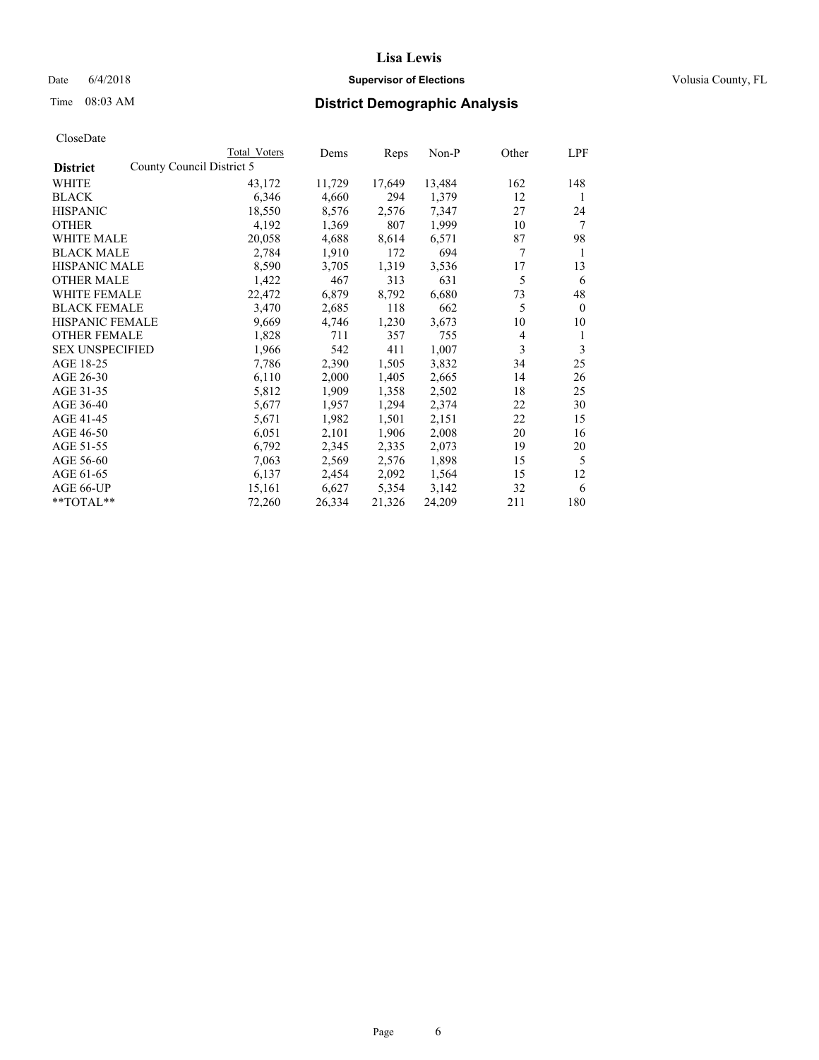**Lisa Lewis**

Date 6/4/2018 **Supervisor of Elections** Volusia County, FL

Time 08:03 AM

## District Demographic Analysis

CloseDate

| District | Total Voters | Dems | Reps | Non-P | Other | LPF |
|---|---|---|---|---|---|---|
| County Council District 5 | | | | | | |
| WHITE | 43,172 | 11,729 | 17,649 | 13,484 | 162 | 148 |
| BLACK | 6,346 | 4,660 | 294 | 1,379 | 12 | 1 |
| HISPANIC | 18,550 | 8,576 | 2,576 | 7,347 | 27 | 24 |
| OTHER | 4,192 | 1,369 | 807 | 1,999 | 10 | 7 |
| WHITE MALE | 20,058 | 4,688 | 8,614 | 6,571 | 87 | 98 |
| BLACK MALE | 2,784 | 1,910 | 172 | 694 | 7 | 1 |
| HISPANIC MALE | 8,590 | 3,705 | 1,319 | 3,536 | 17 | 13 |
| OTHER MALE | 1,422 | 467 | 313 | 631 | 5 | 6 |
| WHITE FEMALE | 22,472 | 6,879 | 8,792 | 6,680 | 73 | 48 |
| BLACK FEMALE | 3,470 | 2,685 | 118 | 662 | 5 | 0 |
| HISPANIC FEMALE | 9,669 | 4,746 | 1,230 | 3,673 | 10 | 10 |
| OTHER FEMALE | 1,828 | 711 | 357 | 755 | 4 | 1 |
| SEX UNSPECIFIED | 1,966 | 542 | 411 | 1,007 | 3 | 3 |
| AGE 18-25 | 7,786 | 2,390 | 1,505 | 3,832 | 34 | 25 |
| AGE 26-30 | 6,110 | 2,000 | 1,405 | 2,665 | 14 | 26 |
| AGE 31-35 | 5,812 | 1,909 | 1,358 | 2,502 | 18 | 25 |
| AGE 36-40 | 5,677 | 1,957 | 1,294 | 2,374 | 22 | 30 |
| AGE 41-45 | 5,671 | 1,982 | 1,501 | 2,151 | 22 | 15 |
| AGE 46-50 | 6,051 | 2,101 | 1,906 | 2,008 | 20 | 16 |
| AGE 51-55 | 6,792 | 2,345 | 2,335 | 2,073 | 19 | 20 |
| AGE 56-60 | 7,063 | 2,569 | 2,576 | 1,898 | 15 | 5 |
| AGE 61-65 | 6,137 | 2,454 | 2,092 | 1,564 | 15 | 12 |
| AGE 66-UP | 15,161 | 6,627 | 5,354 | 3,142 | 32 | 6 |
| **TOTAL** | 72,260 | 26,334 | 21,326 | 24,209 | 211 | 180 |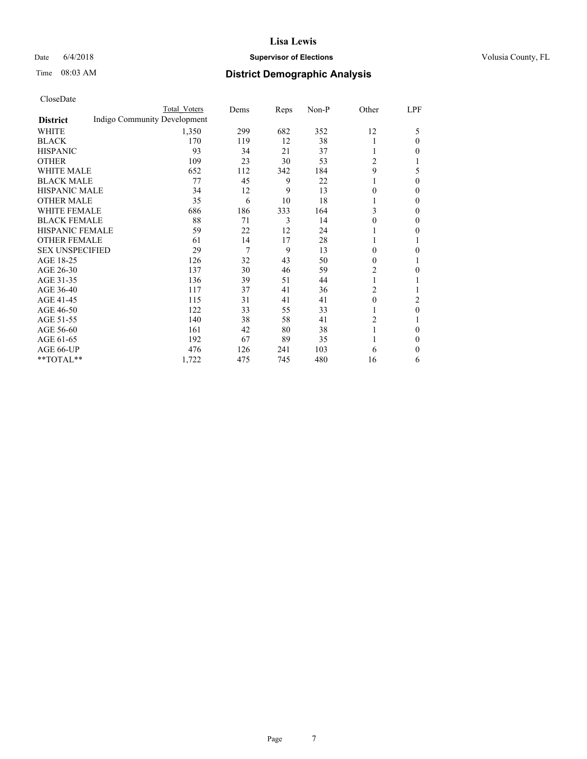**Lisa Lewis**

Date 6/4/2018 **Supervisor of Elections** Volusia County, FL

Time 08:03 AM **District Demographic Analysis**

CloseDate

| District | Total Voters | Dems | Reps | Non-P | Other | LPF |
|---|---|---|---|---|---|---|
| Indigo Community Development | | | | | | |
| WHITE | 1,350 | 299 | 682 | 352 | 12 | 5 |
| BLACK | 170 | 119 | 12 | 38 | 1 | 0 |
| HISPANIC | 93 | 34 | 21 | 37 | 1 | 0 |
| OTHER | 109 | 23 | 30 | 53 | 2 | 1 |
| WHITE MALE | 652 | 112 | 342 | 184 | 9 | 5 |
| BLACK MALE | 77 | 45 | 9 | 22 | 1 | 0 |
| HISPANIC MALE | 34 | 12 | 9 | 13 | 0 | 0 |
| OTHER MALE | 35 | 6 | 10 | 18 | 1 | 0 |
| WHITE FEMALE | 686 | 186 | 333 | 164 | 3 | 0 |
| BLACK FEMALE | 88 | 71 | 3 | 14 | 0 | 0 |
| HISPANIC FEMALE | 59 | 22 | 12 | 24 | 1 | 0 |
| OTHER FEMALE | 61 | 14 | 17 | 28 | 1 | 1 |
| SEX UNSPECIFIED | 29 | 7 | 9 | 13 | 0 | 0 |
| AGE 18-25 | 126 | 32 | 43 | 50 | 0 | 1 |
| AGE 26-30 | 137 | 30 | 46 | 59 | 2 | 0 |
| AGE 31-35 | 136 | 39 | 51 | 44 | 1 | 1 |
| AGE 36-40 | 117 | 37 | 41 | 36 | 2 | 1 |
| AGE 41-45 | 115 | 31 | 41 | 41 | 0 | 2 |
| AGE 46-50 | 122 | 33 | 55 | 33 | 1 | 0 |
| AGE 51-55 | 140 | 38 | 58 | 41 | 2 | 1 |
| AGE 56-60 | 161 | 42 | 80 | 38 | 1 | 0 |
| AGE 61-65 | 192 | 67 | 89 | 35 | 1 | 0 |
| AGE 66-UP | 476 | 126 | 241 | 103 | 6 | 0 |
| **TOTAL** | 1,722 | 475 | 745 | 480 | 16 | 6 |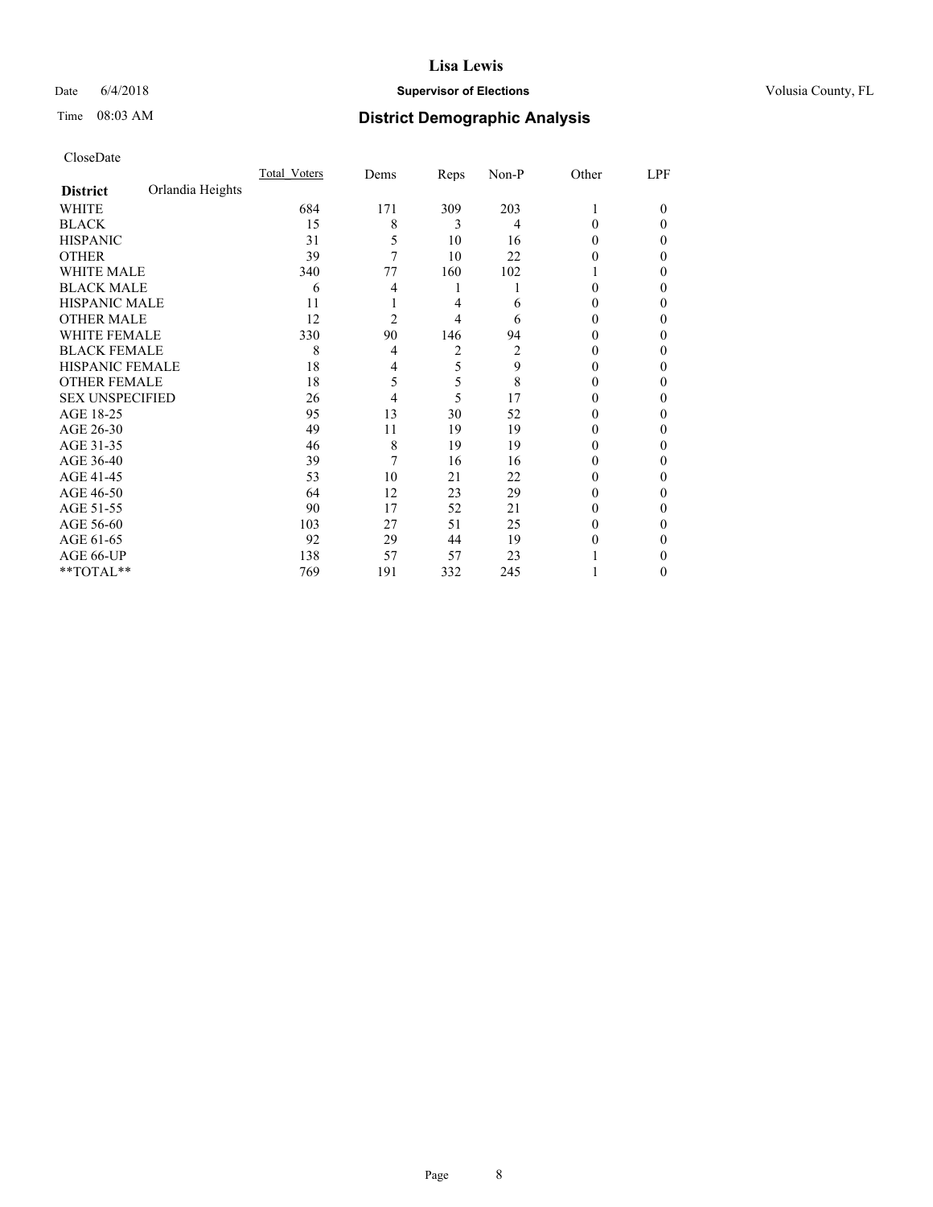CloseDate

| District | Orlandia Heights | Total_Voters | Dems | Reps | Non-P | Other | LPF |
|---|---|---|---|---|---|---|---|
| WHITE | | 684 | 171 | 309 | 203 | 1 | 0 |
| BLACK | | 15 | 8 | 3 | 4 | 0 | 0 |
| HISPANIC | | 31 | 5 | 10 | 16 | 0 | 0 |
| OTHER | | 39 | 7 | 10 | 22 | 0 | 0 |
| WHITE MALE | | 340 | 77 | 160 | 102 | 1 | 0 |
| BLACK MALE | | 6 | 4 | 1 | 1 | 0 | 0 |
| HISPANIC MALE | | 11 | 1 | 4 | 6 | 0 | 0 |
| OTHER MALE | | 12 | 2 | 4 | 6 | 0 | 0 |
| WHITE FEMALE | | 330 | 90 | 146 | 94 | 0 | 0 |
| BLACK FEMALE | | 8 | 4 | 2 | 2 | 0 | 0 |
| HISPANIC FEMALE | | 18 | 4 | 5 | 9 | 0 | 0 |
| OTHER FEMALE | | 18 | 5 | 5 | 8 | 0 | 0 |
| SEX UNSPECIFIED | | 26 | 4 | 5 | 17 | 0 | 0 |
| AGE 18-25 | | 95 | 13 | 30 | 52 | 0 | 0 |
| AGE 26-30 | | 49 | 11 | 19 | 19 | 0 | 0 |
| AGE 31-35 | | 46 | 8 | 19 | 19 | 0 | 0 |
| AGE 36-40 | | 39 | 7 | 16 | 16 | 0 | 0 |
| AGE 41-45 | | 53 | 10 | 21 | 22 | 0 | 0 |
| AGE 46-50 | | 64 | 12 | 23 | 29 | 0 | 0 |
| AGE 51-55 | | 90 | 17 | 52 | 21 | 0 | 0 |
| AGE 56-60 | | 103 | 27 | 51 | 25 | 0 | 0 |
| AGE 61-65 | | 92 | 29 | 44 | 19 | 0 | 0 |
| AGE 66-UP | | 138 | 57 | 57 | 23 | 1 | 0 |
| **TOTAL** | | 769 | 191 | 332 | 245 | 1 | 0 |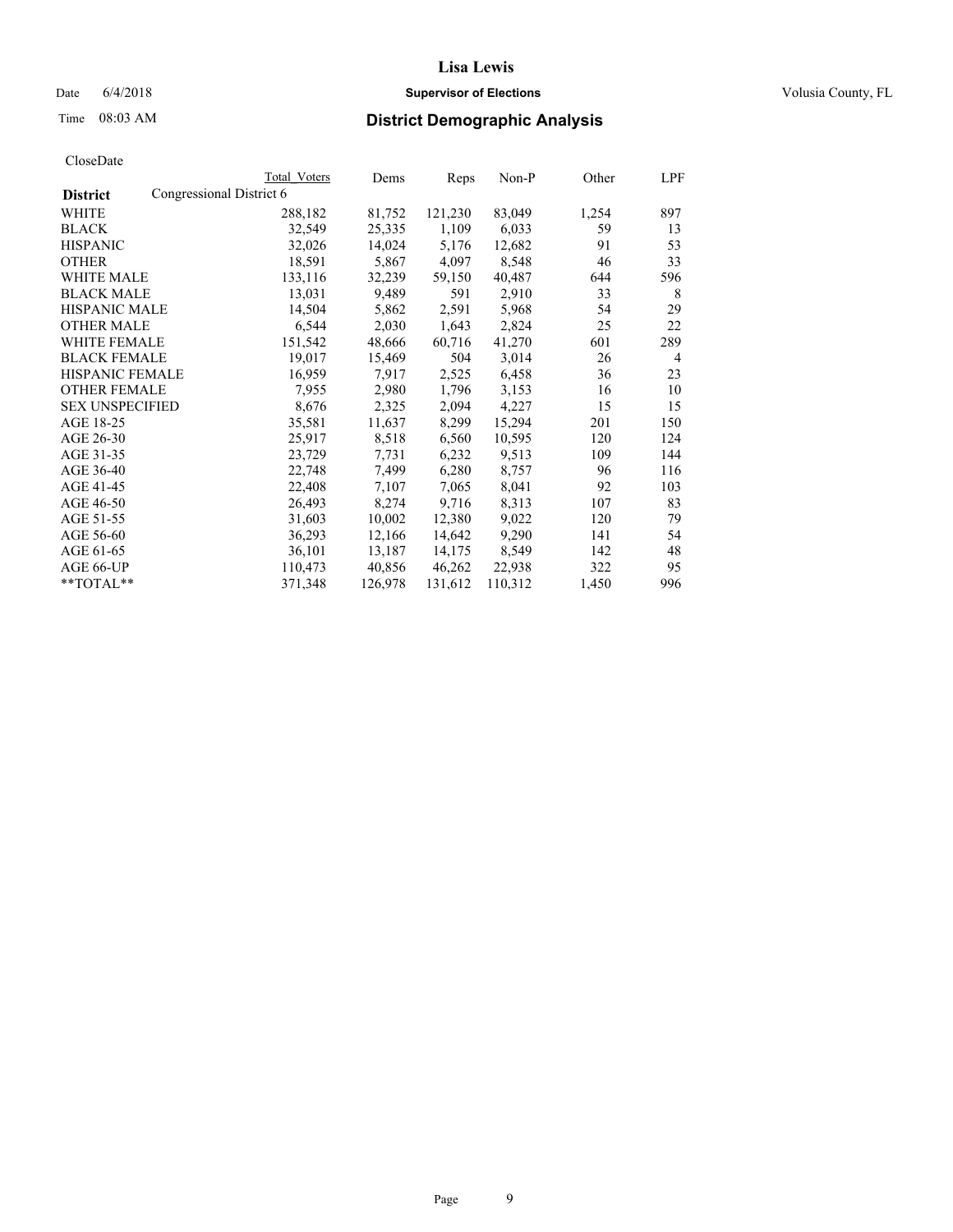# Lisa Lewis

Date 6/4/2018 **Supervisor of Elections** Volusia County, FL

Time 08:03 AM **District Demographic Analysis**

CloseDate

| **District** | Congressional District 6 | Total Voters | Dems | Reps | Non-P | Other | LPF |
|---|---|---|---|---|---|---|---|
| WHITE | | 288,182 | 81,752 | 121,230 | 83,049 | 1,254 | 897 |
| BLACK | | 32,549 | 25,335 | 1,109 | 6,033 | 59 | 13 |
| HISPANIC | | 32,026 | 14,024 | 5,176 | 12,682 | 91 | 53 |
| OTHER | | 18,591 | 5,867 | 4,097 | 8,548 | 46 | 33 |
| WHITE MALE | | 133,116 | 32,239 | 59,150 | 40,487 | 644 | 596 |
| BLACK MALE | | 13,031 | 9,489 | 591 | 2,910 | 33 | 8 |
| HISPANIC MALE | | 14,504 | 5,862 | 2,591 | 5,968 | 54 | 29 |
| OTHER MALE | | 6,544 | 2,030 | 1,643 | 2,824 | 25 | 22 |
| WHITE FEMALE | | 151,542 | 48,666 | 60,716 | 41,270 | 601 | 289 |
| BLACK FEMALE | | 19,017 | 15,469 | 504 | 3,014 | 26 | 4 |
| HISPANIC FEMALE | | 16,959 | 7,917 | 2,525 | 6,458 | 36 | 23 |
| OTHER FEMALE | | 7,955 | 2,980 | 1,796 | 3,153 | 16 | 10 |
| SEX UNSPECIFIED | | 8,676 | 2,325 | 2,094 | 4,227 | 15 | 15 |
| AGE 18-25 | | 35,581 | 11,637 | 8,299 | 15,294 | 201 | 150 |
| AGE 26-30 | | 25,917 | 8,518 | 6,560 | 10,595 | 120 | 124 |
| AGE 31-35 | | 23,729 | 7,731 | 6,232 | 9,513 | 109 | 144 |
| AGE 36-40 | | 22,748 | 7,499 | 6,280 | 8,757 | 96 | 116 |
| AGE 41-45 | | 22,408 | 7,107 | 7,065 | 8,041 | 92 | 103 |
| AGE 46-50 | | 26,493 | 8,274 | 9,716 | 8,313 | 107 | 83 |
| AGE 51-55 | | 31,603 | 10,002 | 12,380 | 9,022 | 120 | 79 |
| AGE 56-60 | | 36,293 | 12,166 | 14,642 | 9,290 | 141 | 54 |
| AGE 61-65 | | 36,101 | 13,187 | 14,175 | 8,549 | 142 | 48 |
| AGE 66-UP | | 110,473 | 40,856 | 46,262 | 22,938 | 322 | 95 |
| **TOTAL** | | 371,348 | 126,978 | 131,612 | 110,312 | 1,450 | 996 |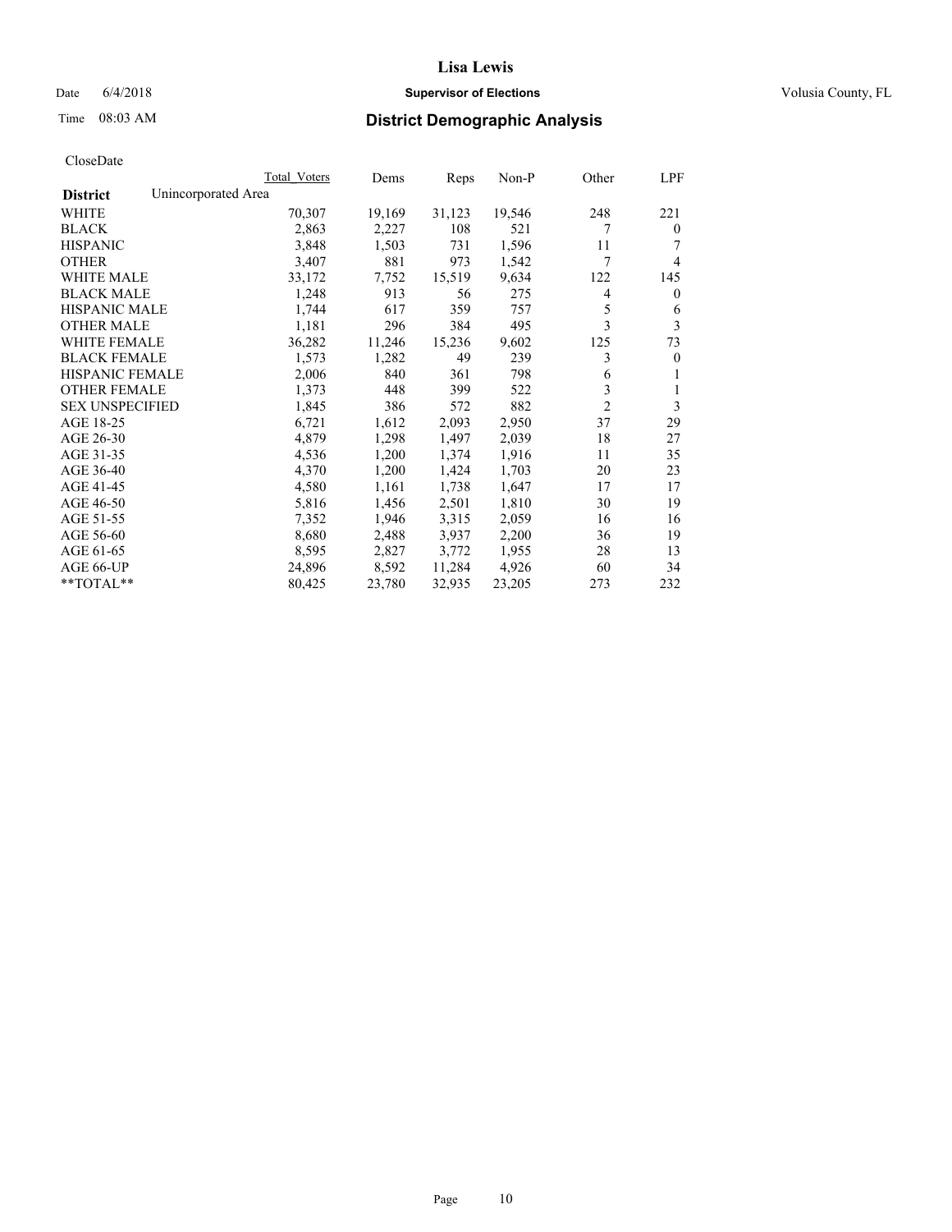# Lisa Lewis

Date 6/4/2018 **Supervisor of Elections** Volusia County, FL

Time 08:03 AM **District Demographic Analysis**

CloseDate

| District | Unincorporated Area | Total Voters | Dems | Reps | Non-P | Other | LPF |
|---|---|---|---|---|---|---|---|
| WHITE | | 70,307 | 19,169 | 31,123 | 19,546 | 248 | 221 |
| BLACK | | 2,863 | 2,227 | 108 | 521 | 7 | 0 |
| HISPANIC | | 3,848 | 1,503 | 731 | 1,596 | 11 | 7 |
| OTHER | | 3,407 | 881 | 973 | 1,542 | 7 | 4 |
| WHITE MALE | | 33,172 | 7,752 | 15,519 | 9,634 | 122 | 145 |
| BLACK MALE | | 1,248 | 913 | 56 | 275 | 4 | 0 |
| HISPANIC MALE | | 1,744 | 617 | 359 | 757 | 5 | 6 |
| OTHER MALE | | 1,181 | 296 | 384 | 495 | 3 | 3 |
| WHITE FEMALE | | 36,282 | 11,246 | 15,236 | 9,602 | 125 | 73 |
| BLACK FEMALE | | 1,573 | 1,282 | 49 | 239 | 3 | 0 |
| HISPANIC FEMALE | | 2,006 | 840 | 361 | 798 | 6 | 1 |
| OTHER FEMALE | | 1,373 | 448 | 399 | 522 | 3 | 1 |
| SEX UNSPECIFIED | | 1,845 | 386 | 572 | 882 | 2 | 3 |
| AGE 18-25 | | 6,721 | 1,612 | 2,093 | 2,950 | 37 | 29 |
| AGE 26-30 | | 4,879 | 1,298 | 1,497 | 2,039 | 18 | 27 |
| AGE 31-35 | | 4,536 | 1,200 | 1,374 | 1,916 | 11 | 35 |
| AGE 36-40 | | 4,370 | 1,200 | 1,424 | 1,703 | 20 | 23 |
| AGE 41-45 | | 4,580 | 1,161 | 1,738 | 1,647 | 17 | 17 |
| AGE 46-50 | | 5,816 | 1,456 | 2,501 | 1,810 | 30 | 19 |
| AGE 51-55 | | 7,352 | 1,946 | 3,315 | 2,059 | 16 | 16 |
| AGE 56-60 | | 8,680 | 2,488 | 3,937 | 2,200 | 36 | 19 |
| AGE 61-65 | | 8,595 | 2,827 | 3,772 | 1,955 | 28 | 13 |
| AGE 66-UP | | 24,896 | 8,592 | 11,284 | 4,926 | 60 | 34 |
| **TOTAL** | | 80,425 | 23,780 | 32,935 | 23,205 | 273 | 232 |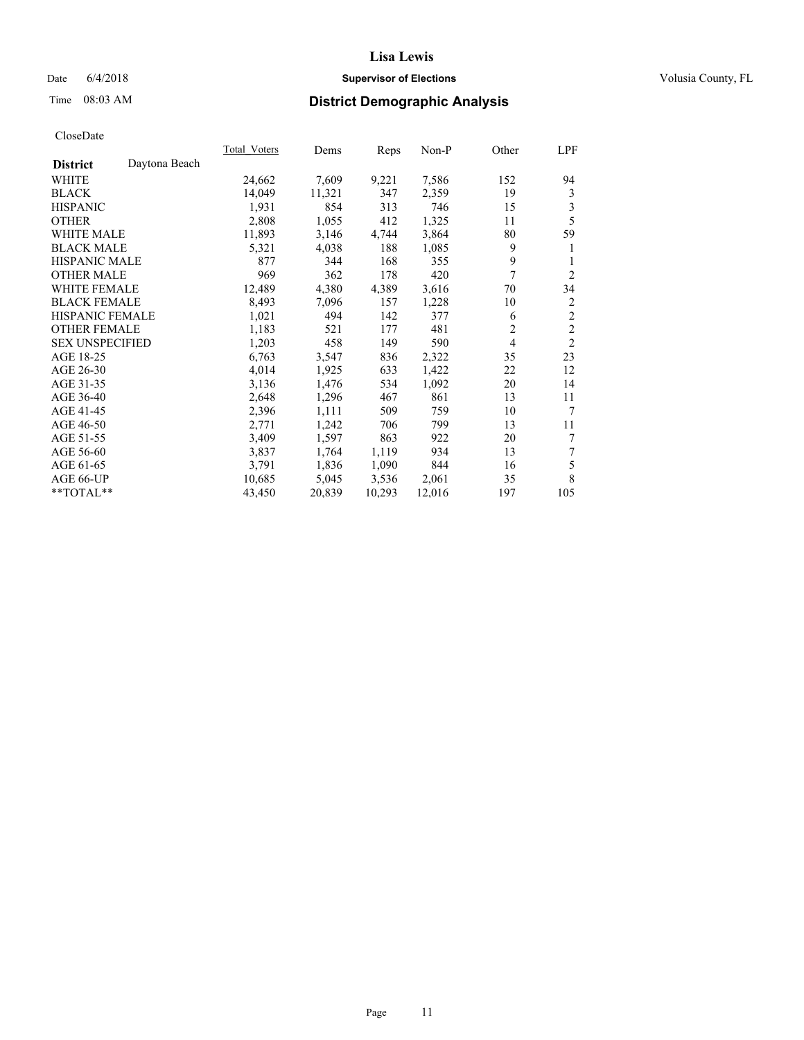# Lisa Lewis

Date 6/4/2018 **Supervisor of Elections** Volusia County, FL

Time 08:03 AM **District Demographic Analysis**

CloseDate

| District | Daytona Beach | Total_Voters | Dems | Reps | Non-P | Other | LPF |
|---|---|---|---|---|---|---|---|
| WHITE | | 24,662 | 7,609 | 9,221 | 7,586 | 152 | 94 |
| BLACK | | 14,049 | 11,321 | 347 | 2,359 | 19 | 3 |
| HISPANIC | | 1,931 | 854 | 313 | 746 | 15 | 3 |
| OTHER | | 2,808 | 1,055 | 412 | 1,325 | 11 | 5 |
| WHITE MALE | | 11,893 | 3,146 | 4,744 | 3,864 | 80 | 59 |
| BLACK MALE | | 5,321 | 4,038 | 188 | 1,085 | 9 | 1 |
| HISPANIC MALE | | 877 | 344 | 168 | 355 | 9 | 1 |
| OTHER MALE | | 969 | 362 | 178 | 420 | 7 | 2 |
| WHITE FEMALE | | 12,489 | 4,380 | 4,389 | 3,616 | 70 | 34 |
| BLACK FEMALE | | 8,493 | 7,096 | 157 | 1,228 | 10 | 2 |
| HISPANIC FEMALE | | 1,021 | 494 | 142 | 377 | 6 | 2 |
| OTHER FEMALE | | 1,183 | 521 | 177 | 481 | 2 | 2 |
| SEX UNSPECIFIED | | 1,203 | 458 | 149 | 590 | 4 | 2 |
| AGE 18-25 | | 6,763 | 3,547 | 836 | 2,322 | 35 | 23 |
| AGE 26-30 | | 4,014 | 1,925 | 633 | 1,422 | 22 | 12 |
| AGE 31-35 | | 3,136 | 1,476 | 534 | 1,092 | 20 | 14 |
| AGE 36-40 | | 2,648 | 1,296 | 467 | 861 | 13 | 11 |
| AGE 41-45 | | 2,396 | 1,111 | 509 | 759 | 10 | 7 |
| AGE 46-50 | | 2,771 | 1,242 | 706 | 799 | 13 | 11 |
| AGE 51-55 | | 3,409 | 1,597 | 863 | 922 | 20 | 7 |
| AGE 56-60 | | 3,837 | 1,764 | 1,119 | 934 | 13 | 7 |
| AGE 61-65 | | 3,791 | 1,836 | 1,090 | 844 | 16 | 5 |
| AGE 66-UP | | 10,685 | 5,045 | 3,536 | 2,061 | 35 | 8 |
| **TOTAL** | | 43,450 | 20,839 | 10,293 | 12,016 | 197 | 105 |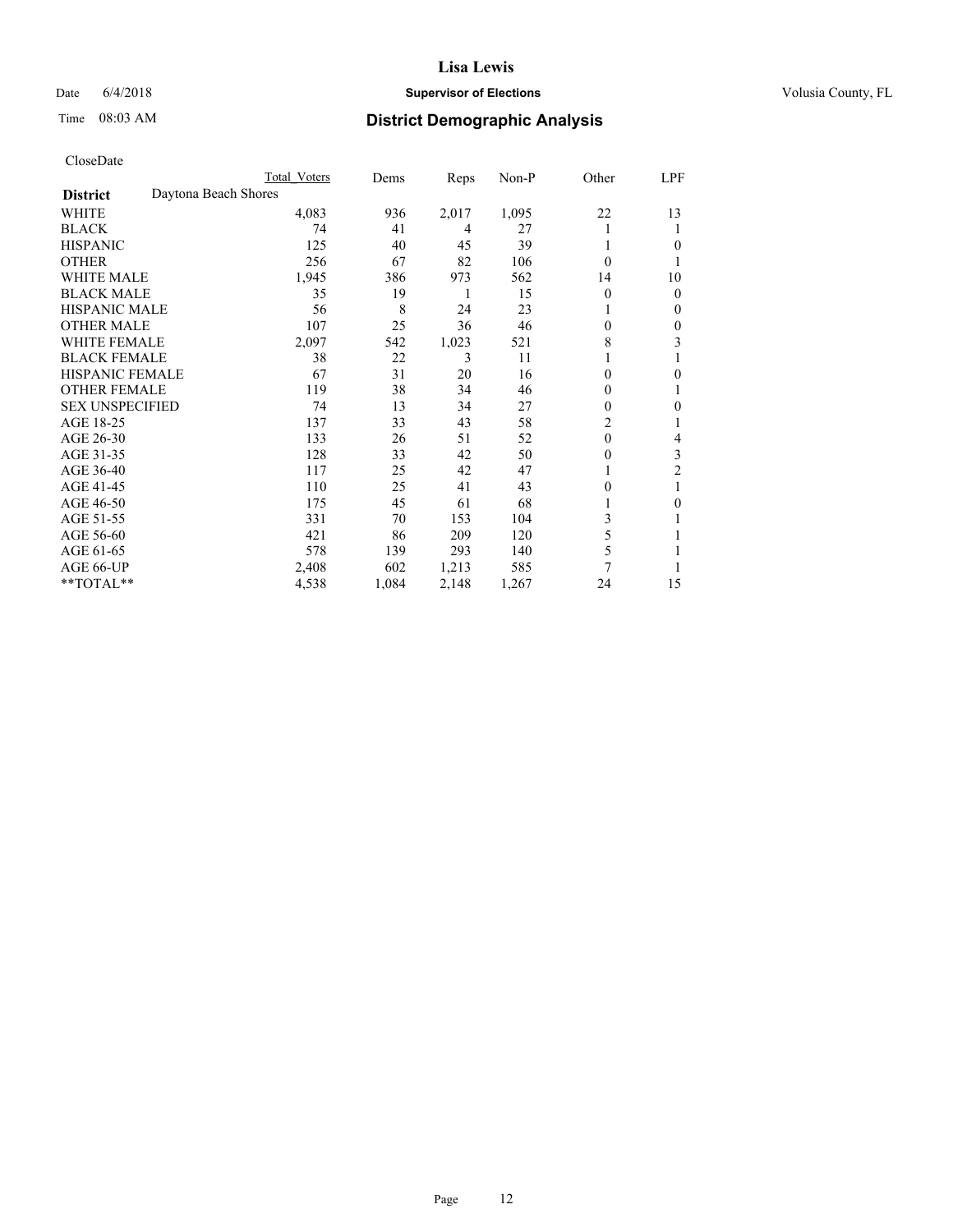# Lisa Lewis

Date 6/4/2018 **Supervisor of Elections** Volusia County, FL

Time 08:03 AM **District Demographic Analysis**

CloseDate

| | Total Voters | Dems | Reps | Non-P | Other | LPF |
|---|---|---|---|---|---|---|
| **District** Daytona Beach Shores | | | | | | |
| WHITE | 4,083 | 936 | 2,017 | 1,095 | 22 | 13 |
| BLACK | 74 | 41 | 4 | 27 | 1 | 1 |
| HISPANIC | 125 | 40 | 45 | 39 | 1 | 0 |
| OTHER | 256 | 67 | 82 | 106 | 0 | 1 |
| WHITE MALE | 1,945 | 386 | 973 | 562 | 14 | 10 |
| BLACK MALE | 35 | 19 | 1 | 15 | 0 | 0 |
| HISPANIC MALE | 56 | 8 | 24 | 23 | 1 | 0 |
| OTHER MALE | 107 | 25 | 36 | 46 | 0 | 0 |
| WHITE FEMALE | 2,097 | 542 | 1,023 | 521 | 8 | 3 |
| BLACK FEMALE | 38 | 22 | 3 | 11 | 1 | 1 |
| HISPANIC FEMALE | 67 | 31 | 20 | 16 | 0 | 0 |
| OTHER FEMALE | 119 | 38 | 34 | 46 | 0 | 1 |
| SEX UNSPECIFIED | 74 | 13 | 34 | 27 | 0 | 0 |
| AGE 18-25 | 137 | 33 | 43 | 58 | 2 | 1 |
| AGE 26-30 | 133 | 26 | 51 | 52 | 0 | 4 |
| AGE 31-35 | 128 | 33 | 42 | 50 | 0 | 3 |
| AGE 36-40 | 117 | 25 | 42 | 47 | 1 | 2 |
| AGE 41-45 | 110 | 25 | 41 | 43 | 0 | 1 |
| AGE 46-50 | 175 | 45 | 61 | 68 | 1 | 0 |
| AGE 51-55 | 331 | 70 | 153 | 104 | 3 | 1 |
| AGE 56-60 | 421 | 86 | 209 | 120 | 5 | 1 |
| AGE 61-65 | 578 | 139 | 293 | 140 | 5 | 1 |
| AGE 66-UP | 2,408 | 602 | 1,213 | 585 | 7 | 1 |
| **TOTAL** | 4,538 | 1,084 | 2,148 | 1,267 | 24 | 15 |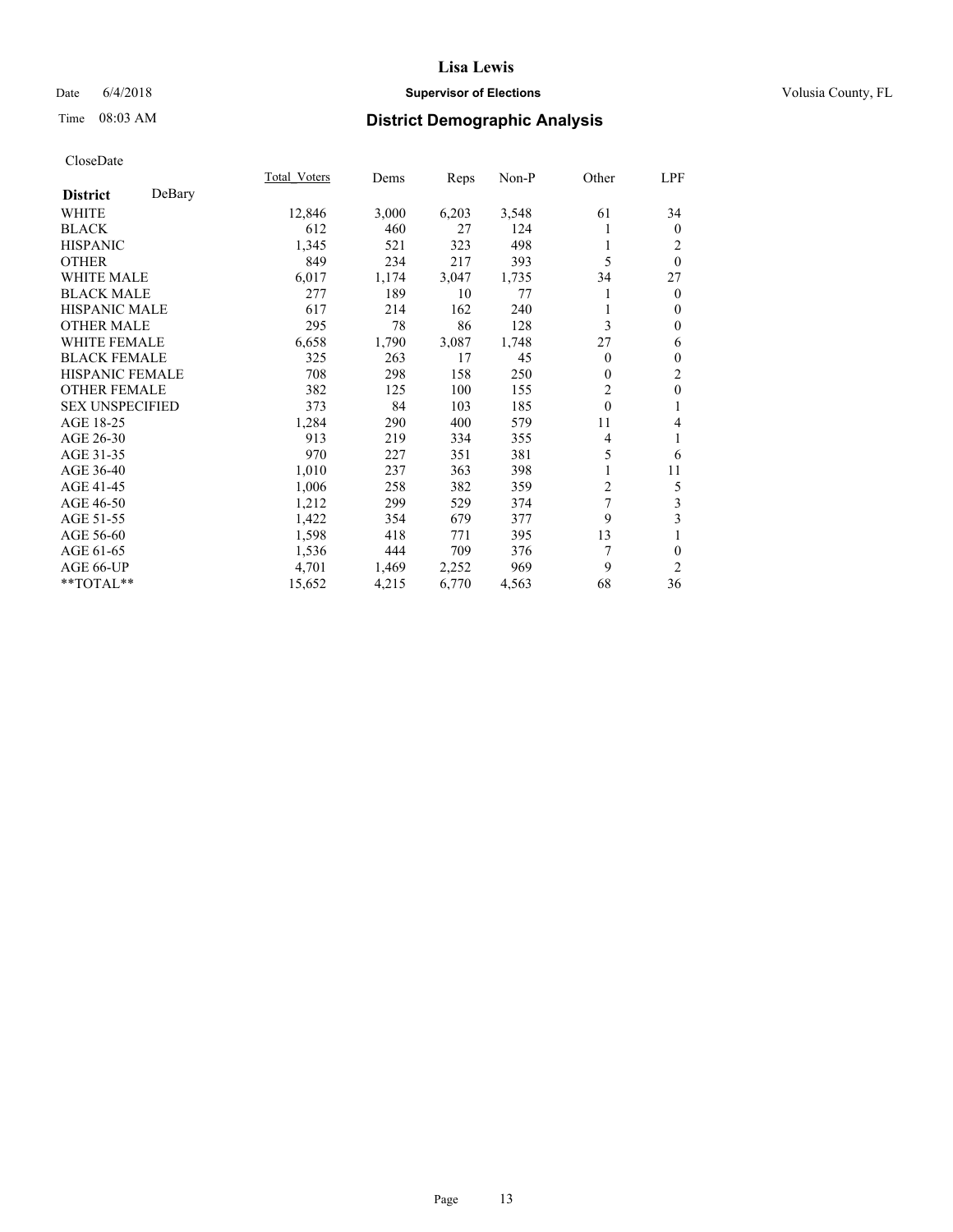# Lisa Lewis

Date 6/4/2018 **Supervisor of Elections** Volusia County, FL

Time 08:03 AM **District Demographic Analysis**

CloseDate

| **District** DeBary | Total_Voters | Dems | Reps | Non-P | Other | LPF |
|---|---|---|---|---|---|---|
| WHITE | 12,846 | 3,000 | 6,203 | 3,548 | 61 | 34 |
| BLACK | 612 | 460 | 27 | 124 | 1 | 0 |
| HISPANIC | 1,345 | 521 | 323 | 498 | 1 | 2 |
| OTHER | 849 | 234 | 217 | 393 | 5 | 0 |
| WHITE MALE | 6,017 | 1,174 | 3,047 | 1,735 | 34 | 27 |
| BLACK MALE | 277 | 189 | 10 | 77 | 1 | 0 |
| HISPANIC MALE | 617 | 214 | 162 | 240 | 1 | 0 |
| OTHER MALE | 295 | 78 | 86 | 128 | 3 | 0 |
| WHITE FEMALE | 6,658 | 1,790 | 3,087 | 1,748 | 27 | 6 |
| BLACK FEMALE | 325 | 263 | 17 | 45 | 0 | 0 |
| HISPANIC FEMALE | 708 | 298 | 158 | 250 | 0 | 2 |
| OTHER FEMALE | 382 | 125 | 100 | 155 | 2 | 0 |
| SEX UNSPECIFIED | 373 | 84 | 103 | 185 | 0 | 1 |
| AGE 18-25 | 1,284 | 290 | 400 | 579 | 11 | 4 |
| AGE 26-30 | 913 | 219 | 334 | 355 | 4 | 1 |
| AGE 31-35 | 970 | 227 | 351 | 381 | 5 | 6 |
| AGE 36-40 | 1,010 | 237 | 363 | 398 | 1 | 11 |
| AGE 41-45 | 1,006 | 258 | 382 | 359 | 2 | 5 |
| AGE 46-50 | 1,212 | 299 | 529 | 374 | 7 | 3 |
| AGE 51-55 | 1,422 | 354 | 679 | 377 | 9 | 3 |
| AGE 56-60 | 1,598 | 418 | 771 | 395 | 13 | 1 |
| AGE 61-65 | 1,536 | 444 | 709 | 376 | 7 | 0 |
| AGE 66-UP | 4,701 | 1,469 | 2,252 | 969 | 9 | 2 |
| **TOTAL** | 15,652 | 4,215 | 6,770 | 4,563 | 68 | 36 |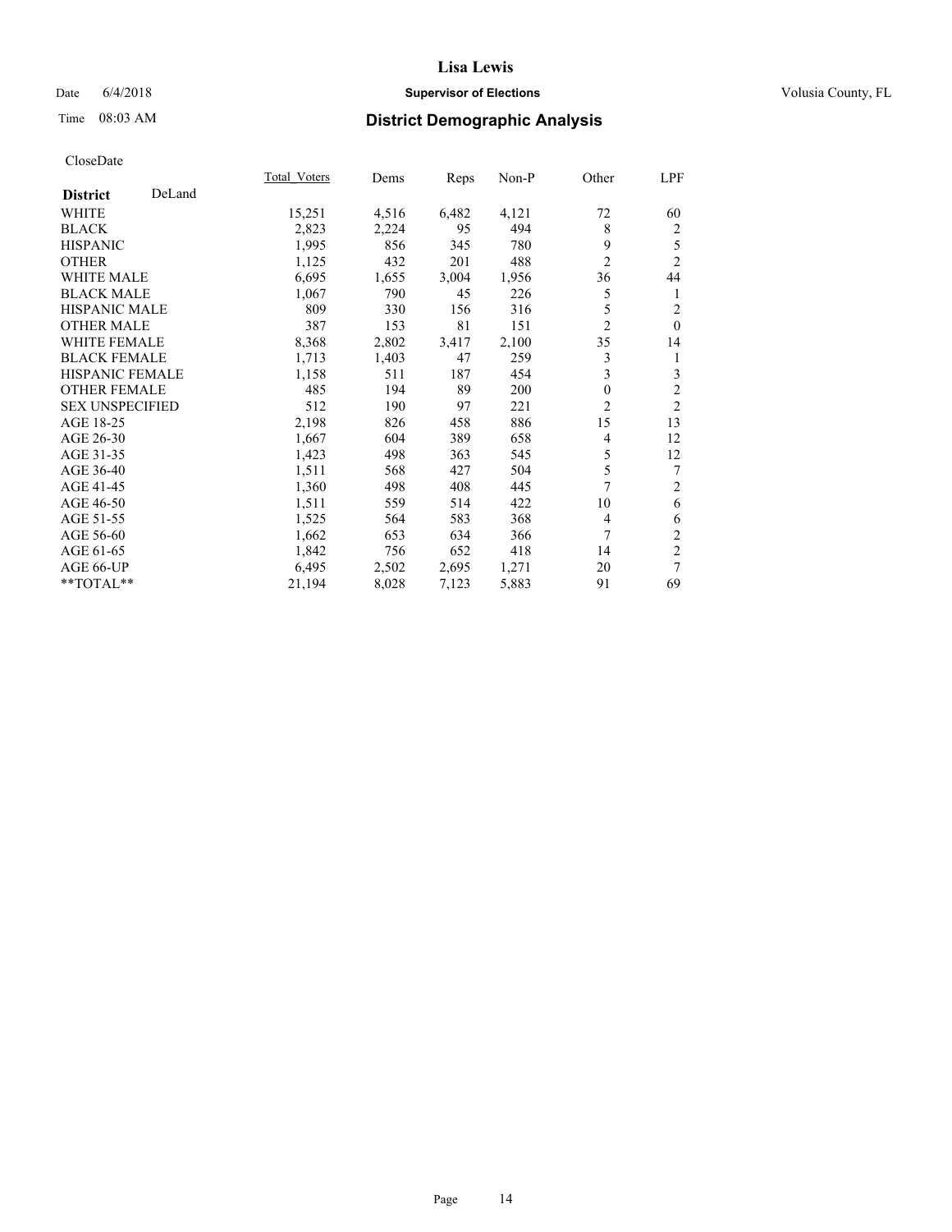# Lisa Lewis

Date 6/4/2018 **Supervisor of Elections** Volusia County, FL

Time 08:03 AM **District Demographic Analysis**

CloseDate

| District DeLand | Total_Voters | Dems | Reps | Non-P | Other | LPF |
|---|---|---|---|---|---|---|
| WHITE | 15,251 | 4,516 | 6,482 | 4,121 | 72 | 60 |
| BLACK | 2,823 | 2,224 | 95 | 494 | 8 | 2 |
| HISPANIC | 1,995 | 856 | 345 | 780 | 9 | 5 |
| OTHER | 1,125 | 432 | 201 | 488 | 2 | 2 |
| WHITE MALE | 6,695 | 1,655 | 3,004 | 1,956 | 36 | 44 |
| BLACK MALE | 1,067 | 790 | 45 | 226 | 5 | 1 |
| HISPANIC MALE | 809 | 330 | 156 | 316 | 5 | 2 |
| OTHER MALE | 387 | 153 | 81 | 151 | 2 | 0 |
| WHITE FEMALE | 8,368 | 2,802 | 3,417 | 2,100 | 35 | 14 |
| BLACK FEMALE | 1,713 | 1,403 | 47 | 259 | 3 | 1 |
| HISPANIC FEMALE | 1,158 | 511 | 187 | 454 | 3 | 3 |
| OTHER FEMALE | 485 | 194 | 89 | 200 | 0 | 2 |
| SEX UNSPECIFIED | 512 | 190 | 97 | 221 | 2 | 2 |
| AGE 18-25 | 2,198 | 826 | 458 | 886 | 15 | 13 |
| AGE 26-30 | 1,667 | 604 | 389 | 658 | 4 | 12 |
| AGE 31-35 | 1,423 | 498 | 363 | 545 | 5 | 12 |
| AGE 36-40 | 1,511 | 568 | 427 | 504 | 5 | 7 |
| AGE 41-45 | 1,360 | 498 | 408 | 445 | 7 | 2 |
| AGE 46-50 | 1,511 | 559 | 514 | 422 | 10 | 6 |
| AGE 51-55 | 1,525 | 564 | 583 | 368 | 4 | 6 |
| AGE 56-60 | 1,662 | 653 | 634 | 366 | 7 | 2 |
| AGE 61-65 | 1,842 | 756 | 652 | 418 | 14 | 2 |
| AGE 66-UP | 6,495 | 2,502 | 2,695 | 1,271 | 20 | 7 |
| **TOTAL** | 21,194 | 8,028 | 7,123 | 5,883 | 91 | 69 |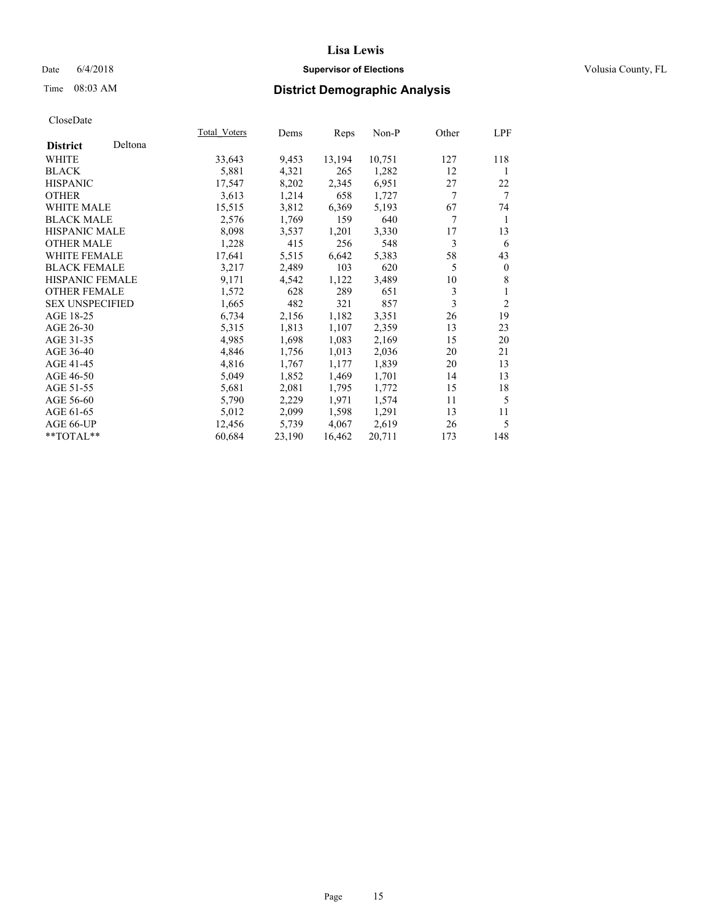# Lisa Lewis

Date 6/4/2018 **Supervisor of Elections** Volusia County, FL

Time 08:03 AM **District Demographic Analysis**

CloseDate

| **District** Deltona | Total Voters | Dems | Reps | Non-P | Other | LPF |
|---|---|---|---|---|---|---|
| WHITE | 33,643 | 9,453 | 13,194 | 10,751 | 127 | 118 |
| BLACK | 5,881 | 4,321 | 265 | 1,282 | 12 | 1 |
| HISPANIC | 17,547 | 8,202 | 2,345 | 6,951 | 27 | 22 |
| OTHER | 3,613 | 1,214 | 658 | 1,727 | 7 | 7 |
| WHITE MALE | 15,515 | 3,812 | 6,369 | 5,193 | 67 | 74 |
| BLACK MALE | 2,576 | 1,769 | 159 | 640 | 7 | 1 |
| HISPANIC MALE | 8,098 | 3,537 | 1,201 | 3,330 | 17 | 13 |
| OTHER MALE | 1,228 | 415 | 256 | 548 | 3 | 6 |
| WHITE FEMALE | 17,641 | 5,515 | 6,642 | 5,383 | 58 | 43 |
| BLACK FEMALE | 3,217 | 2,489 | 103 | 620 | 5 | 0 |
| HISPANIC FEMALE | 9,171 | 4,542 | 1,122 | 3,489 | 10 | 8 |
| OTHER FEMALE | 1,572 | 628 | 289 | 651 | 3 | 1 |
| SEX UNSPECIFIED | 1,665 | 482 | 321 | 857 | 3 | 2 |
| AGE 18-25 | 6,734 | 2,156 | 1,182 | 3,351 | 26 | 19 |
| AGE 26-30 | 5,315 | 1,813 | 1,107 | 2,359 | 13 | 23 |
| AGE 31-35 | 4,985 | 1,698 | 1,083 | 2,169 | 15 | 20 |
| AGE 36-40 | 4,846 | 1,756 | 1,013 | 2,036 | 20 | 21 |
| AGE 41-45 | 4,816 | 1,767 | 1,177 | 1,839 | 20 | 13 |
| AGE 46-50 | 5,049 | 1,852 | 1,469 | 1,701 | 14 | 13 |
| AGE 51-55 | 5,681 | 2,081 | 1,795 | 1,772 | 15 | 18 |
| AGE 56-60 | 5,790 | 2,229 | 1,971 | 1,574 | 11 | 5 |
| AGE 61-65 | 5,012 | 2,099 | 1,598 | 1,291 | 13 | 11 |
| AGE 66-UP | 12,456 | 5,739 | 4,067 | 2,619 | 26 | 5 |
| **TOTAL** | 60,684 | 23,190 | 16,462 | 20,711 | 173 | 148 |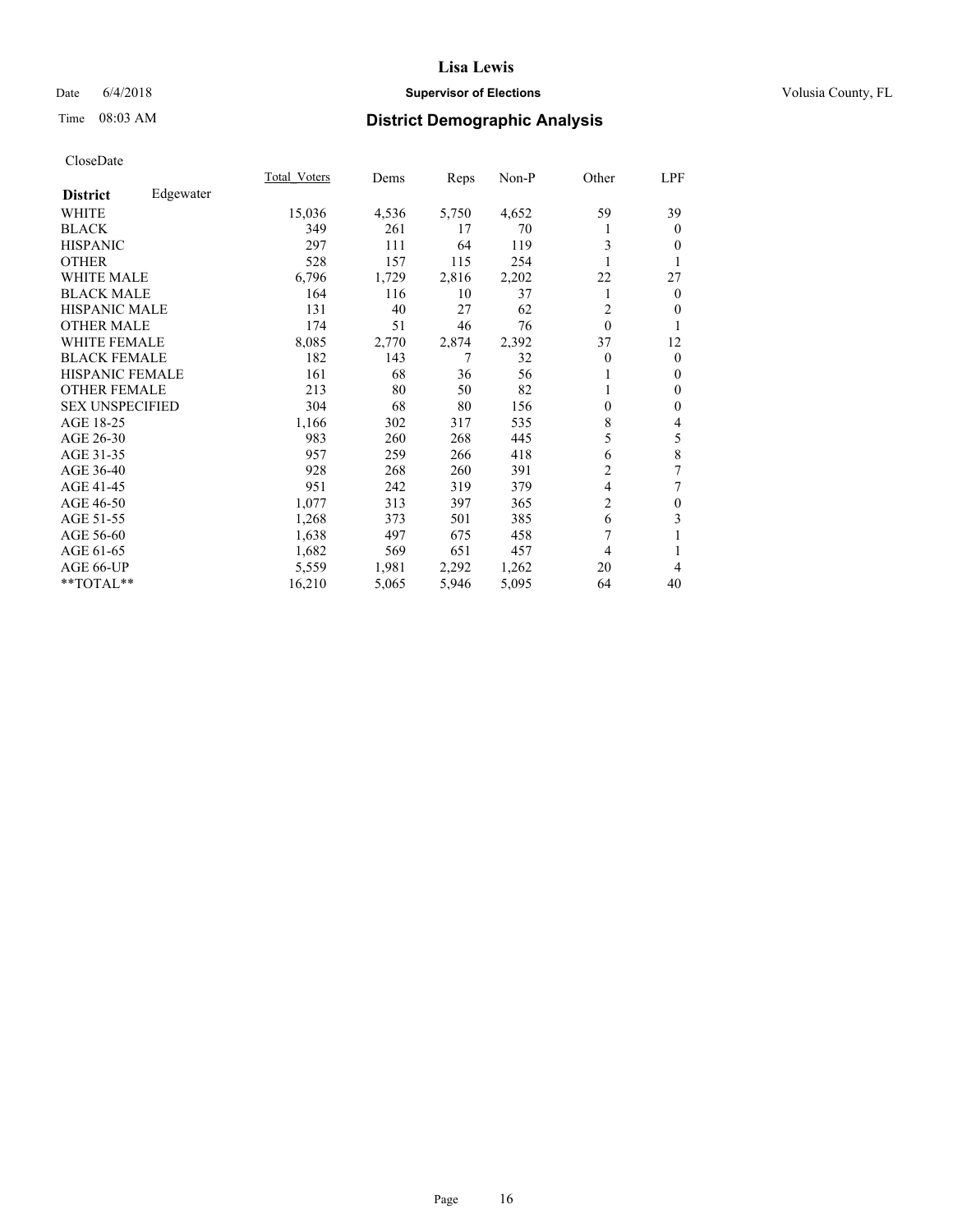# Lisa Lewis

Date 6/4/2018 **Supervisor of Elections** Volusia County, FL

Time 08:03 AM **District Demographic Analysis**

CloseDate

| **District** Edgewater | Total_Voters | Dems | Reps | Non-P | Other | LPF |
|---|---|---|---|---|---|---|
| WHITE | 15,036 | 4,536 | 5,750 | 4,652 | 59 | 39 |
| BLACK | 349 | 261 | 17 | 70 | 1 | 0 |
| HISPANIC | 297 | 111 | 64 | 119 | 3 | 0 |
| OTHER | 528 | 157 | 115 | 254 | 1 | 1 |
| WHITE MALE | 6,796 | 1,729 | 2,816 | 2,202 | 22 | 27 |
| BLACK MALE | 164 | 116 | 10 | 37 | 1 | 0 |
| HISPANIC MALE | 131 | 40 | 27 | 62 | 2 | 0 |
| OTHER MALE | 174 | 51 | 46 | 76 | 0 | 1 |
| WHITE FEMALE | 8,085 | 2,770 | 2,874 | 2,392 | 37 | 12 |
| BLACK FEMALE | 182 | 143 | 7 | 32 | 0 | 0 |
| HISPANIC FEMALE | 161 | 68 | 36 | 56 | 1 | 0 |
| OTHER FEMALE | 213 | 80 | 50 | 82 | 1 | 0 |
| SEX UNSPECIFIED | 304 | 68 | 80 | 156 | 0 | 0 |
| AGE 18-25 | 1,166 | 302 | 317 | 535 | 8 | 4 |
| AGE 26-30 | 983 | 260 | 268 | 445 | 5 | 5 |
| AGE 31-35 | 957 | 259 | 266 | 418 | 6 | 8 |
| AGE 36-40 | 928 | 268 | 260 | 391 | 2 | 7 |
| AGE 41-45 | 951 | 242 | 319 | 379 | 4 | 7 |
| AGE 46-50 | 1,077 | 313 | 397 | 365 | 2 | 0 |
| AGE 51-55 | 1,268 | 373 | 501 | 385 | 6 | 3 |
| AGE 56-60 | 1,638 | 497 | 675 | 458 | 7 | 1 |
| AGE 61-65 | 1,682 | 569 | 651 | 457 | 4 | 1 |
| AGE 66-UP | 5,559 | 1,981 | 2,292 | 1,262 | 20 | 4 |
| **TOTAL** | 16,210 | 5,065 | 5,946 | 5,095 | 64 | 40 |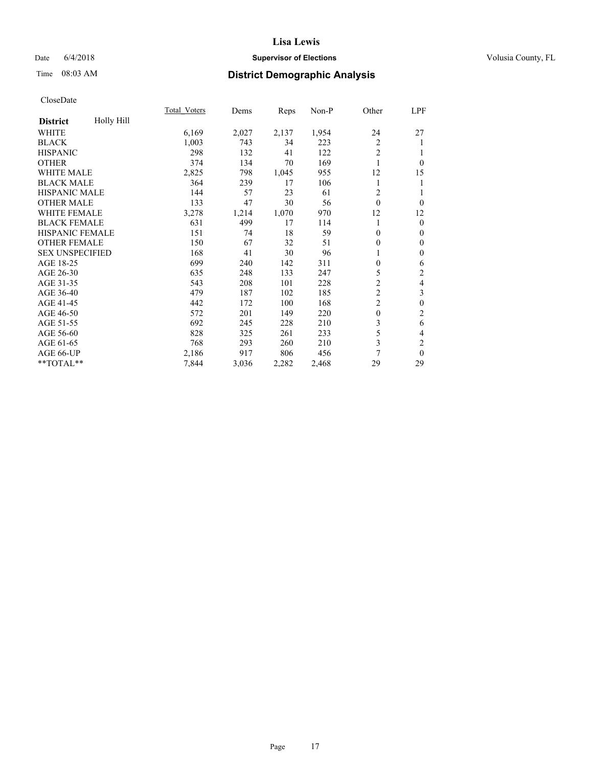# Lisa Lewis

Date 6/4/2018 **Supervisor of Elections** Volusia County, FL

Time 08:03 AM **District Demographic Analysis**

CloseDate

| | Total_Voters | Dems | Reps | Non-P | Other | LPF |
|---|---|---|---|---|---|---|
| **District** Holly Hill | | | | | | |
| WHITE | 6,169 | 2,027 | 2,137 | 1,954 | 24 | 27 |
| BLACK | 1,003 | 743 | 34 | 223 | 2 | 1 |
| HISPANIC | 298 | 132 | 41 | 122 | 2 | 1 |
| OTHER | 374 | 134 | 70 | 169 | 1 | 0 |
| WHITE MALE | 2,825 | 798 | 1,045 | 955 | 12 | 15 |
| BLACK MALE | 364 | 239 | 17 | 106 | 1 | 1 |
| HISPANIC MALE | 144 | 57 | 23 | 61 | 2 | 1 |
| OTHER MALE | 133 | 47 | 30 | 56 | 0 | 0 |
| WHITE FEMALE | 3,278 | 1,214 | 1,070 | 970 | 12 | 12 |
| BLACK FEMALE | 631 | 499 | 17 | 114 | 1 | 0 |
| HISPANIC FEMALE | 151 | 74 | 18 | 59 | 0 | 0 |
| OTHER FEMALE | 150 | 67 | 32 | 51 | 0 | 0 |
| SEX UNSPECIFIED | 168 | 41 | 30 | 96 | 1 | 0 |
| AGE 18-25 | 699 | 240 | 142 | 311 | 0 | 6 |
| AGE 26-30 | 635 | 248 | 133 | 247 | 5 | 2 |
| AGE 31-35 | 543 | 208 | 101 | 228 | 2 | 4 |
| AGE 36-40 | 479 | 187 | 102 | 185 | 2 | 3 |
| AGE 41-45 | 442 | 172 | 100 | 168 | 2 | 0 |
| AGE 46-50 | 572 | 201 | 149 | 220 | 0 | 2 |
| AGE 51-55 | 692 | 245 | 228 | 210 | 3 | 6 |
| AGE 56-60 | 828 | 325 | 261 | 233 | 5 | 4 |
| AGE 61-65 | 768 | 293 | 260 | 210 | 3 | 2 |
| AGE 66-UP | 2,186 | 917 | 806 | 456 | 7 | 0 |
| **TOTAL** | 7,844 | 3,036 | 2,282 | 2,468 | 29 | 29 |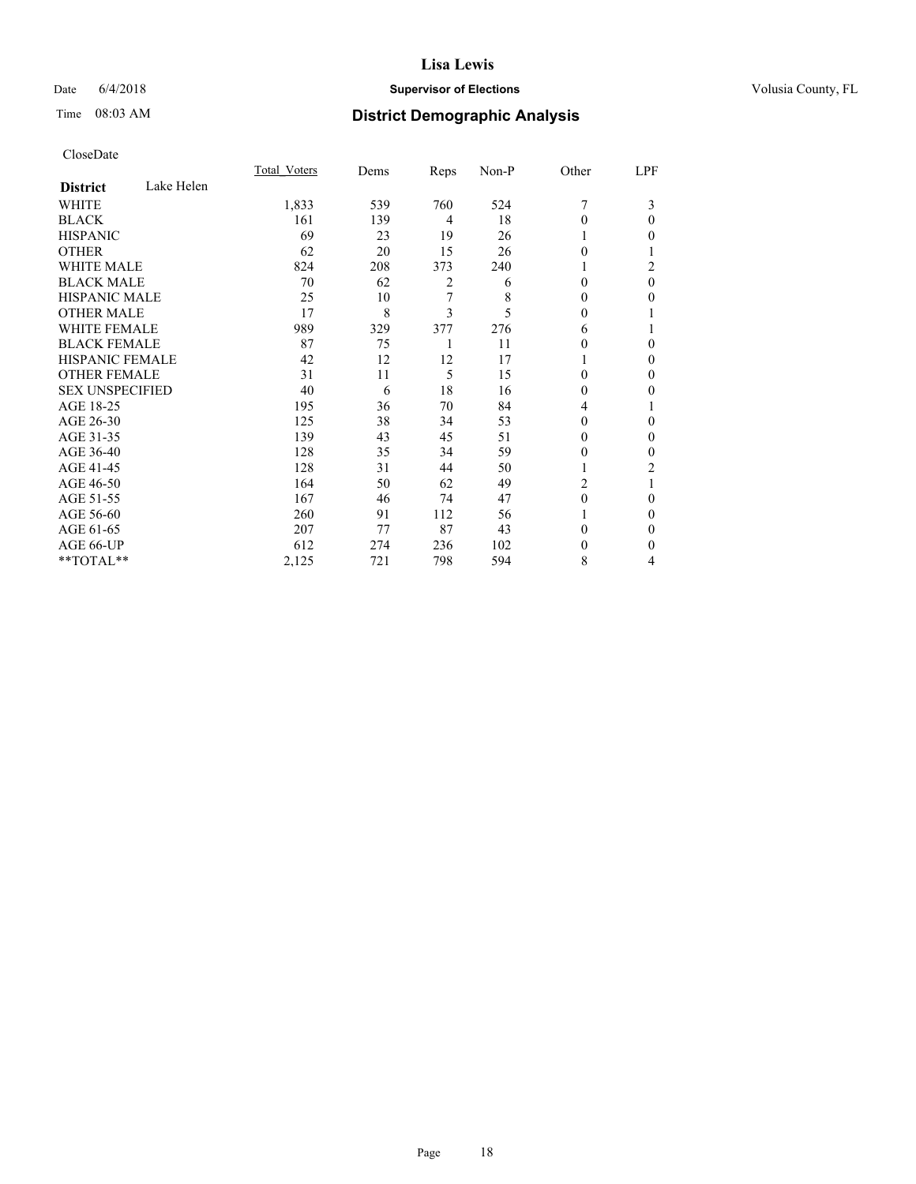# Lisa Lewis

Date 6/4/2018 **Supervisor of Elections** Volusia County, FL

Time 08:03 AM **District Demographic Analysis**

CloseDate

| **District** Lake Helen | Total_Voters | Dems | Reps | Non-P | Other | LPF |
|---|---|---|---|---|---|---|
| WHITE | 1,833 | 539 | 760 | 524 | 7 | 3 |
| BLACK | 161 | 139 | 4 | 18 | 0 | 0 |
| HISPANIC | 69 | 23 | 19 | 26 | 1 | 0 |
| OTHER | 62 | 20 | 15 | 26 | 0 | 1 |
| WHITE MALE | 824 | 208 | 373 | 240 | 1 | 2 |
| BLACK MALE | 70 | 62 | 2 | 6 | 0 | 0 |
| HISPANIC MALE | 25 | 10 | 7 | 8 | 0 | 0 |
| OTHER MALE | 17 | 8 | 3 | 5 | 0 | 1 |
| WHITE FEMALE | 989 | 329 | 377 | 276 | 6 | 1 |
| BLACK FEMALE | 87 | 75 | 1 | 11 | 0 | 0 |
| HISPANIC FEMALE | 42 | 12 | 12 | 17 | 1 | 0 |
| OTHER FEMALE | 31 | 11 | 5 | 15 | 0 | 0 |
| SEX UNSPECIFIED | 40 | 6 | 18 | 16 | 0 | 0 |
| AGE 18-25 | 195 | 36 | 70 | 84 | 4 | 1 |
| AGE 26-30 | 125 | 38 | 34 | 53 | 0 | 0 |
| AGE 31-35 | 139 | 43 | 45 | 51 | 0 | 0 |
| AGE 36-40 | 128 | 35 | 34 | 59 | 0 | 0 |
| AGE 41-45 | 128 | 31 | 44 | 50 | 1 | 2 |
| AGE 46-50 | 164 | 50 | 62 | 49 | 2 | 1 |
| AGE 51-55 | 167 | 46 | 74 | 47 | 0 | 0 |
| AGE 56-60 | 260 | 91 | 112 | 56 | 1 | 0 |
| AGE 61-65 | 207 | 77 | 87 | 43 | 0 | 0 |
| AGE 66-UP | 612 | 274 | 236 | 102 | 0 | 0 |
| **TOTAL** | 2,125 | 721 | 798 | 594 | 8 | 4 |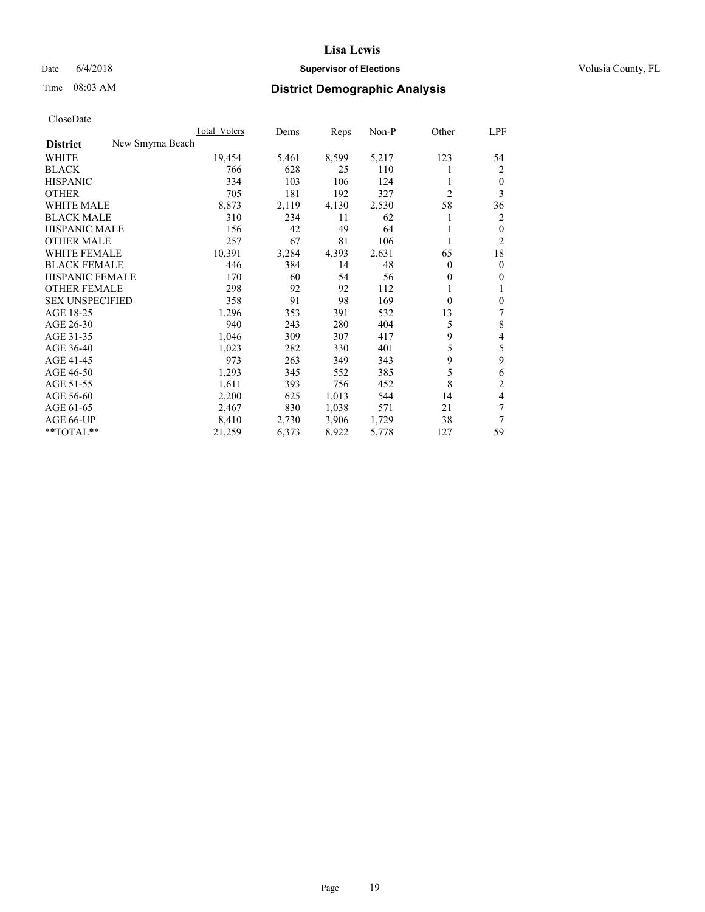# Lisa Lewis

Date 6/4/2018 **Supervisor of Elections** Volusia County, FL

Time 08:03 AM **District Demographic Analysis**

CloseDate

| **District** New Smyrna Beach | Total_Voters | Dems | Reps | Non-P | Other | LPF |
|---|---|---|---|---|---|---|
| WHITE | 19,454 | 5,461 | 8,599 | 5,217 | 123 | 54 |
| BLACK | 766 | 628 | 25 | 110 | 1 | 2 |
| HISPANIC | 334 | 103 | 106 | 124 | 1 | 0 |
| OTHER | 705 | 181 | 192 | 327 | 2 | 3 |
| WHITE MALE | 8,873 | 2,119 | 4,130 | 2,530 | 58 | 36 |
| BLACK MALE | 310 | 234 | 11 | 62 | 1 | 2 |
| HISPANIC MALE | 156 | 42 | 49 | 64 | 1 | 0 |
| OTHER MALE | 257 | 67 | 81 | 106 | 1 | 2 |
| WHITE FEMALE | 10,391 | 3,284 | 4,393 | 2,631 | 65 | 18 |
| BLACK FEMALE | 446 | 384 | 14 | 48 | 0 | 0 |
| HISPANIC FEMALE | 170 | 60 | 54 | 56 | 0 | 0 |
| OTHER FEMALE | 298 | 92 | 92 | 112 | 1 | 1 |
| SEX UNSPECIFIED | 358 | 91 | 98 | 169 | 0 | 0 |
| AGE 18-25 | 1,296 | 353 | 391 | 532 | 13 | 7 |
| AGE 26-30 | 940 | 243 | 280 | 404 | 5 | 8 |
| AGE 31-35 | 1,046 | 309 | 307 | 417 | 9 | 4 |
| AGE 36-40 | 1,023 | 282 | 330 | 401 | 5 | 5 |
| AGE 41-45 | 973 | 263 | 349 | 343 | 9 | 9 |
| AGE 46-50 | 1,293 | 345 | 552 | 385 | 5 | 6 |
| AGE 51-55 | 1,611 | 393 | 756 | 452 | 8 | 2 |
| AGE 56-60 | 2,200 | 625 | 1,013 | 544 | 14 | 4 |
| AGE 61-65 | 2,467 | 830 | 1,038 | 571 | 21 | 7 |
| AGE 66-UP | 8,410 | 2,730 | 3,906 | 1,729 | 38 | 7 |
| **TOTAL** | 21,259 | 6,373 | 8,922 | 5,778 | 127 | 59 |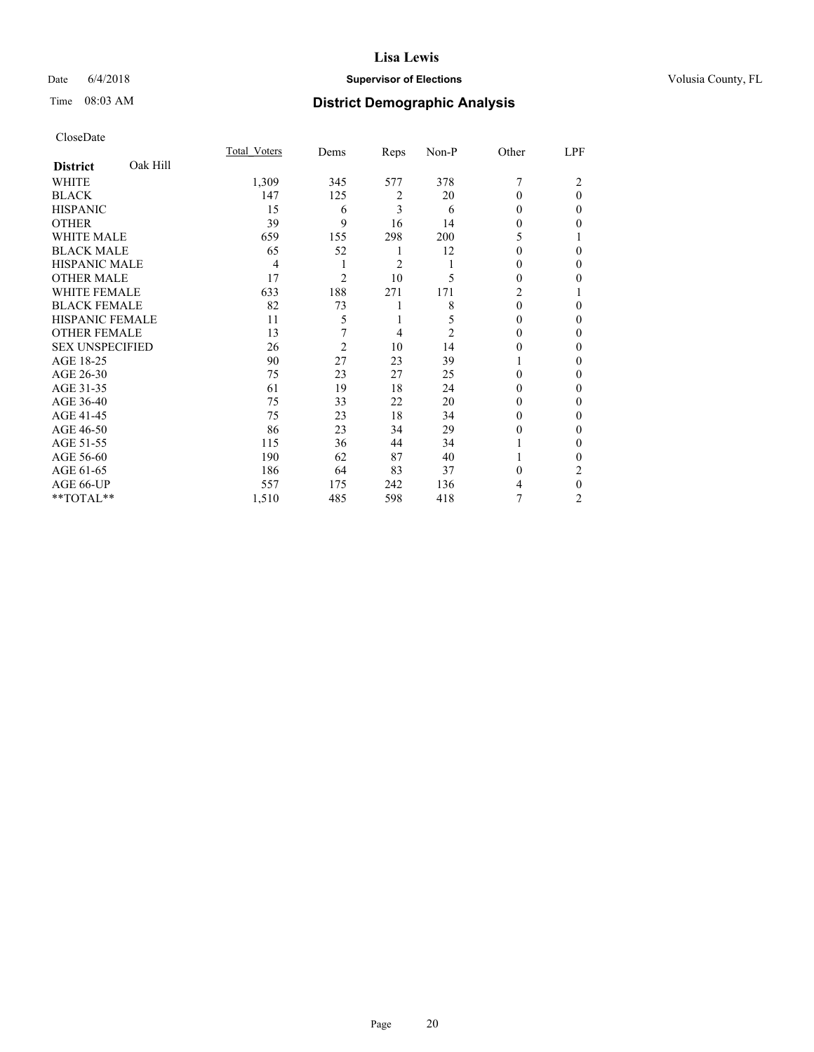# Lisa Lewis

Date 6/4/2018 **Supervisor of Elections** Volusia County, FL

Time 08:03 AM **District Demographic Analysis**

CloseDate

| District | Oak Hill | Total_Voters | Dems | Reps | Non-P | Other | LPF |
|---|---|---|---|---|---|---|---|
| WHITE | | 1,309 | 345 | 577 | 378 | 7 | 2 |
| BLACK | | 147 | 125 | 2 | 20 | 0 | 0 |
| HISPANIC | | 15 | 6 | 3 | 6 | 0 | 0 |
| OTHER | | 39 | 9 | 16 | 14 | 0 | 0 |
| WHITE MALE | | 659 | 155 | 298 | 200 | 5 | 1 |
| BLACK MALE | | 65 | 52 | 1 | 12 | 0 | 0 |
| HISPANIC MALE | | 4 | 1 | 2 | 1 | 0 | 0 |
| OTHER MALE | | 17 | 2 | 10 | 5 | 0 | 0 |
| WHITE FEMALE | | 633 | 188 | 271 | 171 | 2 | 1 |
| BLACK FEMALE | | 82 | 73 | 1 | 8 | 0 | 0 |
| HISPANIC FEMALE | | 11 | 5 | 1 | 5 | 0 | 0 |
| OTHER FEMALE | | 13 | 7 | 4 | 2 | 0 | 0 |
| SEX UNSPECIFIED | | 26 | 2 | 10 | 14 | 0 | 0 |
| AGE 18-25 | | 90 | 27 | 23 | 39 | 1 | 0 |
| AGE 26-30 | | 75 | 23 | 27 | 25 | 0 | 0 |
| AGE 31-35 | | 61 | 19 | 18 | 24 | 0 | 0 |
| AGE 36-40 | | 75 | 33 | 22 | 20 | 0 | 0 |
| AGE 41-45 | | 75 | 23 | 18 | 34 | 0 | 0 |
| AGE 46-50 | | 86 | 23 | 34 | 29 | 0 | 0 |
| AGE 51-55 | | 115 | 36 | 44 | 34 | 1 | 0 |
| AGE 56-60 | | 190 | 62 | 87 | 40 | 1 | 0 |
| AGE 61-65 | | 186 | 64 | 83 | 37 | 0 | 2 |
| AGE 66-UP | | 557 | 175 | 242 | 136 | 4 | 0 |
| **TOTAL** | | 1,510 | 485 | 598 | 418 | 7 | 2 |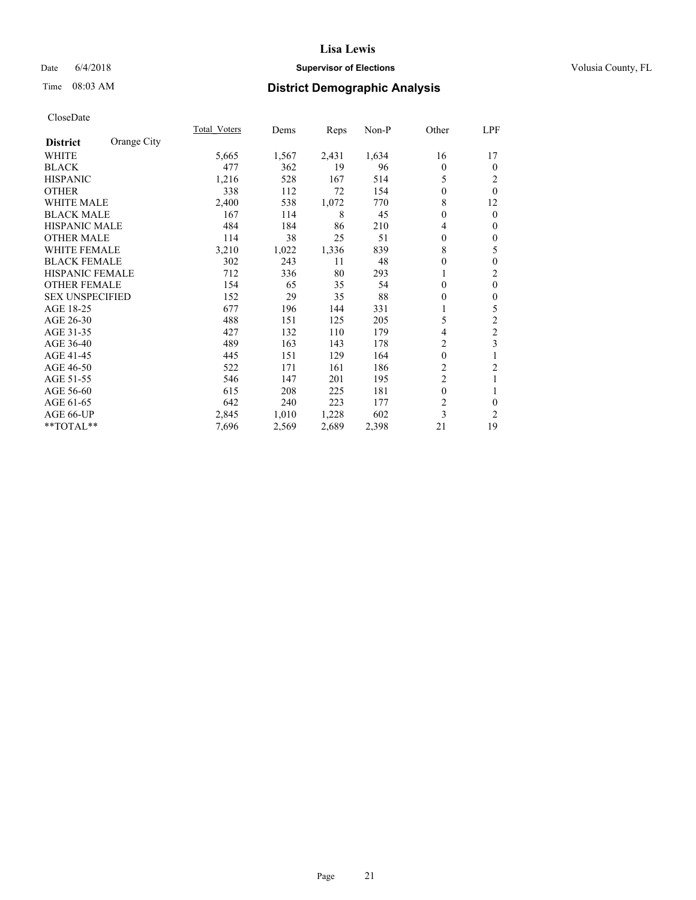Date 6/4/2018 **Supervisor of Elections** Volusia County, FL

Time 08:03 AM **District Demographic Analysis**

CloseDate

| **District** Orange City | Total_Voters | Dems | Reps | Non-P | Other | LPF |
|---|---|---|---|---|---|---|
| WHITE | 5,665 | 1,567 | 2,431 | 1,634 | 16 | 17 |
| BLACK | 477 | 362 | 19 | 96 | 0 | 0 |
| HISPANIC | 1,216 | 528 | 167 | 514 | 5 | 2 |
| OTHER | 338 | 112 | 72 | 154 | 0 | 0 |
| WHITE MALE | 2,400 | 538 | 1,072 | 770 | 8 | 12 |
| BLACK MALE | 167 | 114 | 8 | 45 | 0 | 0 |
| HISPANIC MALE | 484 | 184 | 86 | 210 | 4 | 0 |
| OTHER MALE | 114 | 38 | 25 | 51 | 0 | 0 |
| WHITE FEMALE | 3,210 | 1,022 | 1,336 | 839 | 8 | 5 |
| BLACK FEMALE | 302 | 243 | 11 | 48 | 0 | 0 |
| HISPANIC FEMALE | 712 | 336 | 80 | 293 | 1 | 2 |
| OTHER FEMALE | 154 | 65 | 35 | 54 | 0 | 0 |
| SEX UNSPECIFIED | 152 | 29 | 35 | 88 | 0 | 0 |
| AGE 18-25 | 677 | 196 | 144 | 331 | 1 | 5 |
| AGE 26-30 | 488 | 151 | 125 | 205 | 5 | 2 |
| AGE 31-35 | 427 | 132 | 110 | 179 | 4 | 2 |
| AGE 36-40 | 489 | 163 | 143 | 178 | 2 | 3 |
| AGE 41-45 | 445 | 151 | 129 | 164 | 0 | 1 |
| AGE 46-50 | 522 | 171 | 161 | 186 | 2 | 2 |
| AGE 51-55 | 546 | 147 | 201 | 195 | 2 | 1 |
| AGE 56-60 | 615 | 208 | 225 | 181 | 0 | 1 |
| AGE 61-65 | 642 | 240 | 223 | 177 | 2 | 0 |
| AGE 66-UP | 2,845 | 1,010 | 1,228 | 602 | 3 | 2 |
| **TOTAL** | 7,696 | 2,569 | 2,689 | 2,398 | 21 | 19 |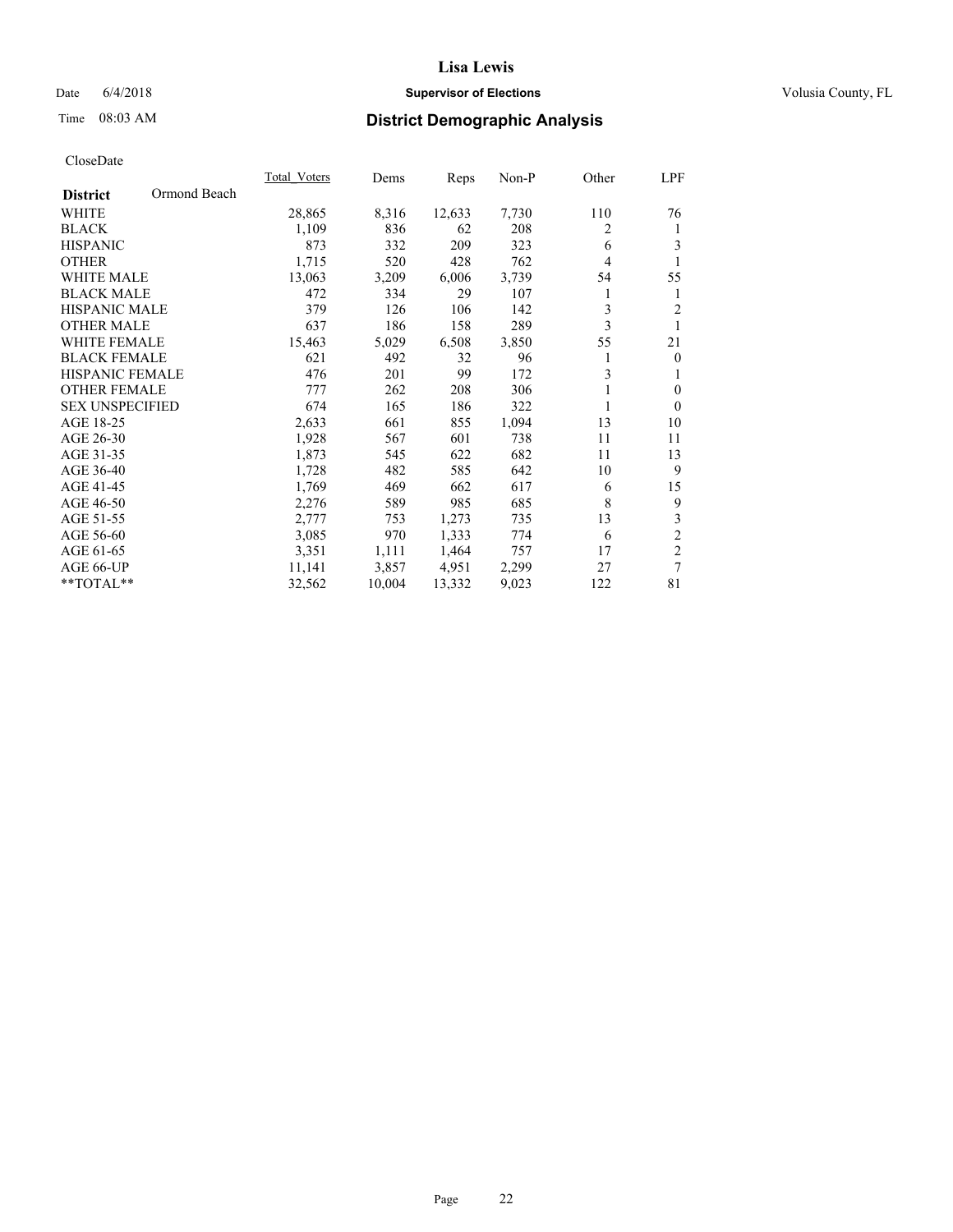# Lisa Lewis

Date 6/4/2018 **Supervisor of Elections** Volusia County, FL

Time 08:03 AM **District Demographic Analysis**

CloseDate

| District | Ormond Beach | Total_Voters | Dems | Reps | Non-P | Other | LPF |
|---|---|---|---|---|---|---|---|
| WHITE | | 28,865 | 8,316 | 12,633 | 7,730 | 110 | 76 |
| BLACK | | 1,109 | 836 | 62 | 208 | 2 | 1 |
| HISPANIC | | 873 | 332 | 209 | 323 | 6 | 3 |
| OTHER | | 1,715 | 520 | 428 | 762 | 4 | 1 |
| WHITE MALE | | 13,063 | 3,209 | 6,006 | 3,739 | 54 | 55 |
| BLACK MALE | | 472 | 334 | 29 | 107 | 1 | 1 |
| HISPANIC MALE | | 379 | 126 | 106 | 142 | 3 | 2 |
| OTHER MALE | | 637 | 186 | 158 | 289 | 3 | 1 |
| WHITE FEMALE | | 15,463 | 5,029 | 6,508 | 3,850 | 55 | 21 |
| BLACK FEMALE | | 621 | 492 | 32 | 96 | 1 | 0 |
| HISPANIC FEMALE | | 476 | 201 | 99 | 172 | 3 | 1 |
| OTHER FEMALE | | 777 | 262 | 208 | 306 | 1 | 0 |
| SEX UNSPECIFIED | | 674 | 165 | 186 | 322 | 1 | 0 |
| AGE 18-25 | | 2,633 | 661 | 855 | 1,094 | 13 | 10 |
| AGE 26-30 | | 1,928 | 567 | 601 | 738 | 11 | 11 |
| AGE 31-35 | | 1,873 | 545 | 622 | 682 | 11 | 13 |
| AGE 36-40 | | 1,728 | 482 | 585 | 642 | 10 | 9 |
| AGE 41-45 | | 1,769 | 469 | 662 | 617 | 6 | 15 |
| AGE 46-50 | | 2,276 | 589 | 985 | 685 | 8 | 9 |
| AGE 51-55 | | 2,777 | 753 | 1,273 | 735 | 13 | 3 |
| AGE 56-60 | | 3,085 | 970 | 1,333 | 774 | 6 | 2 |
| AGE 61-65 | | 3,351 | 1,111 | 1,464 | 757 | 17 | 2 |
| AGE 66-UP | | 11,141 | 3,857 | 4,951 | 2,299 | 27 | 7 |
| **TOTAL** | | 32,562 | 10,004 | 13,332 | 9,023 | 122 | 81 |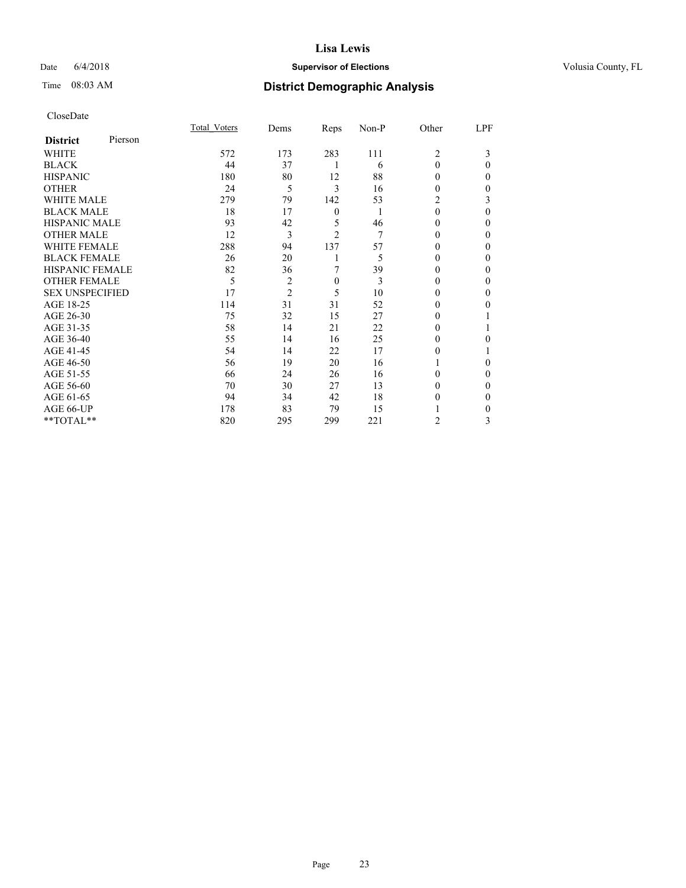# Lisa Lewis

Date 6/4/2018 **Supervisor of Elections** Volusia County, FL

Time 08:03 AM **District Demographic Analysis**

CloseDate

| **District** Pierson | Total_Voters | Dems | Reps | Non-P | Other | LPF |
|---|---|---|---|---|---|---|
| WHITE | 572 | 173 | 283 | 111 | 2 | 3 |
| BLACK | 44 | 37 | 1 | 6 | 0 | 0 |
| HISPANIC | 180 | 80 | 12 | 88 | 0 | 0 |
| OTHER | 24 | 5 | 3 | 16 | 0 | 0 |
| WHITE MALE | 279 | 79 | 142 | 53 | 2 | 3 |
| BLACK MALE | 18 | 17 | 0 | 1 | 0 | 0 |
| HISPANIC MALE | 93 | 42 | 5 | 46 | 0 | 0 |
| OTHER MALE | 12 | 3 | 2 | 7 | 0 | 0 |
| WHITE FEMALE | 288 | 94 | 137 | 57 | 0 | 0 |
| BLACK FEMALE | 26 | 20 | 1 | 5 | 0 | 0 |
| HISPANIC FEMALE | 82 | 36 | 7 | 39 | 0 | 0 |
| OTHER FEMALE | 5 | 2 | 0 | 3 | 0 | 0 |
| SEX UNSPECIFIED | 17 | 2 | 5 | 10 | 0 | 0 |
| AGE 18-25 | 114 | 31 | 31 | 52 | 0 | 0 |
| AGE 26-30 | 75 | 32 | 15 | 27 | 0 | 1 |
| AGE 31-35 | 58 | 14 | 21 | 22 | 0 | 1 |
| AGE 36-40 | 55 | 14 | 16 | 25 | 0 | 0 |
| AGE 41-45 | 54 | 14 | 22 | 17 | 0 | 1 |
| AGE 46-50 | 56 | 19 | 20 | 16 | 1 | 0 |
| AGE 51-55 | 66 | 24 | 26 | 16 | 0 | 0 |
| AGE 56-60 | 70 | 30 | 27 | 13 | 0 | 0 |
| AGE 61-65 | 94 | 34 | 42 | 18 | 0 | 0 |
| AGE 66-UP | 178 | 83 | 79 | 15 | 1 | 0 |
| **TOTAL** | 820 | 295 | 299 | 221 | 2 | 3 |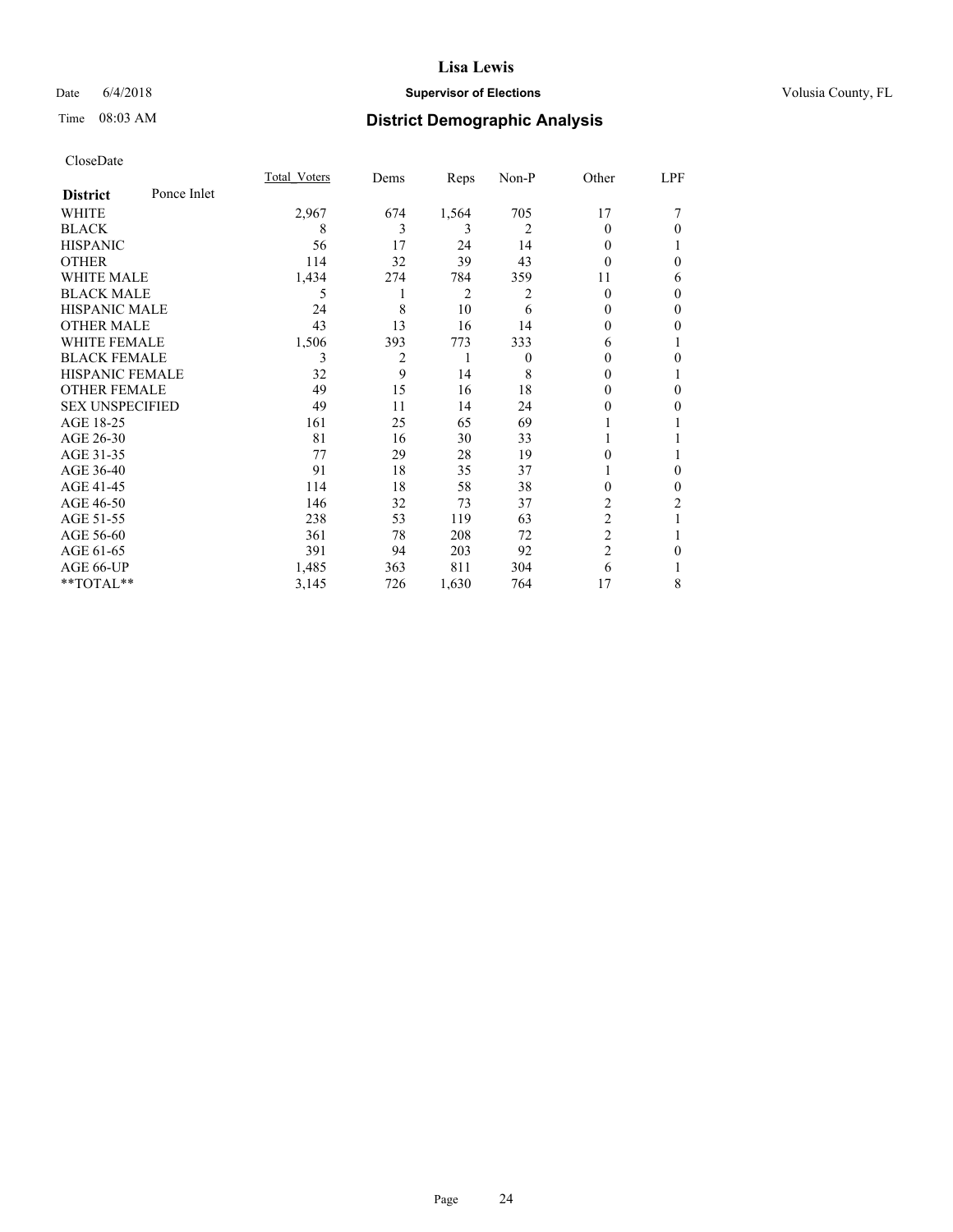CloseDate

| District | Ponce Inlet | Total_Voters | Dems | Reps | Non-P | Other | LPF |
|---|---|---|---|---|---|---|---|
| WHITE | | 2,967 | 674 | 1,564 | 705 | 17 | 7 |
| BLACK | | 8 | 3 | 3 | 2 | 0 | 0 |
| HISPANIC | | 56 | 17 | 24 | 14 | 0 | 1 |
| OTHER | | 114 | 32 | 39 | 43 | 0 | 0 |
| WHITE MALE | | 1,434 | 274 | 784 | 359 | 11 | 6 |
| BLACK MALE | | 5 | 1 | 2 | 2 | 0 | 0 |
| HISPANIC MALE | | 24 | 8 | 10 | 6 | 0 | 0 |
| OTHER MALE | | 43 | 13 | 16 | 14 | 0 | 0 |
| WHITE FEMALE | | 1,506 | 393 | 773 | 333 | 6 | 1 |
| BLACK FEMALE | | 3 | 2 | 1 | 0 | 0 | 0 |
| HISPANIC FEMALE | | 32 | 9 | 14 | 8 | 0 | 1 |
| OTHER FEMALE | | 49 | 15 | 16 | 18 | 0 | 0 |
| SEX UNSPECIFIED | | 49 | 11 | 14 | 24 | 0 | 0 |
| AGE 18-25 | | 161 | 25 | 65 | 69 | 1 | 1 |
| AGE 26-30 | | 81 | 16 | 30 | 33 | 1 | 1 |
| AGE 31-35 | | 77 | 29 | 28 | 19 | 0 | 1 |
| AGE 36-40 | | 91 | 18 | 35 | 37 | 1 | 0 |
| AGE 41-45 | | 114 | 18 | 58 | 38 | 0 | 0 |
| AGE 46-50 | | 146 | 32 | 73 | 37 | 2 | 2 |
| AGE 51-55 | | 238 | 53 | 119 | 63 | 2 | 1 |
| AGE 56-60 | | 361 | 78 | 208 | 72 | 2 | 1 |
| AGE 61-65 | | 391 | 94 | 203 | 92 | 2 | 0 |
| AGE 66-UP | | 1,485 | 363 | 811 | 304 | 6 | 1 |
| **TOTAL** | | 3,145 | 726 | 1,630 | 764 | 17 | 8 |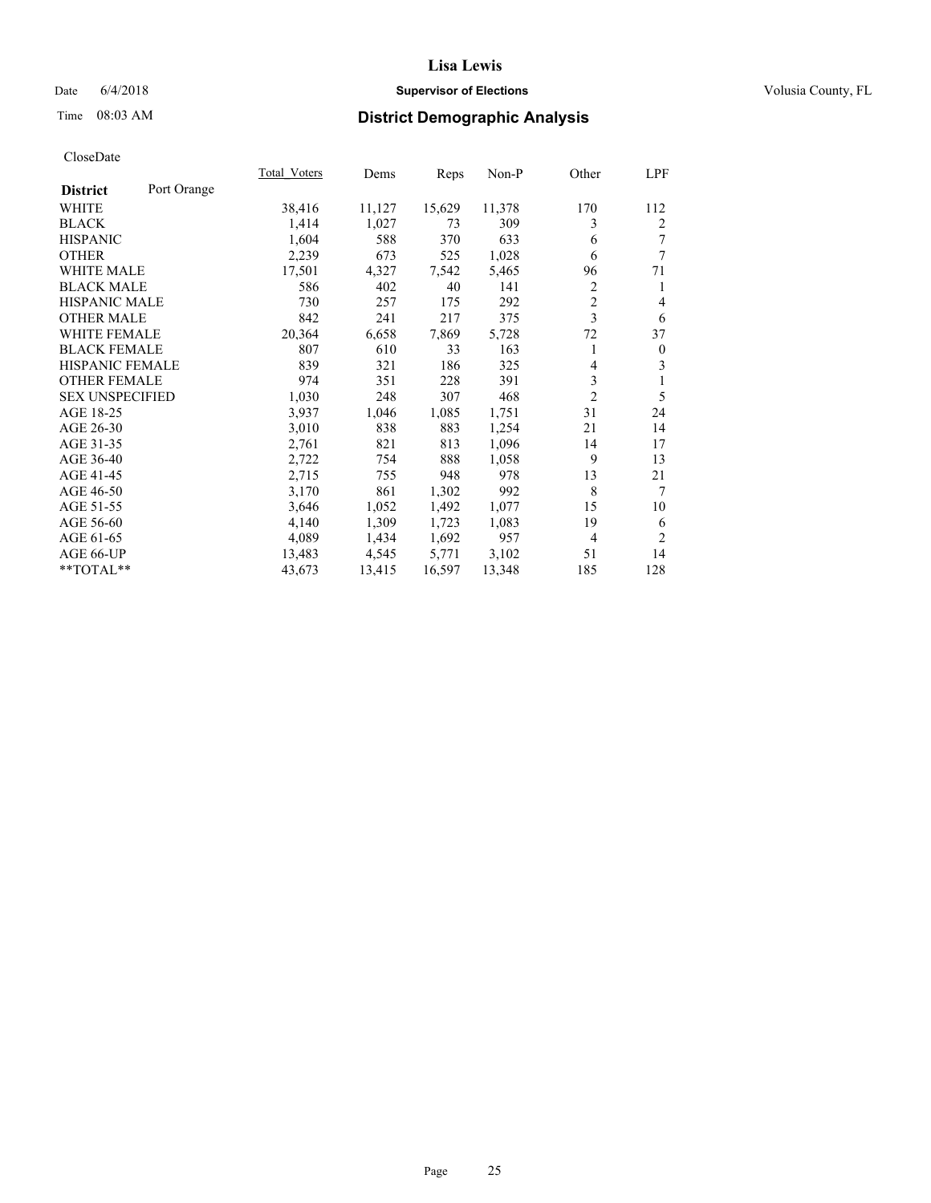# Lisa Lewis

Date 6/4/2018 **Supervisor of Elections** Volusia County, FL

Time 08:03 AM **District Demographic Analysis**

CloseDate

| **District** Port Orange | Total_Voters | Dems | Reps | Non-P | Other | LPF |
|---|---|---|---|---|---|---|
| WHITE | 38,416 | 11,127 | 15,629 | 11,378 | 170 | 112 |
| BLACK | 1,414 | 1,027 | 73 | 309 | 3 | 2 |
| HISPANIC | 1,604 | 588 | 370 | 633 | 6 | 7 |
| OTHER | 2,239 | 673 | 525 | 1,028 | 6 | 7 |
| WHITE MALE | 17,501 | 4,327 | 7,542 | 5,465 | 96 | 71 |
| BLACK MALE | 586 | 402 | 40 | 141 | 2 | 1 |
| HISPANIC MALE | 730 | 257 | 175 | 292 | 2 | 4 |
| OTHER MALE | 842 | 241 | 217 | 375 | 3 | 6 |
| WHITE FEMALE | 20,364 | 6,658 | 7,869 | 5,728 | 72 | 37 |
| BLACK FEMALE | 807 | 610 | 33 | 163 | 1 | 0 |
| HISPANIC FEMALE | 839 | 321 | 186 | 325 | 4 | 3 |
| OTHER FEMALE | 974 | 351 | 228 | 391 | 3 | 1 |
| SEX UNSPECIFIED | 1,030 | 248 | 307 | 468 | 2 | 5 |
| AGE 18-25 | 3,937 | 1,046 | 1,085 | 1,751 | 31 | 24 |
| AGE 26-30 | 3,010 | 838 | 883 | 1,254 | 21 | 14 |
| AGE 31-35 | 2,761 | 821 | 813 | 1,096 | 14 | 17 |
| AGE 36-40 | 2,722 | 754 | 888 | 1,058 | 9 | 13 |
| AGE 41-45 | 2,715 | 755 | 948 | 978 | 13 | 21 |
| AGE 46-50 | 3,170 | 861 | 1,302 | 992 | 8 | 7 |
| AGE 51-55 | 3,646 | 1,052 | 1,492 | 1,077 | 15 | 10 |
| AGE 56-60 | 4,140 | 1,309 | 1,723 | 1,083 | 19 | 6 |
| AGE 61-65 | 4,089 | 1,434 | 1,692 | 957 | 4 | 2 |
| AGE 66-UP | 13,483 | 4,545 | 5,771 | 3,102 | 51 | 14 |
| **TOTAL** | 43,673 | 13,415 | 16,597 | 13,348 | 185 | 128 |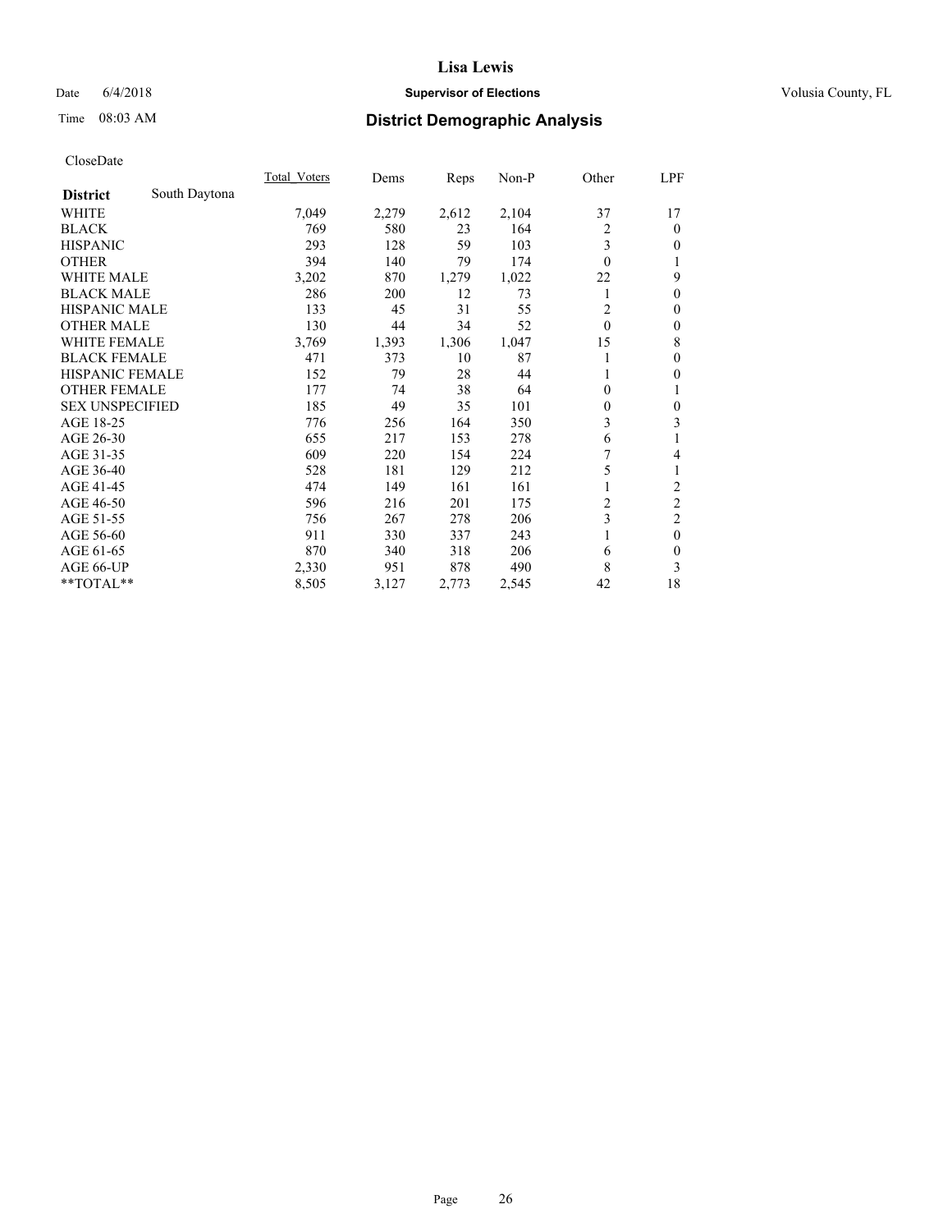# District Demographic Analysis

CloseDate

| District | South Daytona | Total_Voters | Dems | Reps | Non-P | Other | LPF |
|---|---|---|---|---|---|---|---|
| WHITE | | 7,049 | 2,279 | 2,612 | 2,104 | 37 | 17 |
| BLACK | | 769 | 580 | 23 | 164 | 2 | 0 |
| HISPANIC | | 293 | 128 | 59 | 103 | 3 | 0 |
| OTHER | | 394 | 140 | 79 | 174 | 0 | 1 |
| WHITE MALE | | 3,202 | 870 | 1,279 | 1,022 | 22 | 9 |
| BLACK MALE | | 286 | 200 | 12 | 73 | 1 | 0 |
| HISPANIC MALE | | 133 | 45 | 31 | 55 | 2 | 0 |
| OTHER MALE | | 130 | 44 | 34 | 52 | 0 | 0 |
| WHITE FEMALE | | 3,769 | 1,393 | 1,306 | 1,047 | 15 | 8 |
| BLACK FEMALE | | 471 | 373 | 10 | 87 | 1 | 0 |
| HISPANIC FEMALE | | 152 | 79 | 28 | 44 | 1 | 0 |
| OTHER FEMALE | | 177 | 74 | 38 | 64 | 0 | 1 |
| SEX UNSPECIFIED | | 185 | 49 | 35 | 101 | 0 | 0 |
| AGE 18-25 | | 776 | 256 | 164 | 350 | 3 | 3 |
| AGE 26-30 | | 655 | 217 | 153 | 278 | 6 | 1 |
| AGE 31-35 | | 609 | 220 | 154 | 224 | 7 | 4 |
| AGE 36-40 | | 528 | 181 | 129 | 212 | 5 | 1 |
| AGE 41-45 | | 474 | 149 | 161 | 161 | 1 | 2 |
| AGE 46-50 | | 596 | 216 | 201 | 175 | 2 | 2 |
| AGE 51-55 | | 756 | 267 | 278 | 206 | 3 | 2 |
| AGE 56-60 | | 911 | 330 | 337 | 243 | 1 | 0 |
| AGE 61-65 | | 870 | 340 | 318 | 206 | 6 | 0 |
| AGE 66-UP | | 2,330 | 951 | 878 | 490 | 8 | 3 |
| **TOTAL** | | 8,505 | 3,127 | 2,773 | 2,545 | 42 | 18 |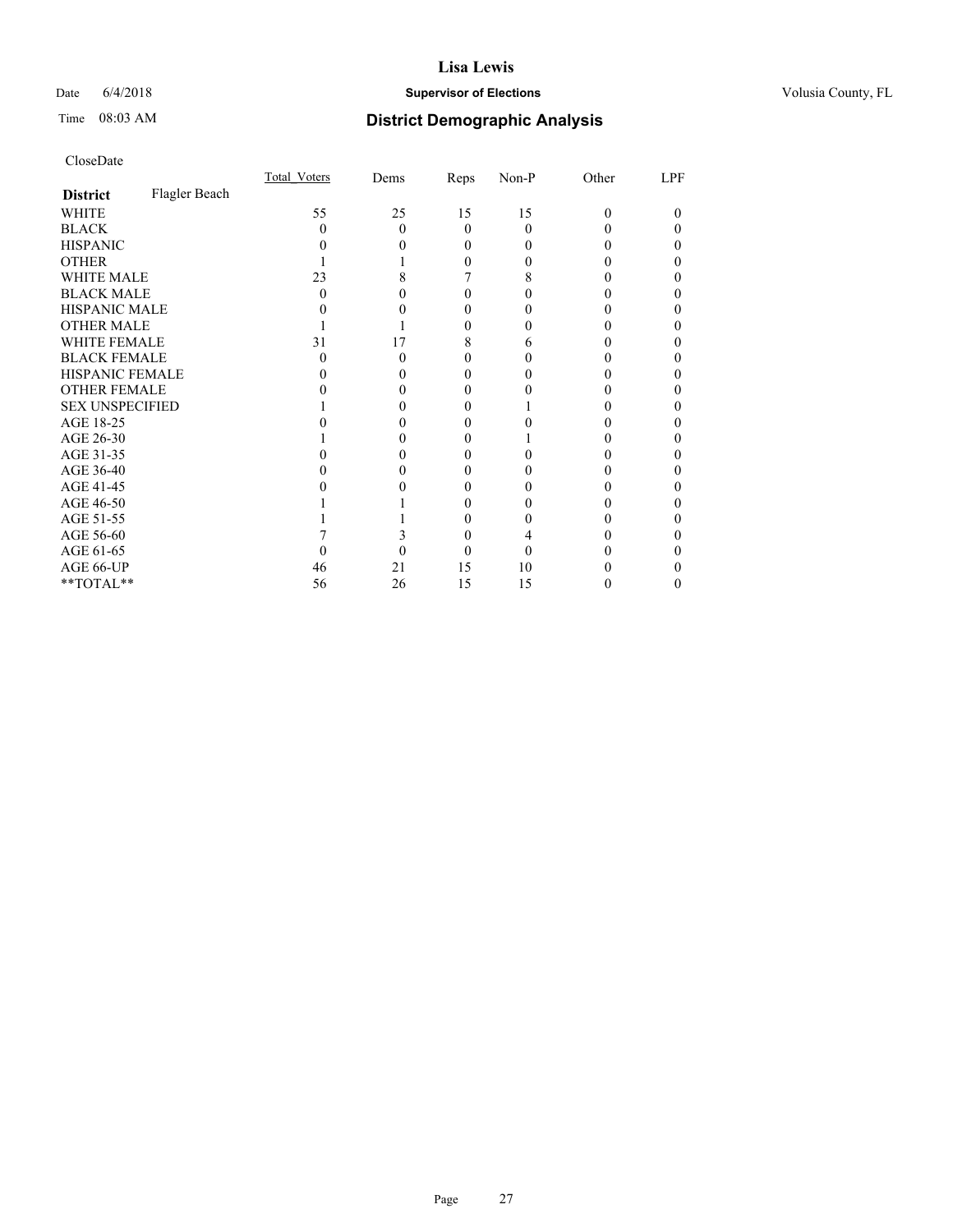# Lisa Lewis

Date 6/4/2018 | **Supervisor of Elections** | Volusia County, FL

Time 08:03 AM | **District Demographic Analysis**

CloseDate

| | Total_Voters | Dems | Reps | Non-P | Other | LPF |
|---|---|---|---|---|---|---|
| **District** Flagler Beach | | | | | | |
| WHITE | 55 | 25 | 15 | 15 | 0 | 0 |
| BLACK | 0 | 0 | 0 | 0 | 0 | 0 |
| HISPANIC | 0 | 0 | 0 | 0 | 0 | 0 |
| OTHER | 1 | 1 | 0 | 0 | 0 | 0 |
| WHITE MALE | 23 | 8 | 7 | 8 | 0 | 0 |
| BLACK MALE | 0 | 0 | 0 | 0 | 0 | 0 |
| HISPANIC MALE | 0 | 0 | 0 | 0 | 0 | 0 |
| OTHER MALE | 1 | 1 | 0 | 0 | 0 | 0 |
| WHITE FEMALE | 31 | 17 | 8 | 6 | 0 | 0 |
| BLACK FEMALE | 0 | 0 | 0 | 0 | 0 | 0 |
| HISPANIC FEMALE | 0 | 0 | 0 | 0 | 0 | 0 |
| OTHER FEMALE | 0 | 0 | 0 | 0 | 0 | 0 |
| SEX UNSPECIFIED | 1 | 0 | 0 | 1 | 0 | 0 |
| AGE 18-25 | 0 | 0 | 0 | 0 | 0 | 0 |
| AGE 26-30 | 1 | 0 | 0 | 1 | 0 | 0 |
| AGE 31-35 | 0 | 0 | 0 | 0 | 0 | 0 |
| AGE 36-40 | 0 | 0 | 0 | 0 | 0 | 0 |
| AGE 41-45 | 0 | 0 | 0 | 0 | 0 | 0 |
| AGE 46-50 | 1 | 1 | 0 | 0 | 0 | 0 |
| AGE 51-55 | 1 | 1 | 0 | 0 | 0 | 0 |
| AGE 56-60 | 7 | 3 | 0 | 4 | 0 | 0 |
| AGE 61-65 | 0 | 0 | 0 | 0 | 0 | 0 |
| AGE 66-UP | 46 | 21 | 15 | 10 | 0 | 0 |
| **TOTAL** | 56 | 26 | 15 | 15 | 0 | 0 |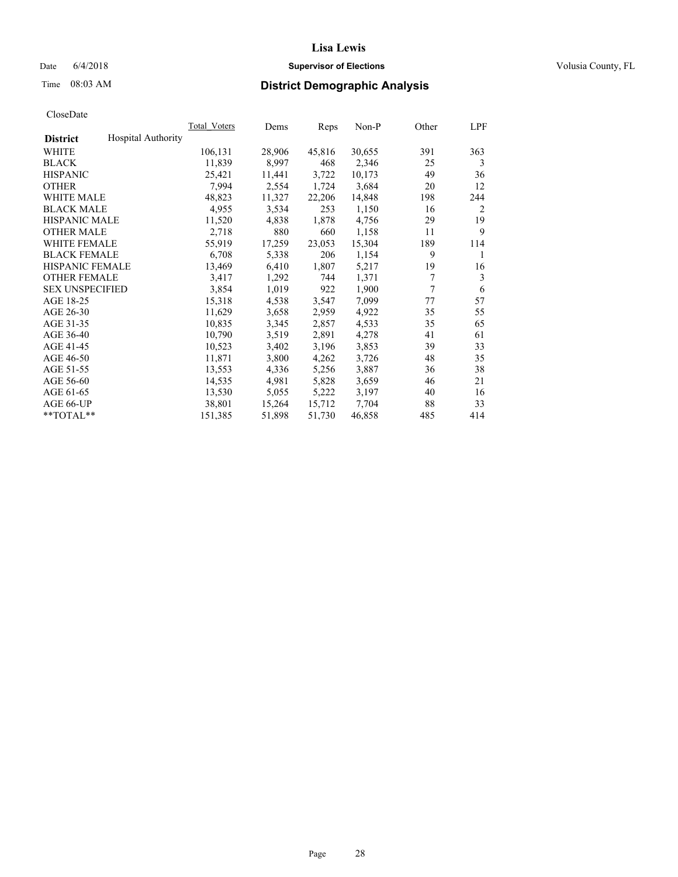# Lisa Lewis

Date 6/4/2018 **Supervisor of Elections** Volusia County, FL

Time 08:03 AM **District Demographic Analysis**

CloseDate

| District | Hospital Authority | Total_Voters | Dems | Reps | Non-P | Other | LPF |
|---|---|---|---|---|---|---|---|
| WHITE | | 106,131 | 28,906 | 45,816 | 30,655 | 391 | 363 |
| BLACK | | 11,839 | 8,997 | 468 | 2,346 | 25 | 3 |
| HISPANIC | | 25,421 | 11,441 | 3,722 | 10,173 | 49 | 36 |
| OTHER | | 7,994 | 2,554 | 1,724 | 3,684 | 20 | 12 |
| WHITE MALE | | 48,823 | 11,327 | 22,206 | 14,848 | 198 | 244 |
| BLACK MALE | | 4,955 | 3,534 | 253 | 1,150 | 16 | 2 |
| HISPANIC MALE | | 11,520 | 4,838 | 1,878 | 4,756 | 29 | 19 |
| OTHER MALE | | 2,718 | 880 | 660 | 1,158 | 11 | 9 |
| WHITE FEMALE | | 55,919 | 17,259 | 23,053 | 15,304 | 189 | 114 |
| BLACK FEMALE | | 6,708 | 5,338 | 206 | 1,154 | 9 | 1 |
| HISPANIC FEMALE | | 13,469 | 6,410 | 1,807 | 5,217 | 19 | 16 |
| OTHER FEMALE | | 3,417 | 1,292 | 744 | 1,371 | 7 | 3 |
| SEX UNSPECIFIED | | 3,854 | 1,019 | 922 | 1,900 | 7 | 6 |
| AGE 18-25 | | 15,318 | 4,538 | 3,547 | 7,099 | 77 | 57 |
| AGE 26-30 | | 11,629 | 3,658 | 2,959 | 4,922 | 35 | 55 |
| AGE 31-35 | | 10,835 | 3,345 | 2,857 | 4,533 | 35 | 65 |
| AGE 36-40 | | 10,790 | 3,519 | 2,891 | 4,278 | 41 | 61 |
| AGE 41-45 | | 10,523 | 3,402 | 3,196 | 3,853 | 39 | 33 |
| AGE 46-50 | | 11,871 | 3,800 | 4,262 | 3,726 | 48 | 35 |
| AGE 51-55 | | 13,553 | 4,336 | 5,256 | 3,887 | 36 | 38 |
| AGE 56-60 | | 14,535 | 4,981 | 5,828 | 3,659 | 46 | 21 |
| AGE 61-65 | | 13,530 | 5,055 | 5,222 | 3,197 | 40 | 16 |
| AGE 66-UP | | 38,801 | 15,264 | 15,712 | 7,704 | 88 | 33 |
| **TOTAL** | | 151,385 | 51,898 | 51,730 | 46,858 | 485 | 414 |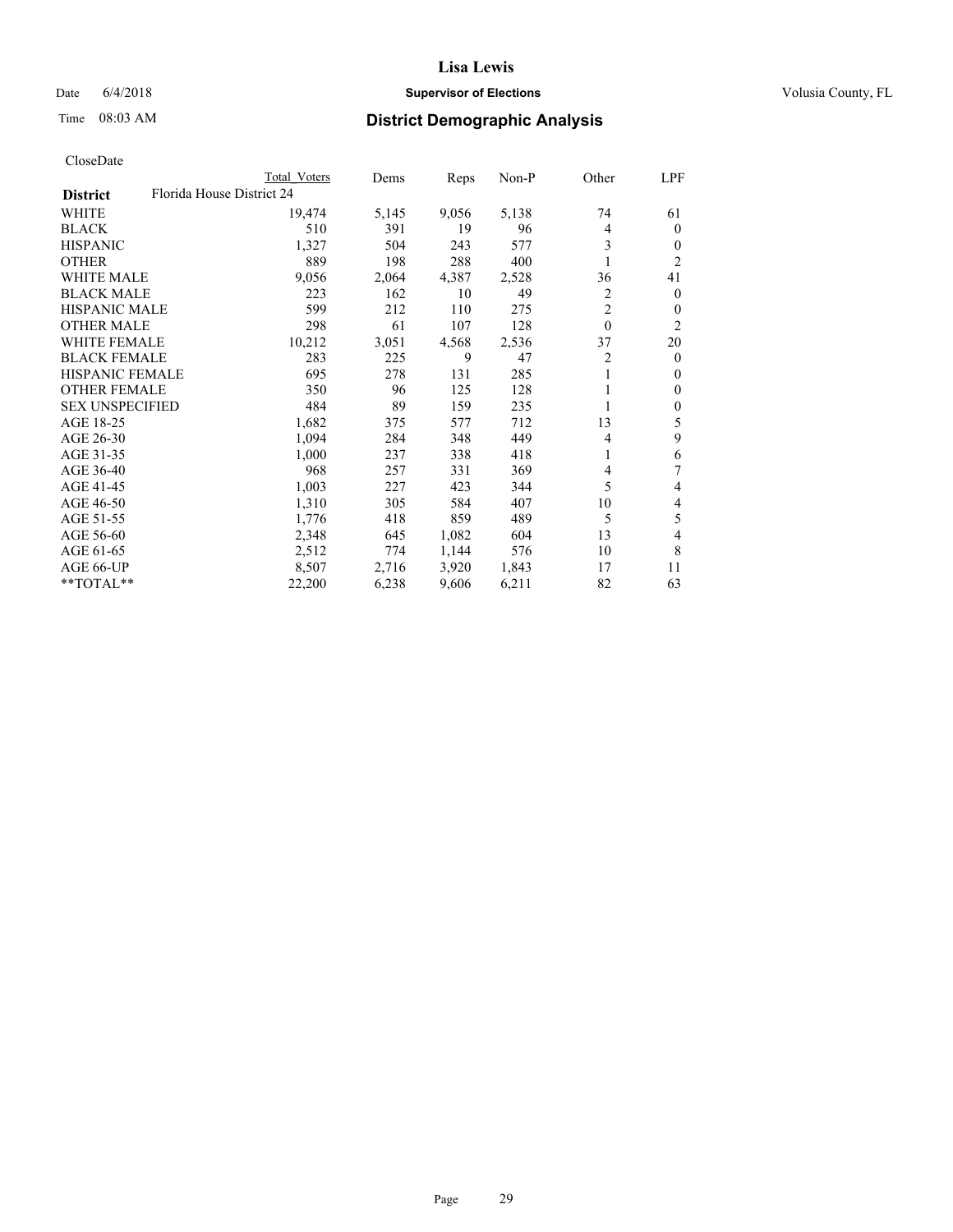# Lisa Lewis

Date 6/4/2018 **Supervisor of Elections** Volusia County, FL

Time 08:03 AM **District Demographic Analysis**

CloseDate

| District | Florida House District 24 | Total Voters | Dems | Reps | Non-P | Other | LPF |
|---|---|---|---|---|---|---|---|
| WHITE | | 19,474 | 5,145 | 9,056 | 5,138 | 74 | 61 |
| BLACK | | 510 | 391 | 19 | 96 | 4 | 0 |
| HISPANIC | | 1,327 | 504 | 243 | 577 | 3 | 0 |
| OTHER | | 889 | 198 | 288 | 400 | 1 | 2 |
| WHITE MALE | | 9,056 | 2,064 | 4,387 | 2,528 | 36 | 41 |
| BLACK MALE | | 223 | 162 | 10 | 49 | 2 | 0 |
| HISPANIC MALE | | 599 | 212 | 110 | 275 | 2 | 0 |
| OTHER MALE | | 298 | 61 | 107 | 128 | 0 | 2 |
| WHITE FEMALE | | 10,212 | 3,051 | 4,568 | 2,536 | 37 | 20 |
| BLACK FEMALE | | 283 | 225 | 9 | 47 | 2 | 0 |
| HISPANIC FEMALE | | 695 | 278 | 131 | 285 | 1 | 0 |
| OTHER FEMALE | | 350 | 96 | 125 | 128 | 1 | 0 |
| SEX UNSPECIFIED | | 484 | 89 | 159 | 235 | 1 | 0 |
| AGE 18-25 | | 1,682 | 375 | 577 | 712 | 13 | 5 |
| AGE 26-30 | | 1,094 | 284 | 348 | 449 | 4 | 9 |
| AGE 31-35 | | 1,000 | 237 | 338 | 418 | 1 | 6 |
| AGE 36-40 | | 968 | 257 | 331 | 369 | 4 | 7 |
| AGE 41-45 | | 1,003 | 227 | 423 | 344 | 5 | 4 |
| AGE 46-50 | | 1,310 | 305 | 584 | 407 | 10 | 4 |
| AGE 51-55 | | 1,776 | 418 | 859 | 489 | 5 | 5 |
| AGE 56-60 | | 2,348 | 645 | 1,082 | 604 | 13 | 4 |
| AGE 61-65 | | 2,512 | 774 | 1,144 | 576 | 10 | 8 |
| AGE 66-UP | | 8,507 | 2,716 | 3,920 | 1,843 | 17 | 11 |
| **TOTAL** | | 22,200 | 6,238 | 9,606 | 6,211 | 82 | 63 |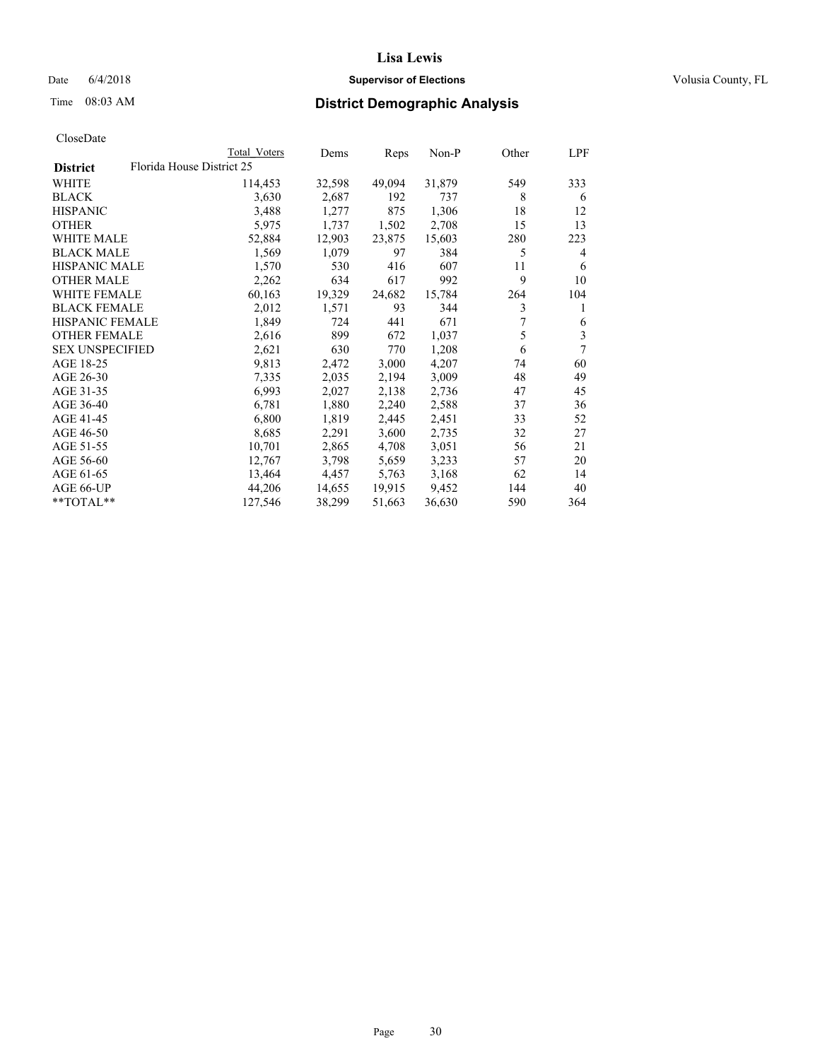# Lisa Lewis

Date 6/4/2018 **Supervisor of Elections** Volusia County, FL

Time 08:03 AM **District Demographic Analysis**

CloseDate

| District | Total Voters | Dems | Reps | Non-P | Other | LPF |
|---|---|---|---|---|---|---|
| **Florida House District 25** | | | | | | |
| WHITE | 114,453 | 32,598 | 49,094 | 31,879 | 549 | 333 |
| BLACK | 3,630 | 2,687 | 192 | 737 | 8 | 6 |
| HISPANIC | 3,488 | 1,277 | 875 | 1,306 | 18 | 12 |
| OTHER | 5,975 | 1,737 | 1,502 | 2,708 | 15 | 13 |
| WHITE MALE | 52,884 | 12,903 | 23,875 | 15,603 | 280 | 223 |
| BLACK MALE | 1,569 | 1,079 | 97 | 384 | 5 | 4 |
| HISPANIC MALE | 1,570 | 530 | 416 | 607 | 11 | 6 |
| OTHER MALE | 2,262 | 634 | 617 | 992 | 9 | 10 |
| WHITE FEMALE | 60,163 | 19,329 | 24,682 | 15,784 | 264 | 104 |
| BLACK FEMALE | 2,012 | 1,571 | 93 | 344 | 3 | 1 |
| HISPANIC FEMALE | 1,849 | 724 | 441 | 671 | 7 | 6 |
| OTHER FEMALE | 2,616 | 899 | 672 | 1,037 | 5 | 3 |
| SEX UNSPECIFIED | 2,621 | 630 | 770 | 1,208 | 6 | 7 |
| AGE 18-25 | 9,813 | 2,472 | 3,000 | 4,207 | 74 | 60 |
| AGE 26-30 | 7,335 | 2,035 | 2,194 | 3,009 | 48 | 49 |
| AGE 31-35 | 6,993 | 2,027 | 2,138 | 2,736 | 47 | 45 |
| AGE 36-40 | 6,781 | 1,880 | 2,240 | 2,588 | 37 | 36 |
| AGE 41-45 | 6,800 | 1,819 | 2,445 | 2,451 | 33 | 52 |
| AGE 46-50 | 8,685 | 2,291 | 3,600 | 2,735 | 32 | 27 |
| AGE 51-55 | 10,701 | 2,865 | 4,708 | 3,051 | 56 | 21 |
| AGE 56-60 | 12,767 | 3,798 | 5,659 | 3,233 | 57 | 20 |
| AGE 61-65 | 13,464 | 4,457 | 5,763 | 3,168 | 62 | 14 |
| AGE 66-UP | 44,206 | 14,655 | 19,915 | 9,452 | 144 | 40 |
| **TOTAL** | 127,546 | 38,299 | 51,663 | 36,630 | 590 | 364 |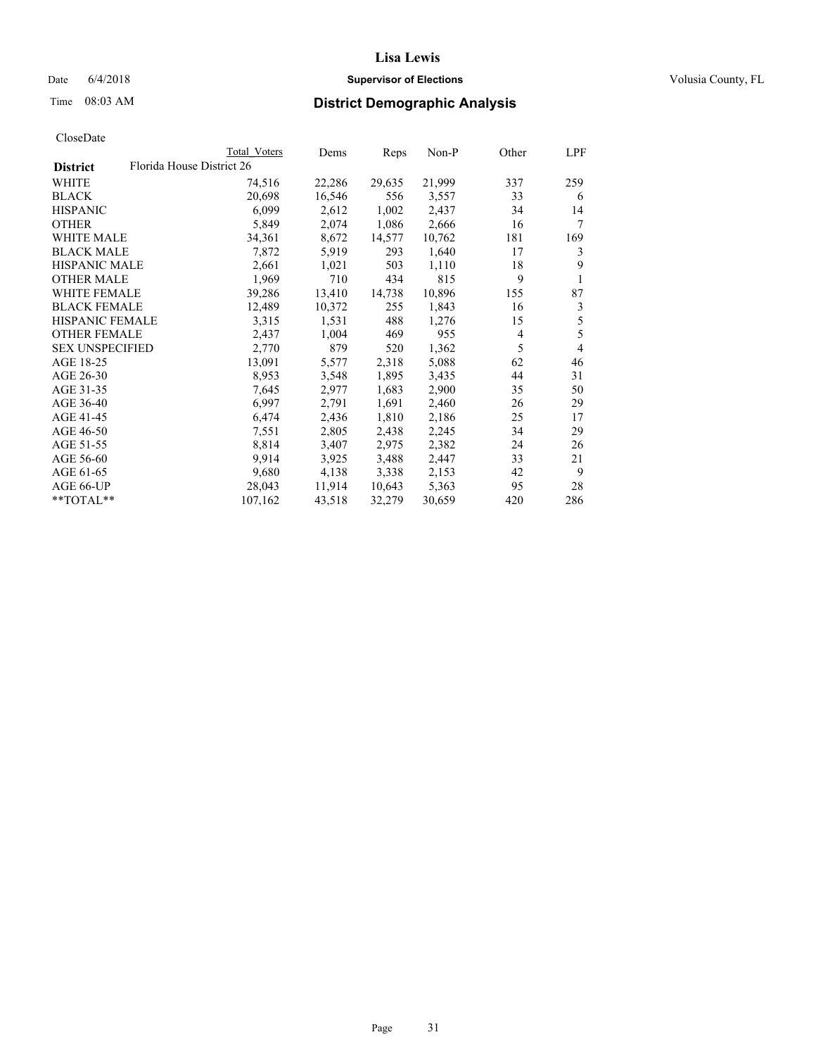# Lisa Lewis

Date 6/4/2018 **Supervisor of Elections** Volusia County, FL

Time 08:03 AM **District Demographic Analysis**

CloseDate

| | Total Voters | Dems | Reps | Non-P | Other | LPF |
|---|---|---|---|---|---|---|
| **District** Florida House District 26 | | | | | | |
| WHITE | 74,516 | 22,286 | 29,635 | 21,999 | 337 | 259 |
| BLACK | 20,698 | 16,546 | 556 | 3,557 | 33 | 6 |
| HISPANIC | 6,099 | 2,612 | 1,002 | 2,437 | 34 | 14 |
| OTHER | 5,849 | 2,074 | 1,086 | 2,666 | 16 | 7 |
| WHITE MALE | 34,361 | 8,672 | 14,577 | 10,762 | 181 | 169 |
| BLACK MALE | 7,872 | 5,919 | 293 | 1,640 | 17 | 3 |
| HISPANIC MALE | 2,661 | 1,021 | 503 | 1,110 | 18 | 9 |
| OTHER MALE | 1,969 | 710 | 434 | 815 | 9 | 1 |
| WHITE FEMALE | 39,286 | 13,410 | 14,738 | 10,896 | 155 | 87 |
| BLACK FEMALE | 12,489 | 10,372 | 255 | 1,843 | 16 | 3 |
| HISPANIC FEMALE | 3,315 | 1,531 | 488 | 1,276 | 15 | 5 |
| OTHER FEMALE | 2,437 | 1,004 | 469 | 955 | 4 | 5 |
| SEX UNSPECIFIED | 2,770 | 879 | 520 | 1,362 | 5 | 4 |
| AGE 18-25 | 13,091 | 5,577 | 2,318 | 5,088 | 62 | 46 |
| AGE 26-30 | 8,953 | 3,548 | 1,895 | 3,435 | 44 | 31 |
| AGE 31-35 | 7,645 | 2,977 | 1,683 | 2,900 | 35 | 50 |
| AGE 36-40 | 6,997 | 2,791 | 1,691 | 2,460 | 26 | 29 |
| AGE 41-45 | 6,474 | 2,436 | 1,810 | 2,186 | 25 | 17 |
| AGE 46-50 | 7,551 | 2,805 | 2,438 | 2,245 | 34 | 29 |
| AGE 51-55 | 8,814 | 3,407 | 2,975 | 2,382 | 24 | 26 |
| AGE 56-60 | 9,914 | 3,925 | 3,488 | 2,447 | 33 | 21 |
| AGE 61-65 | 9,680 | 4,138 | 3,338 | 2,153 | 42 | 9 |
| AGE 66-UP | 28,043 | 11,914 | 10,643 | 5,363 | 95 | 28 |
| **TOTAL** | 107,162 | 43,518 | 32,279 | 30,659 | 420 | 286 |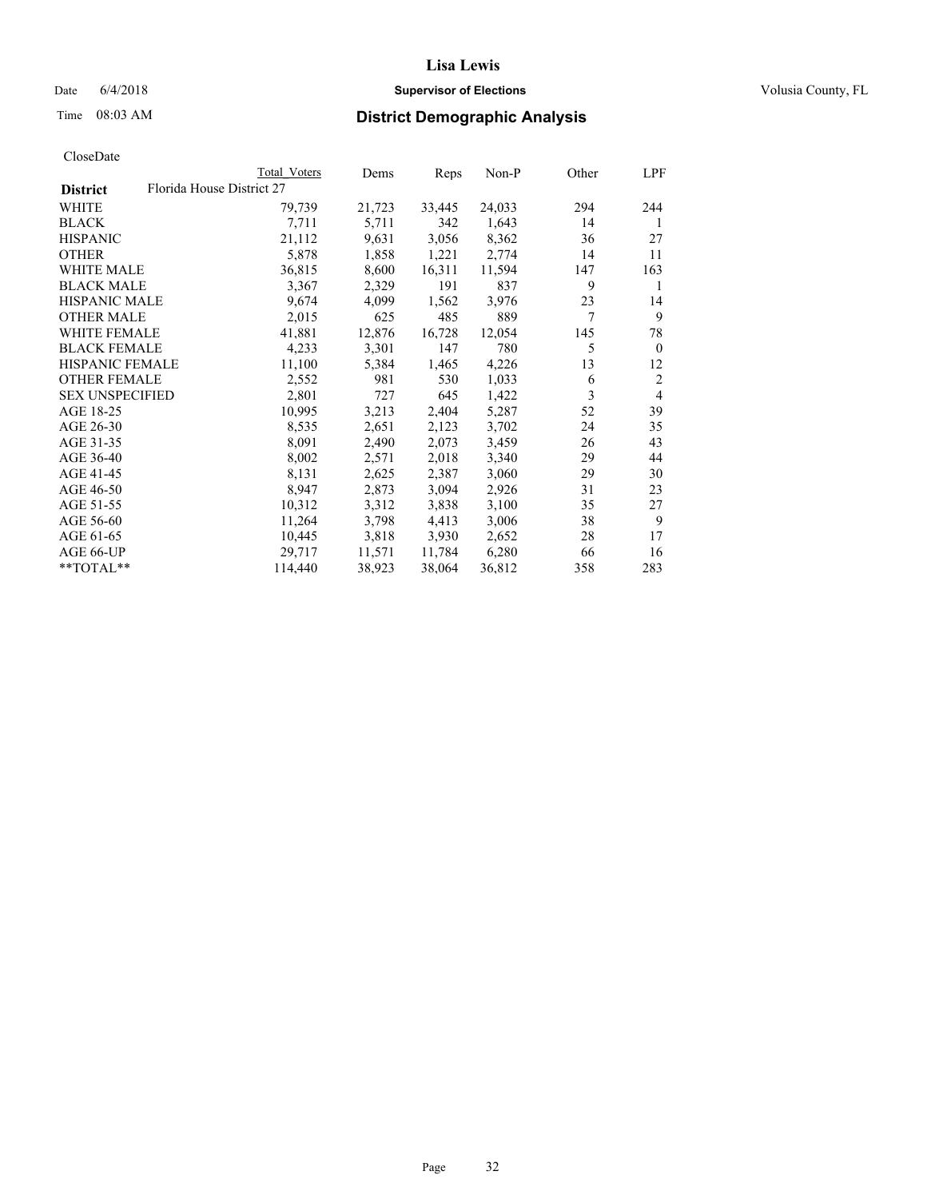# Lisa Lewis

Date 6/4/2018 **Supervisor of Elections** Volusia County, FL

Time 08:03 AM **District Demographic Analysis**

CloseDate

| | Total Voters | Dems | Reps | Non-P | Other | LPF |
|---|---|---|---|---|---|---|
| **District** Florida House District 27 | | | | | | |
| WHITE | 79,739 | 21,723 | 33,445 | 24,033 | 294 | 244 |
| BLACK | 7,711 | 5,711 | 342 | 1,643 | 14 | 1 |
| HISPANIC | 21,112 | 9,631 | 3,056 | 8,362 | 36 | 27 |
| OTHER | 5,878 | 1,858 | 1,221 | 2,774 | 14 | 11 |
| WHITE MALE | 36,815 | 8,600 | 16,311 | 11,594 | 147 | 163 |
| BLACK MALE | 3,367 | 2,329 | 191 | 837 | 9 | 1 |
| HISPANIC MALE | 9,674 | 4,099 | 1,562 | 3,976 | 23 | 14 |
| OTHER MALE | 2,015 | 625 | 485 | 889 | 7 | 9 |
| WHITE FEMALE | 41,881 | 12,876 | 16,728 | 12,054 | 145 | 78 |
| BLACK FEMALE | 4,233 | 3,301 | 147 | 780 | 5 | 0 |
| HISPANIC FEMALE | 11,100 | 5,384 | 1,465 | 4,226 | 13 | 12 |
| OTHER FEMALE | 2,552 | 981 | 530 | 1,033 | 6 | 2 |
| SEX UNSPECIFIED | 2,801 | 727 | 645 | 1,422 | 3 | 4 |
| AGE 18-25 | 10,995 | 3,213 | 2,404 | 5,287 | 52 | 39 |
| AGE 26-30 | 8,535 | 2,651 | 2,123 | 3,702 | 24 | 35 |
| AGE 31-35 | 8,091 | 2,490 | 2,073 | 3,459 | 26 | 43 |
| AGE 36-40 | 8,002 | 2,571 | 2,018 | 3,340 | 29 | 44 |
| AGE 41-45 | 8,131 | 2,625 | 2,387 | 3,060 | 29 | 30 |
| AGE 46-50 | 8,947 | 2,873 | 3,094 | 2,926 | 31 | 23 |
| AGE 51-55 | 10,312 | 3,312 | 3,838 | 3,100 | 35 | 27 |
| AGE 56-60 | 11,264 | 3,798 | 4,413 | 3,006 | 38 | 9 |
| AGE 61-65 | 10,445 | 3,818 | 3,930 | 2,652 | 28 | 17 |
| AGE 66-UP | 29,717 | 11,571 | 11,784 | 6,280 | 66 | 16 |
| **TOTAL** | 114,440 | 38,923 | 38,064 | 36,812 | 358 | 283 |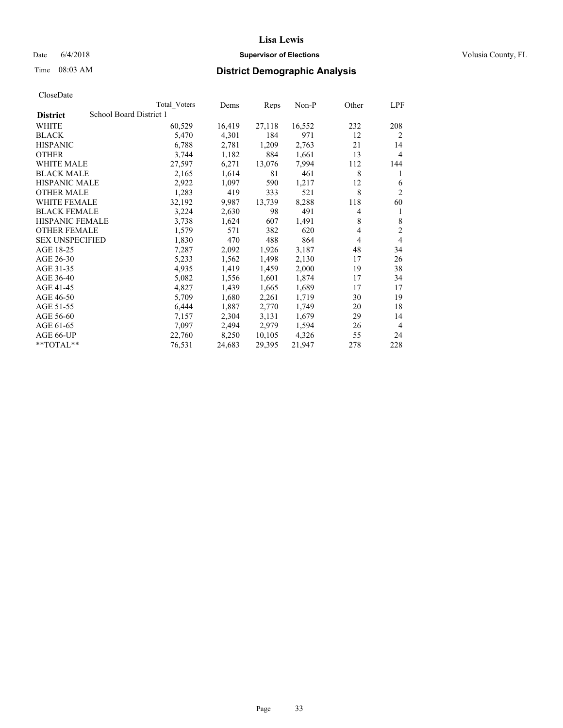# Lisa Lewis

Date 6/4/2018 **Supervisor of Elections** Volusia County, FL

Time 08:03 AM **District Demographic Analysis**

CloseDate

| | Total Voters | Dems | Reps | Non-P | Other | LPF |
|---|---|---|---|---|---|---|
| **District** School Board District 1 | | | | | | |
| WHITE | 60,529 | 16,419 | 27,118 | 16,552 | 232 | 208 |
| BLACK | 5,470 | 4,301 | 184 | 971 | 12 | 2 |
| HISPANIC | 6,788 | 2,781 | 1,209 | 2,763 | 21 | 14 |
| OTHER | 3,744 | 1,182 | 884 | 1,661 | 13 | 4 |
| WHITE MALE | 27,597 | 6,271 | 13,076 | 7,994 | 112 | 144 |
| BLACK MALE | 2,165 | 1,614 | 81 | 461 | 8 | 1 |
| HISPANIC MALE | 2,922 | 1,097 | 590 | 1,217 | 12 | 6 |
| OTHER MALE | 1,283 | 419 | 333 | 521 | 8 | 2 |
| WHITE FEMALE | 32,192 | 9,987 | 13,739 | 8,288 | 118 | 60 |
| BLACK FEMALE | 3,224 | 2,630 | 98 | 491 | 4 | 1 |
| HISPANIC FEMALE | 3,738 | 1,624 | 607 | 1,491 | 8 | 8 |
| OTHER FEMALE | 1,579 | 571 | 382 | 620 | 4 | 2 |
| SEX UNSPECIFIED | 1,830 | 470 | 488 | 864 | 4 | 4 |
| AGE 18-25 | 7,287 | 2,092 | 1,926 | 3,187 | 48 | 34 |
| AGE 26-30 | 5,233 | 1,562 | 1,498 | 2,130 | 17 | 26 |
| AGE 31-35 | 4,935 | 1,419 | 1,459 | 2,000 | 19 | 38 |
| AGE 36-40 | 5,082 | 1,556 | 1,601 | 1,874 | 17 | 34 |
| AGE 41-45 | 4,827 | 1,439 | 1,665 | 1,689 | 17 | 17 |
| AGE 46-50 | 5,709 | 1,680 | 2,261 | 1,719 | 30 | 19 |
| AGE 51-55 | 6,444 | 1,887 | 2,770 | 1,749 | 20 | 18 |
| AGE 56-60 | 7,157 | 2,304 | 3,131 | 1,679 | 29 | 14 |
| AGE 61-65 | 7,097 | 2,494 | 2,979 | 1,594 | 26 | 4 |
| AGE 66-UP | 22,760 | 8,250 | 10,105 | 4,326 | 55 | 24 |
| **TOTAL** | 76,531 | 24,683 | 29,395 | 21,947 | 278 | 228 |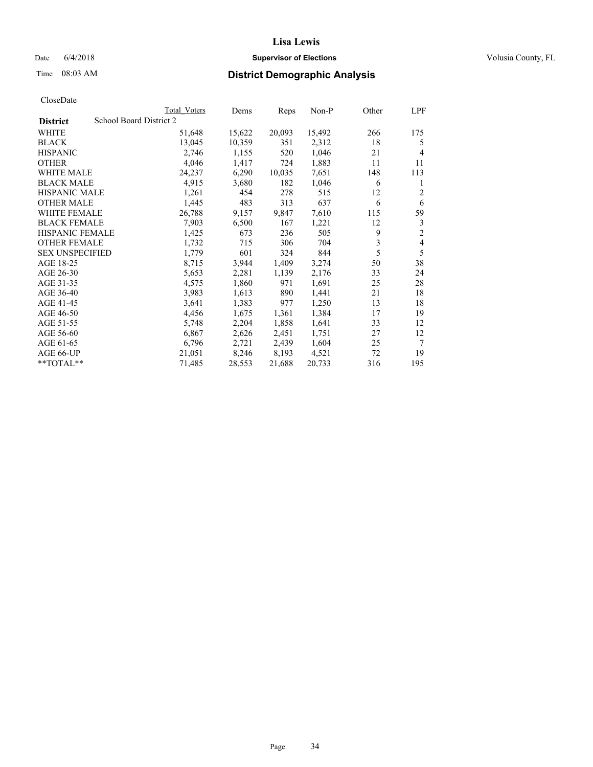CloseDate

| District | School Board District 2 | Total Voters | Dems | Reps | Non-P | Other | LPF |
|---|---|---|---|---|---|---|---|
| WHITE | | 51,648 | 15,622 | 20,093 | 15,492 | 266 | 175 |
| BLACK | | 13,045 | 10,359 | 351 | 2,312 | 18 | 5 |
| HISPANIC | | 2,746 | 1,155 | 520 | 1,046 | 21 | 4 |
| OTHER | | 4,046 | 1,417 | 724 | 1,883 | 11 | 11 |
| WHITE MALE | | 24,237 | 6,290 | 10,035 | 7,651 | 148 | 113 |
| BLACK MALE | | 4,915 | 3,680 | 182 | 1,046 | 6 | 1 |
| HISPANIC MALE | | 1,261 | 454 | 278 | 515 | 12 | 2 |
| OTHER MALE | | 1,445 | 483 | 313 | 637 | 6 | 6 |
| WHITE FEMALE | | 26,788 | 9,157 | 9,847 | 7,610 | 115 | 59 |
| BLACK FEMALE | | 7,903 | 6,500 | 167 | 1,221 | 12 | 3 |
| HISPANIC FEMALE | | 1,425 | 673 | 236 | 505 | 9 | 2 |
| OTHER FEMALE | | 1,732 | 715 | 306 | 704 | 3 | 4 |
| SEX UNSPECIFIED | | 1,779 | 601 | 324 | 844 | 5 | 5 |
| AGE 18-25 | | 8,715 | 3,944 | 1,409 | 3,274 | 50 | 38 |
| AGE 26-30 | | 5,653 | 2,281 | 1,139 | 2,176 | 33 | 24 |
| AGE 31-35 | | 4,575 | 1,860 | 971 | 1,691 | 25 | 28 |
| AGE 36-40 | | 3,983 | 1,613 | 890 | 1,441 | 21 | 18 |
| AGE 41-45 | | 3,641 | 1,383 | 977 | 1,250 | 13 | 18 |
| AGE 46-50 | | 4,456 | 1,675 | 1,361 | 1,384 | 17 | 19 |
| AGE 51-55 | | 5,748 | 2,204 | 1,858 | 1,641 | 33 | 12 |
| AGE 56-60 | | 6,867 | 2,626 | 2,451 | 1,751 | 27 | 12 |
| AGE 61-65 | | 6,796 | 2,721 | 2,439 | 1,604 | 25 | 7 |
| AGE 66-UP | | 21,051 | 8,246 | 8,193 | 4,521 | 72 | 19 |
| **TOTAL** | | 71,485 | 28,553 | 21,688 | 20,733 | 316 | 195 |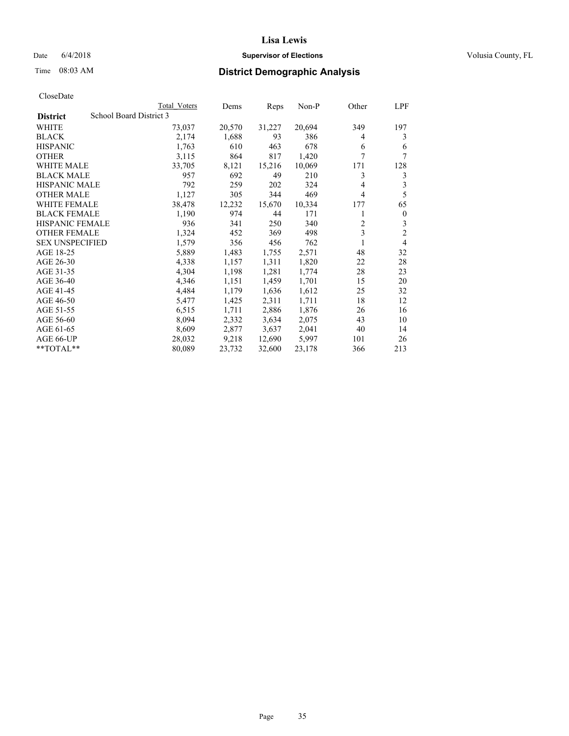# Lisa Lewis

Date 6/4/2018 **Supervisor of Elections** Volusia County, FL

Time 08:03 AM **District Demographic Analysis**

CloseDate

| | Total Voters | Dems | Reps | Non-P | Other | LPF |
|---|---|---|---|---|---|---|
| **District** School Board District 3 | | | | | | |
| WHITE | 73,037 | 20,570 | 31,227 | 20,694 | 349 | 197 |
| BLACK | 2,174 | 1,688 | 93 | 386 | 4 | 3 |
| HISPANIC | 1,763 | 610 | 463 | 678 | 6 | 6 |
| OTHER | 3,115 | 864 | 817 | 1,420 | 7 | 7 |
| WHITE MALE | 33,705 | 8,121 | 15,216 | 10,069 | 171 | 128 |
| BLACK MALE | 957 | 692 | 49 | 210 | 3 | 3 |
| HISPANIC MALE | 792 | 259 | 202 | 324 | 4 | 3 |
| OTHER MALE | 1,127 | 305 | 344 | 469 | 4 | 5 |
| WHITE FEMALE | 38,478 | 12,232 | 15,670 | 10,334 | 177 | 65 |
| BLACK FEMALE | 1,190 | 974 | 44 | 171 | 1 | 0 |
| HISPANIC FEMALE | 936 | 341 | 250 | 340 | 2 | 3 |
| OTHER FEMALE | 1,324 | 452 | 369 | 498 | 3 | 2 |
| SEX UNSPECIFIED | 1,579 | 356 | 456 | 762 | 1 | 4 |
| AGE 18-25 | 5,889 | 1,483 | 1,755 | 2,571 | 48 | 32 |
| AGE 26-30 | 4,338 | 1,157 | 1,311 | 1,820 | 22 | 28 |
| AGE 31-35 | 4,304 | 1,198 | 1,281 | 1,774 | 28 | 23 |
| AGE 36-40 | 4,346 | 1,151 | 1,459 | 1,701 | 15 | 20 |
| AGE 41-45 | 4,484 | 1,179 | 1,636 | 1,612 | 25 | 32 |
| AGE 46-50 | 5,477 | 1,425 | 2,311 | 1,711 | 18 | 12 |
| AGE 51-55 | 6,515 | 1,711 | 2,886 | 1,876 | 26 | 16 |
| AGE 56-60 | 8,094 | 2,332 | 3,634 | 2,075 | 43 | 10 |
| AGE 61-65 | 8,609 | 2,877 | 3,637 | 2,041 | 40 | 14 |
| AGE 66-UP | 28,032 | 9,218 | 12,690 | 5,997 | 101 | 26 |
| **TOTAL** | 80,089 | 23,732 | 32,600 | 23,178 | 366 | 213 |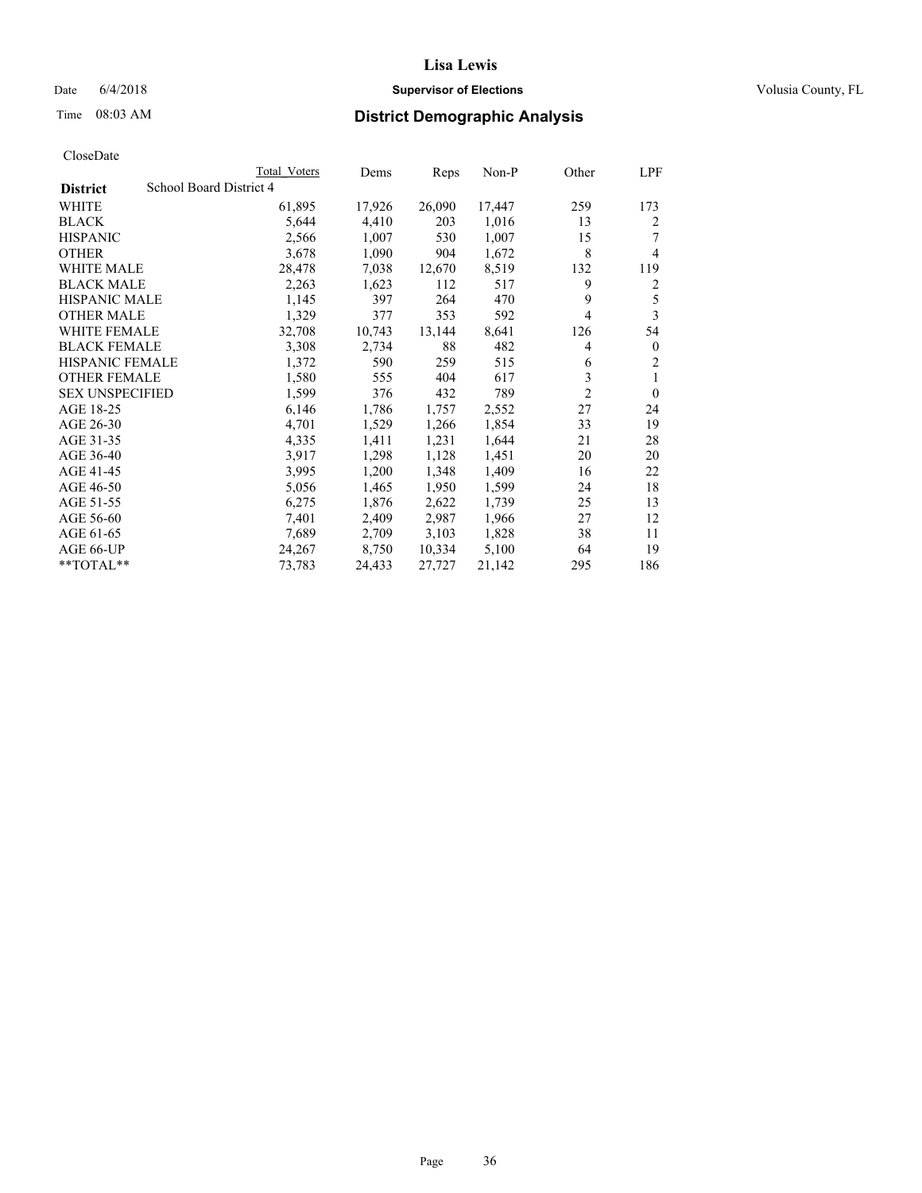CloseDate

| District | School Board District 4 | Total Voters | Dems | Reps | Non-P | Other | LPF |
|---|---|---|---|---|---|---|---|
| WHITE | | 61,895 | 17,926 | 26,090 | 17,447 | 259 | 173 |
| BLACK | | 5,644 | 4,410 | 203 | 1,016 | 13 | 2 |
| HISPANIC | | 2,566 | 1,007 | 530 | 1,007 | 15 | 7 |
| OTHER | | 3,678 | 1,090 | 904 | 1,672 | 8 | 4 |
| WHITE MALE | | 28,478 | 7,038 | 12,670 | 8,519 | 132 | 119 |
| BLACK MALE | | 2,263 | 1,623 | 112 | 517 | 9 | 2 |
| HISPANIC MALE | | 1,145 | 397 | 264 | 470 | 9 | 5 |
| OTHER MALE | | 1,329 | 377 | 353 | 592 | 4 | 3 |
| WHITE FEMALE | | 32,708 | 10,743 | 13,144 | 8,641 | 126 | 54 |
| BLACK FEMALE | | 3,308 | 2,734 | 88 | 482 | 4 | 0 |
| HISPANIC FEMALE | | 1,372 | 590 | 259 | 515 | 6 | 2 |
| OTHER FEMALE | | 1,580 | 555 | 404 | 617 | 3 | 1 |
| SEX UNSPECIFIED | | 1,599 | 376 | 432 | 789 | 2 | 0 |
| AGE 18-25 | | 6,146 | 1,786 | 1,757 | 2,552 | 27 | 24 |
| AGE 26-30 | | 4,701 | 1,529 | 1,266 | 1,854 | 33 | 19 |
| AGE 31-35 | | 4,335 | 1,411 | 1,231 | 1,644 | 21 | 28 |
| AGE 36-40 | | 3,917 | 1,298 | 1,128 | 1,451 | 20 | 20 |
| AGE 41-45 | | 3,995 | 1,200 | 1,348 | 1,409 | 16 | 22 |
| AGE 46-50 | | 5,056 | 1,465 | 1,950 | 1,599 | 24 | 18 |
| AGE 51-55 | | 6,275 | 1,876 | 2,622 | 1,739 | 25 | 13 |
| AGE 56-60 | | 7,401 | 2,409 | 2,987 | 1,966 | 27 | 12 |
| AGE 61-65 | | 7,689 | 2,709 | 3,103 | 1,828 | 38 | 11 |
| AGE 66-UP | | 24,267 | 8,750 | 10,334 | 5,100 | 64 | 19 |
| **TOTAL** | | 73,783 | 24,433 | 27,727 | 21,142 | 295 | 186 |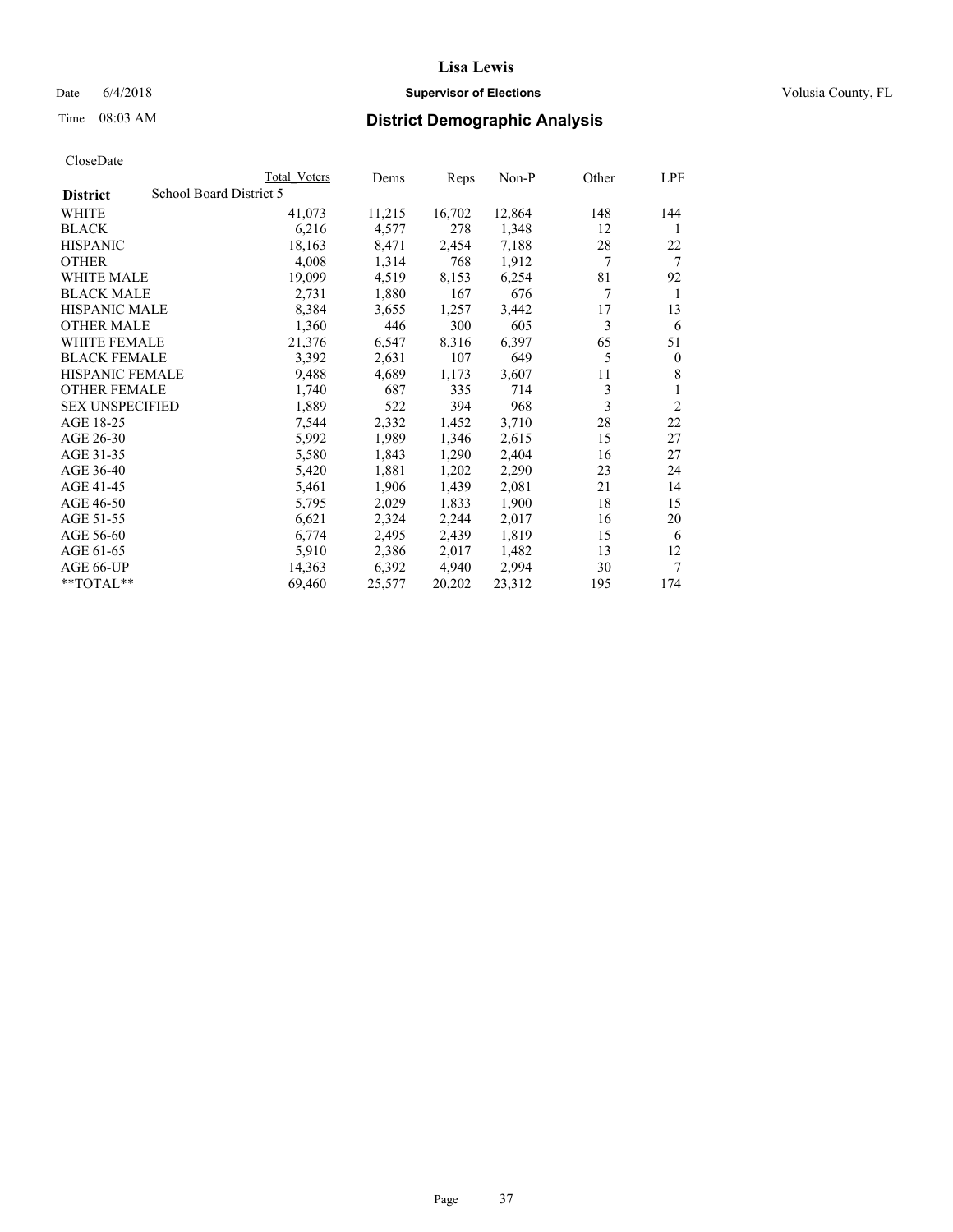# Lisa Lewis

Date 6/4/2018 **Supervisor of Elections** Volusia County, FL

Time 08:03 AM **District Demographic Analysis**

CloseDate

| | Total Voters | Dems | Reps | Non-P | Other | LPF |
|---|---|---|---|---|---|---|
| **District** School Board District 5 | | | | | | |
| WHITE | 41,073 | 11,215 | 16,702 | 12,864 | 148 | 144 |
| BLACK | 6,216 | 4,577 | 278 | 1,348 | 12 | 1 |
| HISPANIC | 18,163 | 8,471 | 2,454 | 7,188 | 28 | 22 |
| OTHER | 4,008 | 1,314 | 768 | 1,912 | 7 | 7 |
| WHITE MALE | 19,099 | 4,519 | 8,153 | 6,254 | 81 | 92 |
| BLACK MALE | 2,731 | 1,880 | 167 | 676 | 7 | 1 |
| HISPANIC MALE | 8,384 | 3,655 | 1,257 | 3,442 | 17 | 13 |
| OTHER MALE | 1,360 | 446 | 300 | 605 | 3 | 6 |
| WHITE FEMALE | 21,376 | 6,547 | 8,316 | 6,397 | 65 | 51 |
| BLACK FEMALE | 3,392 | 2,631 | 107 | 649 | 5 | 0 |
| HISPANIC FEMALE | 9,488 | 4,689 | 1,173 | 3,607 | 11 | 8 |
| OTHER FEMALE | 1,740 | 687 | 335 | 714 | 3 | 1 |
| SEX UNSPECIFIED | 1,889 | 522 | 394 | 968 | 3 | 2 |
| AGE 18-25 | 7,544 | 2,332 | 1,452 | 3,710 | 28 | 22 |
| AGE 26-30 | 5,992 | 1,989 | 1,346 | 2,615 | 15 | 27 |
| AGE 31-35 | 5,580 | 1,843 | 1,290 | 2,404 | 16 | 27 |
| AGE 36-40 | 5,420 | 1,881 | 1,202 | 2,290 | 23 | 24 |
| AGE 41-45 | 5,461 | 1,906 | 1,439 | 2,081 | 21 | 14 |
| AGE 46-50 | 5,795 | 2,029 | 1,833 | 1,900 | 18 | 15 |
| AGE 51-55 | 6,621 | 2,324 | 2,244 | 2,017 | 16 | 20 |
| AGE 56-60 | 6,774 | 2,495 | 2,439 | 1,819 | 15 | 6 |
| AGE 61-65 | 5,910 | 2,386 | 2,017 | 1,482 | 13 | 12 |
| AGE 66-UP | 14,363 | 6,392 | 4,940 | 2,994 | 30 | 7 |
| **TOTAL** | 69,460 | 25,577 | 20,202 | 23,312 | 195 | 174 |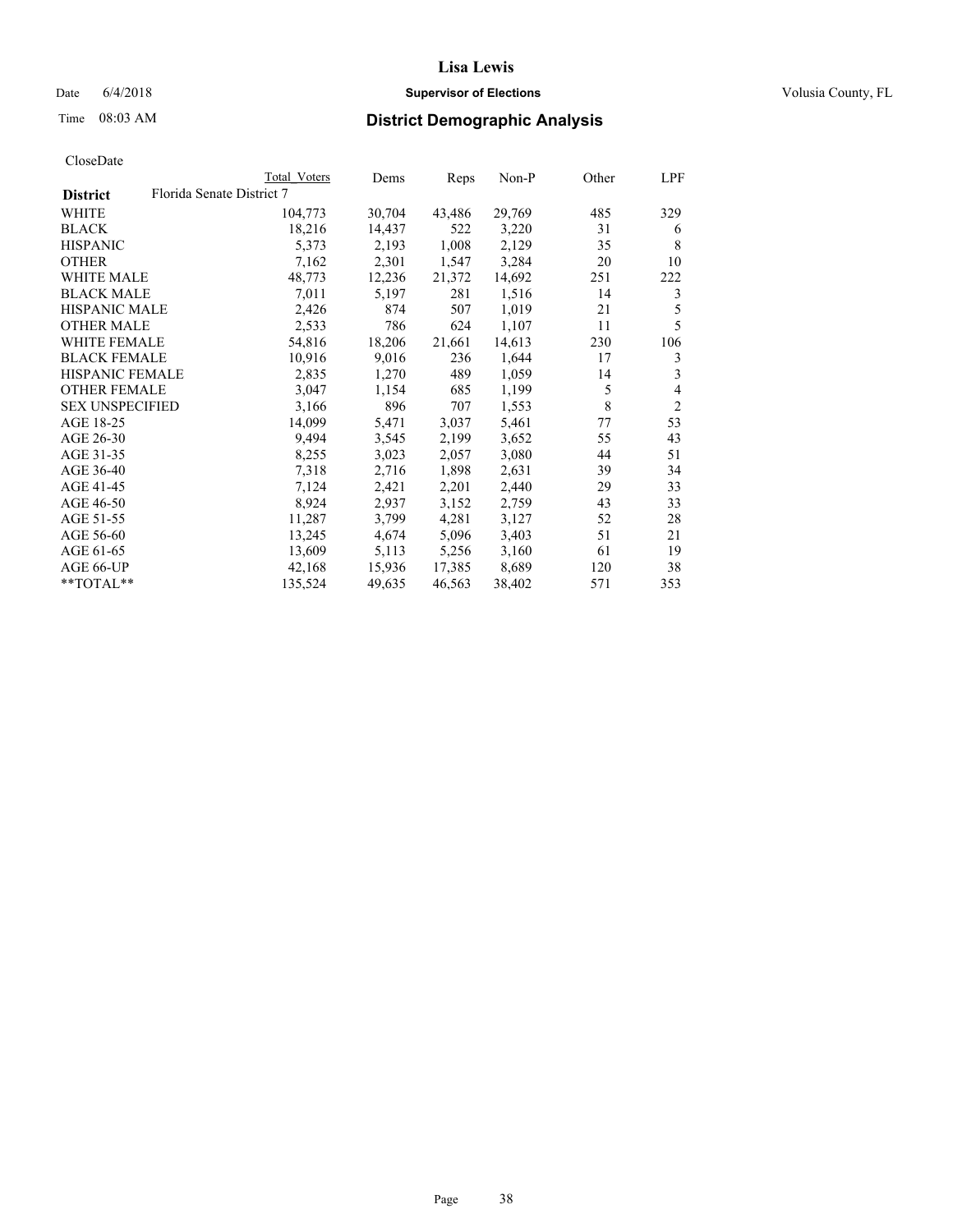**Lisa Lewis**

Date 6/4/2018 **Supervisor of Elections** Volusia County, FL

Time 08:03 AM **District Demographic Analysis**

CloseDate

| | Total Voters | Dems | Reps | Non-P | Other | LPF |
|---|---|---|---|---|---|---|
| **District** Florida Senate District 7 | | | | | | |
| WHITE | 104,773 | 30,704 | 43,486 | 29,769 | 485 | 329 |
| BLACK | 18,216 | 14,437 | 522 | 3,220 | 31 | 6 |
| HISPANIC | 5,373 | 2,193 | 1,008 | 2,129 | 35 | 8 |
| OTHER | 7,162 | 2,301 | 1,547 | 3,284 | 20 | 10 |
| WHITE MALE | 48,773 | 12,236 | 21,372 | 14,692 | 251 | 222 |
| BLACK MALE | 7,011 | 5,197 | 281 | 1,516 | 14 | 3 |
| HISPANIC MALE | 2,426 | 874 | 507 | 1,019 | 21 | 5 |
| OTHER MALE | 2,533 | 786 | 624 | 1,107 | 11 | 5 |
| WHITE FEMALE | 54,816 | 18,206 | 21,661 | 14,613 | 230 | 106 |
| BLACK FEMALE | 10,916 | 9,016 | 236 | 1,644 | 17 | 3 |
| HISPANIC FEMALE | 2,835 | 1,270 | 489 | 1,059 | 14 | 3 |
| OTHER FEMALE | 3,047 | 1,154 | 685 | 1,199 | 5 | 4 |
| SEX UNSPECIFIED | 3,166 | 896 | 707 | 1,553 | 8 | 2 |
| AGE 18-25 | 14,099 | 5,471 | 3,037 | 5,461 | 77 | 53 |
| AGE 26-30 | 9,494 | 3,545 | 2,199 | 3,652 | 55 | 43 |
| AGE 31-35 | 8,255 | 3,023 | 2,057 | 3,080 | 44 | 51 |
| AGE 36-40 | 7,318 | 2,716 | 1,898 | 2,631 | 39 | 34 |
| AGE 41-45 | 7,124 | 2,421 | 2,201 | 2,440 | 29 | 33 |
| AGE 46-50 | 8,924 | 2,937 | 3,152 | 2,759 | 43 | 33 |
| AGE 51-55 | 11,287 | 3,799 | 4,281 | 3,127 | 52 | 28 |
| AGE 56-60 | 13,245 | 4,674 | 5,096 | 3,403 | 51 | 21 |
| AGE 61-65 | 13,609 | 5,113 | 5,256 | 3,160 | 61 | 19 |
| AGE 66-UP | 42,168 | 15,936 | 17,385 | 8,689 | 120 | 38 |
| **TOTAL** | 135,524 | 49,635 | 46,563 | 38,402 | 571 | 353 |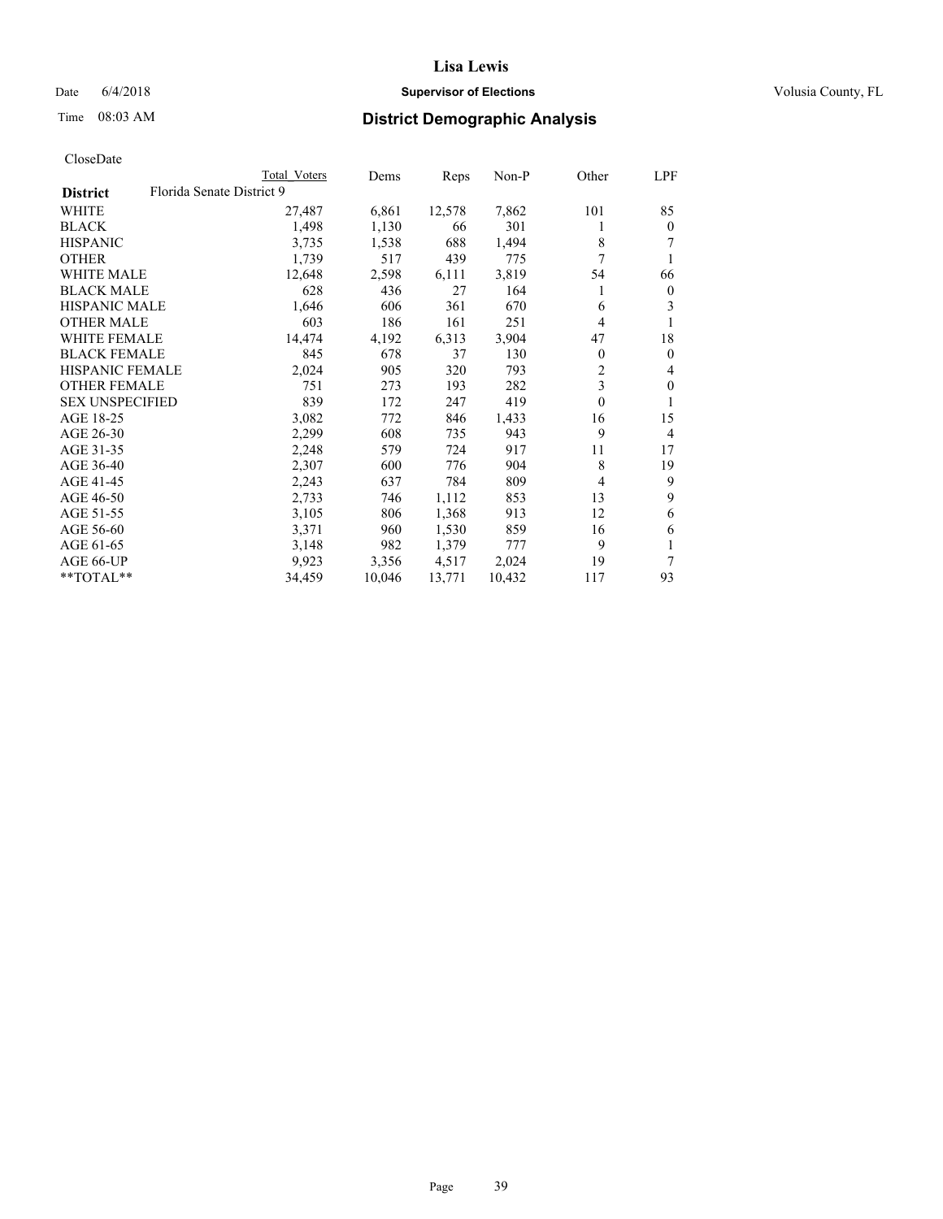# Lisa Lewis

Date 6/4/2018 **Supervisor of Elections** Volusia County, FL

Time 08:03 AM **District Demographic Analysis**

CloseDate

| | Total Voters | Dems | Reps | Non-P | Other | LPF |
|---|---|---|---|---|---|---|
| **District** Florida Senate District 9 | | | | | | |
| WHITE | 27,487 | 6,861 | 12,578 | 7,862 | 101 | 85 |
| BLACK | 1,498 | 1,130 | 66 | 301 | 1 | 0 |
| HISPANIC | 3,735 | 1,538 | 688 | 1,494 | 8 | 7 |
| OTHER | 1,739 | 517 | 439 | 775 | 7 | 1 |
| WHITE MALE | 12,648 | 2,598 | 6,111 | 3,819 | 54 | 66 |
| BLACK MALE | 628 | 436 | 27 | 164 | 1 | 0 |
| HISPANIC MALE | 1,646 | 606 | 361 | 670 | 6 | 3 |
| OTHER MALE | 603 | 186 | 161 | 251 | 4 | 1 |
| WHITE FEMALE | 14,474 | 4,192 | 6,313 | 3,904 | 47 | 18 |
| BLACK FEMALE | 845 | 678 | 37 | 130 | 0 | 0 |
| HISPANIC FEMALE | 2,024 | 905 | 320 | 793 | 2 | 4 |
| OTHER FEMALE | 751 | 273 | 193 | 282 | 3 | 0 |
| SEX UNSPECIFIED | 839 | 172 | 247 | 419 | 0 | 1 |
| AGE 18-25 | 3,082 | 772 | 846 | 1,433 | 16 | 15 |
| AGE 26-30 | 2,299 | 608 | 735 | 943 | 9 | 4 |
| AGE 31-35 | 2,248 | 579 | 724 | 917 | 11 | 17 |
| AGE 36-40 | 2,307 | 600 | 776 | 904 | 8 | 19 |
| AGE 41-45 | 2,243 | 637 | 784 | 809 | 4 | 9 |
| AGE 46-50 | 2,733 | 746 | 1,112 | 853 | 13 | 9 |
| AGE 51-55 | 3,105 | 806 | 1,368 | 913 | 12 | 6 |
| AGE 56-60 | 3,371 | 960 | 1,530 | 859 | 16 | 6 |
| AGE 61-65 | 3,148 | 982 | 1,379 | 777 | 9 | 1 |
| AGE 66-UP | 9,923 | 3,356 | 4,517 | 2,024 | 19 | 7 |
| **TOTAL** | 34,459 | 10,046 | 13,771 | 10,432 | 117 | 93 |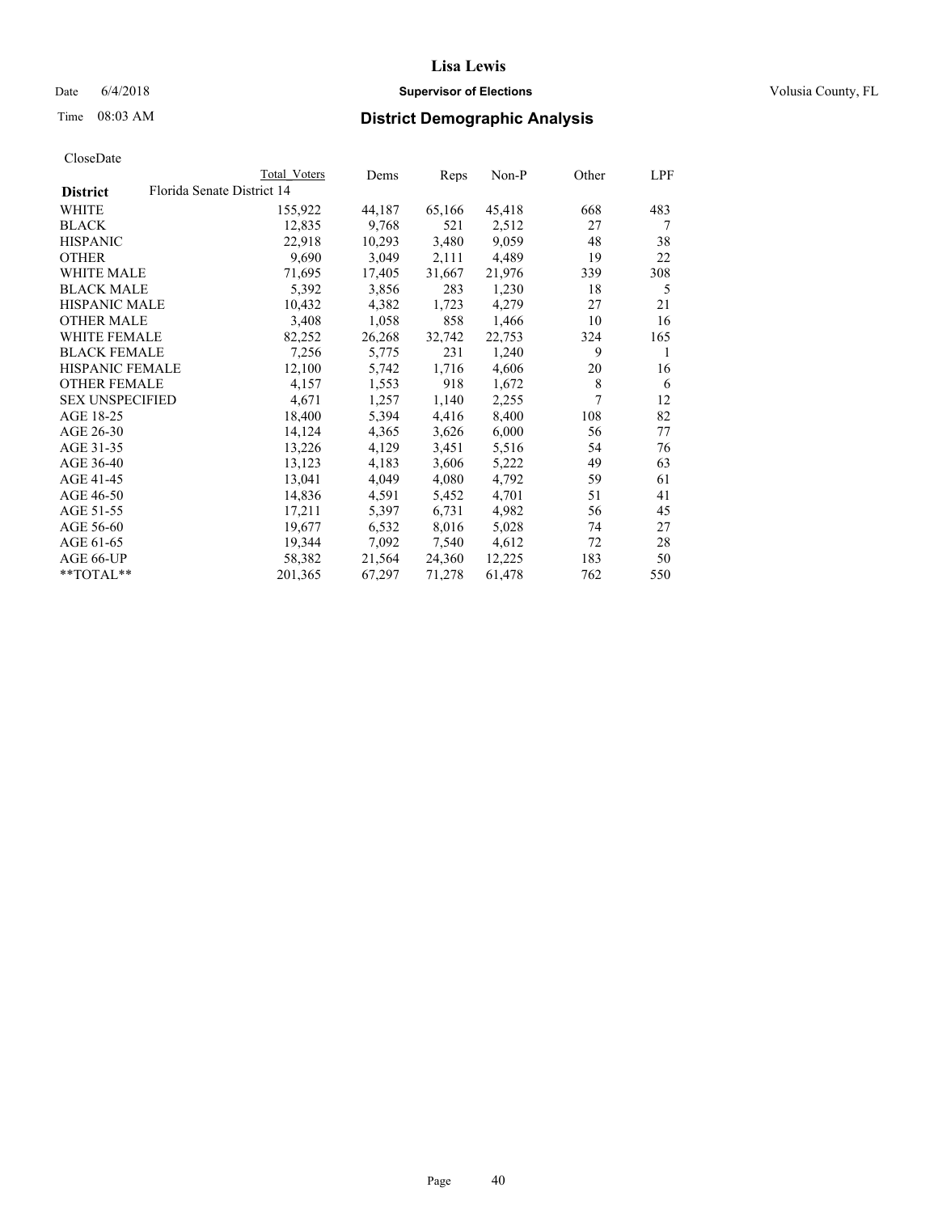# Lisa Lewis

Date 6/4/2018 **Supervisor of Elections** Volusia County, FL

Time 08:03 AM **District Demographic Analysis**

CloseDate

| District | Total Voters | Dems | Reps | Non-P | Other | LPF |
|---|---|---|---|---|---|---|
| Florida Senate District 14 | | | | | | |
| WHITE | 155,922 | 44,187 | 65,166 | 45,418 | 668 | 483 |
| BLACK | 12,835 | 9,768 | 521 | 2,512 | 27 | 7 |
| HISPANIC | 22,918 | 10,293 | 3,480 | 9,059 | 48 | 38 |
| OTHER | 9,690 | 3,049 | 2,111 | 4,489 | 19 | 22 |
| WHITE MALE | 71,695 | 17,405 | 31,667 | 21,976 | 339 | 308 |
| BLACK MALE | 5,392 | 3,856 | 283 | 1,230 | 18 | 5 |
| HISPANIC MALE | 10,432 | 4,382 | 1,723 | 4,279 | 27 | 21 |
| OTHER MALE | 3,408 | 1,058 | 858 | 1,466 | 10 | 16 |
| WHITE FEMALE | 82,252 | 26,268 | 32,742 | 22,753 | 324 | 165 |
| BLACK FEMALE | 7,256 | 5,775 | 231 | 1,240 | 9 | 1 |
| HISPANIC FEMALE | 12,100 | 5,742 | 1,716 | 4,606 | 20 | 16 |
| OTHER FEMALE | 4,157 | 1,553 | 918 | 1,672 | 8 | 6 |
| SEX UNSPECIFIED | 4,671 | 1,257 | 1,140 | 2,255 | 7 | 12 |
| AGE 18-25 | 18,400 | 5,394 | 4,416 | 8,400 | 108 | 82 |
| AGE 26-30 | 14,124 | 4,365 | 3,626 | 6,000 | 56 | 77 |
| AGE 31-35 | 13,226 | 4,129 | 3,451 | 5,516 | 54 | 76 |
| AGE 36-40 | 13,123 | 4,183 | 3,606 | 5,222 | 49 | 63 |
| AGE 41-45 | 13,041 | 4,049 | 4,080 | 4,792 | 59 | 61 |
| AGE 46-50 | 14,836 | 4,591 | 5,452 | 4,701 | 51 | 41 |
| AGE 51-55 | 17,211 | 5,397 | 6,731 | 4,982 | 56 | 45 |
| AGE 56-60 | 19,677 | 6,532 | 8,016 | 5,028 | 74 | 27 |
| AGE 61-65 | 19,344 | 7,092 | 7,540 | 4,612 | 72 | 28 |
| AGE 66-UP | 58,382 | 21,564 | 24,360 | 12,225 | 183 | 50 |
| **TOTAL** | 201,365 | 67,297 | 71,278 | 61,478 | 762 | 550 |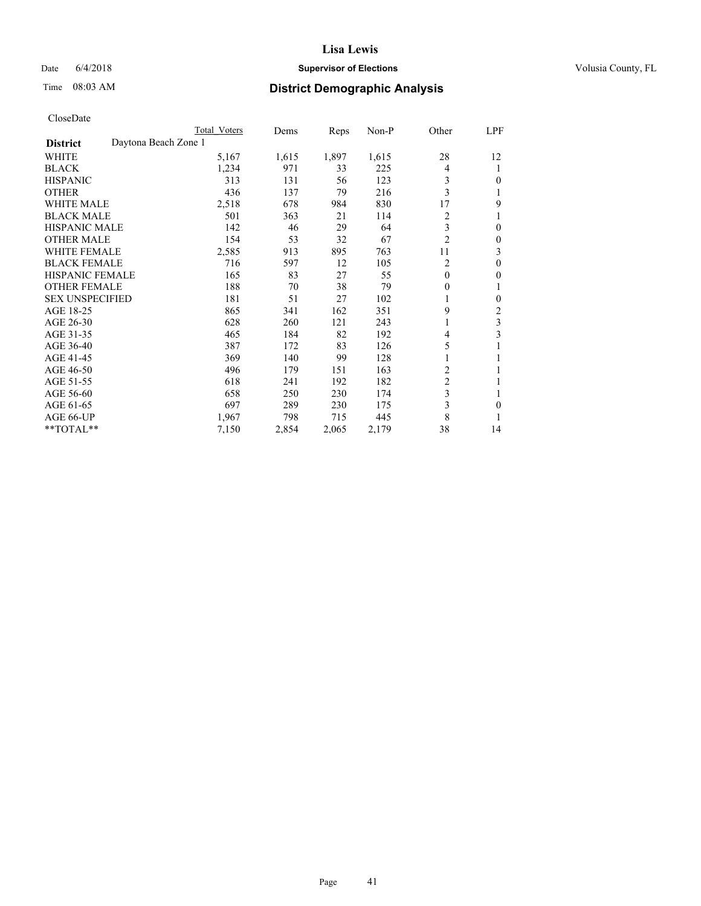Lisa Lewis

Date 6/4/2018 **Supervisor of Elections** Volusia County, FL

Time 08:03 AM **District Demographic Analysis**

CloseDate

| **District** Daytona Beach Zone 1 | Total Voters | Dems | Reps | Non-P | Other | LPF |
|---|---|---|---|---|---|---|
| WHITE | 5,167 | 1,615 | 1,897 | 1,615 | 28 | 12 |
| BLACK | 1,234 | 971 | 33 | 225 | 4 | 1 |
| HISPANIC | 313 | 131 | 56 | 123 | 3 | 0 |
| OTHER | 436 | 137 | 79 | 216 | 3 | 1 |
| WHITE MALE | 2,518 | 678 | 984 | 830 | 17 | 9 |
| BLACK MALE | 501 | 363 | 21 | 114 | 2 | 1 |
| HISPANIC MALE | 142 | 46 | 29 | 64 | 3 | 0 |
| OTHER MALE | 154 | 53 | 32 | 67 | 2 | 0 |
| WHITE FEMALE | 2,585 | 913 | 895 | 763 | 11 | 3 |
| BLACK FEMALE | 716 | 597 | 12 | 105 | 2 | 0 |
| HISPANIC FEMALE | 165 | 83 | 27 | 55 | 0 | 0 |
| OTHER FEMALE | 188 | 70 | 38 | 79 | 0 | 1 |
| SEX UNSPECIFIED | 181 | 51 | 27 | 102 | 1 | 0 |
| AGE 18-25 | 865 | 341 | 162 | 351 | 9 | 2 |
| AGE 26-30 | 628 | 260 | 121 | 243 | 1 | 3 |
| AGE 31-35 | 465 | 184 | 82 | 192 | 4 | 3 |
| AGE 36-40 | 387 | 172 | 83 | 126 | 5 | 1 |
| AGE 41-45 | 369 | 140 | 99 | 128 | 1 | 1 |
| AGE 46-50 | 496 | 179 | 151 | 163 | 2 | 1 |
| AGE 51-55 | 618 | 241 | 192 | 182 | 2 | 1 |
| AGE 56-60 | 658 | 250 | 230 | 174 | 3 | 1 |
| AGE 61-65 | 697 | 289 | 230 | 175 | 3 | 0 |
| AGE 66-UP | 1,967 | 798 | 715 | 445 | 8 | 1 |
| **TOTAL** | 7,150 | 2,854 | 2,065 | 2,179 | 38 | 14 |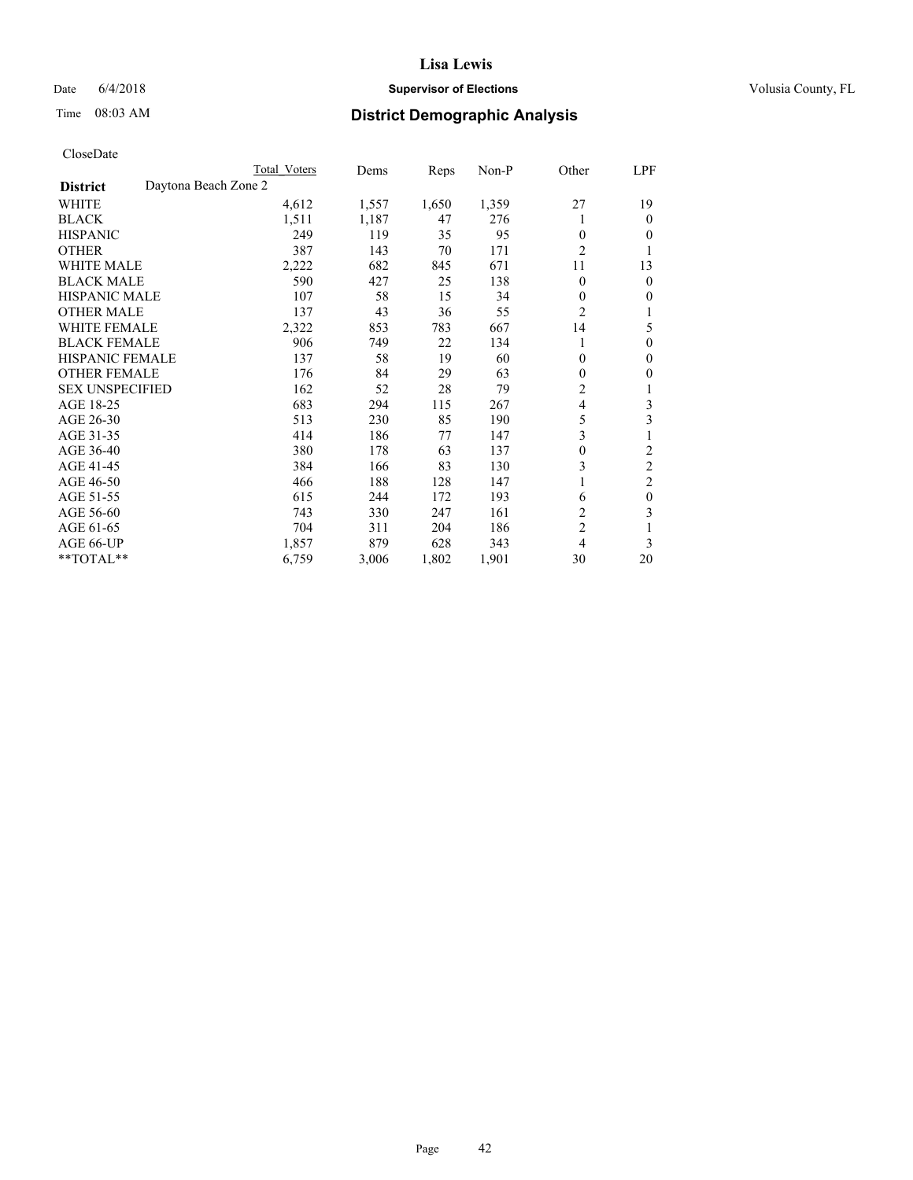# Lisa Lewis

Date 6/4/2018 **Supervisor of Elections** Volusia County, FL

Time 08:03 AM **District Demographic Analysis**

CloseDate

| District | Daytona Beach Zone 2 | Total Voters | Dems | Reps | Non-P | Other | LPF |
|---|---|---|---|---|---|---|---|
| WHITE | | 4,612 | 1,557 | 1,650 | 1,359 | 27 | 19 |
| BLACK | | 1,511 | 1,187 | 47 | 276 | 1 | 0 |
| HISPANIC | | 249 | 119 | 35 | 95 | 0 | 0 |
| OTHER | | 387 | 143 | 70 | 171 | 2 | 1 |
| WHITE MALE | | 2,222 | 682 | 845 | 671 | 11 | 13 |
| BLACK MALE | | 590 | 427 | 25 | 138 | 0 | 0 |
| HISPANIC MALE | | 107 | 58 | 15 | 34 | 0 | 0 |
| OTHER MALE | | 137 | 43 | 36 | 55 | 2 | 1 |
| WHITE FEMALE | | 2,322 | 853 | 783 | 667 | 14 | 5 |
| BLACK FEMALE | | 906 | 749 | 22 | 134 | 1 | 0 |
| HISPANIC FEMALE | | 137 | 58 | 19 | 60 | 0 | 0 |
| OTHER FEMALE | | 176 | 84 | 29 | 63 | 0 | 0 |
| SEX UNSPECIFIED | | 162 | 52 | 28 | 79 | 2 | 1 |
| AGE 18-25 | | 683 | 294 | 115 | 267 | 4 | 3 |
| AGE 26-30 | | 513 | 230 | 85 | 190 | 5 | 3 |
| AGE 31-35 | | 414 | 186 | 77 | 147 | 3 | 1 |
| AGE 36-40 | | 380 | 178 | 63 | 137 | 0 | 2 |
| AGE 41-45 | | 384 | 166 | 83 | 130 | 3 | 2 |
| AGE 46-50 | | 466 | 188 | 128 | 147 | 1 | 2 |
| AGE 51-55 | | 615 | 244 | 172 | 193 | 6 | 0 |
| AGE 56-60 | | 743 | 330 | 247 | 161 | 2 | 3 |
| AGE 61-65 | | 704 | 311 | 204 | 186 | 2 | 1 |
| AGE 66-UP | | 1,857 | 879 | 628 | 343 | 4 | 3 |
| **TOTAL** | | 6,759 | 3,006 | 1,802 | 1,901 | 30 | 20 |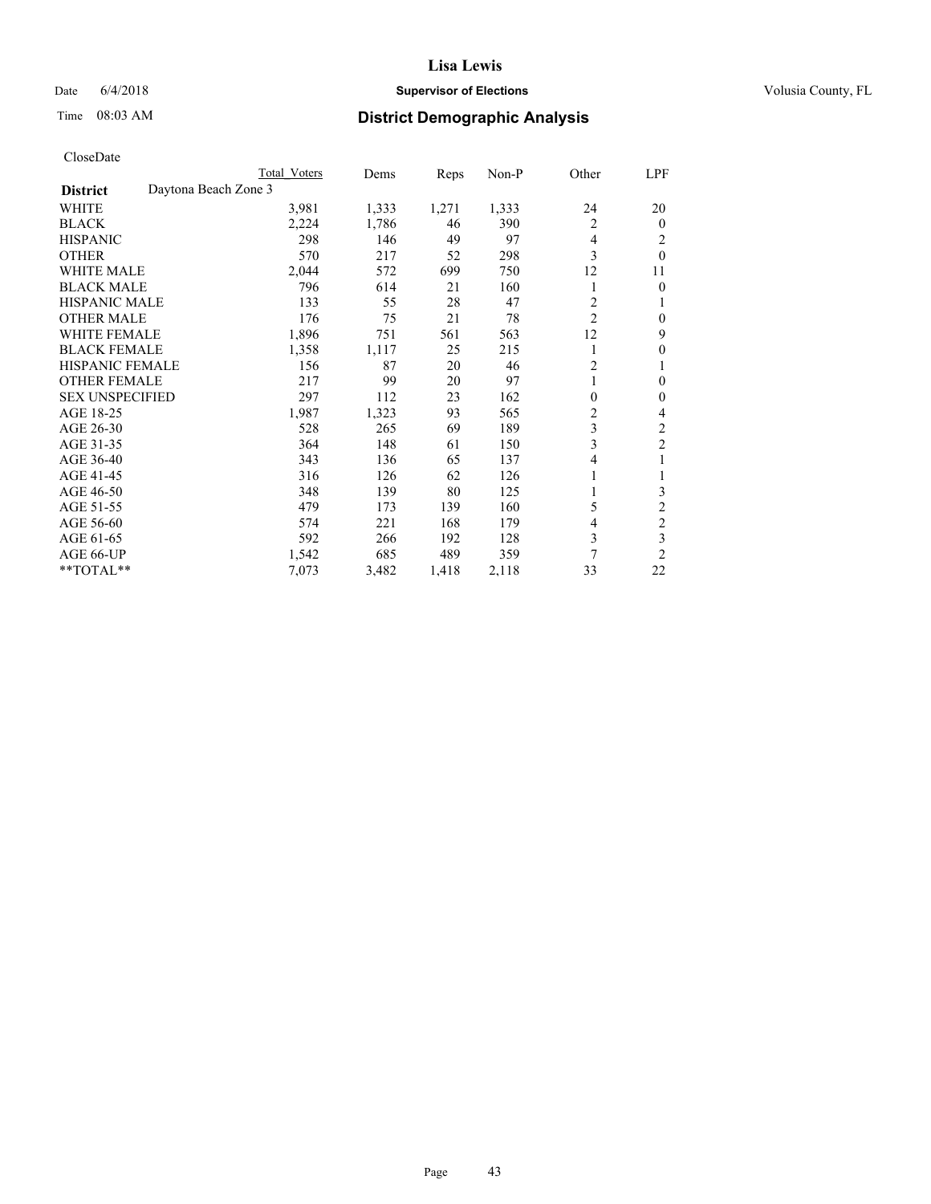# Lisa Lewis

Date 6/4/2018 **Supervisor of Elections** Volusia County, FL

Time 08:03 AM **District Demographic Analysis**

CloseDate

| | Total Voters | Dems | Reps | Non-P | Other | LPF |
|---|---|---|---|---|---|---|
| **District** Daytona Beach Zone 3 | | | | | | |
| WHITE | 3,981 | 1,333 | 1,271 | 1,333 | 24 | 20 |
| BLACK | 2,224 | 1,786 | 46 | 390 | 2 | 0 |
| HISPANIC | 298 | 146 | 49 | 97 | 4 | 2 |
| OTHER | 570 | 217 | 52 | 298 | 3 | 0 |
| WHITE MALE | 2,044 | 572 | 699 | 750 | 12 | 11 |
| BLACK MALE | 796 | 614 | 21 | 160 | 1 | 0 |
| HISPANIC MALE | 133 | 55 | 28 | 47 | 2 | 1 |
| OTHER MALE | 176 | 75 | 21 | 78 | 2 | 0 |
| WHITE FEMALE | 1,896 | 751 | 561 | 563 | 12 | 9 |
| BLACK FEMALE | 1,358 | 1,117 | 25 | 215 | 1 | 0 |
| HISPANIC FEMALE | 156 | 87 | 20 | 46 | 2 | 1 |
| OTHER FEMALE | 217 | 99 | 20 | 97 | 1 | 0 |
| SEX UNSPECIFIED | 297 | 112 | 23 | 162 | 0 | 0 |
| AGE 18-25 | 1,987 | 1,323 | 93 | 565 | 2 | 4 |
| AGE 26-30 | 528 | 265 | 69 | 189 | 3 | 2 |
| AGE 31-35 | 364 | 148 | 61 | 150 | 3 | 2 |
| AGE 36-40 | 343 | 136 | 65 | 137 | 4 | 1 |
| AGE 41-45 | 316 | 126 | 62 | 126 | 1 | 1 |
| AGE 46-50 | 348 | 139 | 80 | 125 | 1 | 3 |
| AGE 51-55 | 479 | 173 | 139 | 160 | 5 | 2 |
| AGE 56-60 | 574 | 221 | 168 | 179 | 4 | 2 |
| AGE 61-65 | 592 | 266 | 192 | 128 | 3 | 3 |
| AGE 66-UP | 1,542 | 685 | 489 | 359 | 7 | 2 |
| **TOTAL** | 7,073 | 3,482 | 1,418 | 2,118 | 33 | 22 |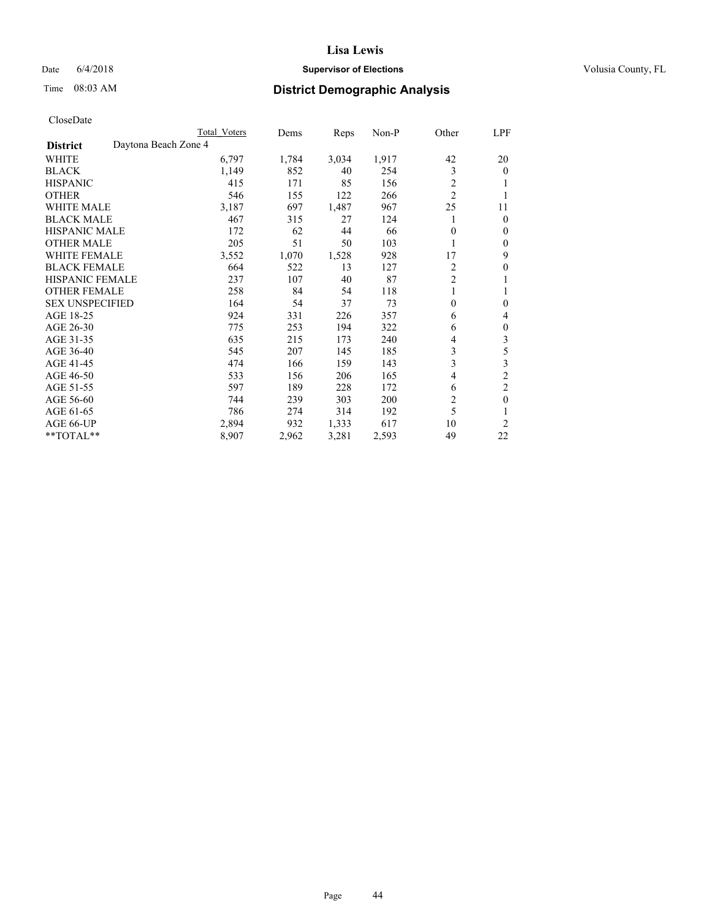# Lisa Lewis

Date 6/4/2018 **Supervisor of Elections** Volusia County, FL

Time 08:03 AM **District Demographic Analysis**

CloseDate

| District | Daytona Beach Zone 4 | Total Voters | Dems | Reps | Non-P | Other | LPF |
|---|---|---|---|---|---|---|---|
| WHITE | | 6,797 | 1,784 | 3,034 | 1,917 | 42 | 20 |
| BLACK | | 1,149 | 852 | 40 | 254 | 3 | 0 |
| HISPANIC | | 415 | 171 | 85 | 156 | 2 | 1 |
| OTHER | | 546 | 155 | 122 | 266 | 2 | 1 |
| WHITE MALE | | 3,187 | 697 | 1,487 | 967 | 25 | 11 |
| BLACK MALE | | 467 | 315 | 27 | 124 | 1 | 0 |
| HISPANIC MALE | | 172 | 62 | 44 | 66 | 0 | 0 |
| OTHER MALE | | 205 | 51 | 50 | 103 | 1 | 0 |
| WHITE FEMALE | | 3,552 | 1,070 | 1,528 | 928 | 17 | 9 |
| BLACK FEMALE | | 664 | 522 | 13 | 127 | 2 | 0 |
| HISPANIC FEMALE | | 237 | 107 | 40 | 87 | 2 | 1 |
| OTHER FEMALE | | 258 | 84 | 54 | 118 | 1 | 1 |
| SEX UNSPECIFIED | | 164 | 54 | 37 | 73 | 0 | 0 |
| AGE 18-25 | | 924 | 331 | 226 | 357 | 6 | 4 |
| AGE 26-30 | | 775 | 253 | 194 | 322 | 6 | 0 |
| AGE 31-35 | | 635 | 215 | 173 | 240 | 4 | 3 |
| AGE 36-40 | | 545 | 207 | 145 | 185 | 3 | 5 |
| AGE 41-45 | | 474 | 166 | 159 | 143 | 3 | 3 |
| AGE 46-50 | | 533 | 156 | 206 | 165 | 4 | 2 |
| AGE 51-55 | | 597 | 189 | 228 | 172 | 6 | 2 |
| AGE 56-60 | | 744 | 239 | 303 | 200 | 2 | 0 |
| AGE 61-65 | | 786 | 274 | 314 | 192 | 5 | 1 |
| AGE 66-UP | | 2,894 | 932 | 1,333 | 617 | 10 | 2 |
| **TOTAL** | | 8,907 | 2,962 | 3,281 | 2,593 | 49 | 22 |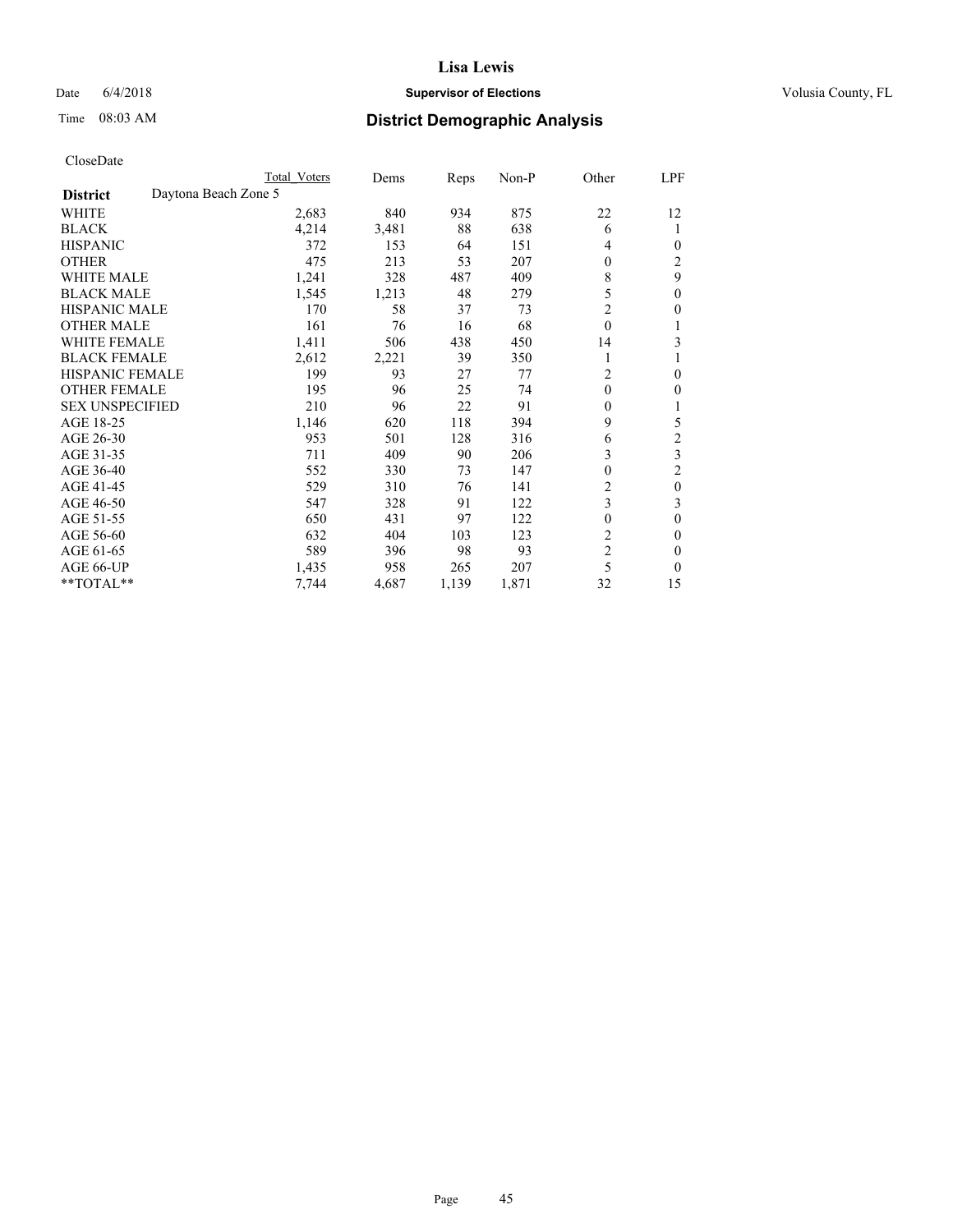# Lisa Lewis

Date 6/4/2018 **Supervisor of Elections** Volusia County, FL

Time 08:03 AM **District Demographic Analysis**

CloseDate

| District | Daytona Beach Zone 5 Total Voters | Dems | Reps | Non-P | Other | LPF |
|---|---|---|---|---|---|---|
| WHITE | 2,683 | 840 | 934 | 875 | 22 | 12 |
| BLACK | 4,214 | 3,481 | 88 | 638 | 6 | 1 |
| HISPANIC | 372 | 153 | 64 | 151 | 4 | 0 |
| OTHER | 475 | 213 | 53 | 207 | 0 | 2 |
| WHITE MALE | 1,241 | 328 | 487 | 409 | 8 | 9 |
| BLACK MALE | 1,545 | 1,213 | 48 | 279 | 5 | 0 |
| HISPANIC MALE | 170 | 58 | 37 | 73 | 2 | 0 |
| OTHER MALE | 161 | 76 | 16 | 68 | 0 | 1 |
| WHITE FEMALE | 1,411 | 506 | 438 | 450 | 14 | 3 |
| BLACK FEMALE | 2,612 | 2,221 | 39 | 350 | 1 | 1 |
| HISPANIC FEMALE | 199 | 93 | 27 | 77 | 2 | 0 |
| OTHER FEMALE | 195 | 96 | 25 | 74 | 0 | 0 |
| SEX UNSPECIFIED | 210 | 96 | 22 | 91 | 0 | 1 |
| AGE 18-25 | 1,146 | 620 | 118 | 394 | 9 | 5 |
| AGE 26-30 | 953 | 501 | 128 | 316 | 6 | 2 |
| AGE 31-35 | 711 | 409 | 90 | 206 | 3 | 3 |
| AGE 36-40 | 552 | 330 | 73 | 147 | 0 | 2 |
| AGE 41-45 | 529 | 310 | 76 | 141 | 2 | 0 |
| AGE 46-50 | 547 | 328 | 91 | 122 | 3 | 3 |
| AGE 51-55 | 650 | 431 | 97 | 122 | 0 | 0 |
| AGE 56-60 | 632 | 404 | 103 | 123 | 2 | 0 |
| AGE 61-65 | 589 | 396 | 98 | 93 | 2 | 0 |
| AGE 66-UP | 1,435 | 958 | 265 | 207 | 5 | 0 |
| **TOTAL** | 7,744 | 4,687 | 1,139 | 1,871 | 32 | 15 |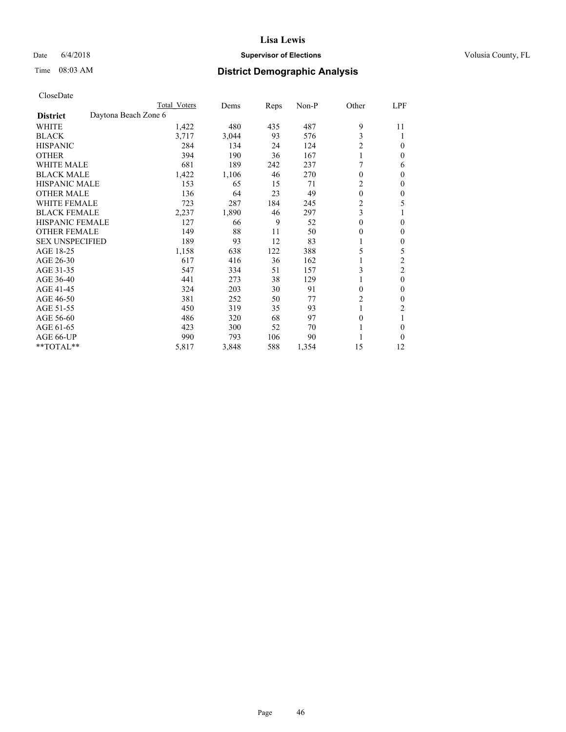**Lisa Lewis**

Date 6/4/2018 **Supervisor of Elections** Volusia County, FL

Time 08:03 AM **District Demographic Analysis**

CloseDate

| | Total Voters | Dems | Reps | Non-P | Other | LPF |
|---|---|---|---|---|---|---|
| **District** Daytona Beach Zone 6 | | | | | | |
| WHITE | 1,422 | 480 | 435 | 487 | 9 | 11 |
| BLACK | 3,717 | 3,044 | 93 | 576 | 3 | 1 |
| HISPANIC | 284 | 134 | 24 | 124 | 2 | 0 |
| OTHER | 394 | 190 | 36 | 167 | 1 | 0 |
| WHITE MALE | 681 | 189 | 242 | 237 | 7 | 6 |
| BLACK MALE | 1,422 | 1,106 | 46 | 270 | 0 | 0 |
| HISPANIC MALE | 153 | 65 | 15 | 71 | 2 | 0 |
| OTHER MALE | 136 | 64 | 23 | 49 | 0 | 0 |
| WHITE FEMALE | 723 | 287 | 184 | 245 | 2 | 5 |
| BLACK FEMALE | 2,237 | 1,890 | 46 | 297 | 3 | 1 |
| HISPANIC FEMALE | 127 | 66 | 9 | 52 | 0 | 0 |
| OTHER FEMALE | 149 | 88 | 11 | 50 | 0 | 0 |
| SEX UNSPECIFIED | 189 | 93 | 12 | 83 | 1 | 0 |
| AGE 18-25 | 1,158 | 638 | 122 | 388 | 5 | 5 |
| AGE 26-30 | 617 | 416 | 36 | 162 | 1 | 2 |
| AGE 31-35 | 547 | 334 | 51 | 157 | 3 | 2 |
| AGE 36-40 | 441 | 273 | 38 | 129 | 1 | 0 |
| AGE 41-45 | 324 | 203 | 30 | 91 | 0 | 0 |
| AGE 46-50 | 381 | 252 | 50 | 77 | 2 | 0 |
| AGE 51-55 | 450 | 319 | 35 | 93 | 1 | 2 |
| AGE 56-60 | 486 | 320 | 68 | 97 | 0 | 1 |
| AGE 61-65 | 423 | 300 | 52 | 70 | 1 | 0 |
| AGE 66-UP | 990 | 793 | 106 | 90 | 1 | 0 |
| **TOTAL** | 5,817 | 3,848 | 588 | 1,354 | 15 | 12 |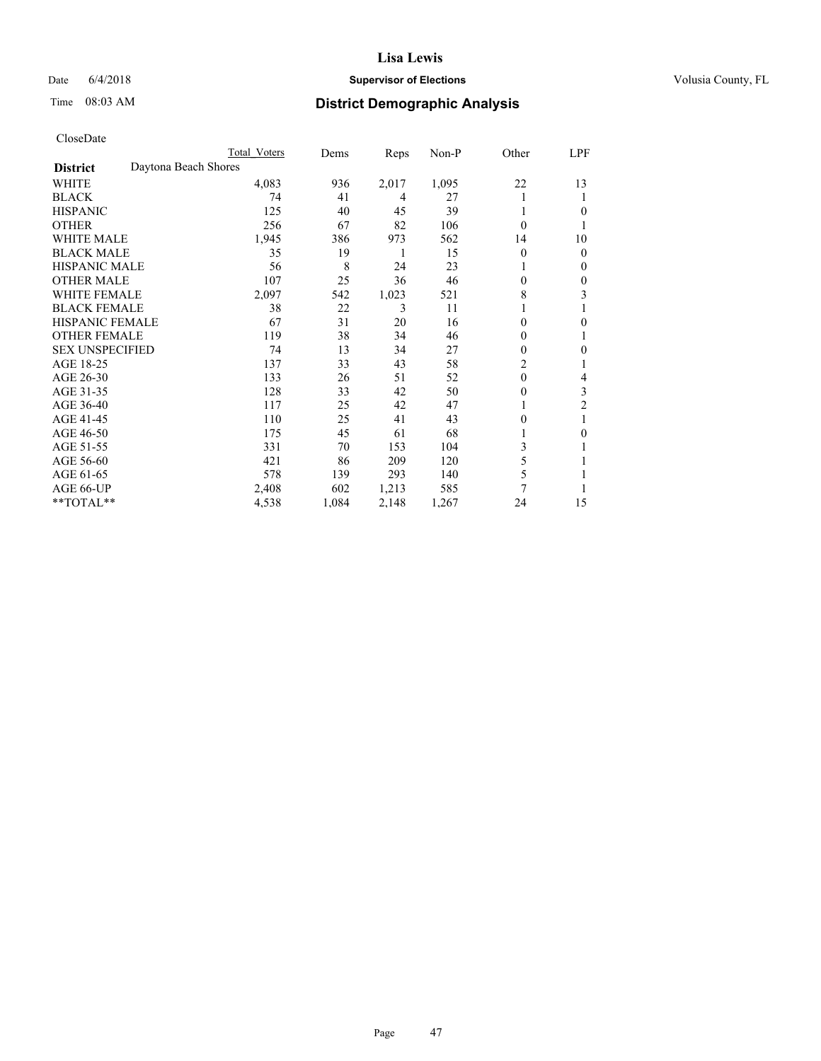# Lisa Lewis

Date 6/4/2018 **Supervisor of Elections** Volusia County, FL

Time 08:03 AM **District Demographic Analysis**

CloseDate

| | Total Voters | Dems | Reps | Non-P | Other | LPF |
|---|---|---|---|---|---|---|
| **District** Daytona Beach Shores | | | | | | |
| WHITE | 4,083 | 936 | 2,017 | 1,095 | 22 | 13 |
| BLACK | 74 | 41 | 4 | 27 | 1 | 1 |
| HISPANIC | 125 | 40 | 45 | 39 | 1 | 0 |
| OTHER | 256 | 67 | 82 | 106 | 0 | 1 |
| WHITE MALE | 1,945 | 386 | 973 | 562 | 14 | 10 |
| BLACK MALE | 35 | 19 | 1 | 15 | 0 | 0 |
| HISPANIC MALE | 56 | 8 | 24 | 23 | 1 | 0 |
| OTHER MALE | 107 | 25 | 36 | 46 | 0 | 0 |
| WHITE FEMALE | 2,097 | 542 | 1,023 | 521 | 8 | 3 |
| BLACK FEMALE | 38 | 22 | 3 | 11 | 1 | 1 |
| HISPANIC FEMALE | 67 | 31 | 20 | 16 | 0 | 0 |
| OTHER FEMALE | 119 | 38 | 34 | 46 | 0 | 1 |
| SEX UNSPECIFIED | 74 | 13 | 34 | 27 | 0 | 0 |
| AGE 18-25 | 137 | 33 | 43 | 58 | 2 | 1 |
| AGE 26-30 | 133 | 26 | 51 | 52 | 0 | 4 |
| AGE 31-35 | 128 | 33 | 42 | 50 | 0 | 3 |
| AGE 36-40 | 117 | 25 | 42 | 47 | 1 | 2 |
| AGE 41-45 | 110 | 25 | 41 | 43 | 0 | 1 |
| AGE 46-50 | 175 | 45 | 61 | 68 | 1 | 0 |
| AGE 51-55 | 331 | 70 | 153 | 104 | 3 | 1 |
| AGE 56-60 | 421 | 86 | 209 | 120 | 5 | 1 |
| AGE 61-65 | 578 | 139 | 293 | 140 | 5 | 1 |
| AGE 66-UP | 2,408 | 602 | 1,213 | 585 | 7 | 1 |
| **TOTAL** | 4,538 | 1,084 | 2,148 | 1,267 | 24 | 15 |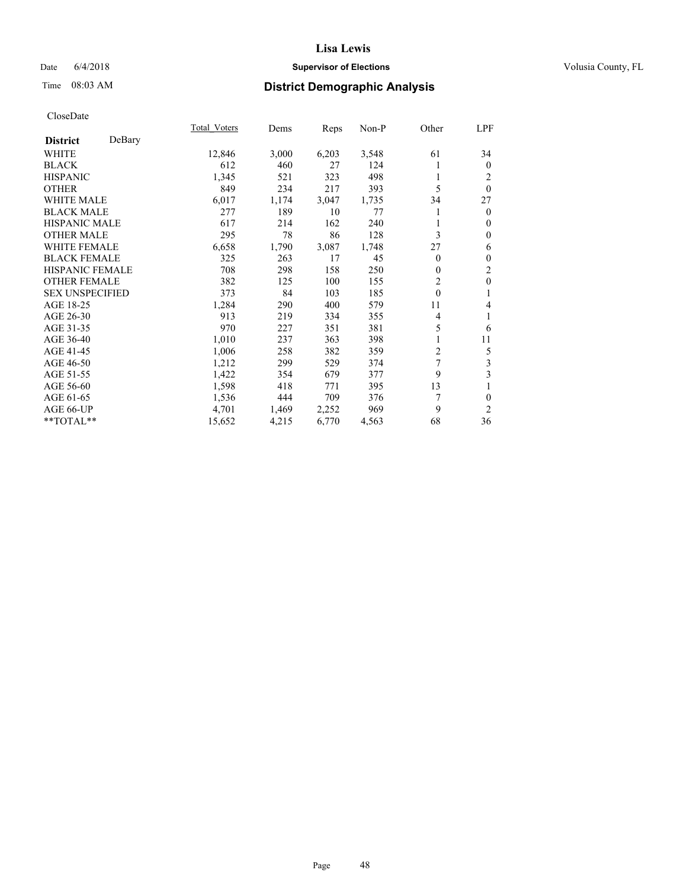# Lisa Lewis

Date 6/4/2018 **Supervisor of Elections** Volusia County, FL

Time 08:03 AM **District Demographic Analysis**

CloseDate

| **District** DeBary | Total_Voters | Dems | Reps | Non-P | Other | LPF |
|---|---|---|---|---|---|---|
| WHITE | 12,846 | 3,000 | 6,203 | 3,548 | 61 | 34 |
| BLACK | 612 | 460 | 27 | 124 | 1 | 0 |
| HISPANIC | 1,345 | 521 | 323 | 498 | 1 | 2 |
| OTHER | 849 | 234 | 217 | 393 | 5 | 0 |
| WHITE MALE | 6,017 | 1,174 | 3,047 | 1,735 | 34 | 27 |
| BLACK MALE | 277 | 189 | 10 | 77 | 1 | 0 |
| HISPANIC MALE | 617 | 214 | 162 | 240 | 1 | 0 |
| OTHER MALE | 295 | 78 | 86 | 128 | 3 | 0 |
| WHITE FEMALE | 6,658 | 1,790 | 3,087 | 1,748 | 27 | 6 |
| BLACK FEMALE | 325 | 263 | 17 | 45 | 0 | 0 |
| HISPANIC FEMALE | 708 | 298 | 158 | 250 | 0 | 2 |
| OTHER FEMALE | 382 | 125 | 100 | 155 | 2 | 0 |
| SEX UNSPECIFIED | 373 | 84 | 103 | 185 | 0 | 1 |
| AGE 18-25 | 1,284 | 290 | 400 | 579 | 11 | 4 |
| AGE 26-30 | 913 | 219 | 334 | 355 | 4 | 1 |
| AGE 31-35 | 970 | 227 | 351 | 381 | 5 | 6 |
| AGE 36-40 | 1,010 | 237 | 363 | 398 | 1 | 11 |
| AGE 41-45 | 1,006 | 258 | 382 | 359 | 2 | 5 |
| AGE 46-50 | 1,212 | 299 | 529 | 374 | 7 | 3 |
| AGE 51-55 | 1,422 | 354 | 679 | 377 | 9 | 3 |
| AGE 56-60 | 1,598 | 418 | 771 | 395 | 13 | 1 |
| AGE 61-65 | 1,536 | 444 | 709 | 376 | 7 | 0 |
| AGE 66-UP | 4,701 | 1,469 | 2,252 | 969 | 9 | 2 |
| **TOTAL** | 15,652 | 4,215 | 6,770 | 4,563 | 68 | 36 |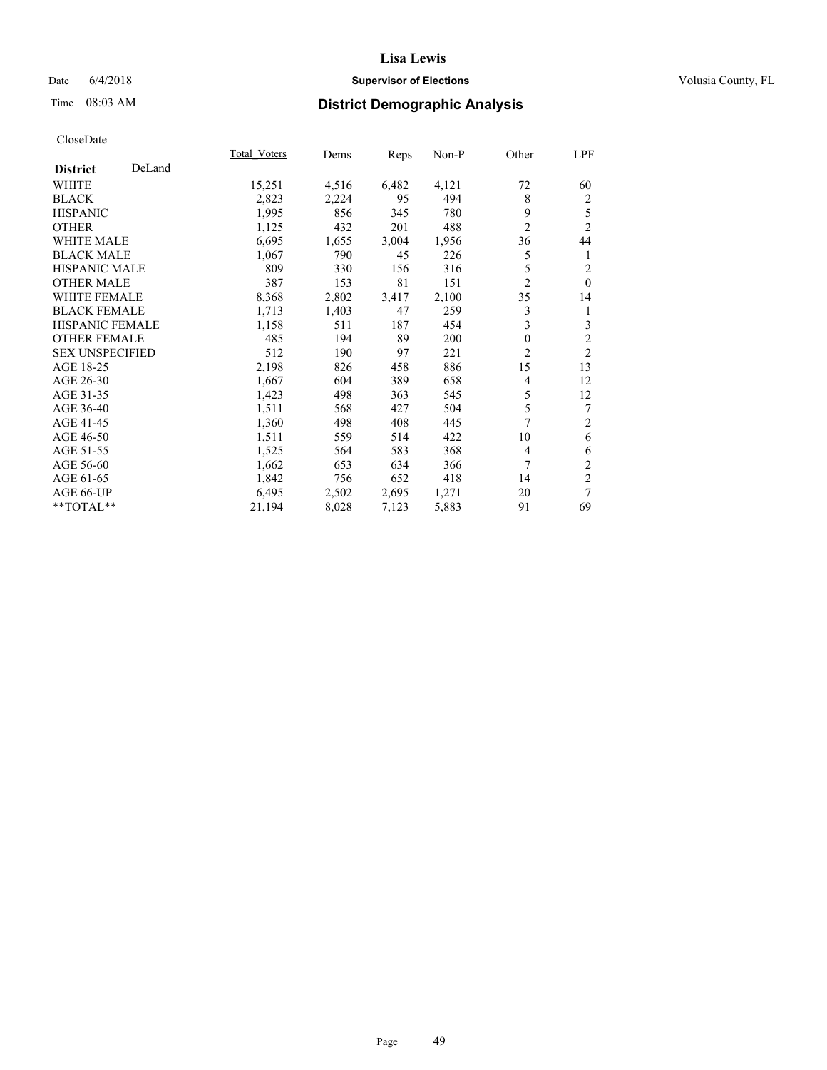# Lisa Lewis

Date 6/4/2018 **Supervisor of Elections** Volusia County, FL

Time 08:03 AM **District Demographic Analysis**

CloseDate

| **District** DeLand | Total_Voters | Dems | Reps | Non-P | Other | LPF |
|---|---|---|---|---|---|---|
| WHITE | 15,251 | 4,516 | 6,482 | 4,121 | 72 | 60 |
| BLACK | 2,823 | 2,224 | 95 | 494 | 8 | 2 |
| HISPANIC | 1,995 | 856 | 345 | 780 | 9 | 5 |
| OTHER | 1,125 | 432 | 201 | 488 | 2 | 2 |
| WHITE MALE | 6,695 | 1,655 | 3,004 | 1,956 | 36 | 44 |
| BLACK MALE | 1,067 | 790 | 45 | 226 | 5 | 1 |
| HISPANIC MALE | 809 | 330 | 156 | 316 | 5 | 2 |
| OTHER MALE | 387 | 153 | 81 | 151 | 2 | 0 |
| WHITE FEMALE | 8,368 | 2,802 | 3,417 | 2,100 | 35 | 14 |
| BLACK FEMALE | 1,713 | 1,403 | 47 | 259 | 3 | 1 |
| HISPANIC FEMALE | 1,158 | 511 | 187 | 454 | 3 | 3 |
| OTHER FEMALE | 485 | 194 | 89 | 200 | 0 | 2 |
| SEX UNSPECIFIED | 512 | 190 | 97 | 221 | 2 | 2 |
| AGE 18-25 | 2,198 | 826 | 458 | 886 | 15 | 13 |
| AGE 26-30 | 1,667 | 604 | 389 | 658 | 4 | 12 |
| AGE 31-35 | 1,423 | 498 | 363 | 545 | 5 | 12 |
| AGE 36-40 | 1,511 | 568 | 427 | 504 | 5 | 7 |
| AGE 41-45 | 1,360 | 498 | 408 | 445 | 7 | 2 |
| AGE 46-50 | 1,511 | 559 | 514 | 422 | 10 | 6 |
| AGE 51-55 | 1,525 | 564 | 583 | 368 | 4 | 6 |
| AGE 56-60 | 1,662 | 653 | 634 | 366 | 7 | 2 |
| AGE 61-65 | 1,842 | 756 | 652 | 418 | 14 | 2 |
| AGE 66-UP | 6,495 | 2,502 | 2,695 | 1,271 | 20 | 7 |
| **TOTAL** | 21,194 | 8,028 | 7,123 | 5,883 | 91 | 69 |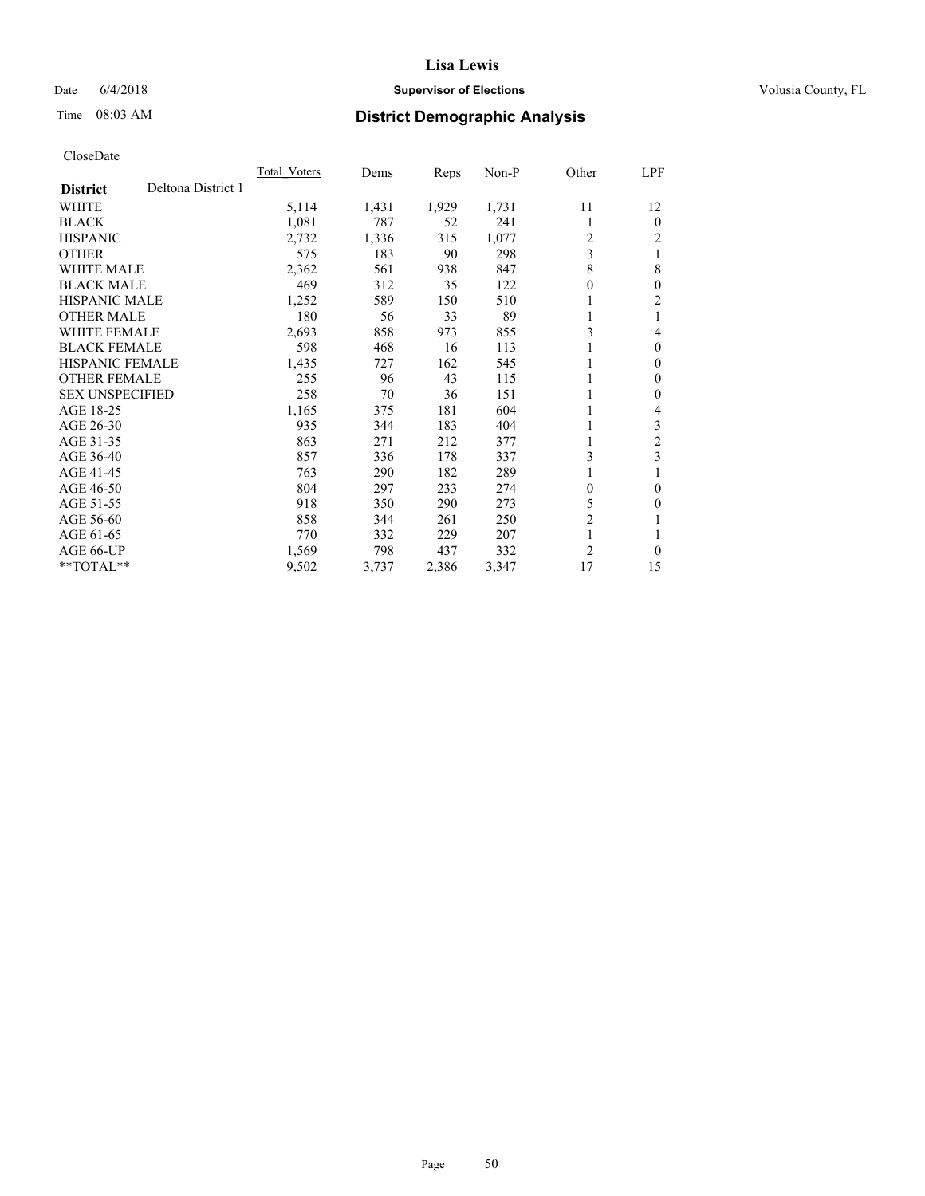# District Demographic Analysis

CloseDate

| District | Deltona District 1 | Total_Voters | Dems | Reps | Non-P | Other | LPF |
|---|---|---|---|---|---|---|---|
| WHITE | | 5,114 | 1,431 | 1,929 | 1,731 | 11 | 12 |
| BLACK | | 1,081 | 787 | 52 | 241 | 1 | 0 |
| HISPANIC | | 2,732 | 1,336 | 315 | 1,077 | 2 | 2 |
| OTHER | | 575 | 183 | 90 | 298 | 3 | 1 |
| WHITE MALE | | 2,362 | 561 | 938 | 847 | 8 | 8 |
| BLACK MALE | | 469 | 312 | 35 | 122 | 0 | 0 |
| HISPANIC MALE | | 1,252 | 589 | 150 | 510 | 1 | 2 |
| OTHER MALE | | 180 | 56 | 33 | 89 | 1 | 1 |
| WHITE FEMALE | | 2,693 | 858 | 973 | 855 | 3 | 4 |
| BLACK FEMALE | | 598 | 468 | 16 | 113 | 1 | 0 |
| HISPANIC FEMALE | | 1,435 | 727 | 162 | 545 | 1 | 0 |
| OTHER FEMALE | | 255 | 96 | 43 | 115 | 1 | 0 |
| SEX UNSPECIFIED | | 258 | 70 | 36 | 151 | 1 | 0 |
| AGE 18-25 | | 1,165 | 375 | 181 | 604 | 1 | 4 |
| AGE 26-30 | | 935 | 344 | 183 | 404 | 1 | 3 |
| AGE 31-35 | | 863 | 271 | 212 | 377 | 1 | 2 |
| AGE 36-40 | | 857 | 336 | 178 | 337 | 3 | 3 |
| AGE 41-45 | | 763 | 290 | 182 | 289 | 1 | 1 |
| AGE 46-50 | | 804 | 297 | 233 | 274 | 0 | 0 |
| AGE 51-55 | | 918 | 350 | 290 | 273 | 5 | 0 |
| AGE 56-60 | | 858 | 344 | 261 | 250 | 2 | 1 |
| AGE 61-65 | | 770 | 332 | 229 | 207 | 1 | 1 |
| AGE 66-UP | | 1,569 | 798 | 437 | 332 | 2 | 0 |
| **TOTAL** | | 9,502 | 3,737 | 2,386 | 3,347 | 17 | 15 |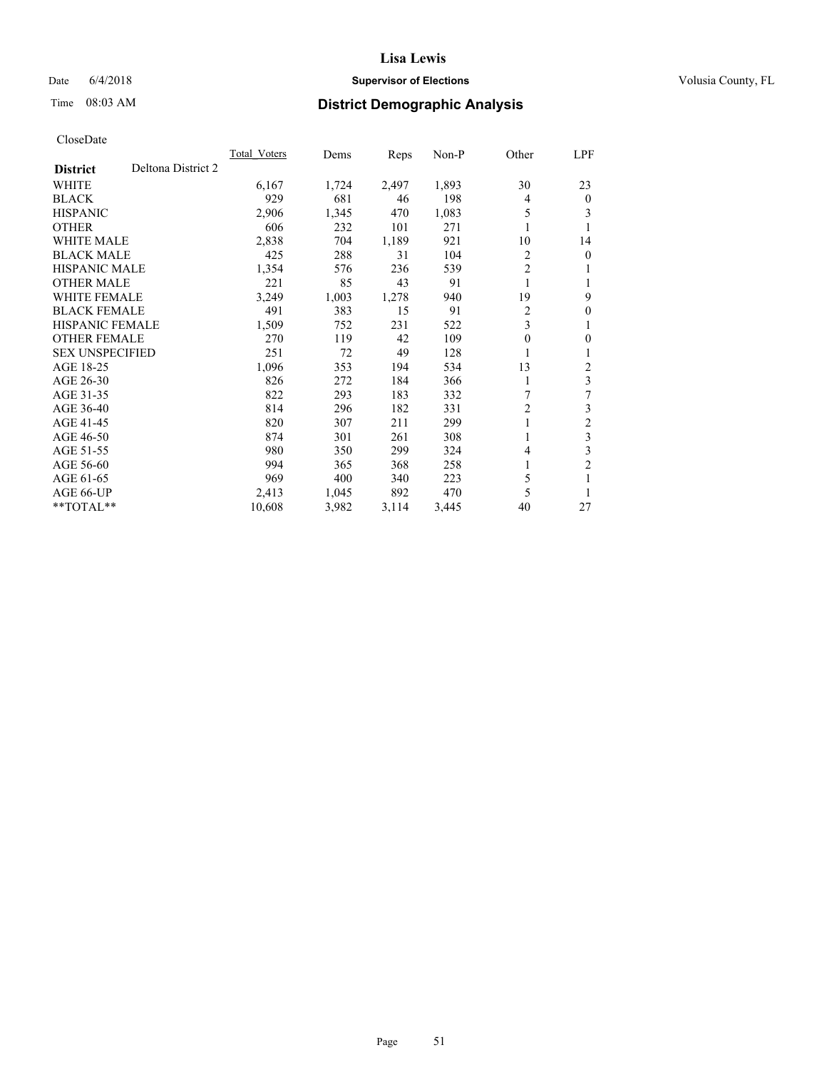# District Demographic Analysis

Lisa Lewis
Supervisor of Elections
Volusia County, FL

Date 6/4/2018
Time 08:03 AM

CloseDate

| District: Deltona District 2 | Total_Voters | Dems | Reps | Non-P | Other | LPF |
|---|---|---|---|---|---|---|
| WHITE | 6,167 | 1,724 | 2,497 | 1,893 | 30 | 23 |
| BLACK | 929 | 681 | 46 | 198 | 4 | 0 |
| HISPANIC | 2,906 | 1,345 | 470 | 1,083 | 5 | 3 |
| OTHER | 606 | 232 | 101 | 271 | 1 | 1 |
| WHITE MALE | 2,838 | 704 | 1,189 | 921 | 10 | 14 |
| BLACK MALE | 425 | 288 | 31 | 104 | 2 | 0 |
| HISPANIC MALE | 1,354 | 576 | 236 | 539 | 2 | 1 |
| OTHER MALE | 221 | 85 | 43 | 91 | 1 | 1 |
| WHITE FEMALE | 3,249 | 1,003 | 1,278 | 940 | 19 | 9 |
| BLACK FEMALE | 491 | 383 | 15 | 91 | 2 | 0 |
| HISPANIC FEMALE | 1,509 | 752 | 231 | 522 | 3 | 1 |
| OTHER FEMALE | 270 | 119 | 42 | 109 | 0 | 0 |
| SEX UNSPECIFIED | 251 | 72 | 49 | 128 | 1 | 1 |
| AGE 18-25 | 1,096 | 353 | 194 | 534 | 13 | 2 |
| AGE 26-30 | 826 | 272 | 184 | 366 | 1 | 3 |
| AGE 31-35 | 822 | 293 | 183 | 332 | 7 | 7 |
| AGE 36-40 | 814 | 296 | 182 | 331 | 2 | 3 |
| AGE 41-45 | 820 | 307 | 211 | 299 | 1 | 2 |
| AGE 46-50 | 874 | 301 | 261 | 308 | 1 | 3 |
| AGE 51-55 | 980 | 350 | 299 | 324 | 4 | 3 |
| AGE 56-60 | 994 | 365 | 368 | 258 | 1 | 2 |
| AGE 61-65 | 969 | 400 | 340 | 223 | 5 | 1 |
| AGE 66-UP | 2,413 | 1,045 | 892 | 470 | 5 | 1 |
| **TOTAL** | 10,608 | 3,982 | 3,114 | 3,445 | 40 | 27 |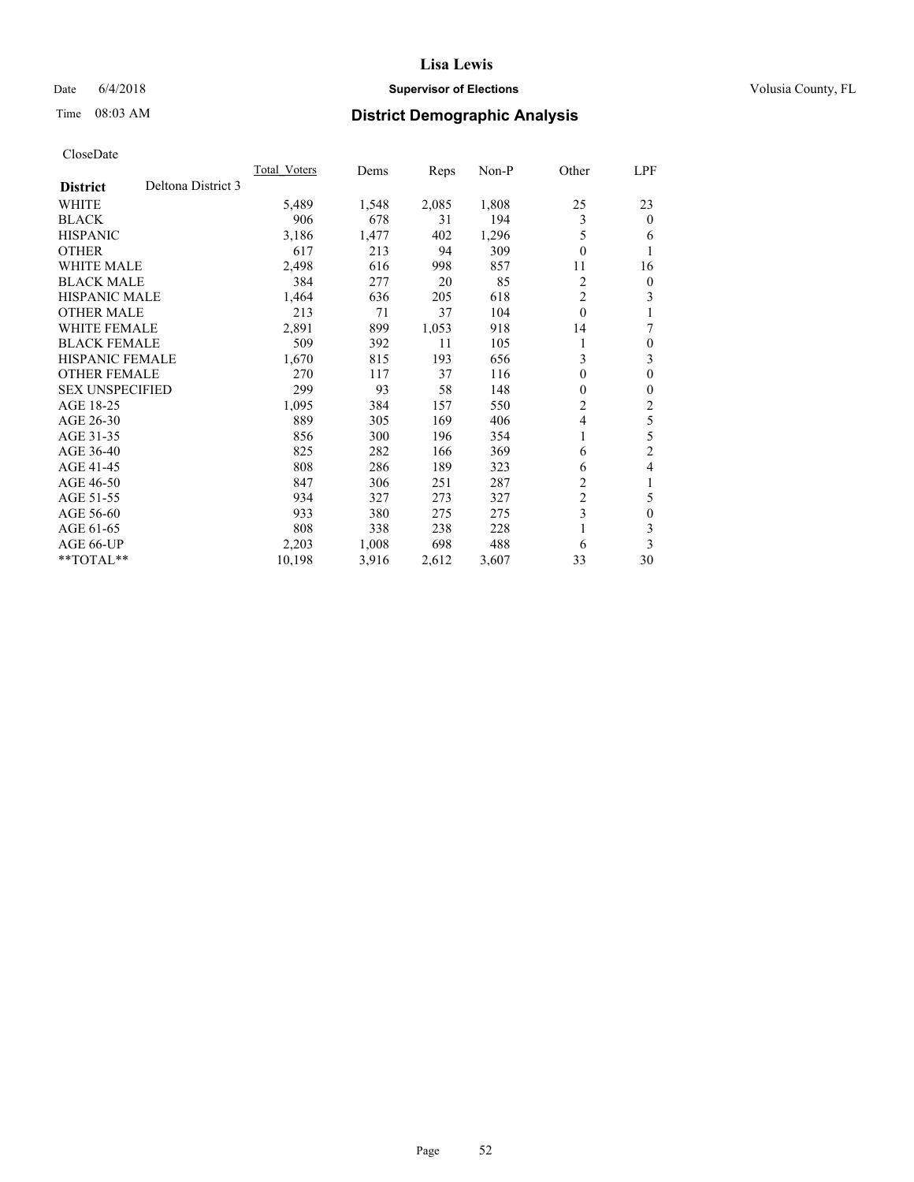# Lisa Lewis

Date 6/4/2018 **Supervisor of Elections** Volusia County, FL

Time 08:03 AM **District Demographic Analysis**

CloseDate

| District | Deltona District 3 | Total_Voters | Dems | Reps | Non-P | Other | LPF |
|---|---|---|---|---|---|---|---|
| WHITE | | 5,489 | 1,548 | 2,085 | 1,808 | 25 | 23 |
| BLACK | | 906 | 678 | 31 | 194 | 3 | 0 |
| HISPANIC | | 3,186 | 1,477 | 402 | 1,296 | 5 | 6 |
| OTHER | | 617 | 213 | 94 | 309 | 0 | 1 |
| WHITE MALE | | 2,498 | 616 | 998 | 857 | 11 | 16 |
| BLACK MALE | | 384 | 277 | 20 | 85 | 2 | 0 |
| HISPANIC MALE | | 1,464 | 636 | 205 | 618 | 2 | 3 |
| OTHER MALE | | 213 | 71 | 37 | 104 | 0 | 1 |
| WHITE FEMALE | | 2,891 | 899 | 1,053 | 918 | 14 | 7 |
| BLACK FEMALE | | 509 | 392 | 11 | 105 | 1 | 0 |
| HISPANIC FEMALE | | 1,670 | 815 | 193 | 656 | 3 | 3 |
| OTHER FEMALE | | 270 | 117 | 37 | 116 | 0 | 0 |
| SEX UNSPECIFIED | | 299 | 93 | 58 | 148 | 0 | 0 |
| AGE 18-25 | | 1,095 | 384 | 157 | 550 | 2 | 2 |
| AGE 26-30 | | 889 | 305 | 169 | 406 | 4 | 5 |
| AGE 31-35 | | 856 | 300 | 196 | 354 | 1 | 5 |
| AGE 36-40 | | 825 | 282 | 166 | 369 | 6 | 2 |
| AGE 41-45 | | 808 | 286 | 189 | 323 | 6 | 4 |
| AGE 46-50 | | 847 | 306 | 251 | 287 | 2 | 1 |
| AGE 51-55 | | 934 | 327 | 273 | 327 | 2 | 5 |
| AGE 56-60 | | 933 | 380 | 275 | 275 | 3 | 0 |
| AGE 61-65 | | 808 | 338 | 238 | 228 | 1 | 3 |
| AGE 66-UP | | 2,203 | 1,008 | 698 | 488 | 6 | 3 |
| **TOTAL** | | 10,198 | 3,916 | 2,612 | 3,607 | 33 | 30 |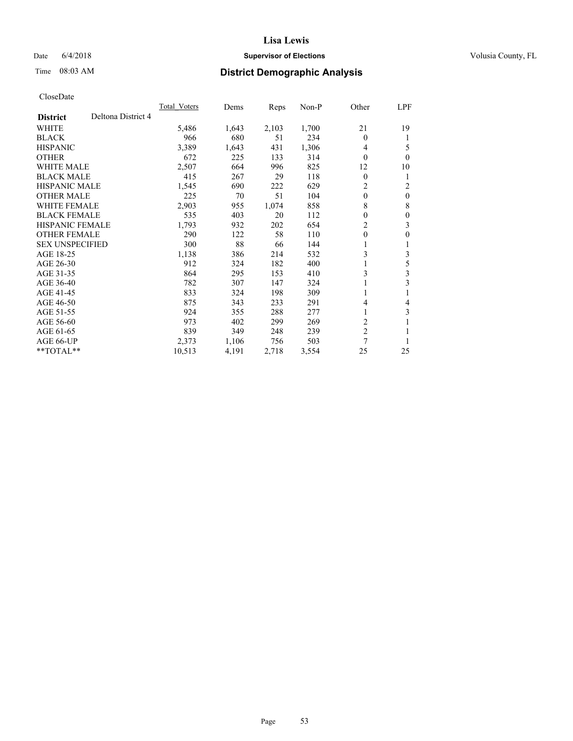# Lisa Lewis

Date 6/4/2018 **Supervisor of Elections** Volusia County, FL

Time 08:03 AM **District Demographic Analysis**

CloseDate

| **District** Deltona District 4 | Total_Voters | Dems | Reps | Non-P | Other | LPF |
|---|---|---|---|---|---|---|
| WHITE | 5,486 | 1,643 | 2,103 | 1,700 | 21 | 19 |
| BLACK | 966 | 680 | 51 | 234 | 0 | 1 |
| HISPANIC | 3,389 | 1,643 | 431 | 1,306 | 4 | 5 |
| OTHER | 672 | 225 | 133 | 314 | 0 | 0 |
| WHITE MALE | 2,507 | 664 | 996 | 825 | 12 | 10 |
| BLACK MALE | 415 | 267 | 29 | 118 | 0 | 1 |
| HISPANIC MALE | 1,545 | 690 | 222 | 629 | 2 | 2 |
| OTHER MALE | 225 | 70 | 51 | 104 | 0 | 0 |
| WHITE FEMALE | 2,903 | 955 | 1,074 | 858 | 8 | 8 |
| BLACK FEMALE | 535 | 403 | 20 | 112 | 0 | 0 |
| HISPANIC FEMALE | 1,793 | 932 | 202 | 654 | 2 | 3 |
| OTHER FEMALE | 290 | 122 | 58 | 110 | 0 | 0 |
| SEX UNSPECIFIED | 300 | 88 | 66 | 144 | 1 | 1 |
| AGE 18-25 | 1,138 | 386 | 214 | 532 | 3 | 3 |
| AGE 26-30 | 912 | 324 | 182 | 400 | 1 | 5 |
| AGE 31-35 | 864 | 295 | 153 | 410 | 3 | 3 |
| AGE 36-40 | 782 | 307 | 147 | 324 | 1 | 3 |
| AGE 41-45 | 833 | 324 | 198 | 309 | 1 | 1 |
| AGE 46-50 | 875 | 343 | 233 | 291 | 4 | 4 |
| AGE 51-55 | 924 | 355 | 288 | 277 | 1 | 3 |
| AGE 56-60 | 973 | 402 | 299 | 269 | 2 | 1 |
| AGE 61-65 | 839 | 349 | 248 | 239 | 2 | 1 |
| AGE 66-UP | 2,373 | 1,106 | 756 | 503 | 7 | 1 |
| **TOTAL** | 10,513 | 4,191 | 2,718 | 3,554 | 25 | 25 |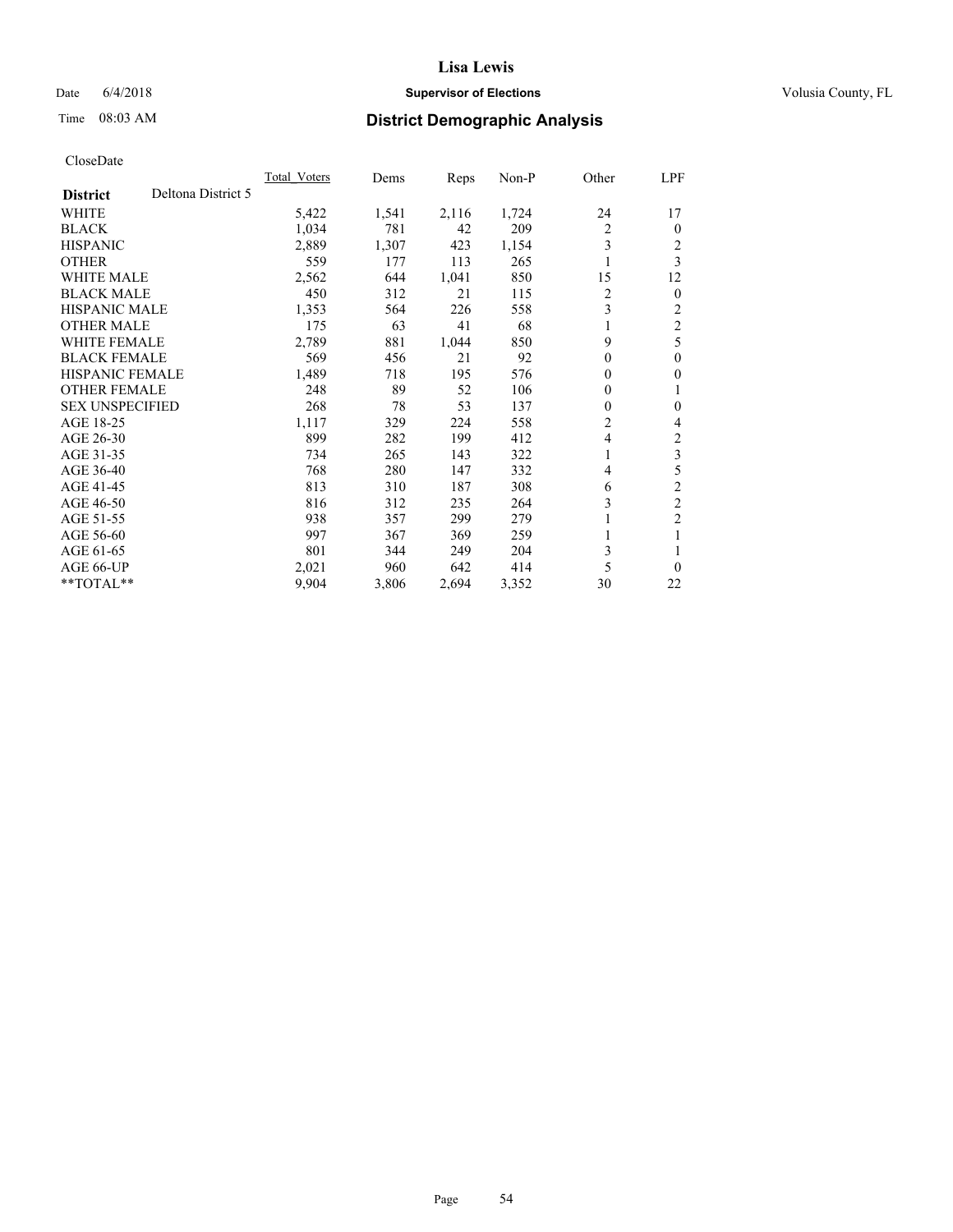# Lisa Lewis

Date 6/4/2018 **Supervisor of Elections** Volusia County, FL

Time 08:03 AM **District Demographic Analysis**

CloseDate

| **District** Deltona District 5 | Total_Voters | Dems | Reps | Non-P | Other | LPF |
|---|---|---|---|---|---|---|
| WHITE | 5,422 | 1,541 | 2,116 | 1,724 | 24 | 17 |
| BLACK | 1,034 | 781 | 42 | 209 | 2 | 0 |
| HISPANIC | 2,889 | 1,307 | 423 | 1,154 | 3 | 2 |
| OTHER | 559 | 177 | 113 | 265 | 1 | 3 |
| WHITE MALE | 2,562 | 644 | 1,041 | 850 | 15 | 12 |
| BLACK MALE | 450 | 312 | 21 | 115 | 2 | 0 |
| HISPANIC MALE | 1,353 | 564 | 226 | 558 | 3 | 2 |
| OTHER MALE | 175 | 63 | 41 | 68 | 1 | 2 |
| WHITE FEMALE | 2,789 | 881 | 1,044 | 850 | 9 | 5 |
| BLACK FEMALE | 569 | 456 | 21 | 92 | 0 | 0 |
| HISPANIC FEMALE | 1,489 | 718 | 195 | 576 | 0 | 0 |
| OTHER FEMALE | 248 | 89 | 52 | 106 | 0 | 1 |
| SEX UNSPECIFIED | 268 | 78 | 53 | 137 | 0 | 0 |
| AGE 18-25 | 1,117 | 329 | 224 | 558 | 2 | 4 |
| AGE 26-30 | 899 | 282 | 199 | 412 | 4 | 2 |
| AGE 31-35 | 734 | 265 | 143 | 322 | 1 | 3 |
| AGE 36-40 | 768 | 280 | 147 | 332 | 4 | 5 |
| AGE 41-45 | 813 | 310 | 187 | 308 | 6 | 2 |
| AGE 46-50 | 816 | 312 | 235 | 264 | 3 | 2 |
| AGE 51-55 | 938 | 357 | 299 | 279 | 1 | 2 |
| AGE 56-60 | 997 | 367 | 369 | 259 | 1 | 1 |
| AGE 61-65 | 801 | 344 | 249 | 204 | 3 | 1 |
| AGE 66-UP | 2,021 | 960 | 642 | 414 | 5 | 0 |
| **TOTAL** | 9,904 | 3,806 | 2,694 | 3,352 | 30 | 22 |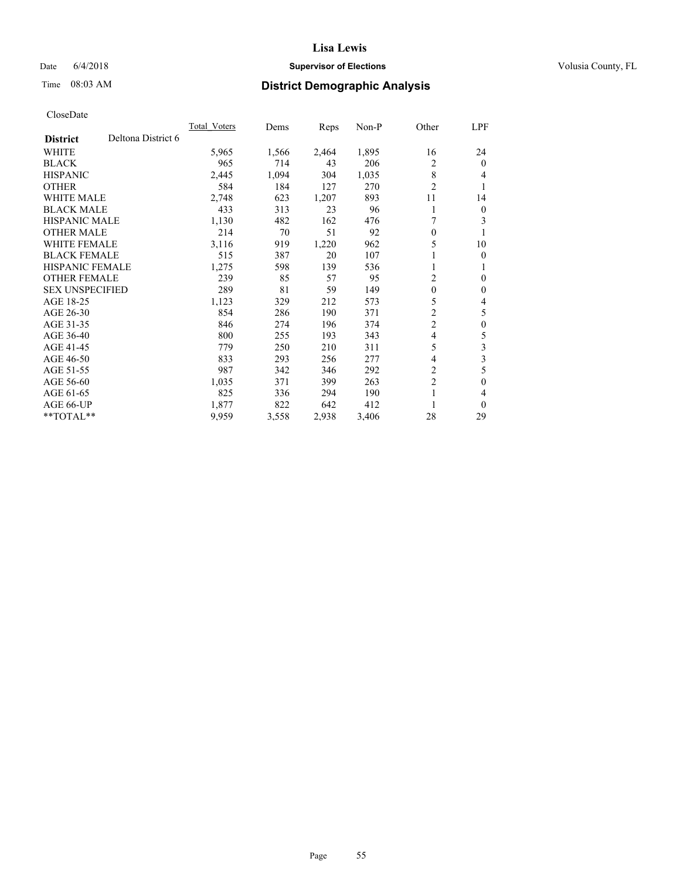CloseDate

| District | Deltona District 6 | Total_Voters | Dems | Reps | Non-P | Other | LPF |
|---|---|---|---|---|---|---|---|
| WHITE | | 5,965 | 1,566 | 2,464 | 1,895 | 16 | 24 |
| BLACK | | 965 | 714 | 43 | 206 | 2 | 0 |
| HISPANIC | | 2,445 | 1,094 | 304 | 1,035 | 8 | 4 |
| OTHER | | 584 | 184 | 127 | 270 | 2 | 1 |
| WHITE MALE | | 2,748 | 623 | 1,207 | 893 | 11 | 14 |
| BLACK MALE | | 433 | 313 | 23 | 96 | 1 | 0 |
| HISPANIC MALE | | 1,130 | 482 | 162 | 476 | 7 | 3 |
| OTHER MALE | | 214 | 70 | 51 | 92 | 0 | 1 |
| WHITE FEMALE | | 3,116 | 919 | 1,220 | 962 | 5 | 10 |
| BLACK FEMALE | | 515 | 387 | 20 | 107 | 1 | 0 |
| HISPANIC FEMALE | | 1,275 | 598 | 139 | 536 | 1 | 1 |
| OTHER FEMALE | | 239 | 85 | 57 | 95 | 2 | 0 |
| SEX UNSPECIFIED | | 289 | 81 | 59 | 149 | 0 | 0 |
| AGE 18-25 | | 1,123 | 329 | 212 | 573 | 5 | 4 |
| AGE 26-30 | | 854 | 286 | 190 | 371 | 2 | 5 |
| AGE 31-35 | | 846 | 274 | 196 | 374 | 2 | 0 |
| AGE 36-40 | | 800 | 255 | 193 | 343 | 4 | 5 |
| AGE 41-45 | | 779 | 250 | 210 | 311 | 5 | 3 |
| AGE 46-50 | | 833 | 293 | 256 | 277 | 4 | 3 |
| AGE 51-55 | | 987 | 342 | 346 | 292 | 2 | 5 |
| AGE 56-60 | | 1,035 | 371 | 399 | 263 | 2 | 0 |
| AGE 61-65 | | 825 | 336 | 294 | 190 | 1 | 4 |
| AGE 66-UP | | 1,877 | 822 | 642 | 412 | 1 | 0 |
| **TOTAL** | | 9,959 | 3,558 | 2,938 | 3,406 | 28 | 29 |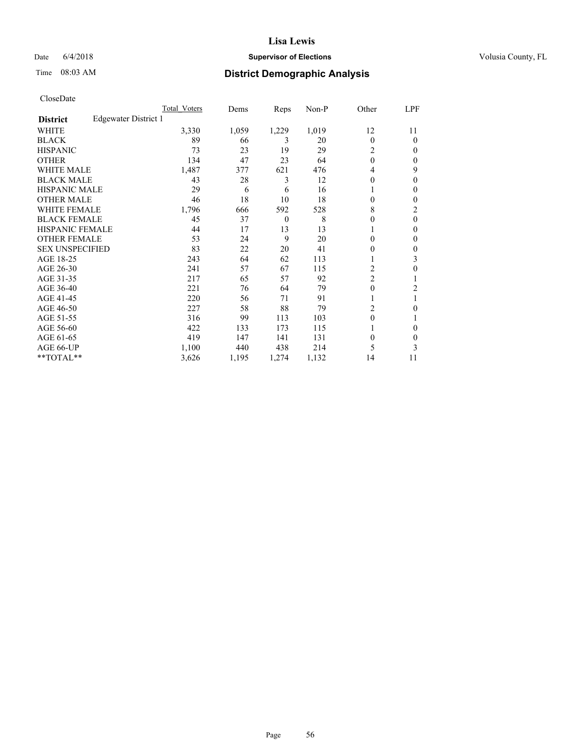# Lisa Lewis

Date 6/4/2018 **Supervisor of Elections** Volusia County, FL

Time 08:03 AM **District Demographic Analysis**

CloseDate

| | Total_Voters | Dems | Reps | Non-P | Other | LPF |
|---|---|---|---|---|---|---|
| **District** Edgewater District 1 | | | | | | |
| WHITE | 3,330 | 1,059 | 1,229 | 1,019 | 12 | 11 |
| BLACK | 89 | 66 | 3 | 20 | 0 | 0 |
| HISPANIC | 73 | 23 | 19 | 29 | 2 | 0 |
| OTHER | 134 | 47 | 23 | 64 | 0 | 0 |
| WHITE MALE | 1,487 | 377 | 621 | 476 | 4 | 9 |
| BLACK MALE | 43 | 28 | 3 | 12 | 0 | 0 |
| HISPANIC MALE | 29 | 6 | 6 | 16 | 1 | 0 |
| OTHER MALE | 46 | 18 | 10 | 18 | 0 | 0 |
| WHITE FEMALE | 1,796 | 666 | 592 | 528 | 8 | 2 |
| BLACK FEMALE | 45 | 37 | 0 | 8 | 0 | 0 |
| HISPANIC FEMALE | 44 | 17 | 13 | 13 | 1 | 0 |
| OTHER FEMALE | 53 | 24 | 9 | 20 | 0 | 0 |
| SEX UNSPECIFIED | 83 | 22 | 20 | 41 | 0 | 0 |
| AGE 18-25 | 243 | 64 | 62 | 113 | 1 | 3 |
| AGE 26-30 | 241 | 57 | 67 | 115 | 2 | 0 |
| AGE 31-35 | 217 | 65 | 57 | 92 | 2 | 1 |
| AGE 36-40 | 221 | 76 | 64 | 79 | 0 | 2 |
| AGE 41-45 | 220 | 56 | 71 | 91 | 1 | 1 |
| AGE 46-50 | 227 | 58 | 88 | 79 | 2 | 0 |
| AGE 51-55 | 316 | 99 | 113 | 103 | 0 | 1 |
| AGE 56-60 | 422 | 133 | 173 | 115 | 1 | 0 |
| AGE 61-65 | 419 | 147 | 141 | 131 | 0 | 0 |
| AGE 66-UP | 1,100 | 440 | 438 | 214 | 5 | 3 |
| **TOTAL** | 3,626 | 1,195 | 1,274 | 1,132 | 14 | 11 |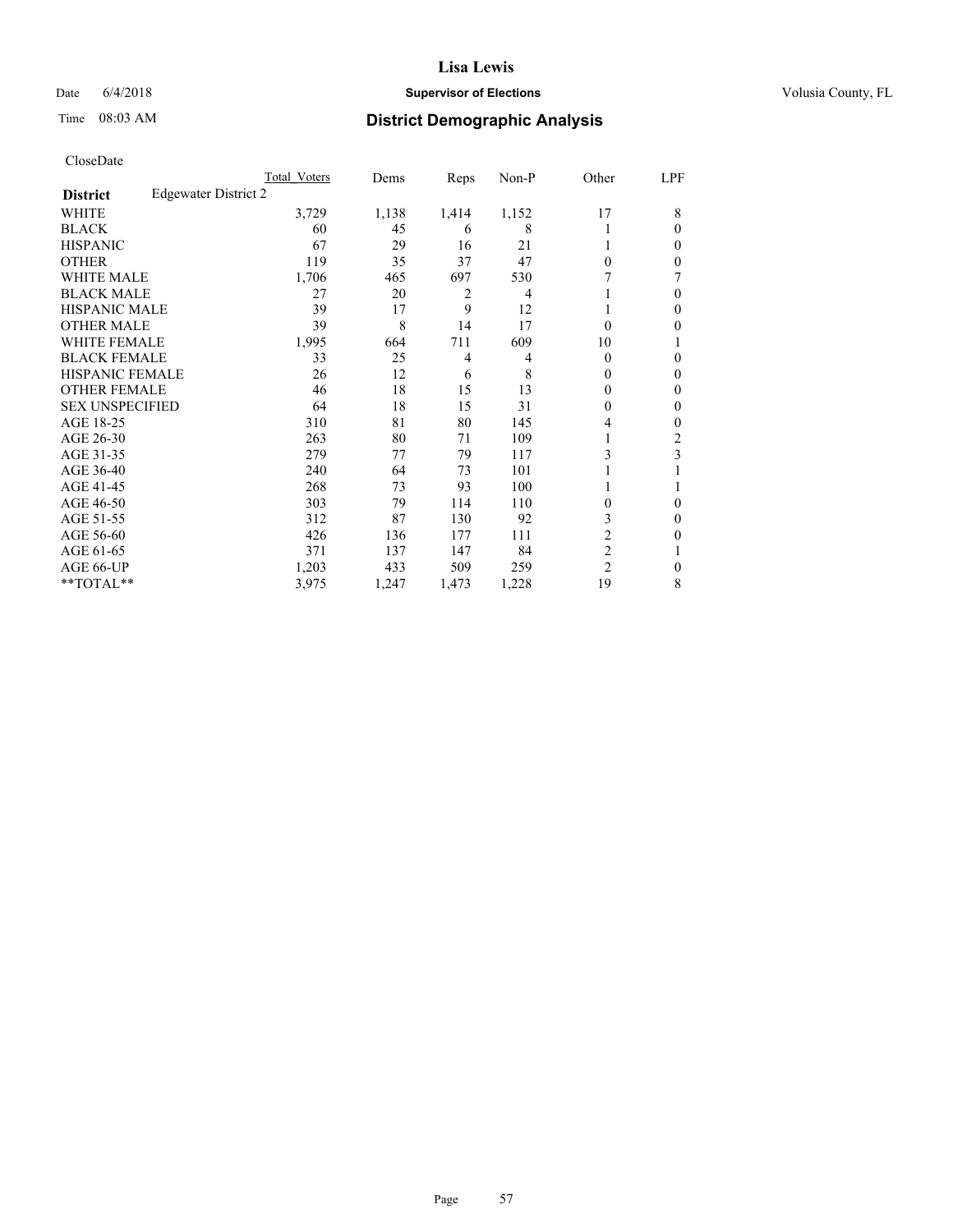**Lisa Lewis**

Date 6/4/2018 **Supervisor of Elections** Volusia County, FL

Time 08:03 AM **District Demographic Analysis**

CloseDate

| | Total Voters | Dems | Reps | Non-P | Other | LPF |
|---|---|---|---|---|---|---|
| **District** Edgewater District 2 | | | | | | |
| WHITE | 3,729 | 1,138 | 1,414 | 1,152 | 17 | 8 |
| BLACK | 60 | 45 | 6 | 8 | 1 | 0 |
| HISPANIC | 67 | 29 | 16 | 21 | 1 | 0 |
| OTHER | 119 | 35 | 37 | 47 | 0 | 0 |
| WHITE MALE | 1,706 | 465 | 697 | 530 | 7 | 7 |
| BLACK MALE | 27 | 20 | 2 | 4 | 1 | 0 |
| HISPANIC MALE | 39 | 17 | 9 | 12 | 1 | 0 |
| OTHER MALE | 39 | 8 | 14 | 17 | 0 | 0 |
| WHITE FEMALE | 1,995 | 664 | 711 | 609 | 10 | 1 |
| BLACK FEMALE | 33 | 25 | 4 | 4 | 0 | 0 |
| HISPANIC FEMALE | 26 | 12 | 6 | 8 | 0 | 0 |
| OTHER FEMALE | 46 | 18 | 15 | 13 | 0 | 0 |
| SEX UNSPECIFIED | 64 | 18 | 15 | 31 | 0 | 0 |
| AGE 18-25 | 310 | 81 | 80 | 145 | 4 | 0 |
| AGE 26-30 | 263 | 80 | 71 | 109 | 1 | 2 |
| AGE 31-35 | 279 | 77 | 79 | 117 | 3 | 3 |
| AGE 36-40 | 240 | 64 | 73 | 101 | 1 | 1 |
| AGE 41-45 | 268 | 73 | 93 | 100 | 1 | 1 |
| AGE 46-50 | 303 | 79 | 114 | 110 | 0 | 0 |
| AGE 51-55 | 312 | 87 | 130 | 92 | 3 | 0 |
| AGE 56-60 | 426 | 136 | 177 | 111 | 2 | 0 |
| AGE 61-65 | 371 | 137 | 147 | 84 | 2 | 1 |
| AGE 66-UP | 1,203 | 433 | 509 | 259 | 2 | 0 |
| **TOTAL** | 3,975 | 1,247 | 1,473 | 1,228 | 19 | 8 |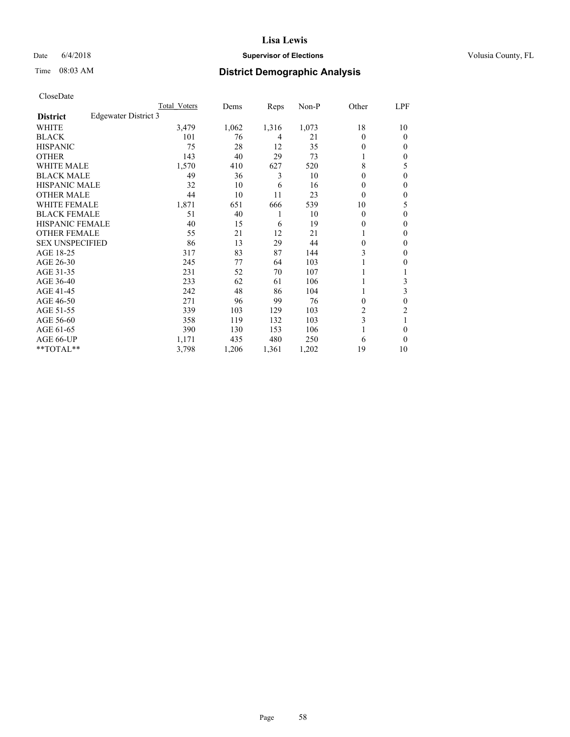CloseDate

| District | Edgewater District 3 | Total_Voters | Dems | Reps | Non-P | Other | LPF |
|---|---|---|---|---|---|---|---|
| WHITE | | 3,479 | 1,062 | 1,316 | 1,073 | 18 | 10 |
| BLACK | | 101 | 76 | 4 | 21 | 0 | 0 |
| HISPANIC | | 75 | 28 | 12 | 35 | 0 | 0 |
| OTHER | | 143 | 40 | 29 | 73 | 1 | 0 |
| WHITE MALE | | 1,570 | 410 | 627 | 520 | 8 | 5 |
| BLACK MALE | | 49 | 36 | 3 | 10 | 0 | 0 |
| HISPANIC MALE | | 32 | 10 | 6 | 16 | 0 | 0 |
| OTHER MALE | | 44 | 10 | 11 | 23 | 0 | 0 |
| WHITE FEMALE | | 1,871 | 651 | 666 | 539 | 10 | 5 |
| BLACK FEMALE | | 51 | 40 | 1 | 10 | 0 | 0 |
| HISPANIC FEMALE | | 40 | 15 | 6 | 19 | 0 | 0 |
| OTHER FEMALE | | 55 | 21 | 12 | 21 | 1 | 0 |
| SEX UNSPECIFIED | | 86 | 13 | 29 | 44 | 0 | 0 |
| AGE 18-25 | | 317 | 83 | 87 | 144 | 3 | 0 |
| AGE 26-30 | | 245 | 77 | 64 | 103 | 1 | 0 |
| AGE 31-35 | | 231 | 52 | 70 | 107 | 1 | 1 |
| AGE 36-40 | | 233 | 62 | 61 | 106 | 1 | 3 |
| AGE 41-45 | | 242 | 48 | 86 | 104 | 1 | 3 |
| AGE 46-50 | | 271 | 96 | 99 | 76 | 0 | 0 |
| AGE 51-55 | | 339 | 103 | 129 | 103 | 2 | 2 |
| AGE 56-60 | | 358 | 119 | 132 | 103 | 3 | 1 |
| AGE 61-65 | | 390 | 130 | 153 | 106 | 1 | 0 |
| AGE 66-UP | | 1,171 | 435 | 480 | 250 | 6 | 0 |
| **TOTAL** | | 3,798 | 1,206 | 1,361 | 1,202 | 19 | 10 |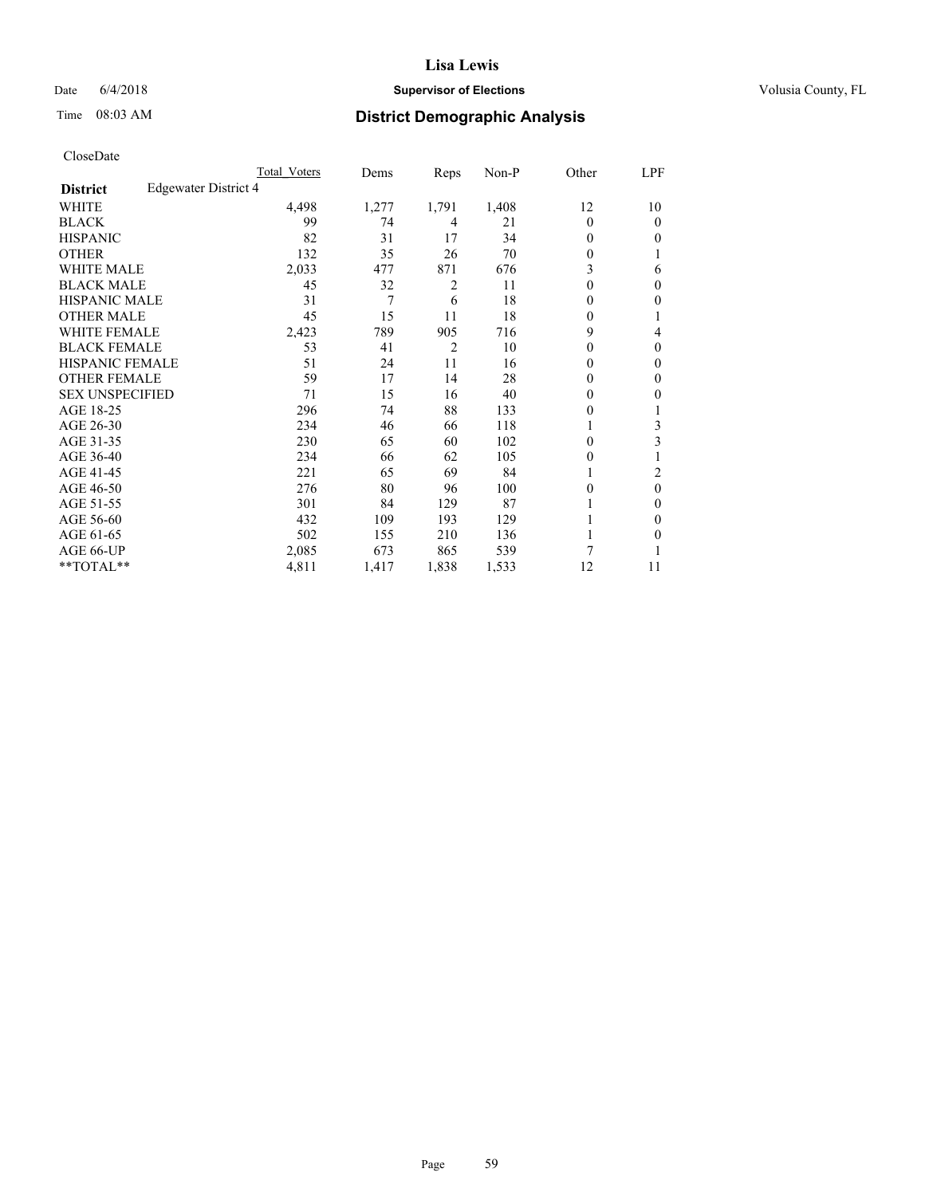# Lisa Lewis

Date 6/4/2018 **Supervisor of Elections** Volusia County, FL

Time 08:03 AM **District Demographic Analysis**

CloseDate

| | Total Voters | Dems | Reps | Non-P | Other | LPF |
|---|---|---|---|---|---|---|
| **District** Edgewater District 4 | | | | | | |
| WHITE | 4,498 | 1,277 | 1,791 | 1,408 | 12 | 10 |
| BLACK | 99 | 74 | 4 | 21 | 0 | 0 |
| HISPANIC | 82 | 31 | 17 | 34 | 0 | 0 |
| OTHER | 132 | 35 | 26 | 70 | 0 | 1 |
| WHITE MALE | 2,033 | 477 | 871 | 676 | 3 | 6 |
| BLACK MALE | 45 | 32 | 2 | 11 | 0 | 0 |
| HISPANIC MALE | 31 | 7 | 6 | 18 | 0 | 0 |
| OTHER MALE | 45 | 15 | 11 | 18 | 0 | 1 |
| WHITE FEMALE | 2,423 | 789 | 905 | 716 | 9 | 4 |
| BLACK FEMALE | 53 | 41 | 2 | 10 | 0 | 0 |
| HISPANIC FEMALE | 51 | 24 | 11 | 16 | 0 | 0 |
| OTHER FEMALE | 59 | 17 | 14 | 28 | 0 | 0 |
| SEX UNSPECIFIED | 71 | 15 | 16 | 40 | 0 | 0 |
| AGE 18-25 | 296 | 74 | 88 | 133 | 0 | 1 |
| AGE 26-30 | 234 | 46 | 66 | 118 | 1 | 3 |
| AGE 31-35 | 230 | 65 | 60 | 102 | 0 | 3 |
| AGE 36-40 | 234 | 66 | 62 | 105 | 0 | 1 |
| AGE 41-45 | 221 | 65 | 69 | 84 | 1 | 2 |
| AGE 46-50 | 276 | 80 | 96 | 100 | 0 | 0 |
| AGE 51-55 | 301 | 84 | 129 | 87 | 1 | 0 |
| AGE 56-60 | 432 | 109 | 193 | 129 | 1 | 0 |
| AGE 61-65 | 502 | 155 | 210 | 136 | 1 | 0 |
| AGE 66-UP | 2,085 | 673 | 865 | 539 | 7 | 1 |
| **TOTAL** | 4,811 | 1,417 | 1,838 | 1,533 | 12 | 11 |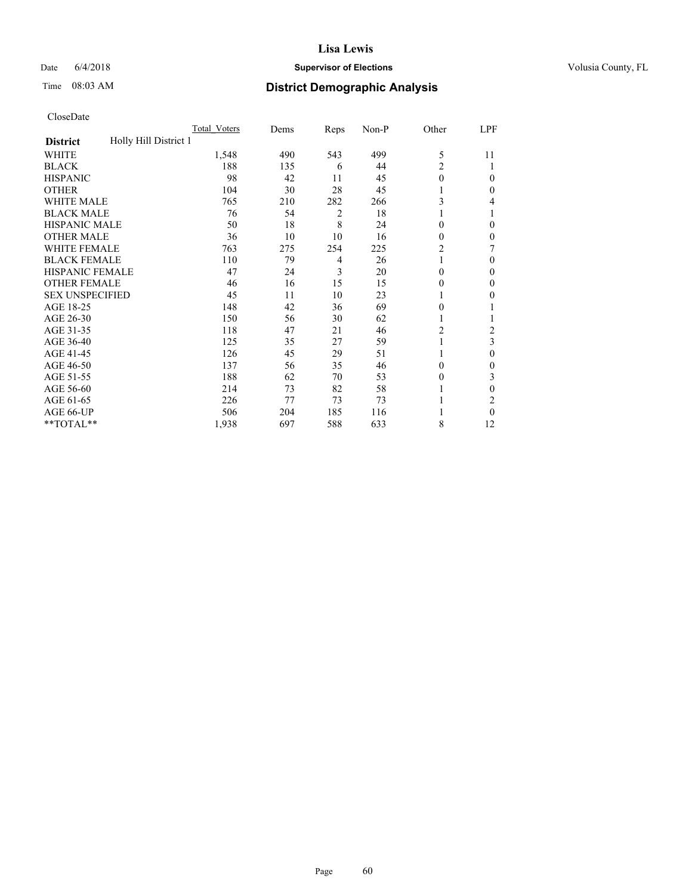Lisa Lewis

Date 6/4/2018 **Supervisor of Elections** Volusia County, FL

Time 08:03 AM

## District Demographic Analysis

CloseDate

| **District** | Holly Hill District 1 | Total_Voters | Dems | Reps | Non-P | Other | LPF |
|---|---|---|---|---|---|---|---|
| WHITE | | 1,548 | 490 | 543 | 499 | 5 | 11 |
| BLACK | | 188 | 135 | 6 | 44 | 2 | 1 |
| HISPANIC | | 98 | 42 | 11 | 45 | 0 | 0 |
| OTHER | | 104 | 30 | 28 | 45 | 1 | 0 |
| WHITE MALE | | 765 | 210 | 282 | 266 | 3 | 4 |
| BLACK MALE | | 76 | 54 | 2 | 18 | 1 | 1 |
| HISPANIC MALE | | 50 | 18 | 8 | 24 | 0 | 0 |
| OTHER MALE | | 36 | 10 | 10 | 16 | 0 | 0 |
| WHITE FEMALE | | 763 | 275 | 254 | 225 | 2 | 7 |
| BLACK FEMALE | | 110 | 79 | 4 | 26 | 1 | 0 |
| HISPANIC FEMALE | | 47 | 24 | 3 | 20 | 0 | 0 |
| OTHER FEMALE | | 46 | 16 | 15 | 15 | 0 | 0 |
| SEX UNSPECIFIED | | 45 | 11 | 10 | 23 | 1 | 0 |
| AGE 18-25 | | 148 | 42 | 36 | 69 | 0 | 1 |
| AGE 26-30 | | 150 | 56 | 30 | 62 | 1 | 1 |
| AGE 31-35 | | 118 | 47 | 21 | 46 | 2 | 2 |
| AGE 36-40 | | 125 | 35 | 27 | 59 | 1 | 3 |
| AGE 41-45 | | 126 | 45 | 29 | 51 | 1 | 0 |
| AGE 46-50 | | 137 | 56 | 35 | 46 | 0 | 0 |
| AGE 51-55 | | 188 | 62 | 70 | 53 | 0 | 3 |
| AGE 56-60 | | 214 | 73 | 82 | 58 | 1 | 0 |
| AGE 61-65 | | 226 | 77 | 73 | 73 | 1 | 2 |
| AGE 66-UP | | 506 | 204 | 185 | 116 | 1 | 0 |
| **TOTAL** | | 1,938 | 697 | 588 | 633 | 8 | 12 |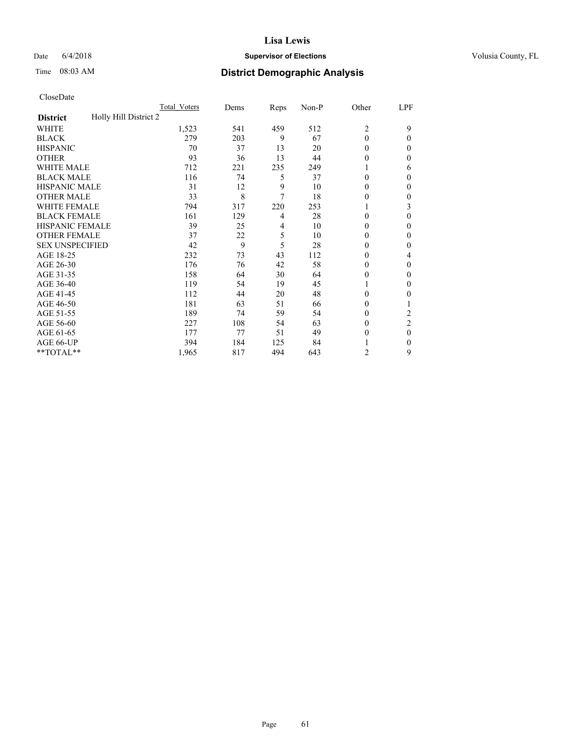# Lisa Lewis

Date 6/4/2018 **Supervisor of Elections** Volusia County, FL

Time 08:03 AM **District Demographic Analysis**

CloseDate

| | Total_Voters | Dems | Reps | Non-P | Other | LPF |
|---|---|---|---|---|---|---|
| **District** Holly Hill District 2 | | | | | | |
| WHITE | 1,523 | 541 | 459 | 512 | 2 | 9 |
| BLACK | 279 | 203 | 9 | 67 | 0 | 0 |
| HISPANIC | 70 | 37 | 13 | 20 | 0 | 0 |
| OTHER | 93 | 36 | 13 | 44 | 0 | 0 |
| WHITE MALE | 712 | 221 | 235 | 249 | 1 | 6 |
| BLACK MALE | 116 | 74 | 5 | 37 | 0 | 0 |
| HISPANIC MALE | 31 | 12 | 9 | 10 | 0 | 0 |
| OTHER MALE | 33 | 8 | 7 | 18 | 0 | 0 |
| WHITE FEMALE | 794 | 317 | 220 | 253 | 1 | 3 |
| BLACK FEMALE | 161 | 129 | 4 | 28 | 0 | 0 |
| HISPANIC FEMALE | 39 | 25 | 4 | 10 | 0 | 0 |
| OTHER FEMALE | 37 | 22 | 5 | 10 | 0 | 0 |
| SEX UNSPECIFIED | 42 | 9 | 5 | 28 | 0 | 0 |
| AGE 18-25 | 232 | 73 | 43 | 112 | 0 | 4 |
| AGE 26-30 | 176 | 76 | 42 | 58 | 0 | 0 |
| AGE 31-35 | 158 | 64 | 30 | 64 | 0 | 0 |
| AGE 36-40 | 119 | 54 | 19 | 45 | 1 | 0 |
| AGE 41-45 | 112 | 44 | 20 | 48 | 0 | 0 |
| AGE 46-50 | 181 | 63 | 51 | 66 | 0 | 1 |
| AGE 51-55 | 189 | 74 | 59 | 54 | 0 | 2 |
| AGE 56-60 | 227 | 108 | 54 | 63 | 0 | 2 |
| AGE 61-65 | 177 | 77 | 51 | 49 | 0 | 0 |
| AGE 66-UP | 394 | 184 | 125 | 84 | 1 | 0 |
| **TOTAL** | 1,965 | 817 | 494 | 643 | 2 | 9 |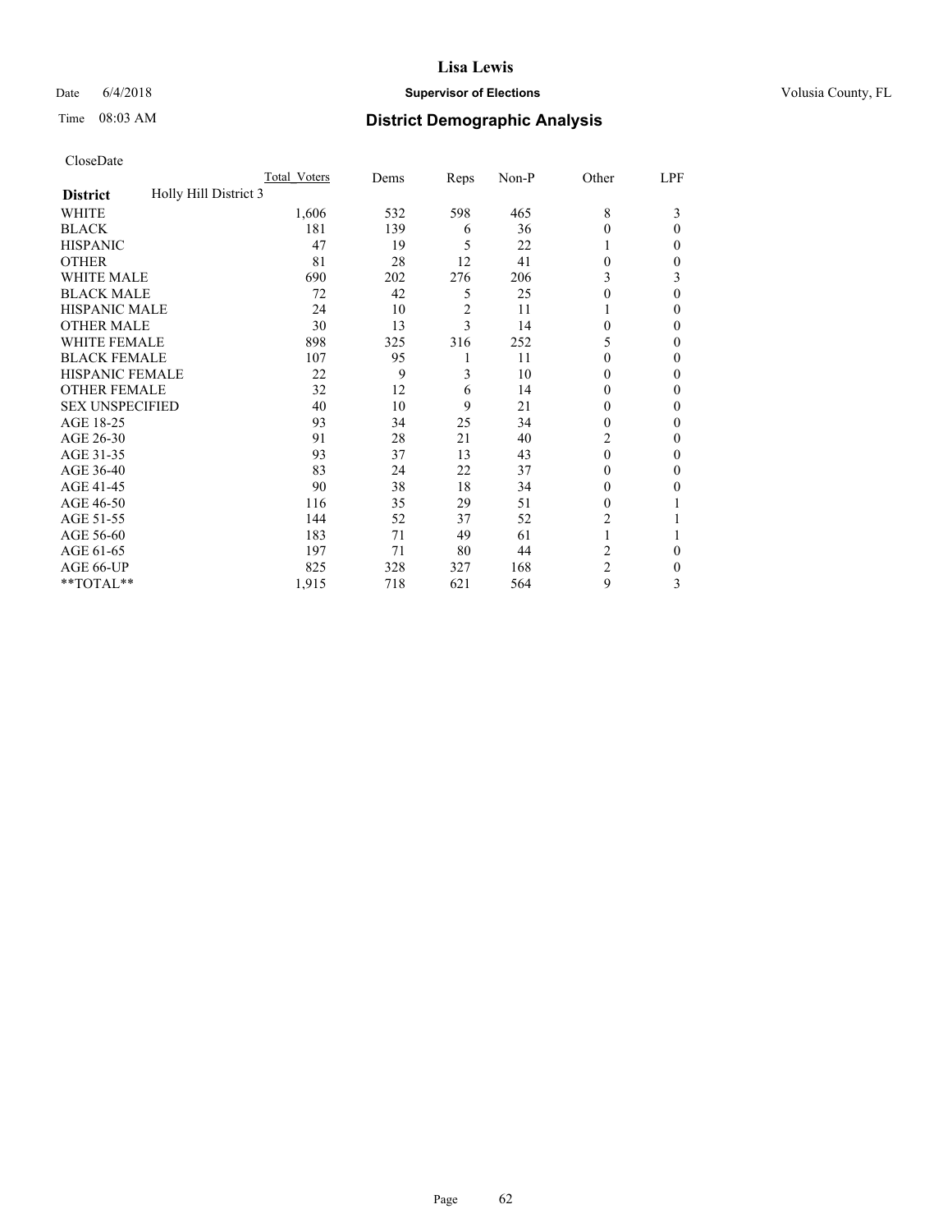CloseDate

| | Total_Voters | Dems | Reps | Non-P | Other | LPF |
|---|---|---|---|---|---|---|
| **District** Holly Hill District 3 | | | | | | |
| WHITE | 1,606 | 532 | 598 | 465 | 8 | 3 |
| BLACK | 181 | 139 | 6 | 36 | 0 | 0 |
| HISPANIC | 47 | 19 | 5 | 22 | 1 | 0 |
| OTHER | 81 | 28 | 12 | 41 | 0 | 0 |
| WHITE MALE | 690 | 202 | 276 | 206 | 3 | 3 |
| BLACK MALE | 72 | 42 | 5 | 25 | 0 | 0 |
| HISPANIC MALE | 24 | 10 | 2 | 11 | 1 | 0 |
| OTHER MALE | 30 | 13 | 3 | 14 | 0 | 0 |
| WHITE FEMALE | 898 | 325 | 316 | 252 | 5 | 0 |
| BLACK FEMALE | 107 | 95 | 1 | 11 | 0 | 0 |
| HISPANIC FEMALE | 22 | 9 | 3 | 10 | 0 | 0 |
| OTHER FEMALE | 32 | 12 | 6 | 14 | 0 | 0 |
| SEX UNSPECIFIED | 40 | 10 | 9 | 21 | 0 | 0 |
| AGE 18-25 | 93 | 34 | 25 | 34 | 0 | 0 |
| AGE 26-30 | 91 | 28 | 21 | 40 | 2 | 0 |
| AGE 31-35 | 93 | 37 | 13 | 43 | 0 | 0 |
| AGE 36-40 | 83 | 24 | 22 | 37 | 0 | 0 |
| AGE 41-45 | 90 | 38 | 18 | 34 | 0 | 0 |
| AGE 46-50 | 116 | 35 | 29 | 51 | 0 | 1 |
| AGE 51-55 | 144 | 52 | 37 | 52 | 2 | 1 |
| AGE 56-60 | 183 | 71 | 49 | 61 | 1 | 1 |
| AGE 61-65 | 197 | 71 | 80 | 44 | 2 | 0 |
| AGE 66-UP | 825 | 328 | 327 | 168 | 2 | 0 |
| **TOTAL** | 1,915 | 718 | 621 | 564 | 9 | 3 |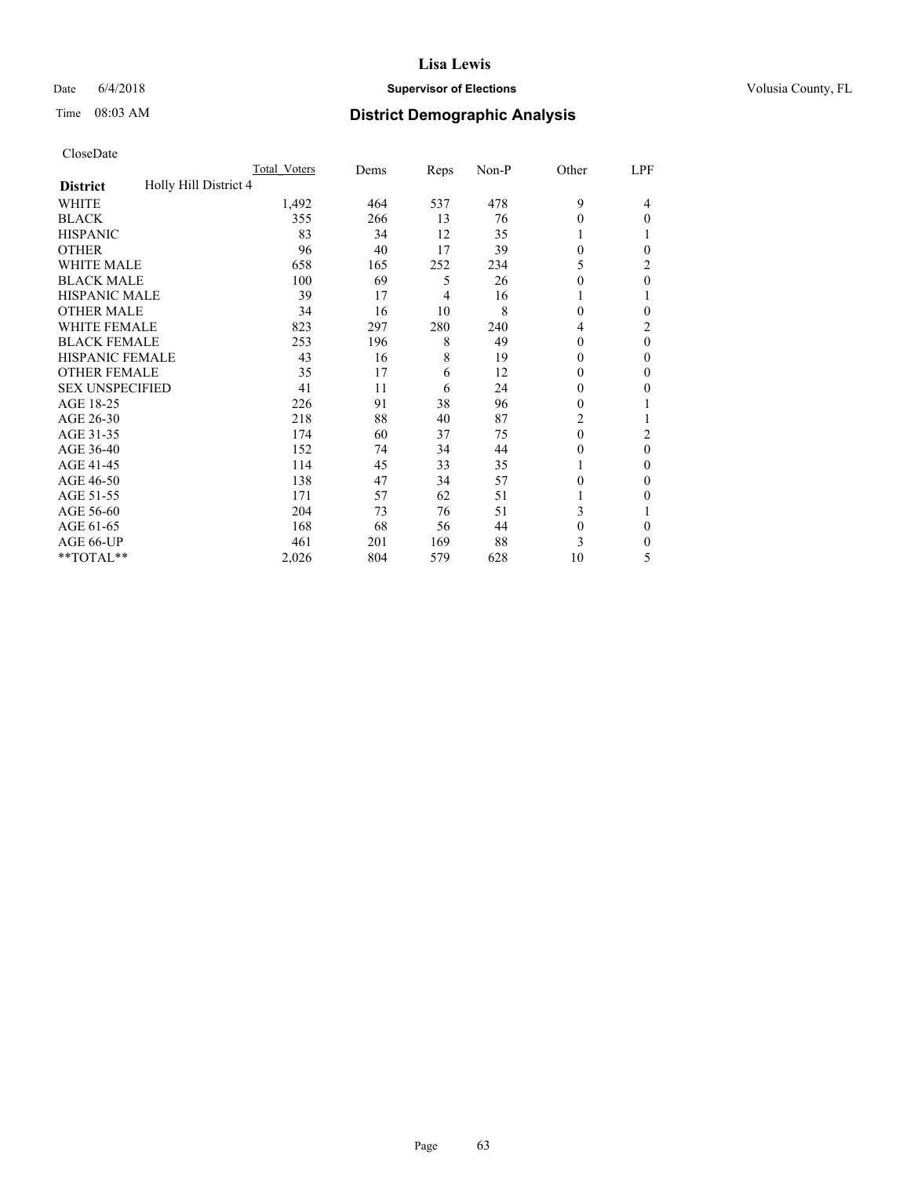# Lisa Lewis

Date 6/4/2018 **Supervisor of Elections** Volusia County, FL

Time 08:03 AM **District Demographic Analysis**

CloseDate

| | Total_Voters | Dems | Reps | Non-P | Other | LPF |
|---|---|---|---|---|---|---|
| **District** Holly Hill District 4 | | | | | | |
| WHITE | 1,492 | 464 | 537 | 478 | 9 | 4 |
| BLACK | 355 | 266 | 13 | 76 | 0 | 0 |
| HISPANIC | 83 | 34 | 12 | 35 | 1 | 1 |
| OTHER | 96 | 40 | 17 | 39 | 0 | 0 |
| WHITE MALE | 658 | 165 | 252 | 234 | 5 | 2 |
| BLACK MALE | 100 | 69 | 5 | 26 | 0 | 0 |
| HISPANIC MALE | 39 | 17 | 4 | 16 | 1 | 1 |
| OTHER MALE | 34 | 16 | 10 | 8 | 0 | 0 |
| WHITE FEMALE | 823 | 297 | 280 | 240 | 4 | 2 |
| BLACK FEMALE | 253 | 196 | 8 | 49 | 0 | 0 |
| HISPANIC FEMALE | 43 | 16 | 8 | 19 | 0 | 0 |
| OTHER FEMALE | 35 | 17 | 6 | 12 | 0 | 0 |
| SEX UNSPECIFIED | 41 | 11 | 6 | 24 | 0 | 0 |
| AGE 18-25 | 226 | 91 | 38 | 96 | 0 | 1 |
| AGE 26-30 | 218 | 88 | 40 | 87 | 2 | 1 |
| AGE 31-35 | 174 | 60 | 37 | 75 | 0 | 2 |
| AGE 36-40 | 152 | 74 | 34 | 44 | 0 | 0 |
| AGE 41-45 | 114 | 45 | 33 | 35 | 1 | 0 |
| AGE 46-50 | 138 | 47 | 34 | 57 | 0 | 0 |
| AGE 51-55 | 171 | 57 | 62 | 51 | 1 | 0 |
| AGE 56-60 | 204 | 73 | 76 | 51 | 3 | 1 |
| AGE 61-65 | 168 | 68 | 56 | 44 | 0 | 0 |
| AGE 66-UP | 461 | 201 | 169 | 88 | 3 | 0 |
| **TOTAL** | 2,026 | 804 | 579 | 628 | 10 | 5 |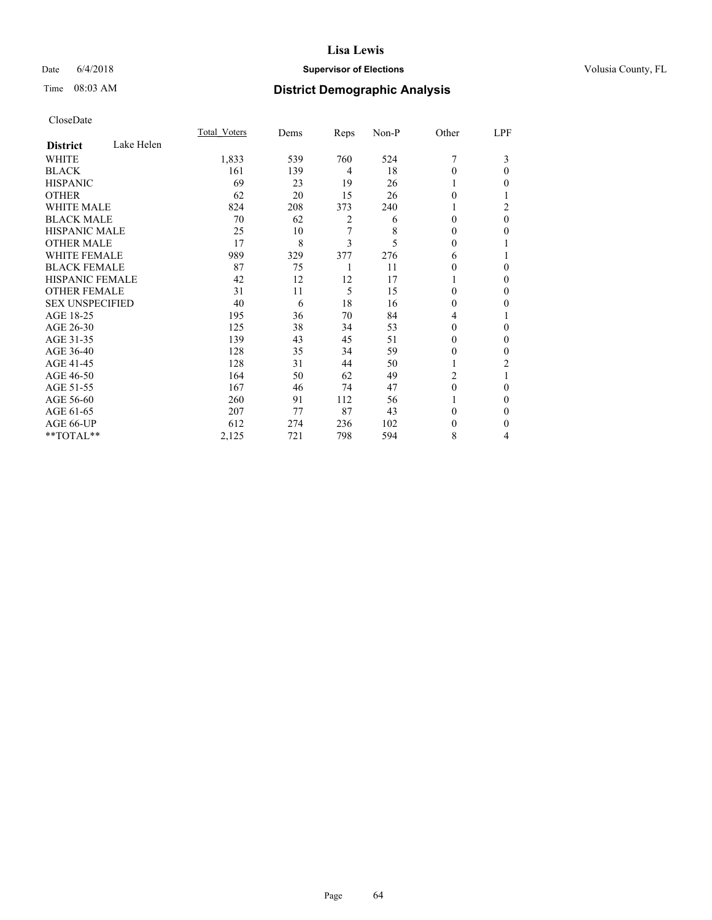# Lisa Lewis

Date 6/4/2018 **Supervisor of Elections** Volusia County, FL

Time 08:03 AM **District Demographic Analysis**

CloseDate

| District: Lake Helen | Total_Voters | Dems | Reps | Non-P | Other | LPF |
|---|---|---|---|---|---|---|
| WHITE | 1,833 | 539 | 760 | 524 | 7 | 3 |
| BLACK | 161 | 139 | 4 | 18 | 0 | 0 |
| HISPANIC | 69 | 23 | 19 | 26 | 1 | 0 |
| OTHER | 62 | 20 | 15 | 26 | 0 | 1 |
| WHITE MALE | 824 | 208 | 373 | 240 | 1 | 2 |
| BLACK MALE | 70 | 62 | 2 | 6 | 0 | 0 |
| HISPANIC MALE | 25 | 10 | 7 | 8 | 0 | 0 |
| OTHER MALE | 17 | 8 | 3 | 5 | 0 | 1 |
| WHITE FEMALE | 989 | 329 | 377 | 276 | 6 | 1 |
| BLACK FEMALE | 87 | 75 | 1 | 11 | 0 | 0 |
| HISPANIC FEMALE | 42 | 12 | 12 | 17 | 1 | 0 |
| OTHER FEMALE | 31 | 11 | 5 | 15 | 0 | 0 |
| SEX UNSPECIFIED | 40 | 6 | 18 | 16 | 0 | 0 |
| AGE 18-25 | 195 | 36 | 70 | 84 | 4 | 1 |
| AGE 26-30 | 125 | 38 | 34 | 53 | 0 | 0 |
| AGE 31-35 | 139 | 43 | 45 | 51 | 0 | 0 |
| AGE 36-40 | 128 | 35 | 34 | 59 | 0 | 0 |
| AGE 41-45 | 128 | 31 | 44 | 50 | 1 | 2 |
| AGE 46-50 | 164 | 50 | 62 | 49 | 2 | 1 |
| AGE 51-55 | 167 | 46 | 74 | 47 | 0 | 0 |
| AGE 56-60 | 260 | 91 | 112 | 56 | 1 | 0 |
| AGE 61-65 | 207 | 77 | 87 | 43 | 0 | 0 |
| AGE 66-UP | 612 | 274 | 236 | 102 | 0 | 0 |
| **TOTAL** | 2,125 | 721 | 798 | 594 | 8 | 4 |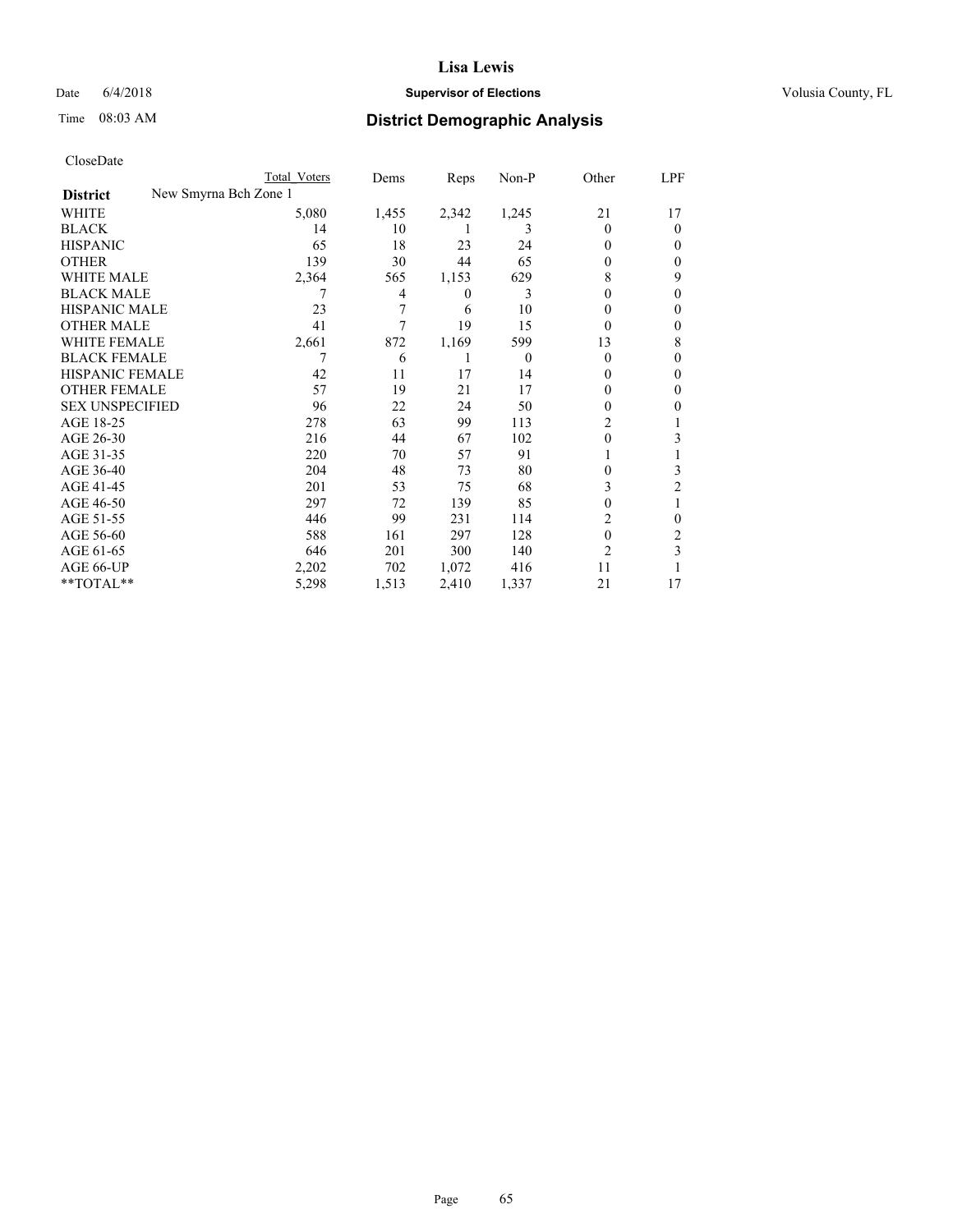# Lisa Lewis

Date 6/4/2018 **Supervisor of Elections** Volusia County, FL

Time 08:03 AM **District Demographic Analysis**

CloseDate

| District | New Smyrna Bch Zone 1 | Total Voters | Dems | Reps | Non-P | Other | LPF |
|---|---|---|---|---|---|---|---|
| WHITE | | 5,080 | 1,455 | 2,342 | 1,245 | 21 | 17 |
| BLACK | | 14 | 10 | 1 | 3 | 0 | 0 |
| HISPANIC | | 65 | 18 | 23 | 24 | 0 | 0 |
| OTHER | | 139 | 30 | 44 | 65 | 0 | 0 |
| WHITE MALE | | 2,364 | 565 | 1,153 | 629 | 8 | 9 |
| BLACK MALE | | 7 | 4 | 0 | 3 | 0 | 0 |
| HISPANIC MALE | | 23 | 7 | 6 | 10 | 0 | 0 |
| OTHER MALE | | 41 | 7 | 19 | 15 | 0 | 0 |
| WHITE FEMALE | | 2,661 | 872 | 1,169 | 599 | 13 | 8 |
| BLACK FEMALE | | 7 | 6 | 1 | 0 | 0 | 0 |
| HISPANIC FEMALE | | 42 | 11 | 17 | 14 | 0 | 0 |
| OTHER FEMALE | | 57 | 19 | 21 | 17 | 0 | 0 |
| SEX UNSPECIFIED | | 96 | 22 | 24 | 50 | 0 | 0 |
| AGE 18-25 | | 278 | 63 | 99 | 113 | 2 | 1 |
| AGE 26-30 | | 216 | 44 | 67 | 102 | 0 | 3 |
| AGE 31-35 | | 220 | 70 | 57 | 91 | 1 | 1 |
| AGE 36-40 | | 204 | 48 | 73 | 80 | 0 | 3 |
| AGE 41-45 | | 201 | 53 | 75 | 68 | 3 | 2 |
| AGE 46-50 | | 297 | 72 | 139 | 85 | 0 | 1 |
| AGE 51-55 | | 446 | 99 | 231 | 114 | 2 | 0 |
| AGE 56-60 | | 588 | 161 | 297 | 128 | 0 | 2 |
| AGE 61-65 | | 646 | 201 | 300 | 140 | 2 | 3 |
| AGE 66-UP | | 2,202 | 702 | 1,072 | 416 | 11 | 1 |
| **TOTAL** | | 5,298 | 1,513 | 2,410 | 1,337 | 21 | 17 |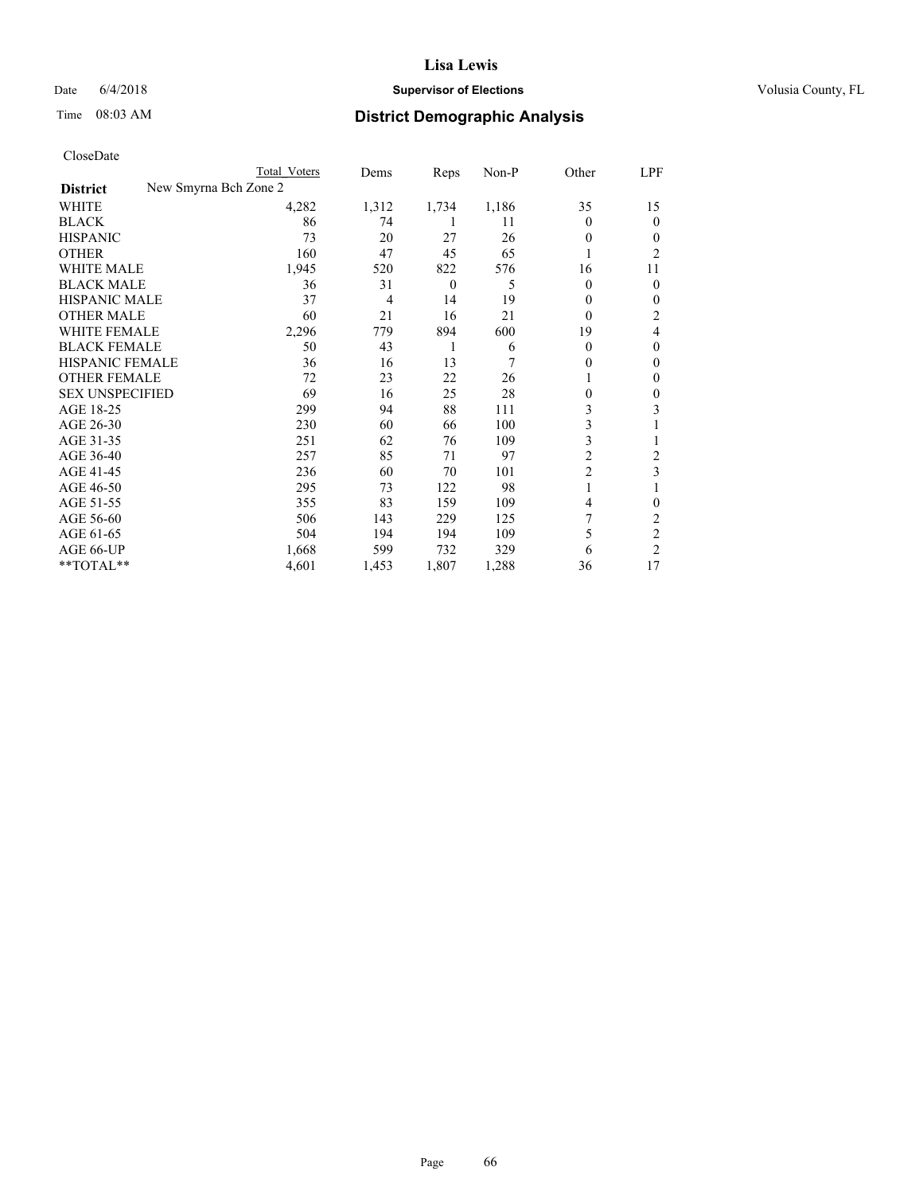# Lisa Lewis

Date 6/4/2018 **Supervisor of Elections** Volusia County, FL

Time 08:03 AM **District Demographic Analysis**

CloseDate

| District | Total Voters | Dems | Reps | Non-P | Other | LPF |
|---|---|---|---|---|---|---|
| New Smyrna Bch Zone 2 | | | | | | |
| WHITE | 4,282 | 1,312 | 1,734 | 1,186 | 35 | 15 |
| BLACK | 86 | 74 | 1 | 11 | 0 | 0 |
| HISPANIC | 73 | 20 | 27 | 26 | 0 | 0 |
| OTHER | 160 | 47 | 45 | 65 | 1 | 2 |
| WHITE MALE | 1,945 | 520 | 822 | 576 | 16 | 11 |
| BLACK MALE | 36 | 31 | 0 | 5 | 0 | 0 |
| HISPANIC MALE | 37 | 4 | 14 | 19 | 0 | 0 |
| OTHER MALE | 60 | 21 | 16 | 21 | 0 | 2 |
| WHITE FEMALE | 2,296 | 779 | 894 | 600 | 19 | 4 |
| BLACK FEMALE | 50 | 43 | 1 | 6 | 0 | 0 |
| HISPANIC FEMALE | 36 | 16 | 13 | 7 | 0 | 0 |
| OTHER FEMALE | 72 | 23 | 22 | 26 | 1 | 0 |
| SEX UNSPECIFIED | 69 | 16 | 25 | 28 | 0 | 0 |
| AGE 18-25 | 299 | 94 | 88 | 111 | 3 | 3 |
| AGE 26-30 | 230 | 60 | 66 | 100 | 3 | 1 |
| AGE 31-35 | 251 | 62 | 76 | 109 | 3 | 1 |
| AGE 36-40 | 257 | 85 | 71 | 97 | 2 | 2 |
| AGE 41-45 | 236 | 60 | 70 | 101 | 2 | 3 |
| AGE 46-50 | 295 | 73 | 122 | 98 | 1 | 1 |
| AGE 51-55 | 355 | 83 | 159 | 109 | 4 | 0 |
| AGE 56-60 | 506 | 143 | 229 | 125 | 7 | 2 |
| AGE 61-65 | 504 | 194 | 194 | 109 | 5 | 2 |
| AGE 66-UP | 1,668 | 599 | 732 | 329 | 6 | 2 |
| **TOTAL** | 4,601 | 1,453 | 1,807 | 1,288 | 36 | 17 |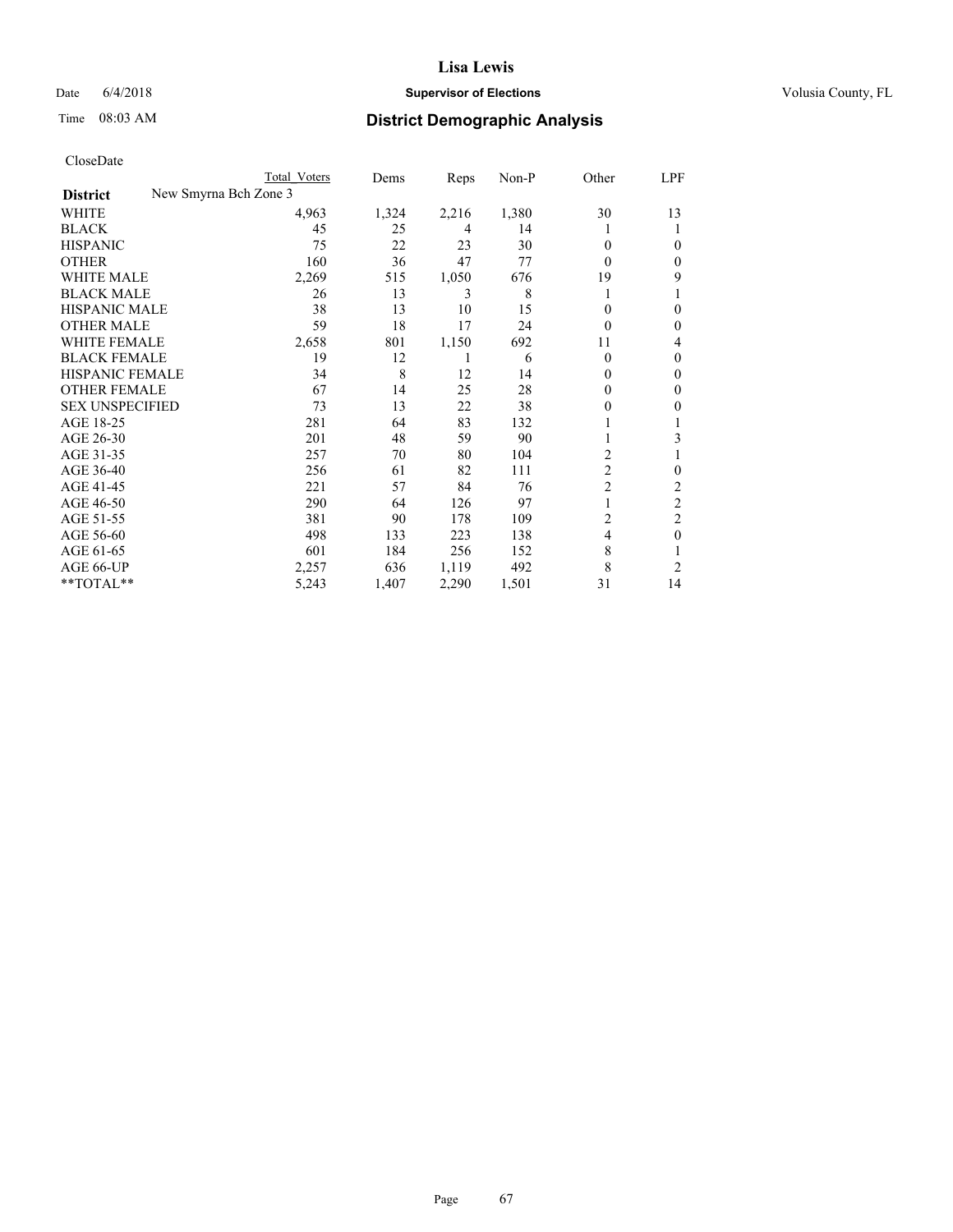# Lisa Lewis

Date 6/4/2018 **Supervisor of Elections** Volusia County, FL

Time 08:03 AM **District Demographic Analysis**

CloseDate

| | Total Voters | Dems | Reps | Non-P | Other | LPF |
|---|---|---|---|---|---|---|
| **District** New Smyrna Bch Zone 3 | | | | | | |
| WHITE | 4,963 | 1,324 | 2,216 | 1,380 | 30 | 13 |
| BLACK | 45 | 25 | 4 | 14 | 1 | 1 |
| HISPANIC | 75 | 22 | 23 | 30 | 0 | 0 |
| OTHER | 160 | 36 | 47 | 77 | 0 | 0 |
| WHITE MALE | 2,269 | 515 | 1,050 | 676 | 19 | 9 |
| BLACK MALE | 26 | 13 | 3 | 8 | 1 | 1 |
| HISPANIC MALE | 38 | 13 | 10 | 15 | 0 | 0 |
| OTHER MALE | 59 | 18 | 17 | 24 | 0 | 0 |
| WHITE FEMALE | 2,658 | 801 | 1,150 | 692 | 11 | 4 |
| BLACK FEMALE | 19 | 12 | 1 | 6 | 0 | 0 |
| HISPANIC FEMALE | 34 | 8 | 12 | 14 | 0 | 0 |
| OTHER FEMALE | 67 | 14 | 25 | 28 | 0 | 0 |
| SEX UNSPECIFIED | 73 | 13 | 22 | 38 | 0 | 0 |
| AGE 18-25 | 281 | 64 | 83 | 132 | 1 | 1 |
| AGE 26-30 | 201 | 48 | 59 | 90 | 1 | 3 |
| AGE 31-35 | 257 | 70 | 80 | 104 | 2 | 1 |
| AGE 36-40 | 256 | 61 | 82 | 111 | 2 | 0 |
| AGE 41-45 | 221 | 57 | 84 | 76 | 2 | 2 |
| AGE 46-50 | 290 | 64 | 126 | 97 | 1 | 2 |
| AGE 51-55 | 381 | 90 | 178 | 109 | 2 | 2 |
| AGE 56-60 | 498 | 133 | 223 | 138 | 4 | 0 |
| AGE 61-65 | 601 | 184 | 256 | 152 | 8 | 1 |
| AGE 66-UP | 2,257 | 636 | 1,119 | 492 | 8 | 2 |
| **TOTAL** | 5,243 | 1,407 | 2,290 | 1,501 | 31 | 14 |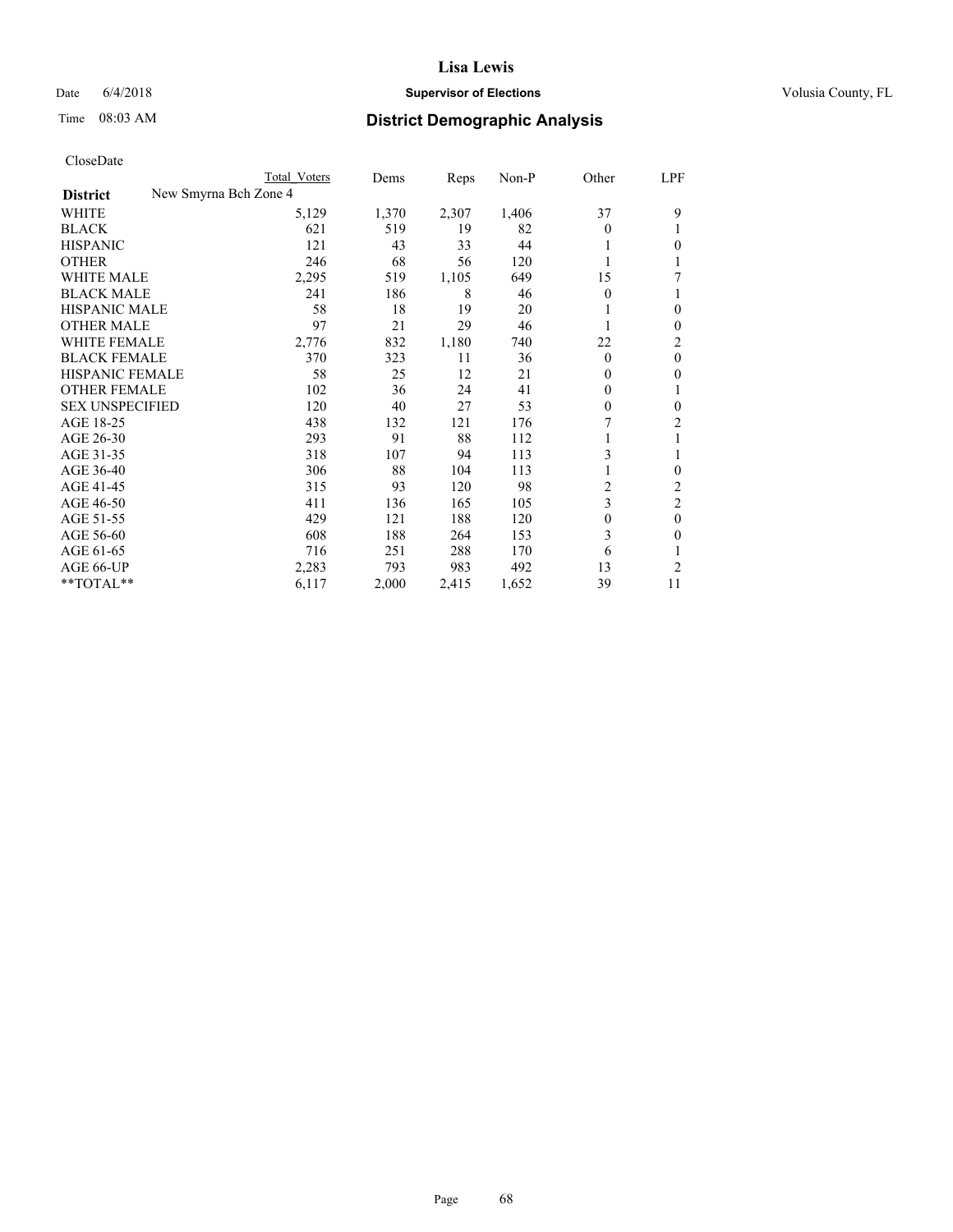# Lisa Lewis

Date 6/4/2018 **Supervisor of Elections** Volusia County, FL

Time 08:03 AM **District Demographic Analysis**

CloseDate

| District | Total Voters | Dems | Reps | Non-P | Other | LPF |
|---|---|---|---|---|---|---|
| **New Smyrna Bch Zone 4** | | | | | | |
| WHITE | 5,129 | 1,370 | 2,307 | 1,406 | 37 | 9 |
| BLACK | 621 | 519 | 19 | 82 | 0 | 1 |
| HISPANIC | 121 | 43 | 33 | 44 | 1 | 0 |
| OTHER | 246 | 68 | 56 | 120 | 1 | 1 |
| WHITE MALE | 2,295 | 519 | 1,105 | 649 | 15 | 7 |
| BLACK MALE | 241 | 186 | 8 | 46 | 0 | 1 |
| HISPANIC MALE | 58 | 18 | 19 | 20 | 1 | 0 |
| OTHER MALE | 97 | 21 | 29 | 46 | 1 | 0 |
| WHITE FEMALE | 2,776 | 832 | 1,180 | 740 | 22 | 2 |
| BLACK FEMALE | 370 | 323 | 11 | 36 | 0 | 0 |
| HISPANIC FEMALE | 58 | 25 | 12 | 21 | 0 | 0 |
| OTHER FEMALE | 102 | 36 | 24 | 41 | 0 | 1 |
| SEX UNSPECIFIED | 120 | 40 | 27 | 53 | 0 | 0 |
| AGE 18-25 | 438 | 132 | 121 | 176 | 7 | 2 |
| AGE 26-30 | 293 | 91 | 88 | 112 | 1 | 1 |
| AGE 31-35 | 318 | 107 | 94 | 113 | 3 | 1 |
| AGE 36-40 | 306 | 88 | 104 | 113 | 1 | 0 |
| AGE 41-45 | 315 | 93 | 120 | 98 | 2 | 2 |
| AGE 46-50 | 411 | 136 | 165 | 105 | 3 | 2 |
| AGE 51-55 | 429 | 121 | 188 | 120 | 0 | 0 |
| AGE 56-60 | 608 | 188 | 264 | 153 | 3 | 0 |
| AGE 61-65 | 716 | 251 | 288 | 170 | 6 | 1 |
| AGE 66-UP | 2,283 | 793 | 983 | 492 | 13 | 2 |
| **TOTAL** | 6,117 | 2,000 | 2,415 | 1,652 | 39 | 11 |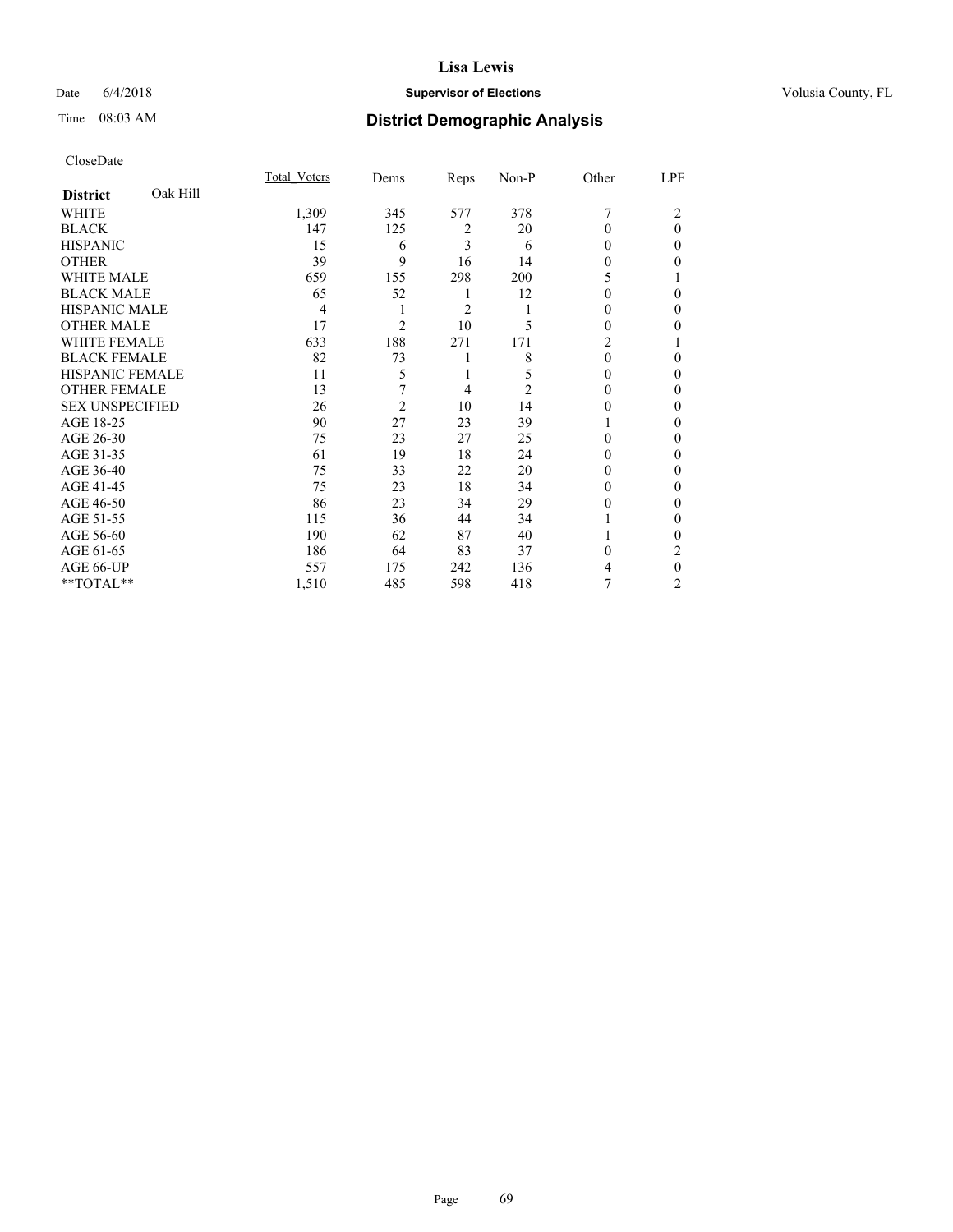# Lisa Lewis

Date 6/4/2018 **Supervisor of Elections** Volusia County, FL

Time 08:03 AM **District Demographic Analysis**

CloseDate

| **District** Oak Hill | Total_Voters | Dems | Reps | Non-P | Other | LPF |
|---|---|---|---|---|---|---|
| WHITE | 1,309 | 345 | 577 | 378 | 7 | 2 |
| BLACK | 147 | 125 | 2 | 20 | 0 | 0 |
| HISPANIC | 15 | 6 | 3 | 6 | 0 | 0 |
| OTHER | 39 | 9 | 16 | 14 | 0 | 0 |
| WHITE MALE | 659 | 155 | 298 | 200 | 5 | 1 |
| BLACK MALE | 65 | 52 | 1 | 12 | 0 | 0 |
| HISPANIC MALE | 4 | 1 | 2 | 1 | 0 | 0 |
| OTHER MALE | 17 | 2 | 10 | 5 | 0 | 0 |
| WHITE FEMALE | 633 | 188 | 271 | 171 | 2 | 1 |
| BLACK FEMALE | 82 | 73 | 1 | 8 | 0 | 0 |
| HISPANIC FEMALE | 11 | 5 | 1 | 5 | 0 | 0 |
| OTHER FEMALE | 13 | 7 | 4 | 2 | 0 | 0 |
| SEX UNSPECIFIED | 26 | 2 | 10 | 14 | 0 | 0 |
| AGE 18-25 | 90 | 27 | 23 | 39 | 1 | 0 |
| AGE 26-30 | 75 | 23 | 27 | 25 | 0 | 0 |
| AGE 31-35 | 61 | 19 | 18 | 24 | 0 | 0 |
| AGE 36-40 | 75 | 33 | 22 | 20 | 0 | 0 |
| AGE 41-45 | 75 | 23 | 18 | 34 | 0 | 0 |
| AGE 46-50 | 86 | 23 | 34 | 29 | 0 | 0 |
| AGE 51-55 | 115 | 36 | 44 | 34 | 1 | 0 |
| AGE 56-60 | 190 | 62 | 87 | 40 | 1 | 0 |
| AGE 61-65 | 186 | 64 | 83 | 37 | 0 | 2 |
| AGE 66-UP | 557 | 175 | 242 | 136 | 4 | 0 |
| **TOTAL** | 1,510 | 485 | 598 | 418 | 7 | 2 |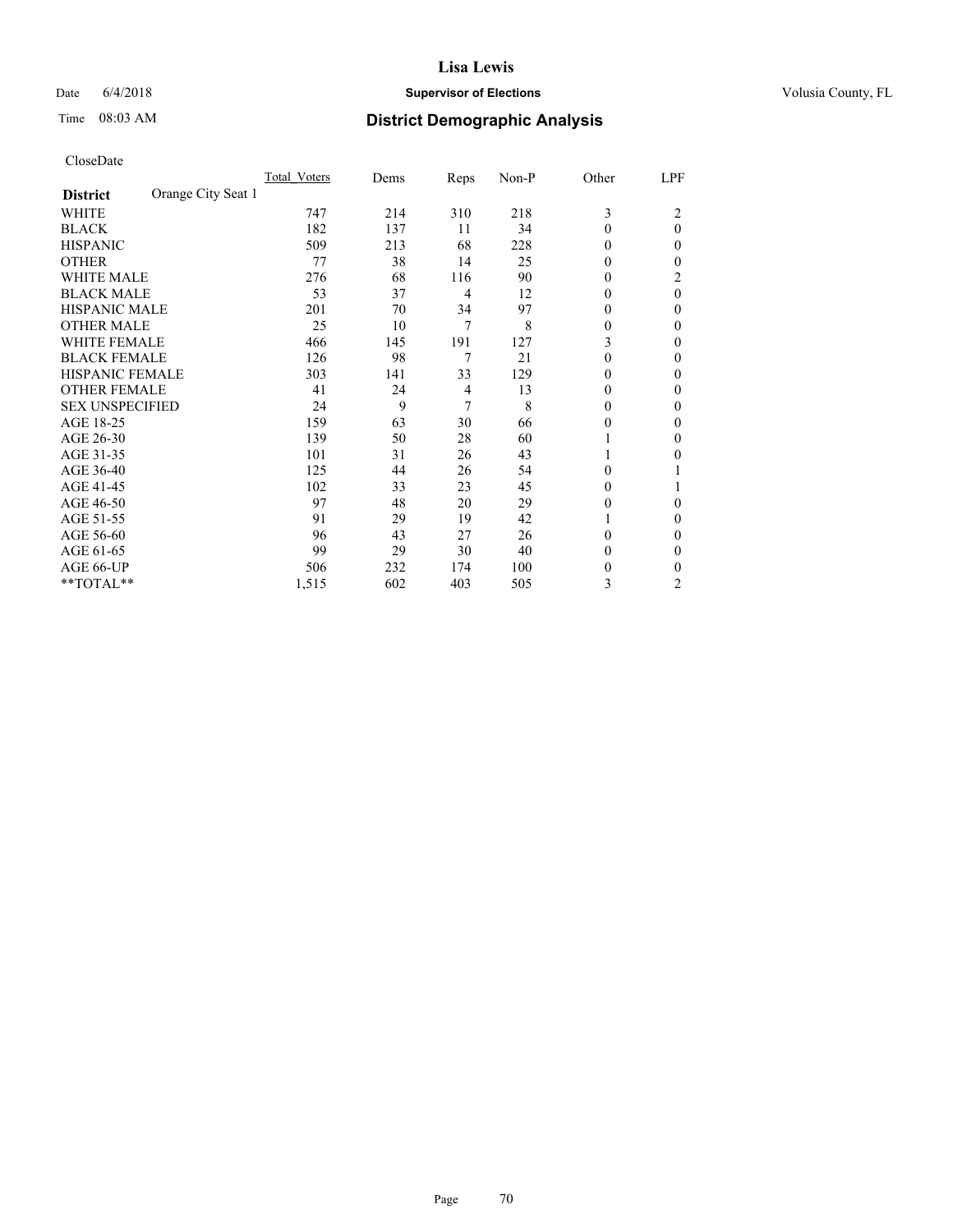# Lisa Lewis

Date 6/4/2018 **Supervisor of Elections** Volusia County, FL

Time 08:03 AM **District Demographic Analysis**

CloseDate

| **District** Orange City Seat 1 | Total_Voters | Dems | Reps | Non-P | Other | LPF |
|---|---|---|---|---|---|---|
| WHITE | 747 | 214 | 310 | 218 | 3 | 2 |
| BLACK | 182 | 137 | 11 | 34 | 0 | 0 |
| HISPANIC | 509 | 213 | 68 | 228 | 0 | 0 |
| OTHER | 77 | 38 | 14 | 25 | 0 | 0 |
| WHITE MALE | 276 | 68 | 116 | 90 | 0 | 2 |
| BLACK MALE | 53 | 37 | 4 | 12 | 0 | 0 |
| HISPANIC MALE | 201 | 70 | 34 | 97 | 0 | 0 |
| OTHER MALE | 25 | 10 | 7 | 8 | 0 | 0 |
| WHITE FEMALE | 466 | 145 | 191 | 127 | 3 | 0 |
| BLACK FEMALE | 126 | 98 | 7 | 21 | 0 | 0 |
| HISPANIC FEMALE | 303 | 141 | 33 | 129 | 0 | 0 |
| OTHER FEMALE | 41 | 24 | 4 | 13 | 0 | 0 |
| SEX UNSPECIFIED | 24 | 9 | 7 | 8 | 0 | 0 |
| AGE 18-25 | 159 | 63 | 30 | 66 | 0 | 0 |
| AGE 26-30 | 139 | 50 | 28 | 60 | 1 | 0 |
| AGE 31-35 | 101 | 31 | 26 | 43 | 1 | 0 |
| AGE 36-40 | 125 | 44 | 26 | 54 | 0 | 1 |
| AGE 41-45 | 102 | 33 | 23 | 45 | 0 | 1 |
| AGE 46-50 | 97 | 48 | 20 | 29 | 0 | 0 |
| AGE 51-55 | 91 | 29 | 19 | 42 | 1 | 0 |
| AGE 56-60 | 96 | 43 | 27 | 26 | 0 | 0 |
| AGE 61-65 | 99 | 29 | 30 | 40 | 0 | 0 |
| AGE 66-UP | 506 | 232 | 174 | 100 | 0 | 0 |
| **TOTAL** | 1,515 | 602 | 403 | 505 | 3 | 2 |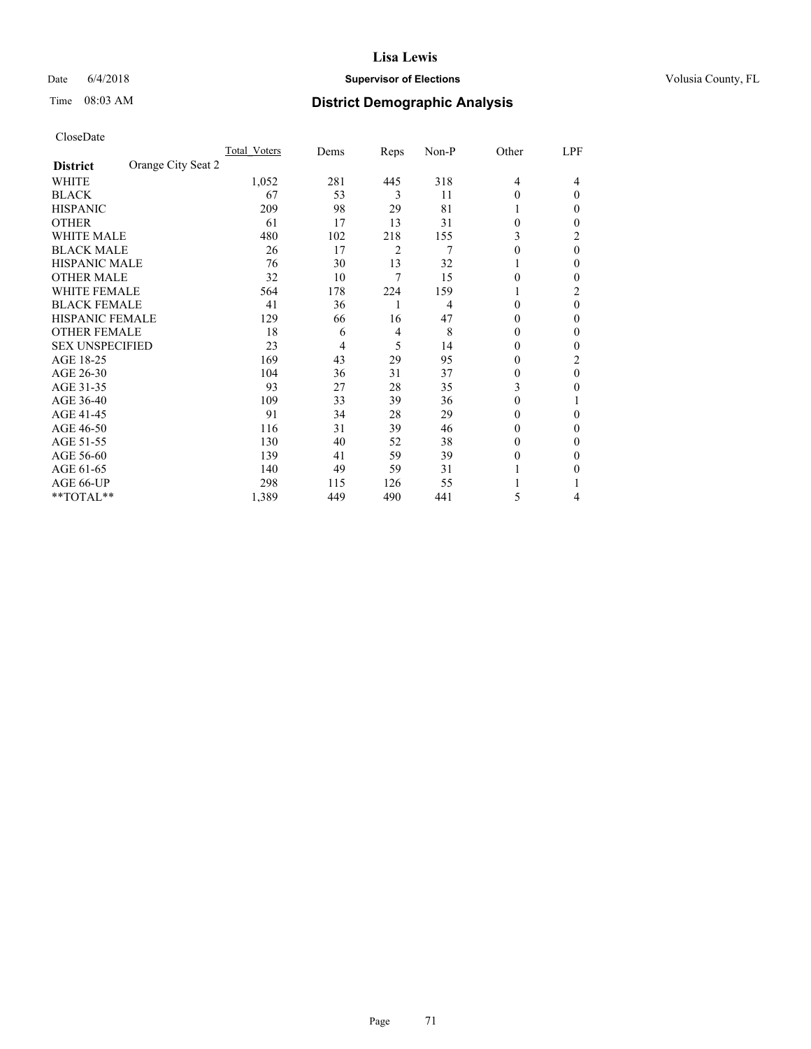Lisa Lewis

Date 6/4/2018 **Supervisor of Elections** Volusia County, FL

Time 08:03 AM **District Demographic Analysis**

CloseDate

| District | Orange City Seat 2 | Total_Voters | Dems | Reps | Non-P | Other | LPF |
|---|---|---|---|---|---|---|---|
| WHITE | | 1,052 | 281 | 445 | 318 | 4 | 4 |
| BLACK | | 67 | 53 | 3 | 11 | 0 | 0 |
| HISPANIC | | 209 | 98 | 29 | 81 | 1 | 0 |
| OTHER | | 61 | 17 | 13 | 31 | 0 | 0 |
| WHITE MALE | | 480 | 102 | 218 | 155 | 3 | 2 |
| BLACK MALE | | 26 | 17 | 2 | 7 | 0 | 0 |
| HISPANIC MALE | | 76 | 30 | 13 | 32 | 1 | 0 |
| OTHER MALE | | 32 | 10 | 7 | 15 | 0 | 0 |
| WHITE FEMALE | | 564 | 178 | 224 | 159 | 1 | 2 |
| BLACK FEMALE | | 41 | 36 | 1 | 4 | 0 | 0 |
| HISPANIC FEMALE | | 129 | 66 | 16 | 47 | 0 | 0 |
| OTHER FEMALE | | 18 | 6 | 4 | 8 | 0 | 0 |
| SEX UNSPECIFIED | | 23 | 4 | 5 | 14 | 0 | 0 |
| AGE 18-25 | | 169 | 43 | 29 | 95 | 0 | 2 |
| AGE 26-30 | | 104 | 36 | 31 | 37 | 0 | 0 |
| AGE 31-35 | | 93 | 27 | 28 | 35 | 3 | 0 |
| AGE 36-40 | | 109 | 33 | 39 | 36 | 0 | 1 |
| AGE 41-45 | | 91 | 34 | 28 | 29 | 0 | 0 |
| AGE 46-50 | | 116 | 31 | 39 | 46 | 0 | 0 |
| AGE 51-55 | | 130 | 40 | 52 | 38 | 0 | 0 |
| AGE 56-60 | | 139 | 41 | 59 | 39 | 0 | 0 |
| AGE 61-65 | | 140 | 49 | 59 | 31 | 1 | 0 |
| AGE 66-UP | | 298 | 115 | 126 | 55 | 1 | 1 |
| **TOTAL** | | 1,389 | 449 | 490 | 441 | 5 | 4 |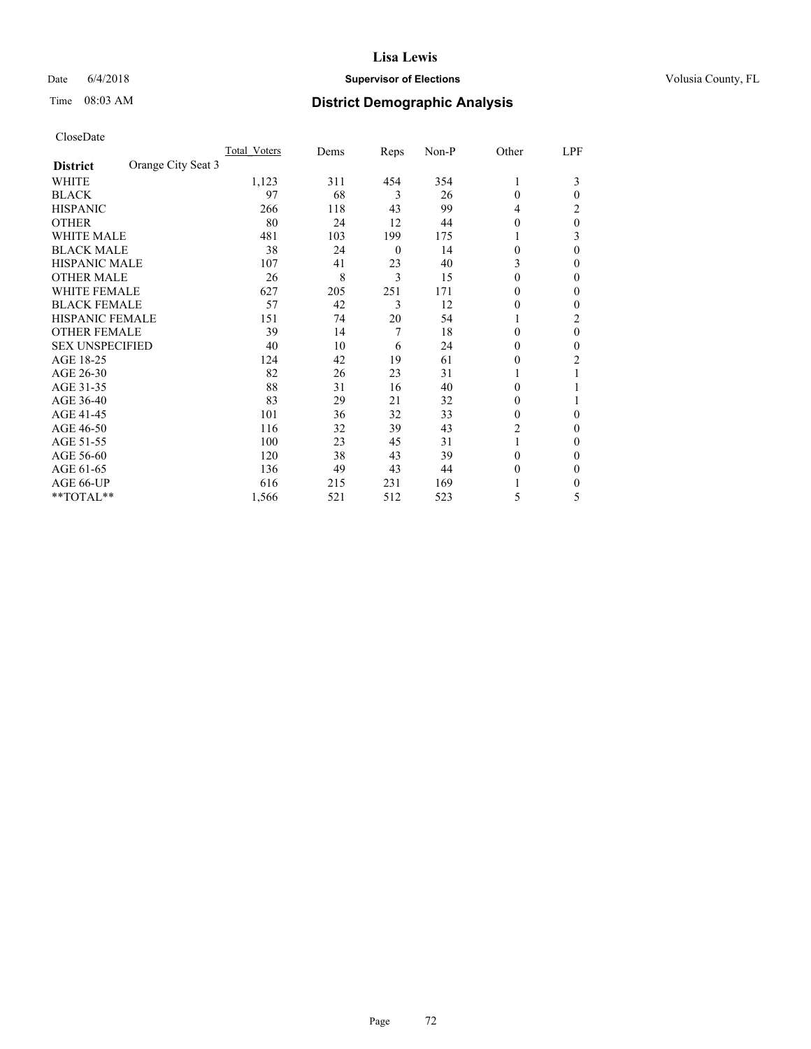Lisa Lewis

Date 6/4/2018 **Supervisor of Elections** Volusia County, FL

Time 08:03 AM **District Demographic Analysis**

CloseDate

| **District** | Orange City Seat 3 | Total Voters | Dems | Reps | Non-P | Other | LPF |
|---|---|---|---|---|---|---|---|
| WHITE | | 1,123 | 311 | 454 | 354 | 1 | 3 |
| BLACK | | 97 | 68 | 3 | 26 | 0 | 0 |
| HISPANIC | | 266 | 118 | 43 | 99 | 4 | 2 |
| OTHER | | 80 | 24 | 12 | 44 | 0 | 0 |
| WHITE MALE | | 481 | 103 | 199 | 175 | 1 | 3 |
| BLACK MALE | | 38 | 24 | 0 | 14 | 0 | 0 |
| HISPANIC MALE | | 107 | 41 | 23 | 40 | 3 | 0 |
| OTHER MALE | | 26 | 8 | 3 | 15 | 0 | 0 |
| WHITE FEMALE | | 627 | 205 | 251 | 171 | 0 | 0 |
| BLACK FEMALE | | 57 | 42 | 3 | 12 | 0 | 0 |
| HISPANIC FEMALE | | 151 | 74 | 20 | 54 | 1 | 2 |
| OTHER FEMALE | | 39 | 14 | 7 | 18 | 0 | 0 |
| SEX UNSPECIFIED | | 40 | 10 | 6 | 24 | 0 | 0 |
| AGE 18-25 | | 124 | 42 | 19 | 61 | 0 | 2 |
| AGE 26-30 | | 82 | 26 | 23 | 31 | 1 | 1 |
| AGE 31-35 | | 88 | 31 | 16 | 40 | 0 | 1 |
| AGE 36-40 | | 83 | 29 | 21 | 32 | 0 | 1 |
| AGE 41-45 | | 101 | 36 | 32 | 33 | 0 | 0 |
| AGE 46-50 | | 116 | 32 | 39 | 43 | 2 | 0 |
| AGE 51-55 | | 100 | 23 | 45 | 31 | 1 | 0 |
| AGE 56-60 | | 120 | 38 | 43 | 39 | 0 | 0 |
| AGE 61-65 | | 136 | 49 | 43 | 44 | 0 | 0 |
| AGE 66-UP | | 616 | 215 | 231 | 169 | 1 | 0 |
| **TOTAL** | | 1,566 | 521 | 512 | 523 | 5 | 5 |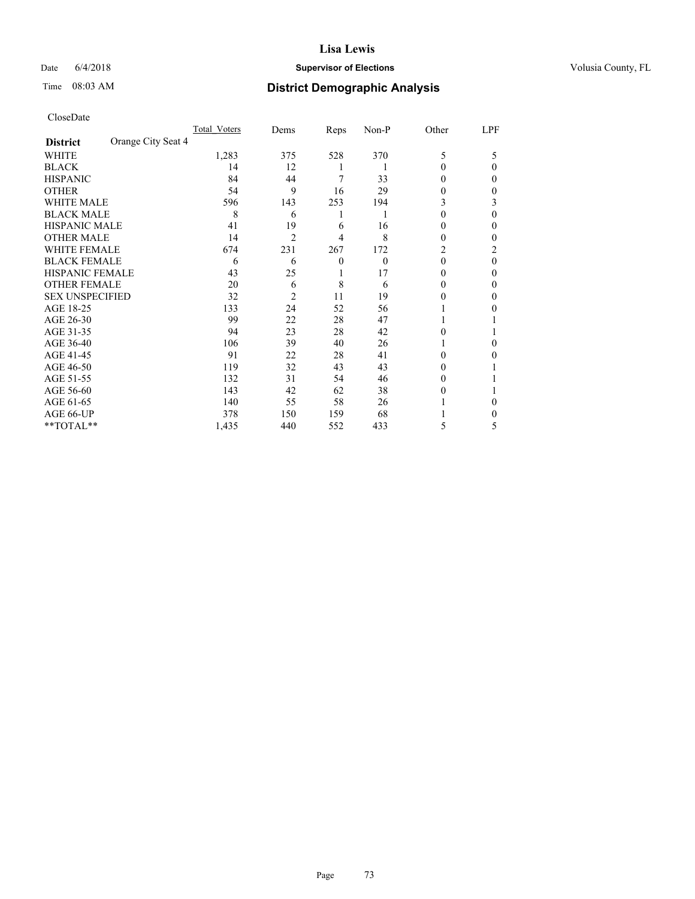# Lisa Lewis

Date 6/4/2018 **Supervisor of Elections** Volusia County, FL

Time 08:03 AM **District Demographic Analysis**

CloseDate

| District | Orange City Seat 4 | Total_Voters | Dems | Reps | Non-P | Other | LPF |
|---|---|---|---|---|---|---|---|
| WHITE | | 1,283 | 375 | 528 | 370 | 5 | 5 |
| BLACK | | 14 | 12 | 1 | 1 | 0 | 0 |
| HISPANIC | | 84 | 44 | 7 | 33 | 0 | 0 |
| OTHER | | 54 | 9 | 16 | 29 | 0 | 0 |
| WHITE MALE | | 596 | 143 | 253 | 194 | 3 | 3 |
| BLACK MALE | | 8 | 6 | 1 | 1 | 0 | 0 |
| HISPANIC MALE | | 41 | 19 | 6 | 16 | 0 | 0 |
| OTHER MALE | | 14 | 2 | 4 | 8 | 0 | 0 |
| WHITE FEMALE | | 674 | 231 | 267 | 172 | 2 | 2 |
| BLACK FEMALE | | 6 | 6 | 0 | 0 | 0 | 0 |
| HISPANIC FEMALE | | 43 | 25 | 1 | 17 | 0 | 0 |
| OTHER FEMALE | | 20 | 6 | 8 | 6 | 0 | 0 |
| SEX UNSPECIFIED | | 32 | 2 | 11 | 19 | 0 | 0 |
| AGE 18-25 | | 133 | 24 | 52 | 56 | 1 | 0 |
| AGE 26-30 | | 99 | 22 | 28 | 47 | 1 | 1 |
| AGE 31-35 | | 94 | 23 | 28 | 42 | 0 | 1 |
| AGE 36-40 | | 106 | 39 | 40 | 26 | 1 | 0 |
| AGE 41-45 | | 91 | 22 | 28 | 41 | 0 | 0 |
| AGE 46-50 | | 119 | 32 | 43 | 43 | 0 | 1 |
| AGE 51-55 | | 132 | 31 | 54 | 46 | 0 | 1 |
| AGE 56-60 | | 143 | 42 | 62 | 38 | 0 | 1 |
| AGE 61-65 | | 140 | 55 | 58 | 26 | 1 | 0 |
| AGE 66-UP | | 378 | 150 | 159 | 68 | 1 | 0 |
| **TOTAL** | | 1,435 | 440 | 552 | 433 | 5 | 5 |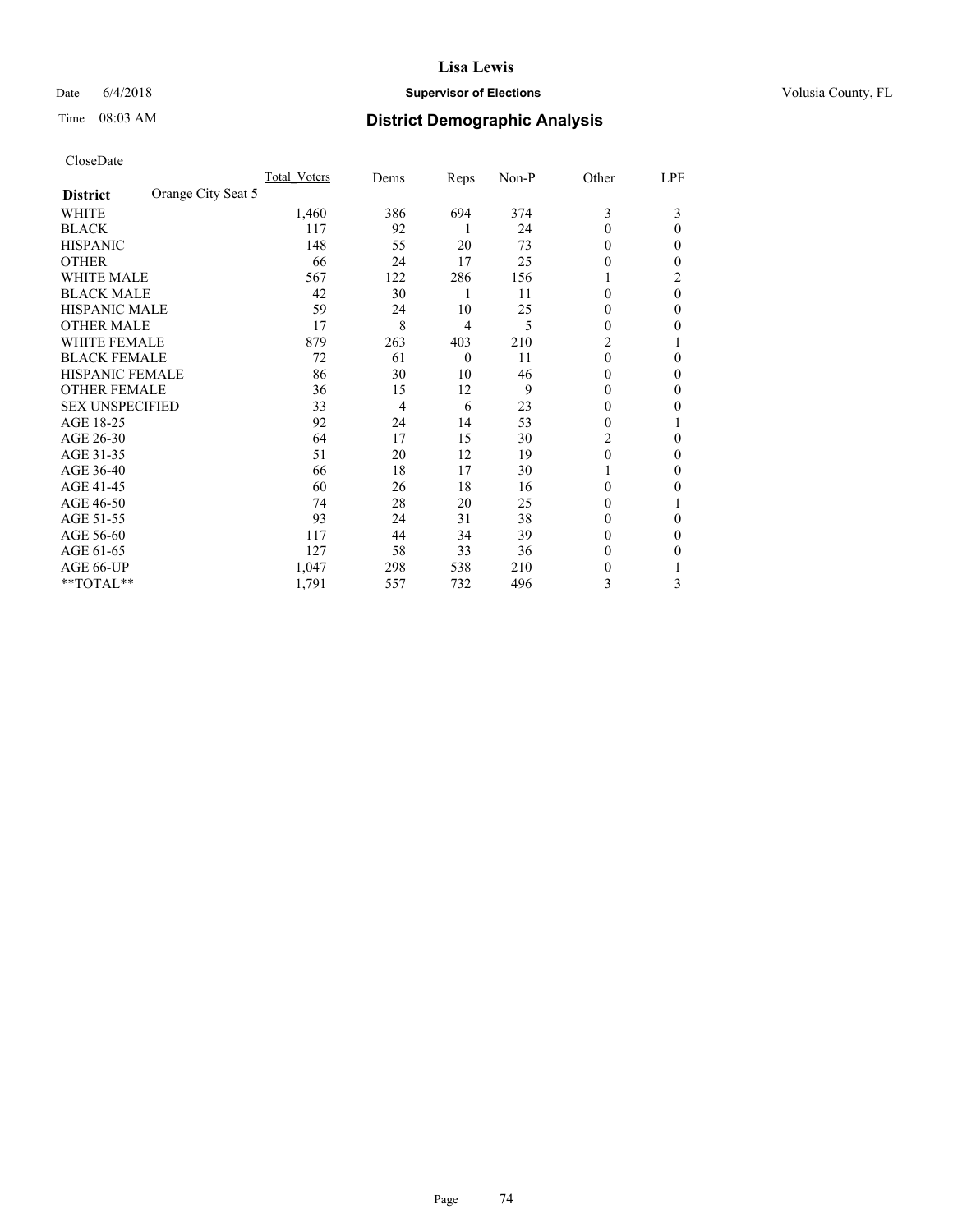# Lisa Lewis

Date 6/4/2018 **Supervisor of Elections** Volusia County, FL

Time 08:03 AM **District Demographic Analysis**

CloseDate

| **District** Orange City Seat 5 | Total_Voters | Dems | Reps | Non-P | Other | LPF |
|---|---|---|---|---|---|---|
| WHITE | 1,460 | 386 | 694 | 374 | 3 | 3 |
| BLACK | 117 | 92 | 1 | 24 | 0 | 0 |
| HISPANIC | 148 | 55 | 20 | 73 | 0 | 0 |
| OTHER | 66 | 24 | 17 | 25 | 0 | 0 |
| WHITE MALE | 567 | 122 | 286 | 156 | 1 | 2 |
| BLACK MALE | 42 | 30 | 1 | 11 | 0 | 0 |
| HISPANIC MALE | 59 | 24 | 10 | 25 | 0 | 0 |
| OTHER MALE | 17 | 8 | 4 | 5 | 0 | 0 |
| WHITE FEMALE | 879 | 263 | 403 | 210 | 2 | 1 |
| BLACK FEMALE | 72 | 61 | 0 | 11 | 0 | 0 |
| HISPANIC FEMALE | 86 | 30 | 10 | 46 | 0 | 0 |
| OTHER FEMALE | 36 | 15 | 12 | 9 | 0 | 0 |
| SEX UNSPECIFIED | 33 | 4 | 6 | 23 | 0 | 0 |
| AGE 18-25 | 92 | 24 | 14 | 53 | 0 | 1 |
| AGE 26-30 | 64 | 17 | 15 | 30 | 2 | 0 |
| AGE 31-35 | 51 | 20 | 12 | 19 | 0 | 0 |
| AGE 36-40 | 66 | 18 | 17 | 30 | 1 | 0 |
| AGE 41-45 | 60 | 26 | 18 | 16 | 0 | 0 |
| AGE 46-50 | 74 | 28 | 20 | 25 | 0 | 1 |
| AGE 51-55 | 93 | 24 | 31 | 38 | 0 | 0 |
| AGE 56-60 | 117 | 44 | 34 | 39 | 0 | 0 |
| AGE 61-65 | 127 | 58 | 33 | 36 | 0 | 0 |
| AGE 66-UP | 1,047 | 298 | 538 | 210 | 0 | 1 |
| **TOTAL** | 1,791 | 557 | 732 | 496 | 3 | 3 |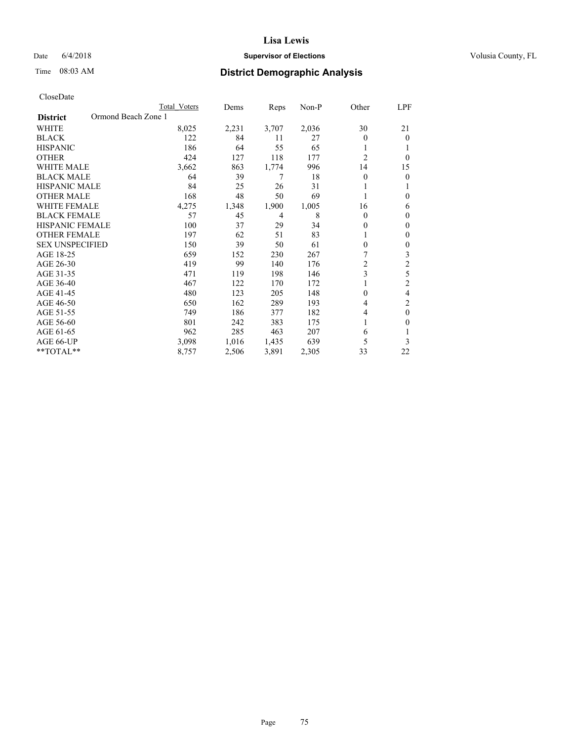**Lisa Lewis**

Date 6/4/2018 **Supervisor of Elections** Volusia County, FL

Time 08:03 AM **District Demographic Analysis**

CloseDate

| **District** Ormond Beach Zone 1 | Total Voters | Dems | Reps | Non-P | Other | LPF |
|---|---|---|---|---|---|---|
| WHITE | 8,025 | 2,231 | 3,707 | 2,036 | 30 | 21 |
| BLACK | 122 | 84 | 11 | 27 | 0 | 0 |
| HISPANIC | 186 | 64 | 55 | 65 | 1 | 1 |
| OTHER | 424 | 127 | 118 | 177 | 2 | 0 |
| WHITE MALE | 3,662 | 863 | 1,774 | 996 | 14 | 15 |
| BLACK MALE | 64 | 39 | 7 | 18 | 0 | 0 |
| HISPANIC MALE | 84 | 25 | 26 | 31 | 1 | 1 |
| OTHER MALE | 168 | 48 | 50 | 69 | 1 | 0 |
| WHITE FEMALE | 4,275 | 1,348 | 1,900 | 1,005 | 16 | 6 |
| BLACK FEMALE | 57 | 45 | 4 | 8 | 0 | 0 |
| HISPANIC FEMALE | 100 | 37 | 29 | 34 | 0 | 0 |
| OTHER FEMALE | 197 | 62 | 51 | 83 | 1 | 0 |
| SEX UNSPECIFIED | 150 | 39 | 50 | 61 | 0 | 0 |
| AGE 18-25 | 659 | 152 | 230 | 267 | 7 | 3 |
| AGE 26-30 | 419 | 99 | 140 | 176 | 2 | 2 |
| AGE 31-35 | 471 | 119 | 198 | 146 | 3 | 5 |
| AGE 36-40 | 467 | 122 | 170 | 172 | 1 | 2 |
| AGE 41-45 | 480 | 123 | 205 | 148 | 0 | 4 |
| AGE 46-50 | 650 | 162 | 289 | 193 | 4 | 2 |
| AGE 51-55 | 749 | 186 | 377 | 182 | 4 | 0 |
| AGE 56-60 | 801 | 242 | 383 | 175 | 1 | 0 |
| AGE 61-65 | 962 | 285 | 463 | 207 | 6 | 1 |
| AGE 66-UP | 3,098 | 1,016 | 1,435 | 639 | 5 | 3 |
| **TOTAL** | 8,757 | 2,506 | 3,891 | 2,305 | 33 | 22 |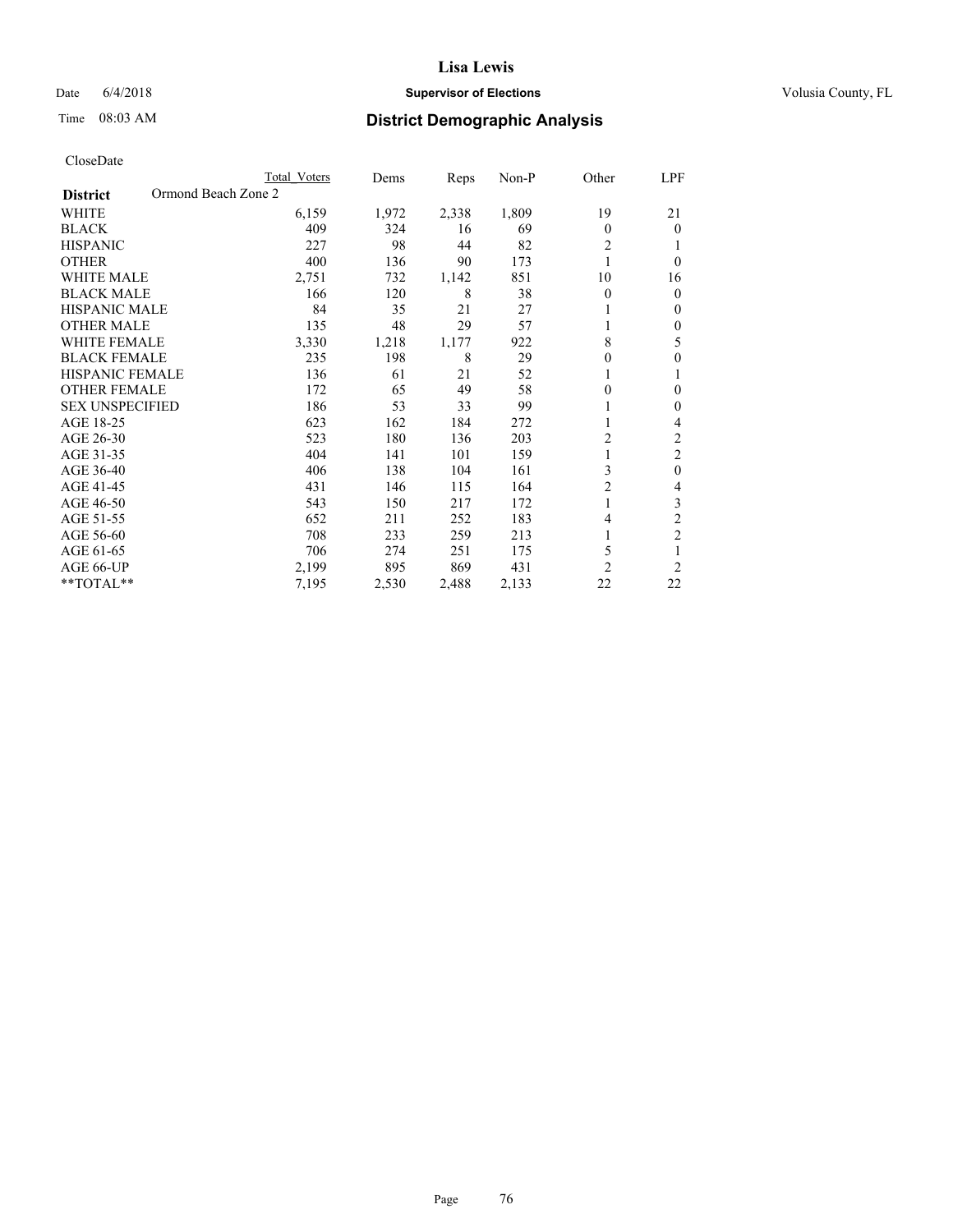# Lisa Lewis

Date 6/4/2018 **Supervisor of Elections** Volusia County, FL

Time 08:03 AM **District Demographic Analysis**

CloseDate

| **District** Ormond Beach Zone 2 | Total Voters | Dems | Reps | Non-P | Other | LPF |
|---|---|---|---|---|---|---|
| WHITE | 6,159 | 1,972 | 2,338 | 1,809 | 19 | 21 |
| BLACK | 409 | 324 | 16 | 69 | 0 | 0 |
| HISPANIC | 227 | 98 | 44 | 82 | 2 | 1 |
| OTHER | 400 | 136 | 90 | 173 | 1 | 0 |
| WHITE MALE | 2,751 | 732 | 1,142 | 851 | 10 | 16 |
| BLACK MALE | 166 | 120 | 8 | 38 | 0 | 0 |
| HISPANIC MALE | 84 | 35 | 21 | 27 | 1 | 0 |
| OTHER MALE | 135 | 48 | 29 | 57 | 1 | 0 |
| WHITE FEMALE | 3,330 | 1,218 | 1,177 | 922 | 8 | 5 |
| BLACK FEMALE | 235 | 198 | 8 | 29 | 0 | 0 |
| HISPANIC FEMALE | 136 | 61 | 21 | 52 | 1 | 1 |
| OTHER FEMALE | 172 | 65 | 49 | 58 | 0 | 0 |
| SEX UNSPECIFIED | 186 | 53 | 33 | 99 | 1 | 0 |
| AGE 18-25 | 623 | 162 | 184 | 272 | 1 | 4 |
| AGE 26-30 | 523 | 180 | 136 | 203 | 2 | 2 |
| AGE 31-35 | 404 | 141 | 101 | 159 | 1 | 2 |
| AGE 36-40 | 406 | 138 | 104 | 161 | 3 | 0 |
| AGE 41-45 | 431 | 146 | 115 | 164 | 2 | 4 |
| AGE 46-50 | 543 | 150 | 217 | 172 | 1 | 3 |
| AGE 51-55 | 652 | 211 | 252 | 183 | 4 | 2 |
| AGE 56-60 | 708 | 233 | 259 | 213 | 1 | 2 |
| AGE 61-65 | 706 | 274 | 251 | 175 | 5 | 1 |
| AGE 66-UP | 2,199 | 895 | 869 | 431 | 2 | 2 |
| **TOTAL** | 7,195 | 2,530 | 2,488 | 2,133 | 22 | 22 |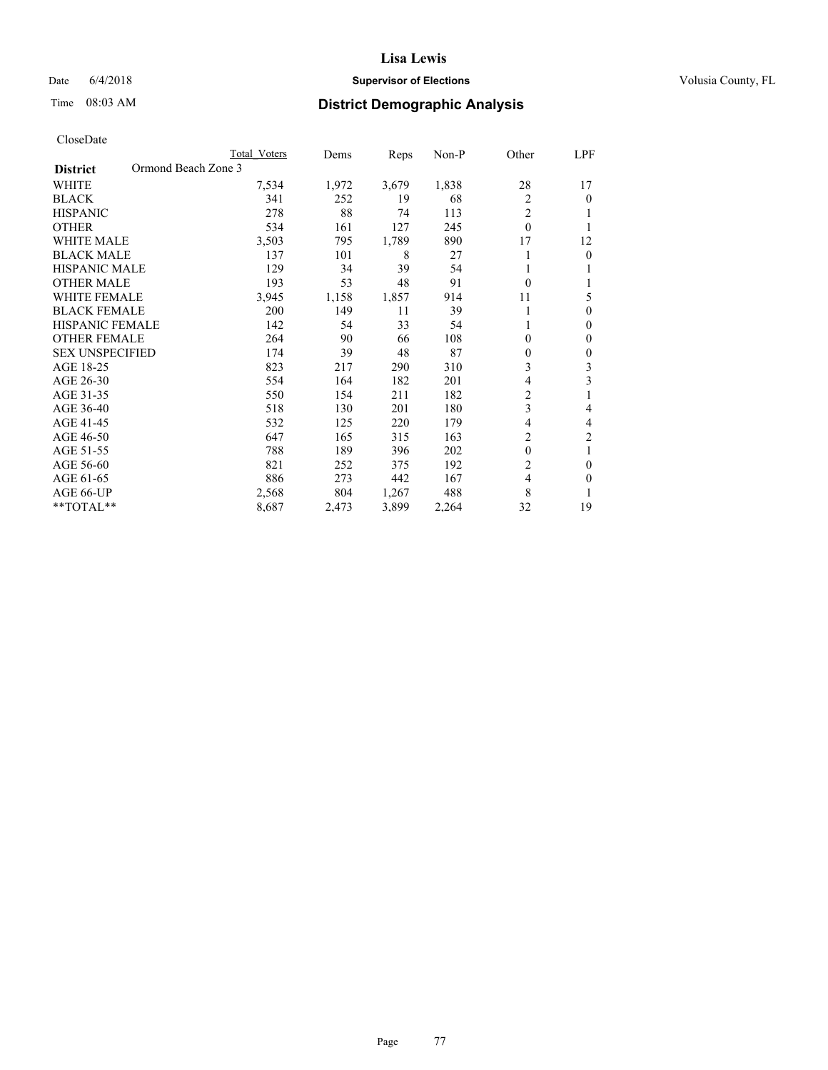# Lisa Lewis

Date 6/4/2018 **Supervisor of Elections** Volusia County, FL

Time 08:03 AM **District Demographic Analysis**

CloseDate

| **District** Ormond Beach Zone 3 | Total Voters | Dems | Reps | Non-P | Other | LPF |
|---|---|---|---|---|---|---|
| WHITE | 7,534 | 1,972 | 3,679 | 1,838 | 28 | 17 |
| BLACK | 341 | 252 | 19 | 68 | 2 | 0 |
| HISPANIC | 278 | 88 | 74 | 113 | 2 | 1 |
| OTHER | 534 | 161 | 127 | 245 | 0 | 1 |
| WHITE MALE | 3,503 | 795 | 1,789 | 890 | 17 | 12 |
| BLACK MALE | 137 | 101 | 8 | 27 | 1 | 0 |
| HISPANIC MALE | 129 | 34 | 39 | 54 | 1 | 1 |
| OTHER MALE | 193 | 53 | 48 | 91 | 0 | 1 |
| WHITE FEMALE | 3,945 | 1,158 | 1,857 | 914 | 11 | 5 |
| BLACK FEMALE | 200 | 149 | 11 | 39 | 1 | 0 |
| HISPANIC FEMALE | 142 | 54 | 33 | 54 | 1 | 0 |
| OTHER FEMALE | 264 | 90 | 66 | 108 | 0 | 0 |
| SEX UNSPECIFIED | 174 | 39 | 48 | 87 | 0 | 0 |
| AGE 18-25 | 823 | 217 | 290 | 310 | 3 | 3 |
| AGE 26-30 | 554 | 164 | 182 | 201 | 4 | 3 |
| AGE 31-35 | 550 | 154 | 211 | 182 | 2 | 1 |
| AGE 36-40 | 518 | 130 | 201 | 180 | 3 | 4 |
| AGE 41-45 | 532 | 125 | 220 | 179 | 4 | 4 |
| AGE 46-50 | 647 | 165 | 315 | 163 | 2 | 2 |
| AGE 51-55 | 788 | 189 | 396 | 202 | 0 | 1 |
| AGE 56-60 | 821 | 252 | 375 | 192 | 2 | 0 |
| AGE 61-65 | 886 | 273 | 442 | 167 | 4 | 0 |
| AGE 66-UP | 2,568 | 804 | 1,267 | 488 | 8 | 1 |
| **TOTAL** | 8,687 | 2,473 | 3,899 | 2,264 | 32 | 19 |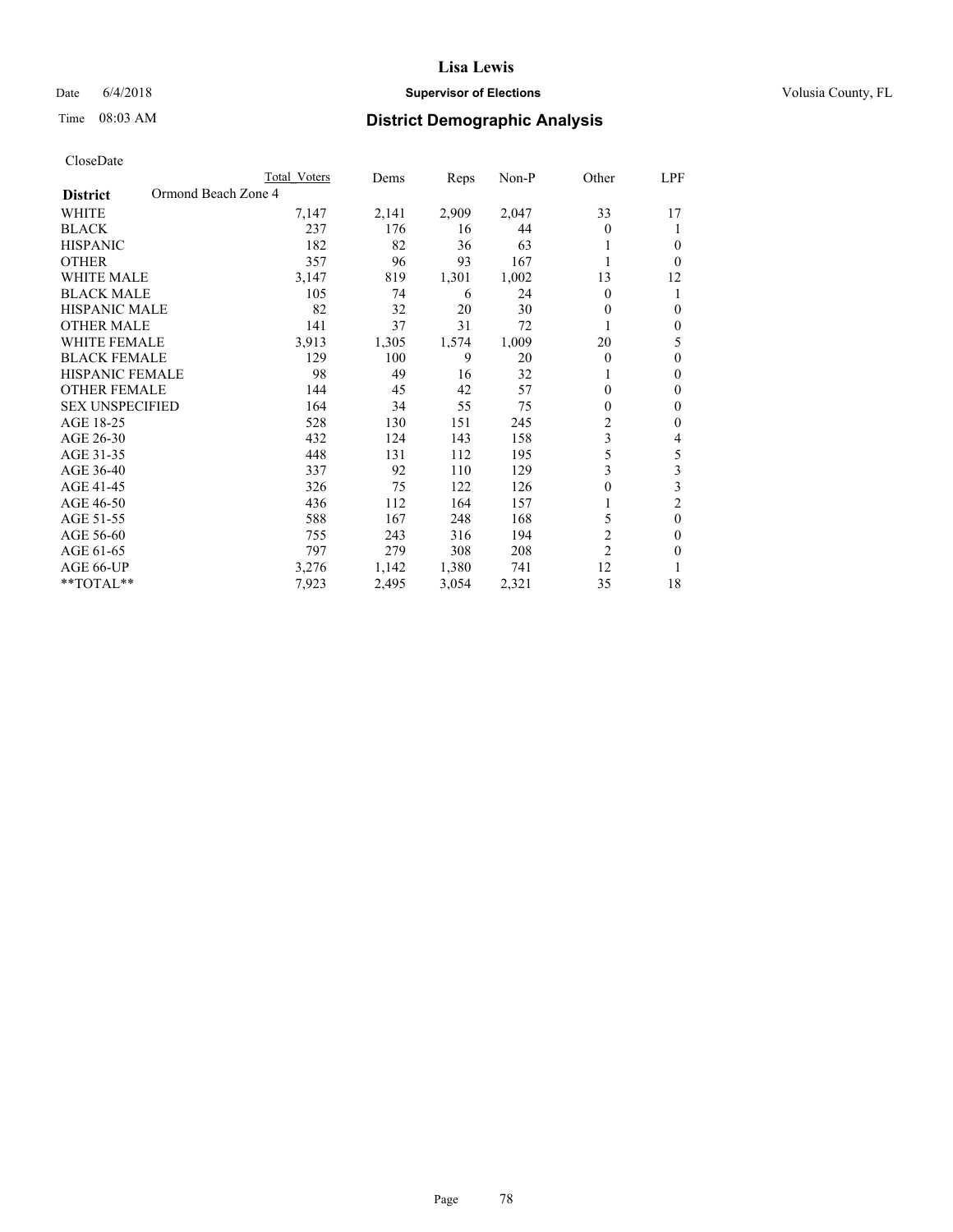# Lisa Lewis

Date 6/4/2018 **Supervisor of Elections** Volusia County, FL

Time 08:03 AM **District Demographic Analysis**

CloseDate

| District | Ormond Beach Zone 4 | Total Voters | Dems | Reps | Non-P | Other | LPF |
|---|---|---|---|---|---|---|---|
| WHITE | | 7,147 | 2,141 | 2,909 | 2,047 | 33 | 17 |
| BLACK | | 237 | 176 | 16 | 44 | 0 | 1 |
| HISPANIC | | 182 | 82 | 36 | 63 | 1 | 0 |
| OTHER | | 357 | 96 | 93 | 167 | 1 | 0 |
| WHITE MALE | | 3,147 | 819 | 1,301 | 1,002 | 13 | 12 |
| BLACK MALE | | 105 | 74 | 6 | 24 | 0 | 1 |
| HISPANIC MALE | | 82 | 32 | 20 | 30 | 0 | 0 |
| OTHER MALE | | 141 | 37 | 31 | 72 | 1 | 0 |
| WHITE FEMALE | | 3,913 | 1,305 | 1,574 | 1,009 | 20 | 5 |
| BLACK FEMALE | | 129 | 100 | 9 | 20 | 0 | 0 |
| HISPANIC FEMALE | | 98 | 49 | 16 | 32 | 1 | 0 |
| OTHER FEMALE | | 144 | 45 | 42 | 57 | 0 | 0 |
| SEX UNSPECIFIED | | 164 | 34 | 55 | 75 | 0 | 0 |
| AGE 18-25 | | 528 | 130 | 151 | 245 | 2 | 0 |
| AGE 26-30 | | 432 | 124 | 143 | 158 | 3 | 4 |
| AGE 31-35 | | 448 | 131 | 112 | 195 | 5 | 5 |
| AGE 36-40 | | 337 | 92 | 110 | 129 | 3 | 3 |
| AGE 41-45 | | 326 | 75 | 122 | 126 | 0 | 3 |
| AGE 46-50 | | 436 | 112 | 164 | 157 | 1 | 2 |
| AGE 51-55 | | 588 | 167 | 248 | 168 | 5 | 0 |
| AGE 56-60 | | 755 | 243 | 316 | 194 | 2 | 0 |
| AGE 61-65 | | 797 | 279 | 308 | 208 | 2 | 0 |
| AGE 66-UP | | 3,276 | 1,142 | 1,380 | 741 | 12 | 1 |
| **TOTAL** | | 7,923 | 2,495 | 3,054 | 2,321 | 35 | 18 |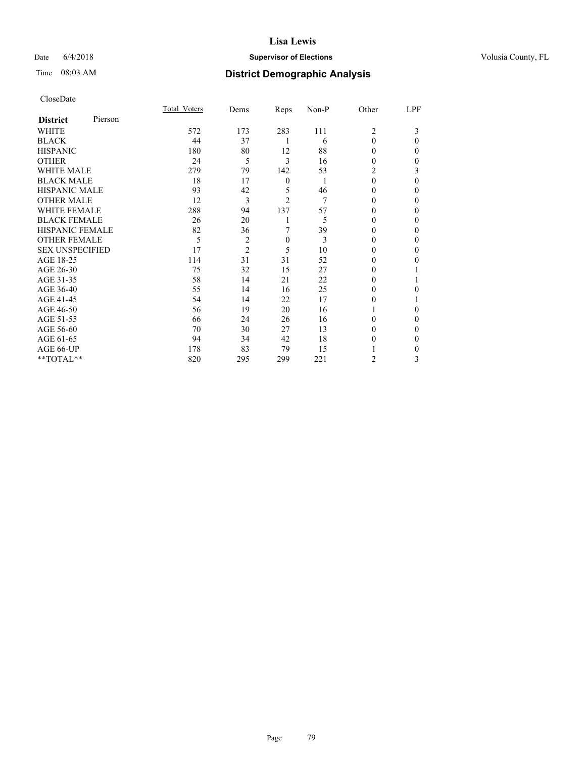# Lisa Lewis

Date 6/4/2018 **Supervisor of Elections** Volusia County, FL

Time 08:03 AM **District Demographic Analysis**

CloseDate

| **District** Pierson | Total_Voters | Dems | Reps | Non-P | Other | LPF |
|---|---|---|---|---|---|---|
| WHITE | 572 | 173 | 283 | 111 | 2 | 3 |
| BLACK | 44 | 37 | 1 | 6 | 0 | 0 |
| HISPANIC | 180 | 80 | 12 | 88 | 0 | 0 |
| OTHER | 24 | 5 | 3 | 16 | 0 | 0 |
| WHITE MALE | 279 | 79 | 142 | 53 | 2 | 3 |
| BLACK MALE | 18 | 17 | 0 | 1 | 0 | 0 |
| HISPANIC MALE | 93 | 42 | 5 | 46 | 0 | 0 |
| OTHER MALE | 12 | 3 | 2 | 7 | 0 | 0 |
| WHITE FEMALE | 288 | 94 | 137 | 57 | 0 | 0 |
| BLACK FEMALE | 26 | 20 | 1 | 5 | 0 | 0 |
| HISPANIC FEMALE | 82 | 36 | 7 | 39 | 0 | 0 |
| OTHER FEMALE | 5 | 2 | 0 | 3 | 0 | 0 |
| SEX UNSPECIFIED | 17 | 2 | 5 | 10 | 0 | 0 |
| AGE 18-25 | 114 | 31 | 31 | 52 | 0 | 0 |
| AGE 26-30 | 75 | 32 | 15 | 27 | 0 | 1 |
| AGE 31-35 | 58 | 14 | 21 | 22 | 0 | 1 |
| AGE 36-40 | 55 | 14 | 16 | 25 | 0 | 0 |
| AGE 41-45 | 54 | 14 | 22 | 17 | 0 | 1 |
| AGE 46-50 | 56 | 19 | 20 | 16 | 1 | 0 |
| AGE 51-55 | 66 | 24 | 26 | 16 | 0 | 0 |
| AGE 56-60 | 70 | 30 | 27 | 13 | 0 | 0 |
| AGE 61-65 | 94 | 34 | 42 | 18 | 0 | 0 |
| AGE 66-UP | 178 | 83 | 79 | 15 | 1 | 0 |
| **TOTAL** | 820 | 295 | 299 | 221 | 2 | 3 |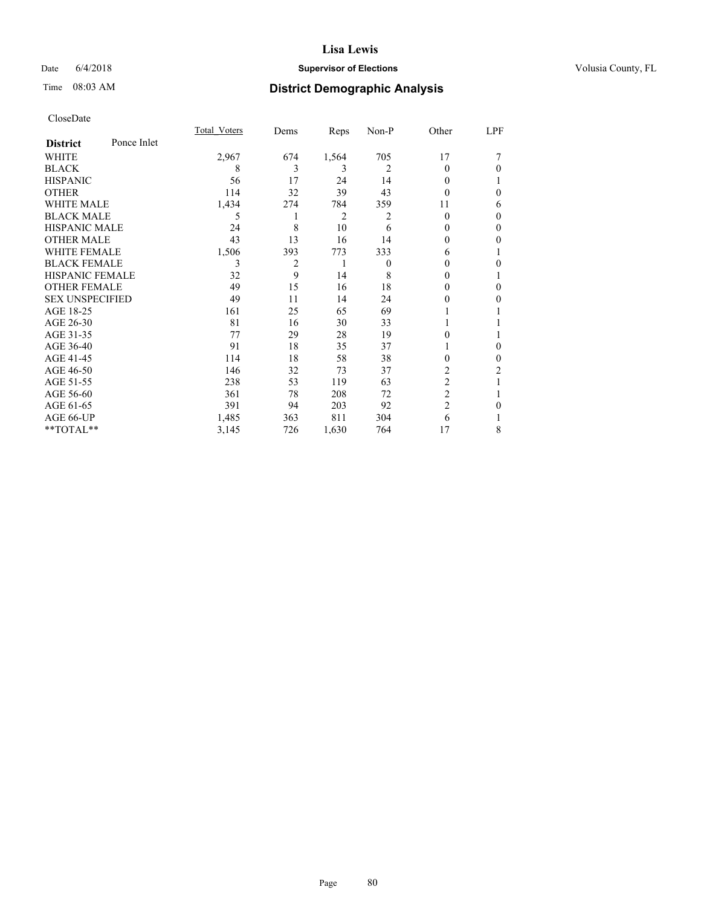# Lisa Lewis

Date 6/4/2018 **Supervisor of Elections** Volusia County, FL

Time 08:03 AM **District Demographic Analysis**

CloseDate

| **District** Ponce Inlet | Total_Voters | Dems | Reps | Non-P | Other | LPF |
|---|---|---|---|---|---|---|
| WHITE | 2,967 | 674 | 1,564 | 705 | 17 | 7 |
| BLACK | 8 | 3 | 3 | 2 | 0 | 0 |
| HISPANIC | 56 | 17 | 24 | 14 | 0 | 1 |
| OTHER | 114 | 32 | 39 | 43 | 0 | 0 |
| WHITE MALE | 1,434 | 274 | 784 | 359 | 11 | 6 |
| BLACK MALE | 5 | 1 | 2 | 2 | 0 | 0 |
| HISPANIC MALE | 24 | 8 | 10 | 6 | 0 | 0 |
| OTHER MALE | 43 | 13 | 16 | 14 | 0 | 0 |
| WHITE FEMALE | 1,506 | 393 | 773 | 333 | 6 | 1 |
| BLACK FEMALE | 3 | 2 | 1 | 0 | 0 | 0 |
| HISPANIC FEMALE | 32 | 9 | 14 | 8 | 0 | 1 |
| OTHER FEMALE | 49 | 15 | 16 | 18 | 0 | 0 |
| SEX UNSPECIFIED | 49 | 11 | 14 | 24 | 0 | 0 |
| AGE 18-25 | 161 | 25 | 65 | 69 | 1 | 1 |
| AGE 26-30 | 81 | 16 | 30 | 33 | 1 | 1 |
| AGE 31-35 | 77 | 29 | 28 | 19 | 0 | 1 |
| AGE 36-40 | 91 | 18 | 35 | 37 | 1 | 0 |
| AGE 41-45 | 114 | 18 | 58 | 38 | 0 | 0 |
| AGE 46-50 | 146 | 32 | 73 | 37 | 2 | 2 |
| AGE 51-55 | 238 | 53 | 119 | 63 | 2 | 1 |
| AGE 56-60 | 361 | 78 | 208 | 72 | 2 | 1 |
| AGE 61-65 | 391 | 94 | 203 | 92 | 2 | 0 |
| AGE 66-UP | 1,485 | 363 | 811 | 304 | 6 | 1 |
| **TOTAL** | 3,145 | 726 | 1,630 | 764 | 17 | 8 |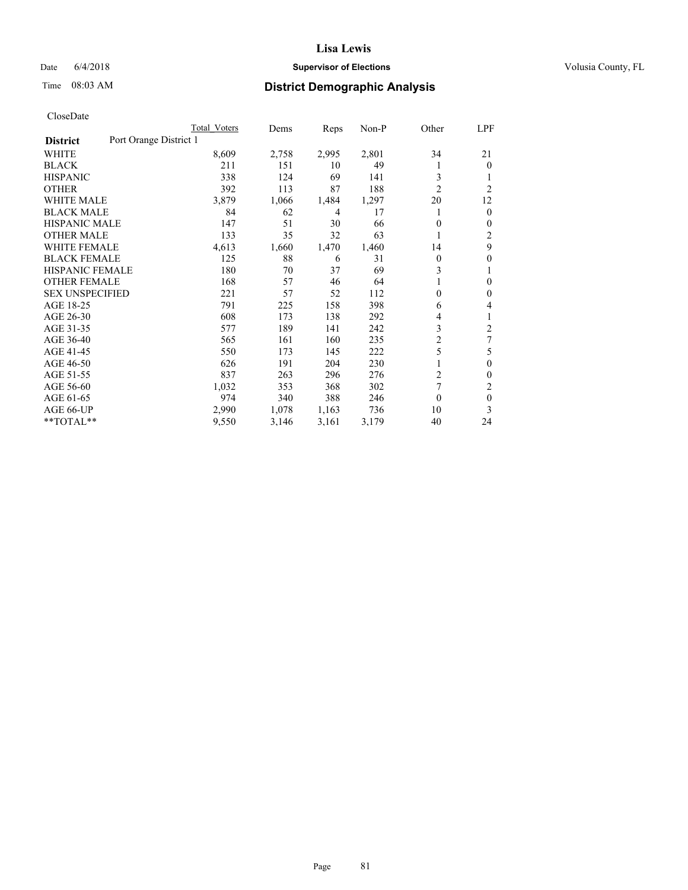# Lisa Lewis

Date 6/4/2018 **Supervisor of Elections** Volusia County, FL

Time 08:03 AM **District Demographic Analysis**

CloseDate

| | Total Voters | Dems | Reps | Non-P | Other | LPF |
|---|---|---|---|---|---|---|
| **District** Port Orange District 1 | | | | | | |
| WHITE | 8,609 | 2,758 | 2,995 | 2,801 | 34 | 21 |
| BLACK | 211 | 151 | 10 | 49 | 1 | 0 |
| HISPANIC | 338 | 124 | 69 | 141 | 3 | 1 |
| OTHER | 392 | 113 | 87 | 188 | 2 | 2 |
| WHITE MALE | 3,879 | 1,066 | 1,484 | 1,297 | 20 | 12 |
| BLACK MALE | 84 | 62 | 4 | 17 | 1 | 0 |
| HISPANIC MALE | 147 | 51 | 30 | 66 | 0 | 0 |
| OTHER MALE | 133 | 35 | 32 | 63 | 1 | 2 |
| WHITE FEMALE | 4,613 | 1,660 | 1,470 | 1,460 | 14 | 9 |
| BLACK FEMALE | 125 | 88 | 6 | 31 | 0 | 0 |
| HISPANIC FEMALE | 180 | 70 | 37 | 69 | 3 | 1 |
| OTHER FEMALE | 168 | 57 | 46 | 64 | 1 | 0 |
| SEX UNSPECIFIED | 221 | 57 | 52 | 112 | 0 | 0 |
| AGE 18-25 | 791 | 225 | 158 | 398 | 6 | 4 |
| AGE 26-30 | 608 | 173 | 138 | 292 | 4 | 1 |
| AGE 31-35 | 577 | 189 | 141 | 242 | 3 | 2 |
| AGE 36-40 | 565 | 161 | 160 | 235 | 2 | 7 |
| AGE 41-45 | 550 | 173 | 145 | 222 | 5 | 5 |
| AGE 46-50 | 626 | 191 | 204 | 230 | 1 | 0 |
| AGE 51-55 | 837 | 263 | 296 | 276 | 2 | 0 |
| AGE 56-60 | 1,032 | 353 | 368 | 302 | 7 | 2 |
| AGE 61-65 | 974 | 340 | 388 | 246 | 0 | 0 |
| AGE 66-UP | 2,990 | 1,078 | 1,163 | 736 | 10 | 3 |
| **TOTAL** | 9,550 | 3,146 | 3,161 | 3,179 | 40 | 24 |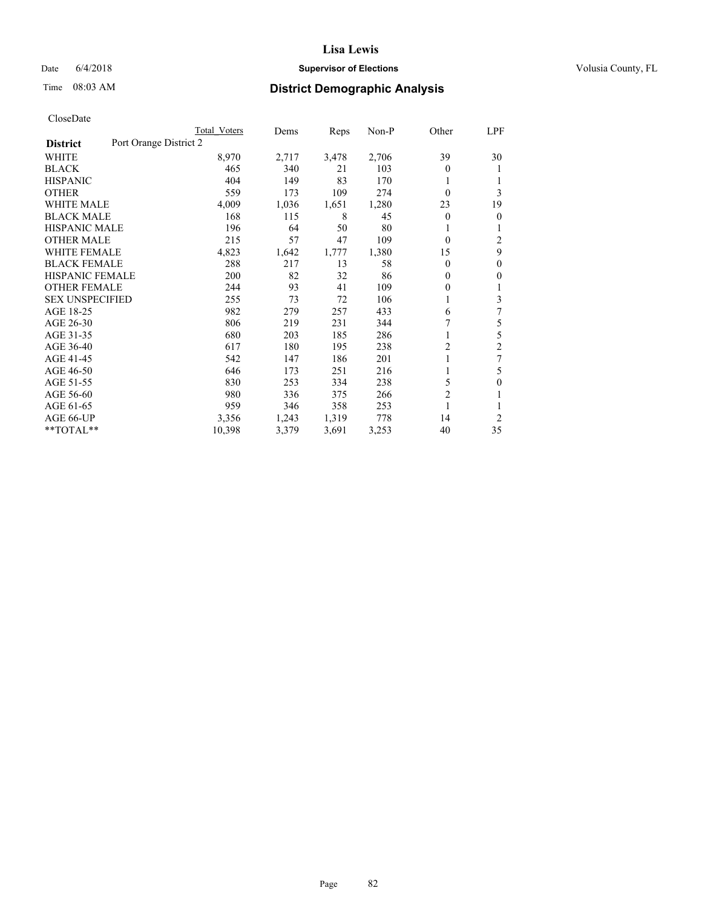# Lisa Lewis

Date 6/4/2018 **Supervisor of Elections** Volusia County, FL

Time 08:03 AM **District Demographic Analysis**

CloseDate

| District | Port Orange District 2 | Total Voters | Dems | Reps | Non-P | Other | LPF |
|---|---|---|---|---|---|---|---|
| WHITE | | 8,970 | 2,717 | 3,478 | 2,706 | 39 | 30 |
| BLACK | | 465 | 340 | 21 | 103 | 0 | 1 |
| HISPANIC | | 404 | 149 | 83 | 170 | 1 | 1 |
| OTHER | | 559 | 173 | 109 | 274 | 0 | 3 |
| WHITE MALE | | 4,009 | 1,036 | 1,651 | 1,280 | 23 | 19 |
| BLACK MALE | | 168 | 115 | 8 | 45 | 0 | 0 |
| HISPANIC MALE | | 196 | 64 | 50 | 80 | 1 | 1 |
| OTHER MALE | | 215 | 57 | 47 | 109 | 0 | 2 |
| WHITE FEMALE | | 4,823 | 1,642 | 1,777 | 1,380 | 15 | 9 |
| BLACK FEMALE | | 288 | 217 | 13 | 58 | 0 | 0 |
| HISPANIC FEMALE | | 200 | 82 | 32 | 86 | 0 | 0 |
| OTHER FEMALE | | 244 | 93 | 41 | 109 | 0 | 1 |
| SEX UNSPECIFIED | | 255 | 73 | 72 | 106 | 1 | 3 |
| AGE 18-25 | | 982 | 279 | 257 | 433 | 6 | 7 |
| AGE 26-30 | | 806 | 219 | 231 | 344 | 7 | 5 |
| AGE 31-35 | | 680 | 203 | 185 | 286 | 1 | 5 |
| AGE 36-40 | | 617 | 180 | 195 | 238 | 2 | 2 |
| AGE 41-45 | | 542 | 147 | 186 | 201 | 1 | 7 |
| AGE 46-50 | | 646 | 173 | 251 | 216 | 1 | 5 |
| AGE 51-55 | | 830 | 253 | 334 | 238 | 5 | 0 |
| AGE 56-60 | | 980 | 336 | 375 | 266 | 2 | 1 |
| AGE 61-65 | | 959 | 346 | 358 | 253 | 1 | 1 |
| AGE 66-UP | | 3,356 | 1,243 | 1,319 | 778 | 14 | 2 |
| **TOTAL** | | 10,398 | 3,379 | 3,691 | 3,253 | 40 | 35 |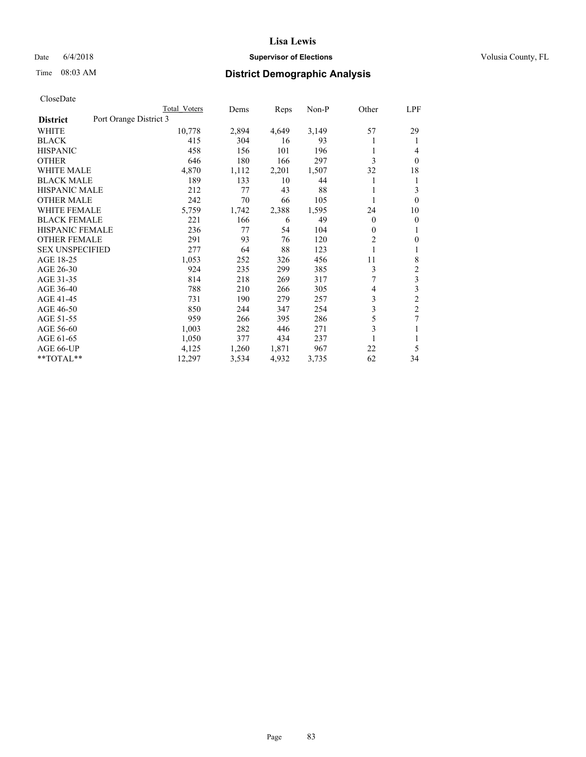# Lisa Lewis

Date 6/4/2018 **Supervisor of Elections** Volusia County, FL

Time 08:03 AM **District Demographic Analysis**

CloseDate

| District | Port Orange District 3 | Total Voters | Dems | Reps | Non-P | Other | LPF |
|---|---|---|---|---|---|---|---|
| WHITE | | 10,778 | 2,894 | 4,649 | 3,149 | 57 | 29 |
| BLACK | | 415 | 304 | 16 | 93 | 1 | 1 |
| HISPANIC | | 458 | 156 | 101 | 196 | 1 | 4 |
| OTHER | | 646 | 180 | 166 | 297 | 3 | 0 |
| WHITE MALE | | 4,870 | 1,112 | 2,201 | 1,507 | 32 | 18 |
| BLACK MALE | | 189 | 133 | 10 | 44 | 1 | 1 |
| HISPANIC MALE | | 212 | 77 | 43 | 88 | 1 | 3 |
| OTHER MALE | | 242 | 70 | 66 | 105 | 1 | 0 |
| WHITE FEMALE | | 5,759 | 1,742 | 2,388 | 1,595 | 24 | 10 |
| BLACK FEMALE | | 221 | 166 | 6 | 49 | 0 | 0 |
| HISPANIC FEMALE | | 236 | 77 | 54 | 104 | 0 | 1 |
| OTHER FEMALE | | 291 | 93 | 76 | 120 | 2 | 0 |
| SEX UNSPECIFIED | | 277 | 64 | 88 | 123 | 1 | 1 |
| AGE 18-25 | | 1,053 | 252 | 326 | 456 | 11 | 8 |
| AGE 26-30 | | 924 | 235 | 299 | 385 | 3 | 2 |
| AGE 31-35 | | 814 | 218 | 269 | 317 | 7 | 3 |
| AGE 36-40 | | 788 | 210 | 266 | 305 | 4 | 3 |
| AGE 41-45 | | 731 | 190 | 279 | 257 | 3 | 2 |
| AGE 46-50 | | 850 | 244 | 347 | 254 | 3 | 2 |
| AGE 51-55 | | 959 | 266 | 395 | 286 | 5 | 7 |
| AGE 56-60 | | 1,003 | 282 | 446 | 271 | 3 | 1 |
| AGE 61-65 | | 1,050 | 377 | 434 | 237 | 1 | 1 |
| AGE 66-UP | | 4,125 | 1,260 | 1,871 | 967 | 22 | 5 |
| **TOTAL** | | 12,297 | 3,534 | 4,932 | 3,735 | 62 | 34 |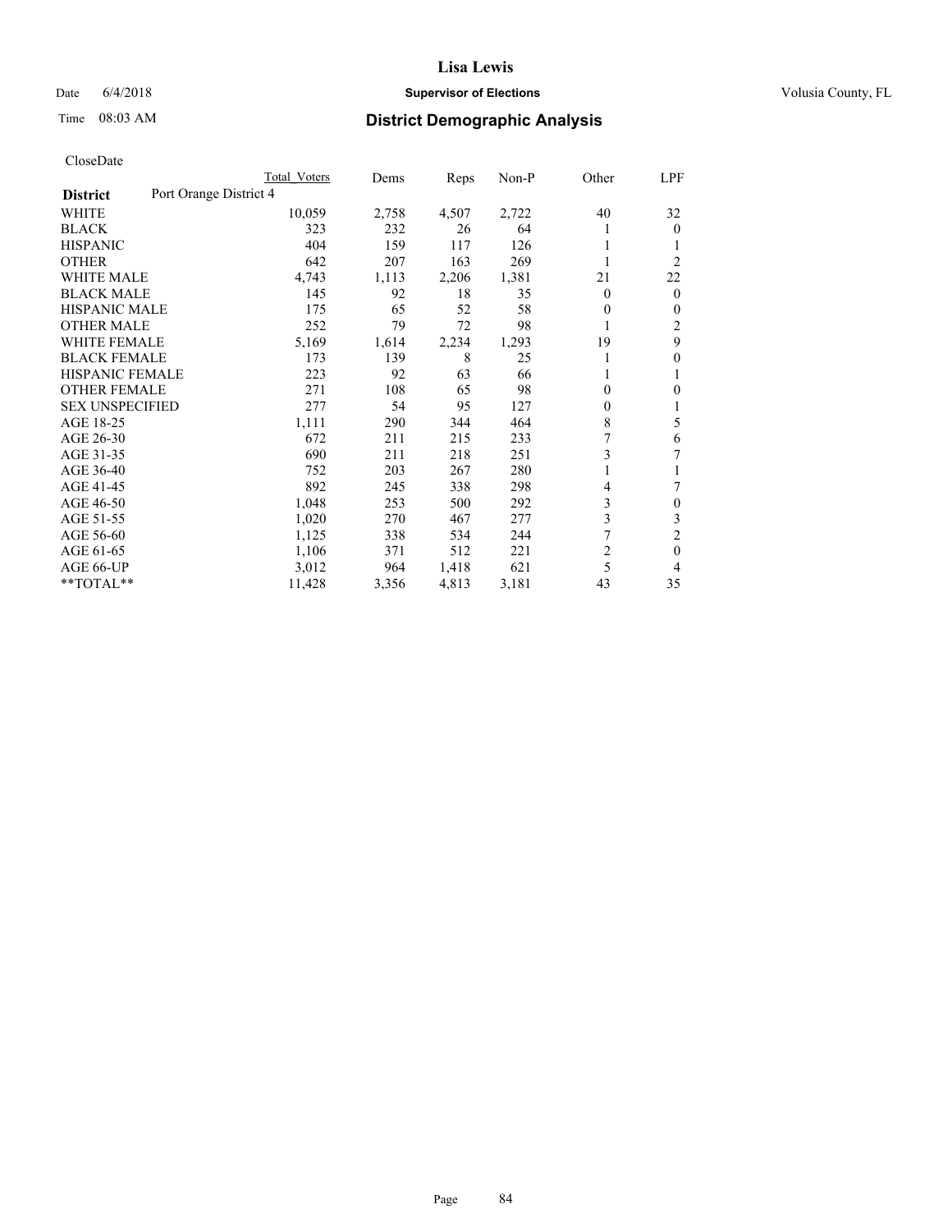Lisa Lewis

Date 6/4/2018 **Supervisor of Elections** Volusia County, FL

Time 08:03 AM **District Demographic Analysis**

CloseDate

| District | Port Orange District 4 | Total Voters | Dems | Reps | Non-P | Other | LPF |
|---|---|---|---|---|---|---|---|
| WHITE | | 10,059 | 2,758 | 4,507 | 2,722 | 40 | 32 |
| BLACK | | 323 | 232 | 26 | 64 | 1 | 0 |
| HISPANIC | | 404 | 159 | 117 | 126 | 1 | 1 |
| OTHER | | 642 | 207 | 163 | 269 | 1 | 2 |
| WHITE MALE | | 4,743 | 1,113 | 2,206 | 1,381 | 21 | 22 |
| BLACK MALE | | 145 | 92 | 18 | 35 | 0 | 0 |
| HISPANIC MALE | | 175 | 65 | 52 | 58 | 0 | 0 |
| OTHER MALE | | 252 | 79 | 72 | 98 | 1 | 2 |
| WHITE FEMALE | | 5,169 | 1,614 | 2,234 | 1,293 | 19 | 9 |
| BLACK FEMALE | | 173 | 139 | 8 | 25 | 1 | 0 |
| HISPANIC FEMALE | | 223 | 92 | 63 | 66 | 1 | 1 |
| OTHER FEMALE | | 271 | 108 | 65 | 98 | 0 | 0 |
| SEX UNSPECIFIED | | 277 | 54 | 95 | 127 | 0 | 1 |
| AGE 18-25 | | 1,111 | 290 | 344 | 464 | 8 | 5 |
| AGE 26-30 | | 672 | 211 | 215 | 233 | 7 | 6 |
| AGE 31-35 | | 690 | 211 | 218 | 251 | 3 | 7 |
| AGE 36-40 | | 752 | 203 | 267 | 280 | 1 | 1 |
| AGE 41-45 | | 892 | 245 | 338 | 298 | 4 | 7 |
| AGE 46-50 | | 1,048 | 253 | 500 | 292 | 3 | 0 |
| AGE 51-55 | | 1,020 | 270 | 467 | 277 | 3 | 3 |
| AGE 56-60 | | 1,125 | 338 | 534 | 244 | 7 | 2 |
| AGE 61-65 | | 1,106 | 371 | 512 | 221 | 2 | 0 |
| AGE 66-UP | | 3,012 | 964 | 1,418 | 621 | 5 | 4 |
| **TOTAL** | | 11,428 | 3,356 | 4,813 | 3,181 | 43 | 35 |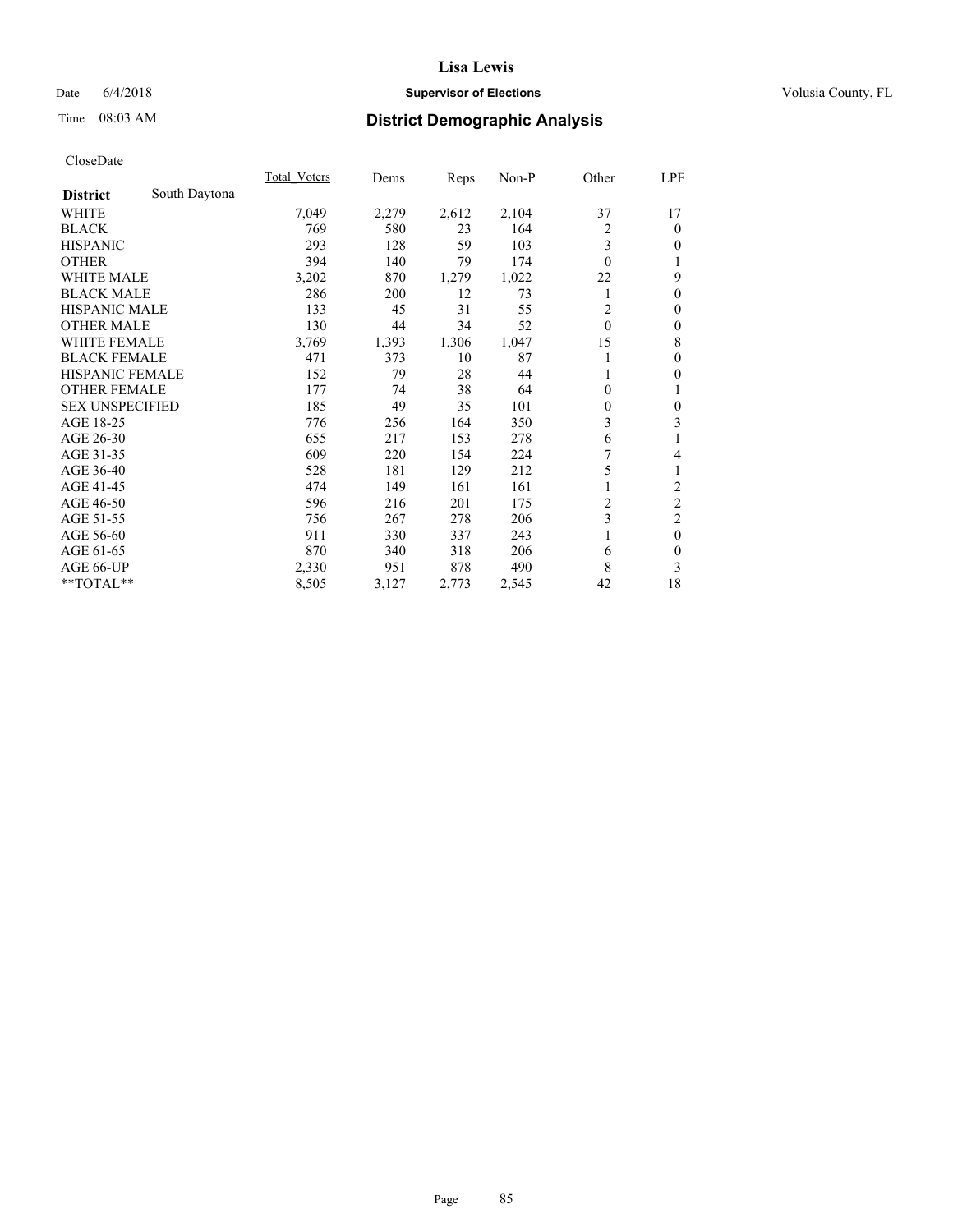# Lisa Lewis

Date 6/4/2018 **Supervisor of Elections** Volusia County, FL

Time 08:03 AM **District Demographic Analysis**

CloseDate

| **District** South Daytona | Total_Voters | Dems | Reps | Non-P | Other | LPF |
|---|---|---|---|---|---|---|
| WHITE | 7,049 | 2,279 | 2,612 | 2,104 | 37 | 17 |
| BLACK | 769 | 580 | 23 | 164 | 2 | 0 |
| HISPANIC | 293 | 128 | 59 | 103 | 3 | 0 |
| OTHER | 394 | 140 | 79 | 174 | 0 | 1 |
| WHITE MALE | 3,202 | 870 | 1,279 | 1,022 | 22 | 9 |
| BLACK MALE | 286 | 200 | 12 | 73 | 1 | 0 |
| HISPANIC MALE | 133 | 45 | 31 | 55 | 2 | 0 |
| OTHER MALE | 130 | 44 | 34 | 52 | 0 | 0 |
| WHITE FEMALE | 3,769 | 1,393 | 1,306 | 1,047 | 15 | 8 |
| BLACK FEMALE | 471 | 373 | 10 | 87 | 1 | 0 |
| HISPANIC FEMALE | 152 | 79 | 28 | 44 | 1 | 0 |
| OTHER FEMALE | 177 | 74 | 38 | 64 | 0 | 1 |
| SEX UNSPECIFIED | 185 | 49 | 35 | 101 | 0 | 0 |
| AGE 18-25 | 776 | 256 | 164 | 350 | 3 | 3 |
| AGE 26-30 | 655 | 217 | 153 | 278 | 6 | 1 |
| AGE 31-35 | 609 | 220 | 154 | 224 | 7 | 4 |
| AGE 36-40 | 528 | 181 | 129 | 212 | 5 | 1 |
| AGE 41-45 | 474 | 149 | 161 | 161 | 1 | 2 |
| AGE 46-50 | 596 | 216 | 201 | 175 | 2 | 2 |
| AGE 51-55 | 756 | 267 | 278 | 206 | 3 | 2 |
| AGE 56-60 | 911 | 330 | 337 | 243 | 1 | 0 |
| AGE 61-65 | 870 | 340 | 318 | 206 | 6 | 0 |
| AGE 66-UP | 2,330 | 951 | 878 | 490 | 8 | 3 |
| **TOTAL** | 8,505 | 3,127 | 2,773 | 2,545 | 42 | 18 |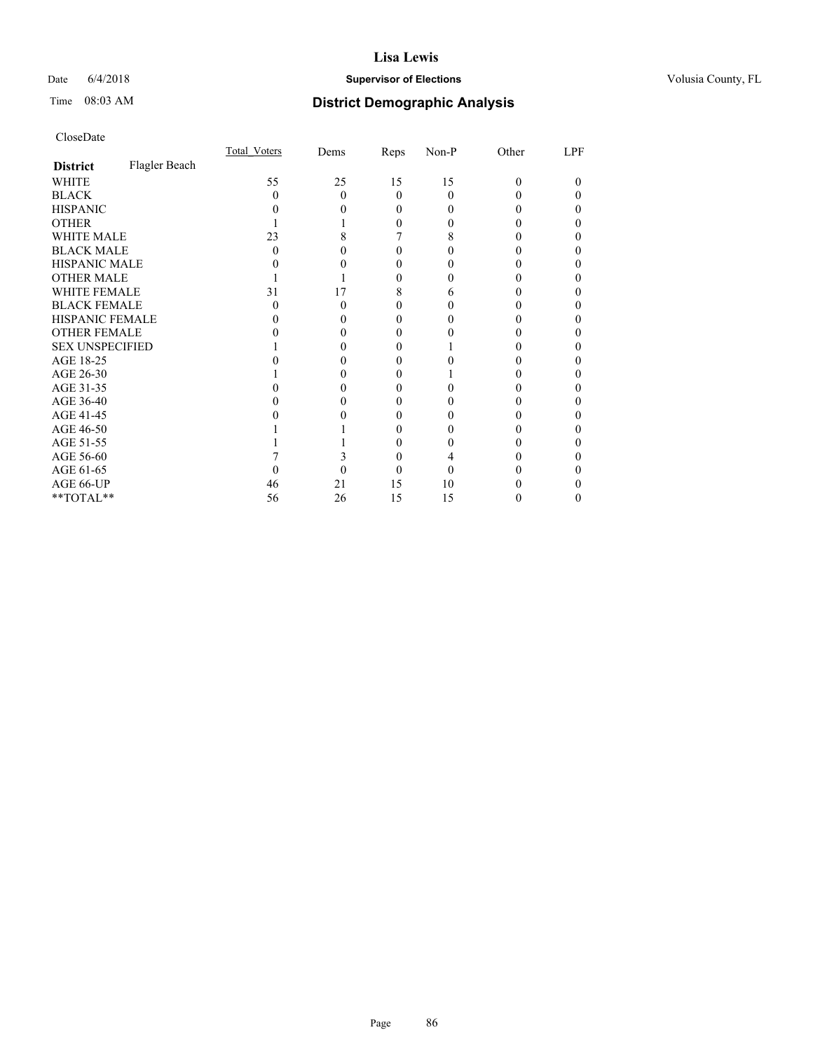# Lisa Lewis

Date 6/4/2018 **Supervisor of Elections** Volusia County, FL

Time 08:03 AM **District Demographic Analysis**

CloseDate

| | Total_Voters | Dems | Reps | Non-P | Other | LPF |
|---|---|---|---|---|---|---|
| **District** Flagler Beach | | | | | | |
| WHITE | 55 | 25 | 15 | 15 | 0 | 0 |
| BLACK | 0 | 0 | 0 | 0 | 0 | 0 |
| HISPANIC | 0 | 0 | 0 | 0 | 0 | 0 |
| OTHER | 1 | 1 | 0 | 0 | 0 | 0 |
| WHITE MALE | 23 | 8 | 7 | 8 | 0 | 0 |
| BLACK MALE | 0 | 0 | 0 | 0 | 0 | 0 |
| HISPANIC MALE | 0 | 0 | 0 | 0 | 0 | 0 |
| OTHER MALE | 1 | 1 | 0 | 0 | 0 | 0 |
| WHITE FEMALE | 31 | 17 | 8 | 6 | 0 | 0 |
| BLACK FEMALE | 0 | 0 | 0 | 0 | 0 | 0 |
| HISPANIC FEMALE | 0 | 0 | 0 | 0 | 0 | 0 |
| OTHER FEMALE | 0 | 0 | 0 | 0 | 0 | 0 |
| SEX UNSPECIFIED | 1 | 0 | 0 | 1 | 0 | 0 |
| AGE 18-25 | 0 | 0 | 0 | 0 | 0 | 0 |
| AGE 26-30 | 1 | 0 | 0 | 1 | 0 | 0 |
| AGE 31-35 | 0 | 0 | 0 | 0 | 0 | 0 |
| AGE 36-40 | 0 | 0 | 0 | 0 | 0 | 0 |
| AGE 41-45 | 0 | 0 | 0 | 0 | 0 | 0 |
| AGE 46-50 | 1 | 1 | 0 | 0 | 0 | 0 |
| AGE 51-55 | 1 | 1 | 0 | 0 | 0 | 0 |
| AGE 56-60 | 7 | 3 | 0 | 4 | 0 | 0 |
| AGE 61-65 | 0 | 0 | 0 | 0 | 0 | 0 |
| AGE 66-UP | 46 | 21 | 15 | 10 | 0 | 0 |
| **TOTAL** | 56 | 26 | 15 | 15 | 0 | 0 |